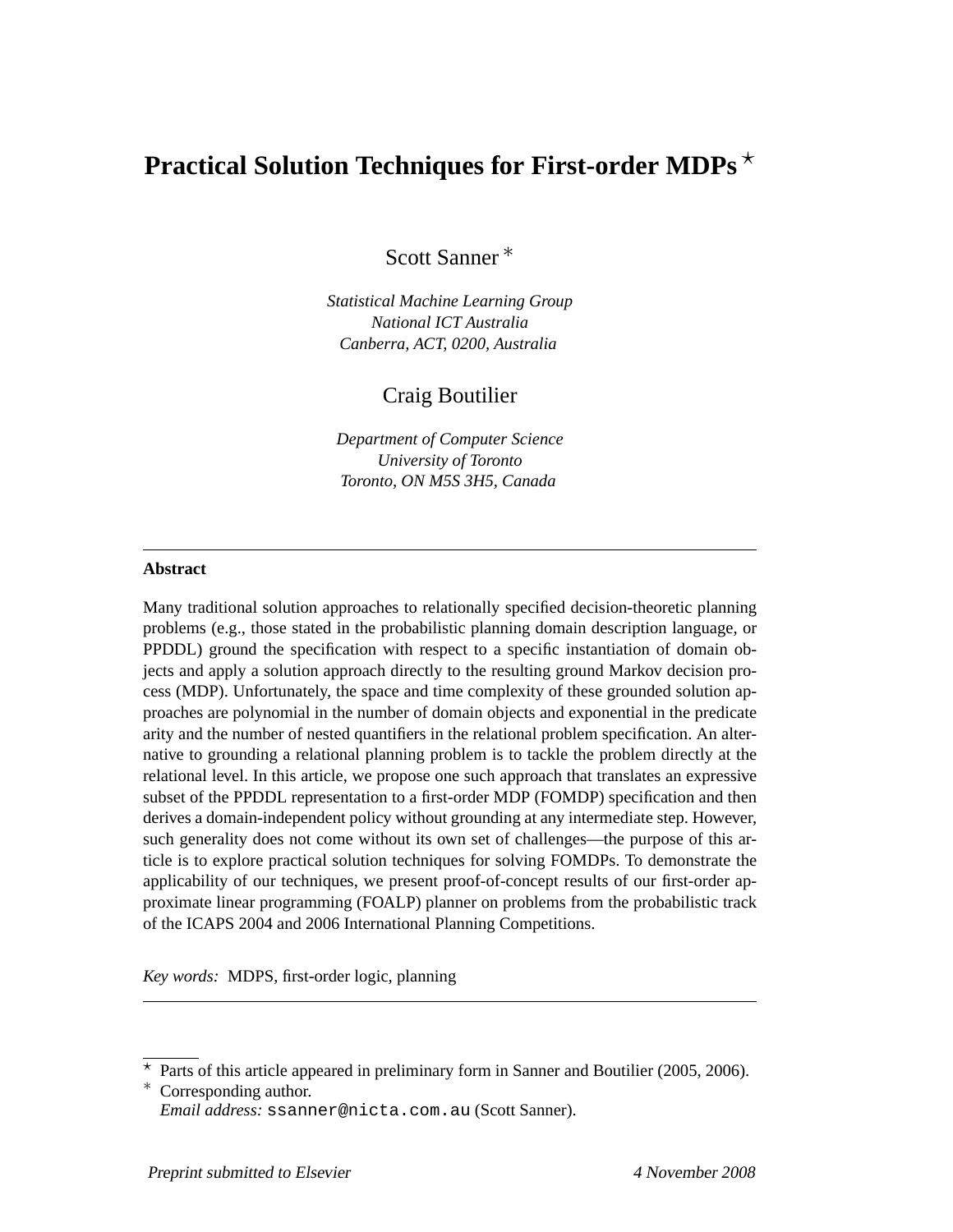# Practical Solution Techniques for First-order MDPs [⋆]

Scott Sanner [∗]

*Statistical Machine Learning Group*
*National ICT Australia*
*Canberra, ACT, 0200, Australia*

Craig Boutilier

*Department of Computer Science*
*University of Toronto*
*Toronto, ON M5S 3H5, Canada*

---

**Abstract**

Many traditional solution approaches to relationally specified decision-theoretic planning problems (e.g., those stated in the probabilistic planning domain description language, or PPDDL) ground the specification with respect to a specific instantiation of domain objects and apply a solution approach directly to the resulting ground Markov decision process (MDP). Unfortunately, the space and time complexity of these grounded solution approaches are polynomial in the number of domain objects and exponential in the predicate arity and the number of nested quantifiers in the relational problem specification. An alternative to grounding a relational planning problem is to tackle the problem directly at the relational level. In this article, we propose one such approach that translates an expressive subset of the PPDDL representation to a first-order MDP (FOMDP) specification and then derives a domain-independent policy without grounding at any intermediate step. However, such generality does not come without its own set of challenges—the purpose of this article is to explore practical solution techniques for solving FOMDPs. To demonstrate the applicability of our techniques, we present proof-of-concept results of our first-order approximate linear programming (FOALP) planner on problems from the probabilistic track of the ICAPS 2004 and 2006 International Planning Competitions.

*Key words:* MDPS, first-order logic, planning

---

[⋆] Parts of this article appeared in preliminary form in Sanner and Boutilier (2005, 2006).

[∗] Corresponding author.
*Email address:* `ssanner@nicta.com.au` (Scott Sanner).

*Preprint submitted to Elsevier* — *4 November 2008*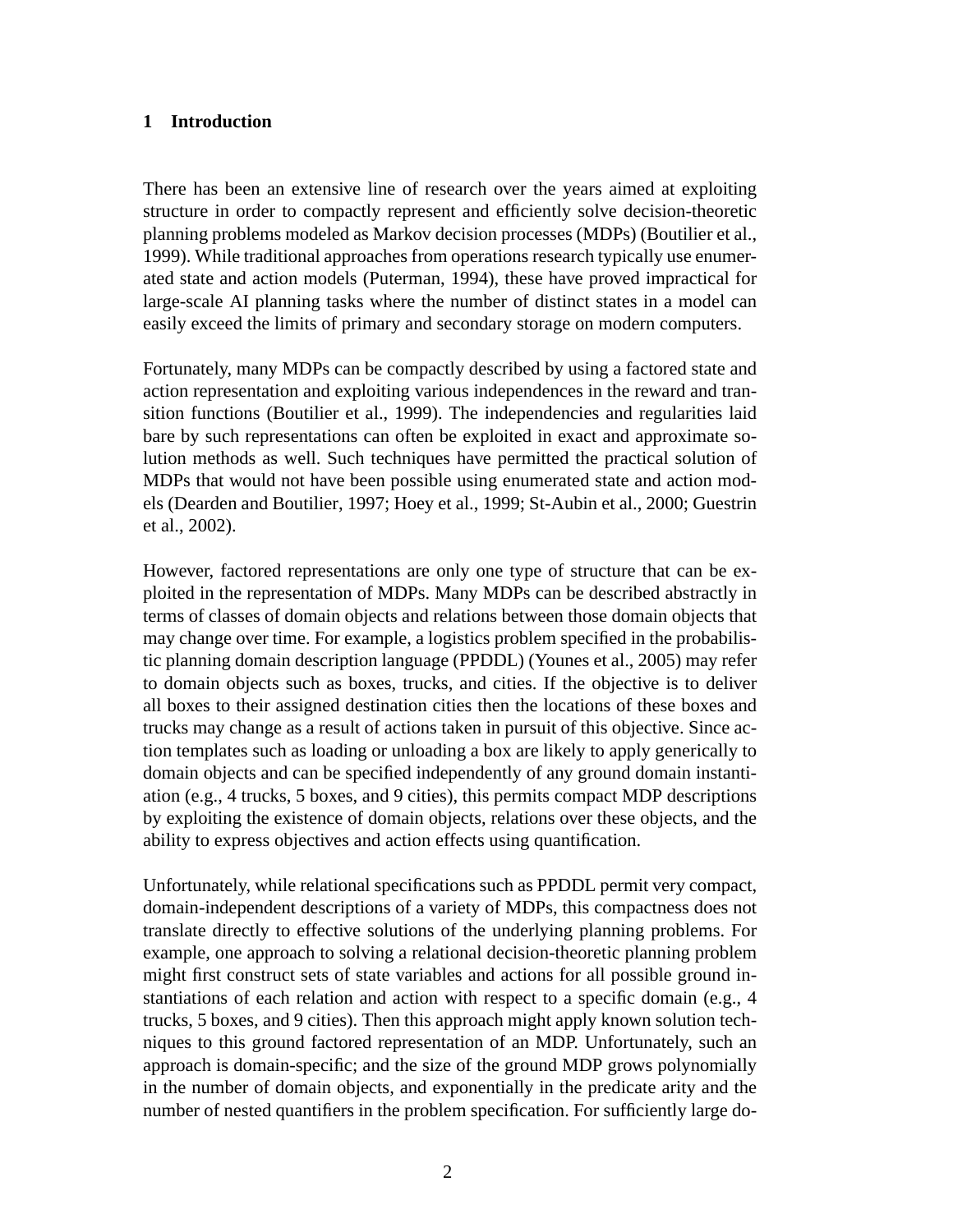## 1 Introduction

There has been an extensive line of research over the years aimed at exploiting structure in order to compactly represent and efficiently solve decision-theoretic planning problems modeled as Markov decision processes (MDPs) (Boutilier et al., 1999). While traditional approaches from operations research typically use enumerated state and action models (Puterman, 1994), these have proved impractical for large-scale AI planning tasks where the number of distinct states in a model can easily exceed the limits of primary and secondary storage on modern computers.

Fortunately, many MDPs can be compactly described by using a factored state and action representation and exploiting various independences in the reward and transition functions (Boutilier et al., 1999). The independencies and regularities laid bare by such representations can often be exploited in exact and approximate solution methods as well. Such techniques have permitted the practical solution of MDPs that would not have been possible using enumerated state and action models (Dearden and Boutilier, 1997; Hoey et al., 1999; St-Aubin et al., 2000; Guestrin et al., 2002).

However, factored representations are only one type of structure that can be exploited in the representation of MDPs. Many MDPs can be described abstractly in terms of classes of domain objects and relations between those domain objects that may change over time. For example, a logistics problem specified in the probabilistic planning domain description language (PPDDL) (Younes et al., 2005) may refer to domain objects such as boxes, trucks, and cities. If the objective is to deliver all boxes to their assigned destination cities then the locations of these boxes and trucks may change as a result of actions taken in pursuit of this objective. Since action templates such as loading or unloading a box are likely to apply generically to domain objects and can be specified independently of any ground domain instantiation (e.g., 4 trucks, 5 boxes, and 9 cities), this permits compact MDP descriptions by exploiting the existence of domain objects, relations over these objects, and the ability to express objectives and action effects using quantification.

Unfortunately, while relational specifications such as PPDDL permit very compact, domain-independent descriptions of a variety of MDPs, this compactness does not translate directly to effective solutions of the underlying planning problems. For example, one approach to solving a relational decision-theoretic planning problem might first construct sets of state variables and actions for all possible ground instantiations of each relation and action with respect to a specific domain (e.g., 4 trucks, 5 boxes, and 9 cities). Then this approach might apply known solution techniques to this ground factored representation of an MDP. Unfortunately, such an approach is domain-specific; and the size of the ground MDP grows polynomially in the number of domain objects, and exponentially in the predicate arity and the number of nested quantifiers in the problem specification. For sufficiently large do-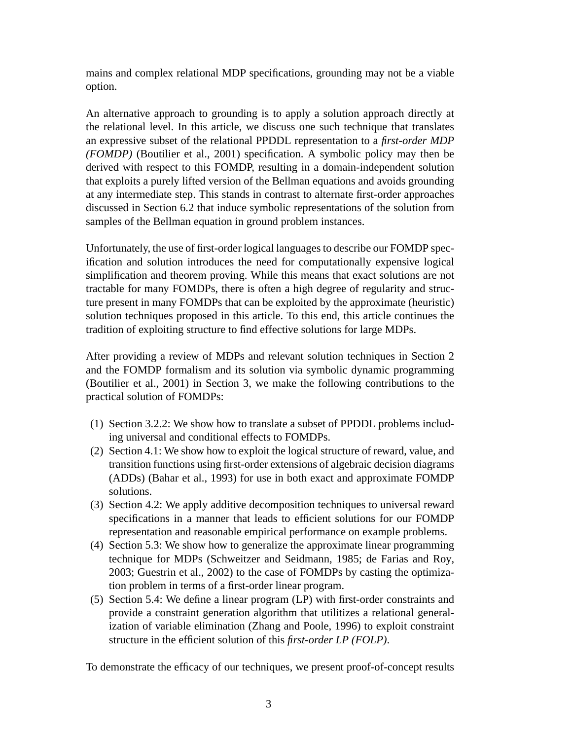mains and complex relational MDP specifications, grounding may not be a viable option.

An alternative approach to grounding is to apply a solution approach directly at the relational level. In this article, we discuss one such technique that translates an expressive subset of the relational PPDDL representation to a *first-order MDP (FOMDP)* (Boutilier et al., 2001) specification. A symbolic policy may then be derived with respect to this FOMDP, resulting in a domain-independent solution that exploits a purely lifted version of the Bellman equations and avoids grounding at any intermediate step. This stands in contrast to alternate first-order approaches discussed in Section 6.2 that induce symbolic representations of the solution from samples of the Bellman equation in ground problem instances.

Unfortunately, the use of first-order logical languages to describe our FOMDP specification and solution introduces the need for computationally expensive logical simplification and theorem proving. While this means that exact solutions are not tractable for many FOMDPs, there is often a high degree of regularity and structure present in many FOMDPs that can be exploited by the approximate (heuristic) solution techniques proposed in this article. To this end, this article continues the tradition of exploiting structure to find effective solutions for large MDPs.

After providing a review of MDPs and relevant solution techniques in Section 2 and the FOMDP formalism and its solution via symbolic dynamic programming (Boutilier et al., 2001) in Section 3, we make the following contributions to the practical solution of FOMDPs:

(1) Section 3.2.2: We show how to translate a subset of PPDDL problems including universal and conditional effects to FOMDPs.
(2) Section 4.1: We show how to exploit the logical structure of reward, value, and transition functions using first-order extensions of algebraic decision diagrams (ADDs) (Bahar et al., 1993) for use in both exact and approximate FOMDP solutions.
(3) Section 4.2: We apply additive decomposition techniques to universal reward specifications in a manner that leads to efficient solutions for our FOMDP representation and reasonable empirical performance on example problems.
(4) Section 5.3: We show how to generalize the approximate linear programming technique for MDPs (Schweitzer and Seidmann, 1985; de Farias and Roy, 2003; Guestrin et al., 2002) to the case of FOMDPs by casting the optimization problem in terms of a first-order linear program.
(5) Section 5.4: We define a linear program (LP) with first-order constraints and provide a constraint generation algorithm that utilizes a relational generalization of variable elimination (Zhang and Poole, 1996) to exploit constraint structure in the efficient solution of this *first-order LP (FOLP)*.

To demonstrate the efficacy of our techniques, we present proof-of-concept results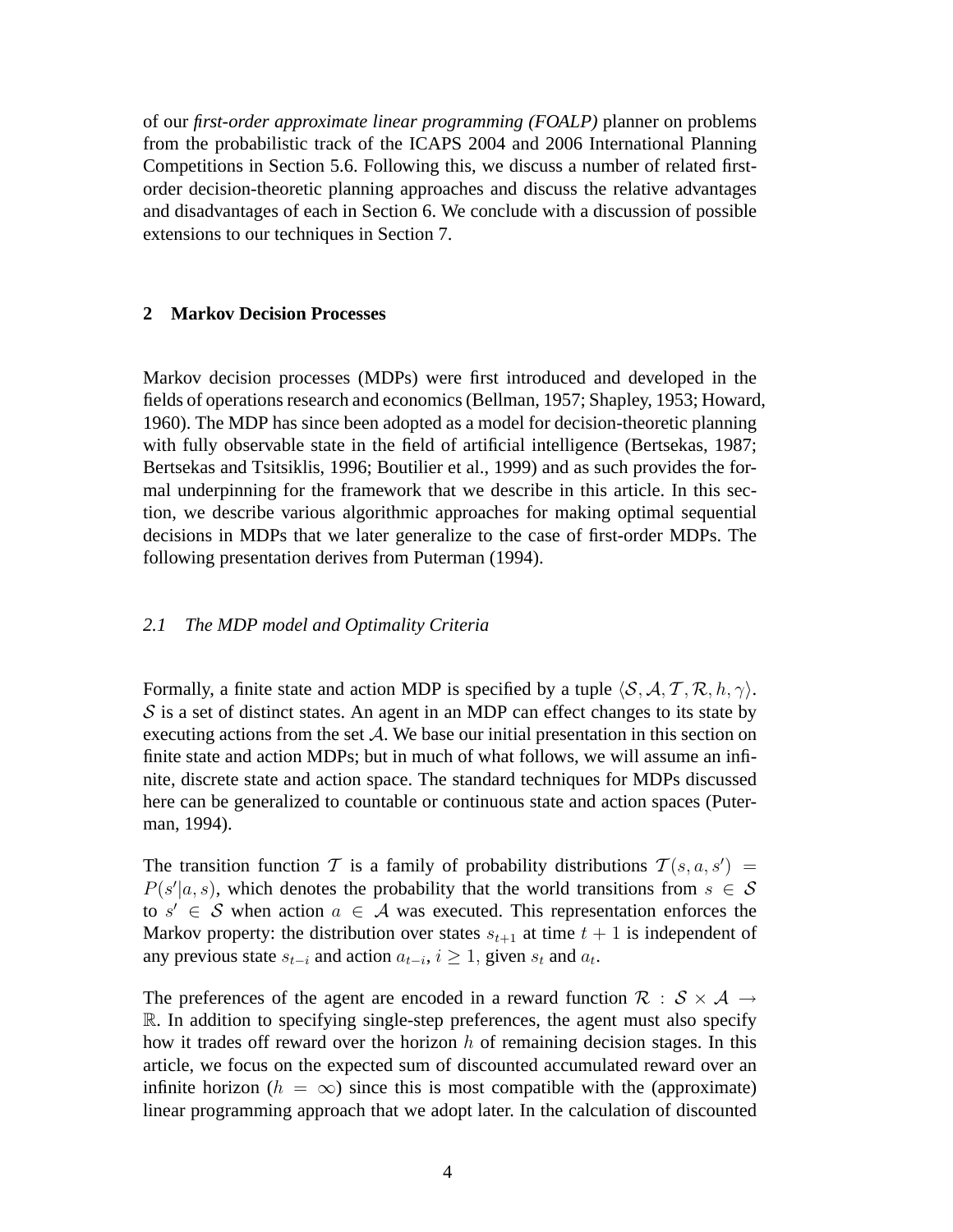of our *first-order approximate linear programming (FOALP)* planner on problems from the probabilistic track of the ICAPS 2004 and 2006 International Planning Competitions in Section 5.6. Following this, we discuss a number of related first-order decision-theoretic planning approaches and discuss the relative advantages and disadvantages of each in Section 6. We conclude with a discussion of possible extensions to our techniques in Section 7.

## 2 Markov Decision Processes

Markov decision processes (MDPs) were first introduced and developed in the fields of operations research and economics (Bellman, 1957; Shapley, 1953; Howard, 1960). The MDP has since been adopted as a model for decision-theoretic planning with fully observable state in the field of artificial intelligence (Bertsekas, 1987; Bertsekas and Tsitsiklis, 1996; Boutilier et al., 1999) and as such provides the formal underpinning for the framework that we describe in this article. In this section, we describe various algorithmic approaches for making optimal sequential decisions in MDPs that we later generalize to the case of first-order MDPs. The following presentation derives from Puterman (1994).

### *2.1 The MDP model and Optimality Criteria*

Formally, a finite state and action MDP is specified by a tuple $\langle \mathcal{S}, \mathcal{A}, \mathcal{T}, \mathcal{R}, h, \gamma \rangle$. $\mathcal{S}$ is a set of distinct states. An agent in an MDP can effect changes to its state by executing actions from the set $\mathcal{A}$. We base our initial presentation in this section on finite state and action MDPs; but in much of what follows, we will assume an infinite, discrete state and action space. The standard techniques for MDPs discussed here can be generalized to countable or continuous state and action spaces (Puterman, 1994).

The transition function $\mathcal{T}$ is a family of probability distributions $\mathcal{T}(s, a, s') = P(s'|a, s)$, which denotes the probability that the world transitions from $s \in \mathcal{S}$ to $s' \in \mathcal{S}$ when action $a \in \mathcal{A}$ was executed. This representation enforces the Markov property: the distribution over states $s_{t+1}$ at time $t+1$ is independent of any previous state $s_{t-i}$ and action $a_{t-i}$, $i \geq 1$, given $s_t$ and $a_t$.

The preferences of the agent are encoded in a reward function $\mathcal{R} : \mathcal{S} \times \mathcal{A} \rightarrow \mathbb{R}$. In addition to specifying single-step preferences, the agent must also specify how it trades off reward over the horizon $h$ of remaining decision stages. In this article, we focus on the expected sum of discounted accumulated reward over an infinite horizon ($h = \infty$) since this is most compatible with the (approximate) linear programming approach that we adopt later. In the calculation of discounted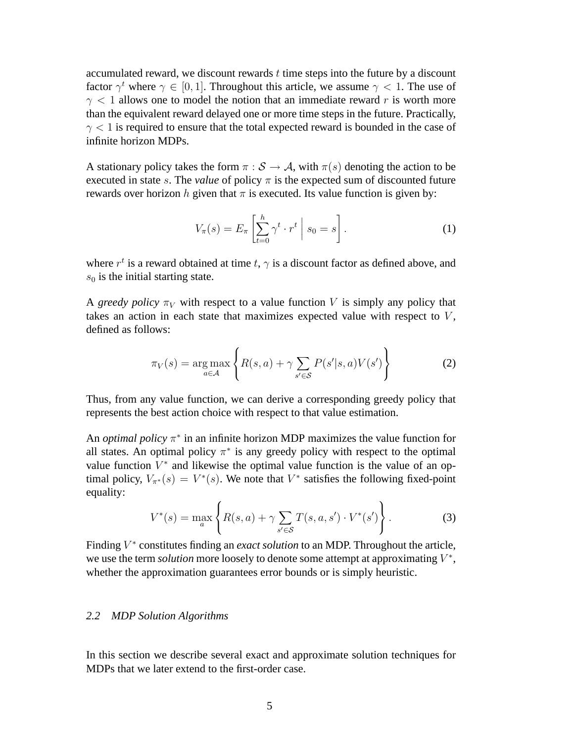accumulated reward, we discount rewards $t$ time steps into the future by a discount factor $\gamma^t$ where $\gamma \in [0, 1]$. Throughout this article, we assume $\gamma < 1$. The use of $\gamma < 1$ allows one to model the notion that an immediate reward $r$ is worth more than the equivalent reward delayed one or more time steps in the future. Practically, $\gamma < 1$ is required to ensure that the total expected reward is bounded in the case of infinite horizon MDPs.

A stationary policy takes the form $\pi : \mathcal{S} \rightarrow \mathcal{A}$, with $\pi(s)$ denoting the action to be executed in state $s$. The *value* of policy $\pi$ is the expected sum of discounted future rewards over horizon $h$ given that $\pi$ is executed. Its value function is given by:

$$V_\pi(s) = E_\pi \left[ \sum_{t=0}^{h} \gamma^t \cdot r^t \;\middle|\; s_0 = s \right]. \tag{1}$$

where $r^t$ is a reward obtained at time $t$, $\gamma$ is a discount factor as defined above, and $s_0$ is the initial starting state.

A *greedy policy* $\pi_V$ with respect to a value function $V$ is simply any policy that takes an action in each state that maximizes expected value with respect to $V$, defined as follows:

$$\pi_V(s) = \arg\max_{a \in \mathcal{A}} \left\{ R(s,a) + \gamma \sum_{s' \in \mathcal{S}} P(s'|s,a) V(s') \right\} \tag{2}$$

Thus, from any value function, we can derive a corresponding greedy policy that represents the best action choice with respect to that value estimation.

An *optimal policy* $\pi^*$ in an infinite horizon MDP maximizes the value function for all states. An optimal policy $\pi^*$ is any greedy policy with respect to the optimal value function $V^*$ and likewise the optimal value function is the value of an optimal policy, $V_{\pi^*}(s) = V^*(s)$. We note that $V^*$ satisfies the following fixed-point equality:

$$V^*(s) = \max_a \left\{ R(s,a) + \gamma \sum_{s' \in \mathcal{S}} T(s,a,s') \cdot V^*(s') \right\}. \tag{3}$$

Finding $V^*$ constitutes finding an *exact solution* to an MDP. Throughout the article, we use the term *solution* more loosely to denote some attempt at approximating $V^*$, whether the approximation guarantees error bounds or is simply heuristic.

### *2.2 MDP Solution Algorithms*

In this section we describe several exact and approximate solution techniques for MDPs that we later extend to the first-order case.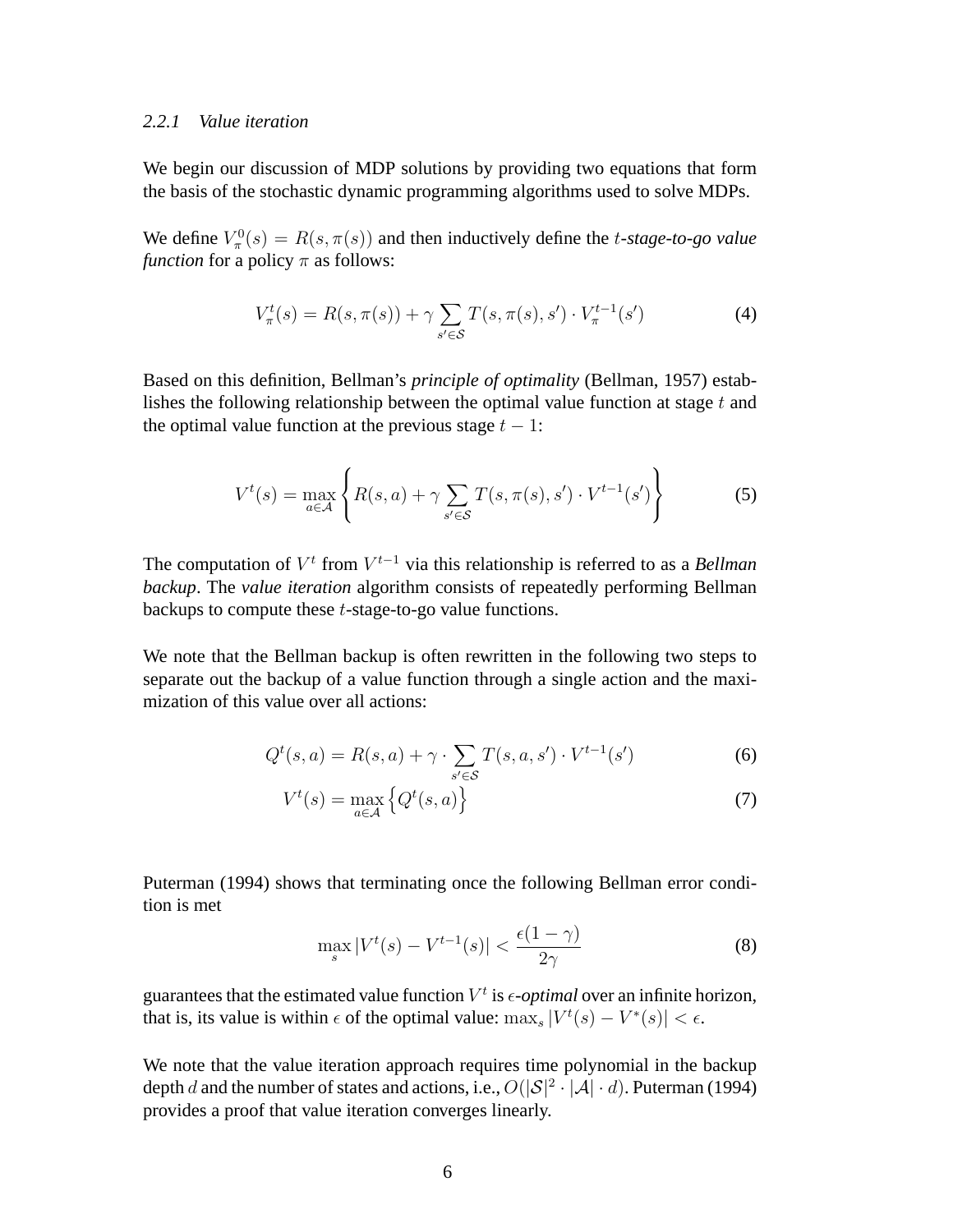#### 2.2.1 Value iteration

We begin our discussion of MDP solutions by providing two equations that form the basis of the stochastic dynamic programming algorithms used to solve MDPs.

We define $V_\pi^0(s) = R(s, \pi(s))$ and then inductively define the *$t$-stage-to-go value function* for a policy $\pi$ as follows:

$$V_\pi^t(s) = R(s, \pi(s)) + \gamma \sum_{s' \in \mathcal{S}} T(s, \pi(s), s') \cdot V_\pi^{t-1}(s') \tag{4}$$

Based on this definition, Bellman's *principle of optimality* (Bellman, 1957) establishes the following relationship between the optimal value function at stage $t$ and the optimal value function at the previous stage $t - 1$:

$$V^t(s) = \max_{a \in \mathcal{A}} \left\{ R(s, a) + \gamma \sum_{s' \in \mathcal{S}} T(s, \pi(s), s') \cdot V^{t-1}(s') \right\} \tag{5}$$

The computation of $V^t$ from $V^{t-1}$ via this relationship is referred to as a *Bellman backup*. The *value iteration* algorithm consists of repeatedly performing Bellman backups to compute these $t$-stage-to-go value functions.

We note that the Bellman backup is often rewritten in the following two steps to separate out the backup of a value function through a single action and the maximization of this value over all actions:

$$Q^t(s, a) = R(s, a) + \gamma \cdot \sum_{s' \in \mathcal{S}} T(s, a, s') \cdot V^{t-1}(s') \tag{6}$$

$$V^t(s) = \max_{a \in \mathcal{A}} \left\{ Q^t(s, a) \right\} \tag{7}$$

Puterman (1994) shows that terminating once the following Bellman error condition is met

$$\max_s |V^t(s) - V^{t-1}(s)| < \frac{\epsilon(1 - \gamma)}{2\gamma} \tag{8}$$

guarantees that the estimated value function $V^t$ is *$\epsilon$-optimal* over an infinite horizon, that is, its value is within $\epsilon$ of the optimal value: $\max_s |V^t(s) - V^*(s)| < \epsilon$.

We note that the value iteration approach requires time polynomial in the backup depth $d$ and the number of states and actions, i.e., $O(|\mathcal{S}|^2 \cdot |\mathcal{A}| \cdot d)$. Puterman (1994) provides a proof that value iteration converges linearly.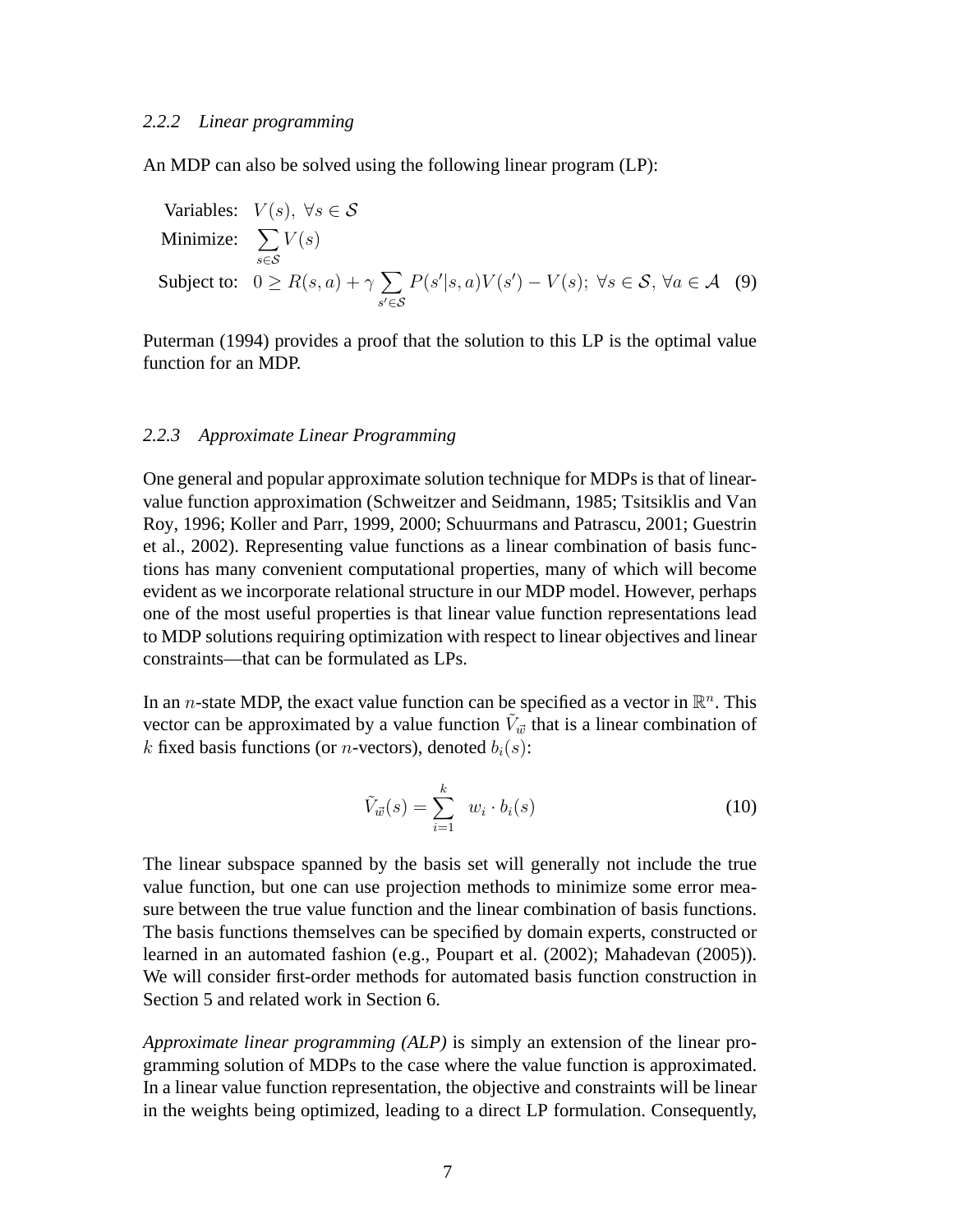### 2.2.2 Linear programming

An MDP can also be solved using the following linear program (LP):

$$
\begin{aligned}
\text{Variables:} \quad & V(s), \ \forall s \in \mathcal{S} \\
\text{Minimize:} \quad & \sum_{s \in \mathcal{S}} V(s) \\
\text{Subject to:} \quad & 0 \geq R(s,a) + \gamma \sum_{s' \in \mathcal{S}} P(s'|s,a) V(s') - V(s); \ \forall s \in \mathcal{S}, \forall a \in \mathcal{A}
\end{aligned}
\tag{9}
$$

Puterman (1994) provides a proof that the solution to this LP is the optimal value function for an MDP.

### 2.2.3 Approximate Linear Programming

One general and popular approximate solution technique for MDPs is that of linear-value function approximation (Schweitzer and Seidmann, 1985; Tsitsiklis and Van Roy, 1996; Koller and Parr, 1999, 2000; Schuurmans and Patrascu, 2001; Guestrin et al., 2002). Representing value functions as a linear combination of basis functions has many convenient computational properties, many of which will become evident as we incorporate relational structure in our MDP model. However, perhaps one of the most useful properties is that linear value function representations lead to MDP solutions requiring optimization with respect to linear objectives and linear constraints—that can be formulated as LPs.

In an $n$-state MDP, the exact value function can be specified as a vector in $\mathbb{R}^n$. This vector can be approximated by a value function $\tilde{V}_{\vec{w}}$ that is a linear combination of $k$ fixed basis functions (or $n$-vectors), denoted $b_i(s)$:

$$
\tilde{V}_{\vec{w}}(s) = \sum_{i=1}^{k} \ w_i \cdot b_i(s) \tag{10}
$$

The linear subspace spanned by the basis set will generally not include the true value function, but one can use projection methods to minimize some error measure between the true value function and the linear combination of basis functions. The basis functions themselves can be specified by domain experts, constructed or learned in an automated fashion (e.g., Poupart et al. (2002); Mahadevan (2005)). We will consider first-order methods for automated basis function construction in Section 5 and related work in Section 6.

*Approximate linear programming (ALP)* is simply an extension of the linear programming solution of MDPs to the case where the value function is approximated. In a linear value function representation, the objective and constraints will be linear in the weights being optimized, leading to a direct LP formulation. Consequently,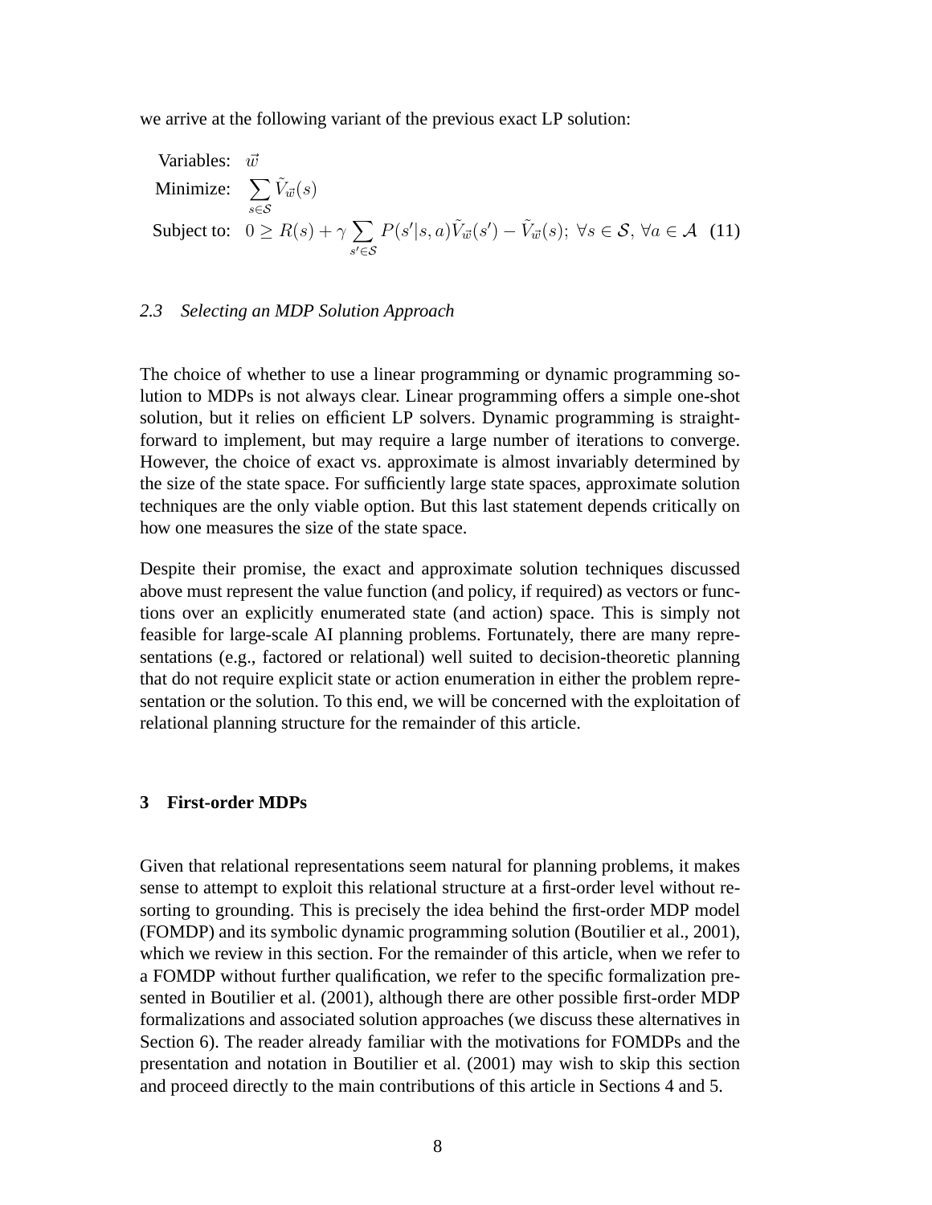we arrive at the following variant of the previous exact LP solution:

$$
\begin{aligned}
&\text{Variables:} \quad \vec{w} \\
&\text{Minimize:} \quad \sum_{s \in \mathcal{S}} \tilde{V}_{\vec{w}}(s) \\
&\text{Subject to:} \quad 0 \geq R(s) + \gamma \sum_{s' \in \mathcal{S}} P(s'|s,a) \tilde{V}_{\vec{w}}(s') - \tilde{V}_{\vec{w}}(s); \; \forall s \in \mathcal{S}, \, \forall a \in \mathcal{A} \quad (11)
\end{aligned}
$$

### *2.3 Selecting an MDP Solution Approach*

The choice of whether to use a linear programming or dynamic programming solution to MDPs is not always clear. Linear programming offers a simple one-shot solution, but it relies on efficient LP solvers. Dynamic programming is straightforward to implement, but may require a large number of iterations to converge. However, the choice of exact vs. approximate is almost invariably determined by the size of the state space. For sufficiently large state spaces, approximate solution techniques are the only viable option. But this last statement depends critically on how one measures the size of the state space.

Despite their promise, the exact and approximate solution techniques discussed above must represent the value function (and policy, if required) as vectors or functions over an explicitly enumerated state (and action) space. This is simply not feasible for large-scale AI planning problems. Fortunately, there are many representations (e.g., factored or relational) well suited to decision-theoretic planning that do not require explicit state or action enumeration in either the problem representation or the solution. To this end, we will be concerned with the exploitation of relational planning structure for the remainder of this article.

## 3 First-order MDPs

Given that relational representations seem natural for planning problems, it makes sense to attempt to exploit this relational structure at a first-order level without resorting to grounding. This is precisely the idea behind the first-order MDP model (FOMDP) and its symbolic dynamic programming solution (Boutilier et al., 2001), which we review in this section. For the remainder of this article, when we refer to a FOMDP without further qualification, we refer to the specific formalization presented in Boutilier et al. (2001), although there are other possible first-order MDP formalizations and associated solution approaches (we discuss these alternatives in Section 6). The reader already familiar with the motivations for FOMDPs and the presentation and notation in Boutilier et al. (2001) may wish to skip this section and proceed directly to the main contributions of this article in Sections 4 and 5.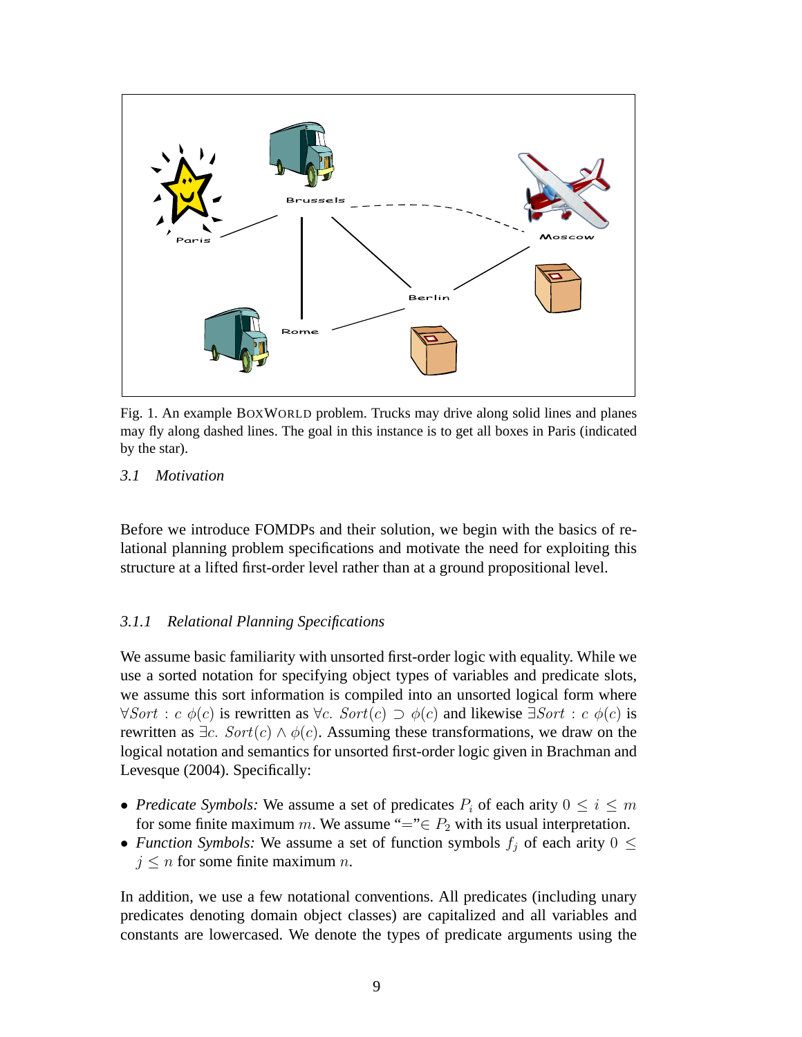Fig. 1. An example BoxWorld problem. Trucks may drive along solid lines and planes may fly along dashed lines. The goal in this instance is to get all boxes in Paris (indicated by the star).

### 3.1 *Motivation*

Before we introduce FOMDPs and their solution, we begin with the basics of relational planning problem specifications and motivate the need for exploiting this structure at a lifted first-order level rather than at a ground propositional level.

#### 3.1.1 *Relational Planning Specifications*

We assume basic familiarity with unsorted first-order logic with equality. While we use a sorted notation for specifying object types of variables and predicate slots, we assume this sort information is compiled into an unsorted logical form where $\forall Sort : c\ \phi(c)$ is rewritten as $\forall c.\ Sort(c) \supset \phi(c)$ and likewise $\exists Sort : c\ \phi(c)$ is rewritten as $\exists c.\ Sort(c) \wedge \phi(c)$. Assuming these transformations, we draw on the logical notation and semantics for unsorted first-order logic given in Brachman and Levesque (2004). Specifically:

- *Predicate Symbols:* We assume a set of predicates $P_i$ of each arity $0 \leq i \leq m$ for some finite maximum $m$. We assume "$=$"$\in P_2$ with its usual interpretation.
- *Function Symbols:* We assume a set of function symbols $f_j$ of each arity $0 \leq j \leq n$ for some finite maximum $n$.

In addition, we use a few notational conventions. All predicates (including unary predicates denoting domain object classes) are capitalized and all variables and constants are lowercased. We denote the types of predicate arguments using the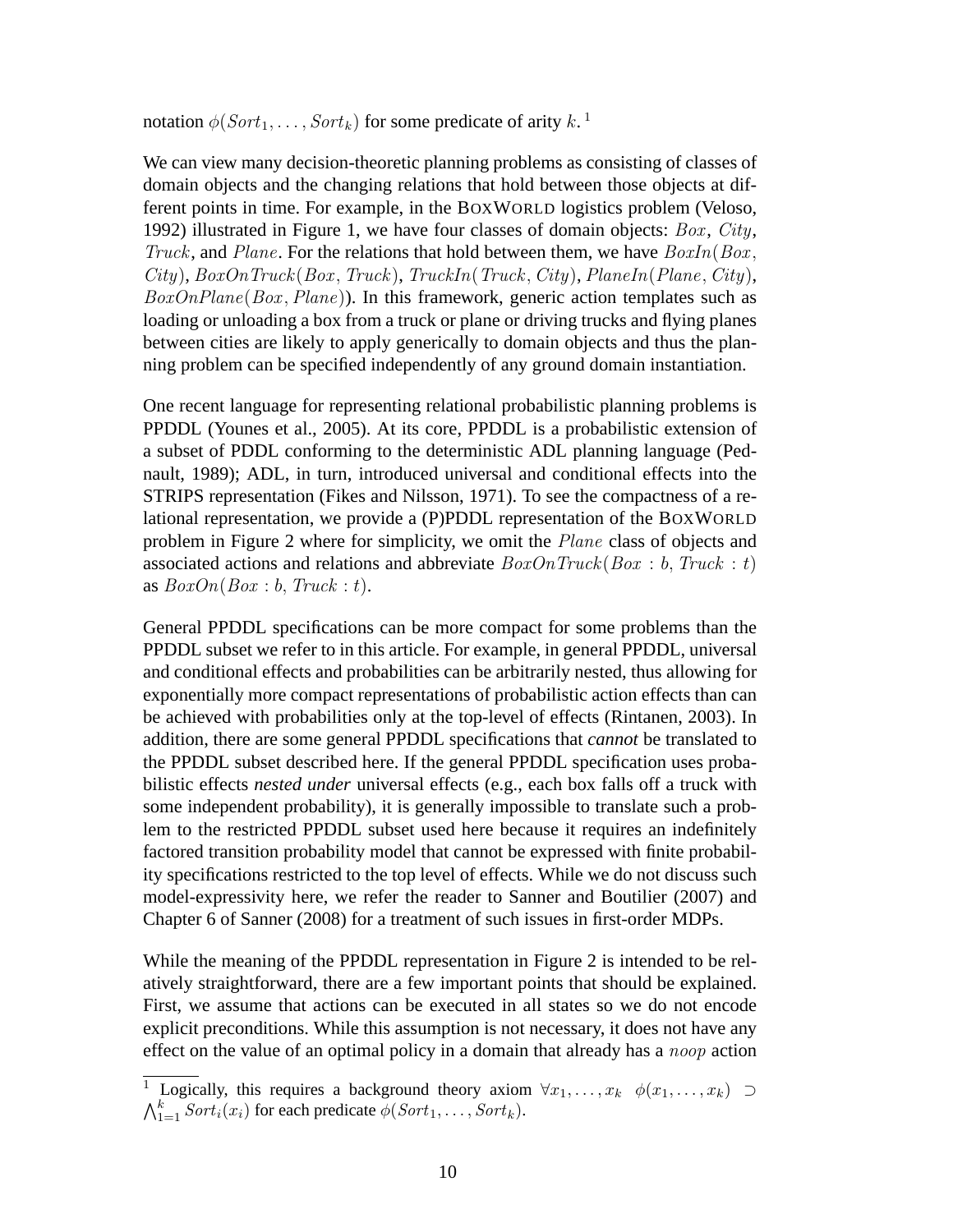notation $\phi(Sort_1, \ldots, Sort_k)$ for some predicate of arity $k$. [1]

We can view many decision-theoretic planning problems as consisting of classes of domain objects and the changing relations that hold between those objects at different points in time. For example, in the BOXWORLD logistics problem (Veloso, 1992) illustrated in Figure 1, we have four classes of domain objects: $Box$, $City$, $Truck$, and $Plane$. For the relations that hold between them, we have $BoxIn(Box, City)$, $BoxOnTruck(Box, Truck)$, $TruckIn(Truck, City)$, $PlaneIn(Plane, City)$, $BoxOnPlane(Box, Plane)$). In this framework, generic action templates such as loading or unloading a box from a truck or plane or driving trucks and flying planes between cities are likely to apply generically to domain objects and thus the planning problem can be specified independently of any ground domain instantiation.

One recent language for representing relational probabilistic planning problems is PPDDL (Younes et al., 2005). At its core, PPDDL is a probabilistic extension of a subset of PDDL conforming to the deterministic ADL planning language (Pednault, 1989); ADL, in turn, introduced universal and conditional effects into the STRIPS representation (Fikes and Nilsson, 1971). To see the compactness of a relational representation, we provide a (P)PDDL representation of the BOXWORLD problem in Figure 2 where for simplicity, we omit the $Plane$ class of objects and associated actions and relations and abbreviate $BoxOnTruck(Box : b, Truck : t)$ as $BoxOn(Box : b, Truck : t)$.

General PPDDL specifications can be more compact for some problems than the PPDDL subset we refer to in this article. For example, in general PPDDL, universal and conditional effects and probabilities can be arbitrarily nested, thus allowing for exponentially more compact representations of probabilistic action effects than can be achieved with probabilities only at the top-level of effects (Rintanen, 2003). In addition, there are some general PPDDL specifications that *cannot* be translated to the PPDDL subset described here. If the general PPDDL specification uses probabilistic effects *nested under* universal effects (e.g., each box falls off a truck with some independent probability), it is generally impossible to translate such a problem to the restricted PPDDL subset used here because it requires an indefinitely factored transition probability model that cannot be expressed with finite probability specifications restricted to the top level of effects. While we do not discuss such model-expressivity here, we refer the reader to Sanner and Boutilier (2007) and Chapter 6 of Sanner (2008) for a treatment of such issues in first-order MDPs.

While the meaning of the PPDDL representation in Figure 2 is intended to be relatively straightforward, there are a few important points that should be explained. First, we assume that actions can be executed in all states so we do not encode explicit preconditions. While this assumption is not necessary, it does not have any effect on the value of an optimal policy in a domain that already has a $noop$ action

[1] Logically, this requires a background theory axiom $\forall x_1, \ldots, x_k \;\; \phi(x_1, \ldots, x_k) \supset \bigwedge_{1=1}^{k} Sort_i(x_i)$ for each predicate $\phi(Sort_1, \ldots, Sort_k)$.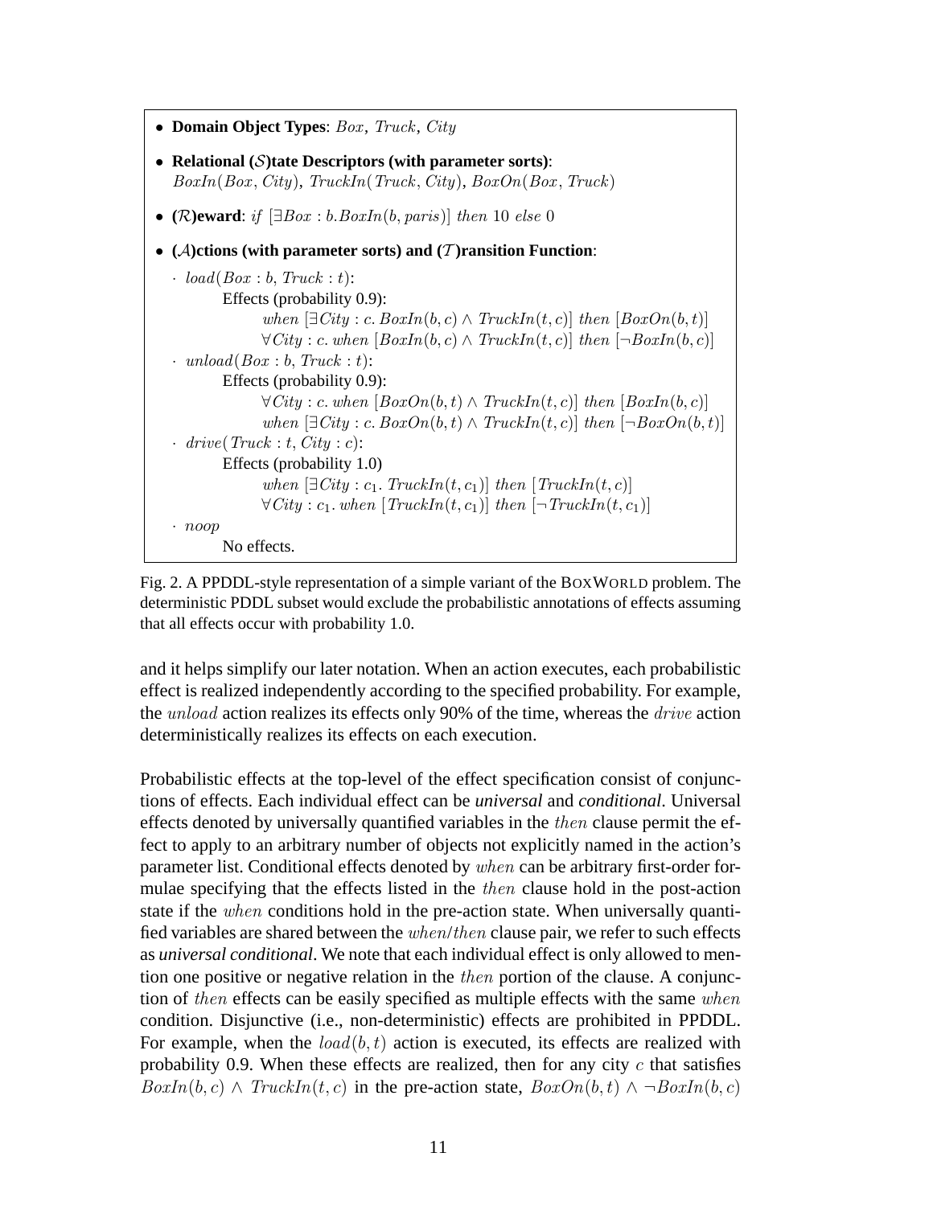- **Domain Object Types**: $Box$, $Truck$, $City$
- **Relational ($\mathcal{S}$)tate Descriptors (with parameter sorts)**:
  $BoxIn(Box, City)$, $TruckIn(Truck, City)$, $BoxOn(Box, Truck)$
- **($\mathcal{R}$)eward**: $if\ [\exists Box : b.BoxIn(b, paris)]\ then\ 10\ else\ 0$
- **($\mathcal{A}$)ctions (with parameter sorts) and ($\mathcal{T}$)ransition Function**:
  - $load(Box : b, Truck : t)$:
    - Effects (probability 0.9):
      - $when\ [\exists City : c.\ BoxIn(b, c) \wedge TruckIn(t, c)]\ then\ [BoxOn(b, t)]$
      - $\forall City : c.\ when\ [BoxIn(b, c) \wedge TruckIn(t, c)]\ then\ [\neg BoxIn(b, c)]$
  - $unload(Box : b, Truck : t)$:
    - Effects (probability 0.9):
      - $\forall City : c.\ when\ [BoxOn(b, t) \wedge TruckIn(t, c)]\ then\ [BoxIn(b, c)]$
      - $when\ [\exists City : c.\ BoxOn(b, t) \wedge TruckIn(t, c)]\ then\ [\neg BoxOn(b, t)]$
  - $drive(Truck : t, City : c)$:
    - Effects (probability 1.0)
      - $when\ [\exists City : c_1.\ TruckIn(t, c_1)]\ then\ [TruckIn(t, c)]$
      - $\forall City : c_1.\ when\ [TruckIn(t, c_1)]\ then\ [\neg TruckIn(t, c_1)]$
  - $noop$
    - No effects.

Fig. 2. A PPDDL-style representation of a simple variant of the BoxWorld problem. The deterministic PDDL subset would exclude the probabilistic annotations of effects assuming that all effects occur with probability 1.0.

and it helps simplify our later notation. When an action executes, each probabilistic effect is realized independently according to the specified probability. For example, the $unload$ action realizes its effects only 90% of the time, whereas the $drive$ action deterministically realizes its effects on each execution.

Probabilistic effects at the top-level of the effect specification consist of conjunctions of effects. Each individual effect can be ***universal*** and ***conditional***. Universal effects denoted by universally quantified variables in the $then$ clause permit the effect to apply to an arbitrary number of objects not explicitly named in the action's parameter list. Conditional effects denoted by $when$ can be arbitrary first-order formulae specifying that the effects listed in the $then$ clause hold in the post-action state if the $when$ conditions hold in the pre-action state. When universally quantified variables are shared between the $when/then$ clause pair, we refer to such effects as ***universal conditional***. We note that each individual effect is only allowed to mention one positive or negative relation in the $then$ portion of the clause. A conjunction of $then$ effects can be easily specified as multiple effects with the same $when$ condition. Disjunctive (i.e., non-deterministic) effects are prohibited in PPDDL. For example, when the $load(b, t)$ action is executed, its effects are realized with probability 0.9. When these effects are realized, then for any city $c$ that satisfies $BoxIn(b, c) \wedge TruckIn(t, c)$ in the pre-action state, $BoxOn(b, t) \wedge \neg BoxIn(b, c)$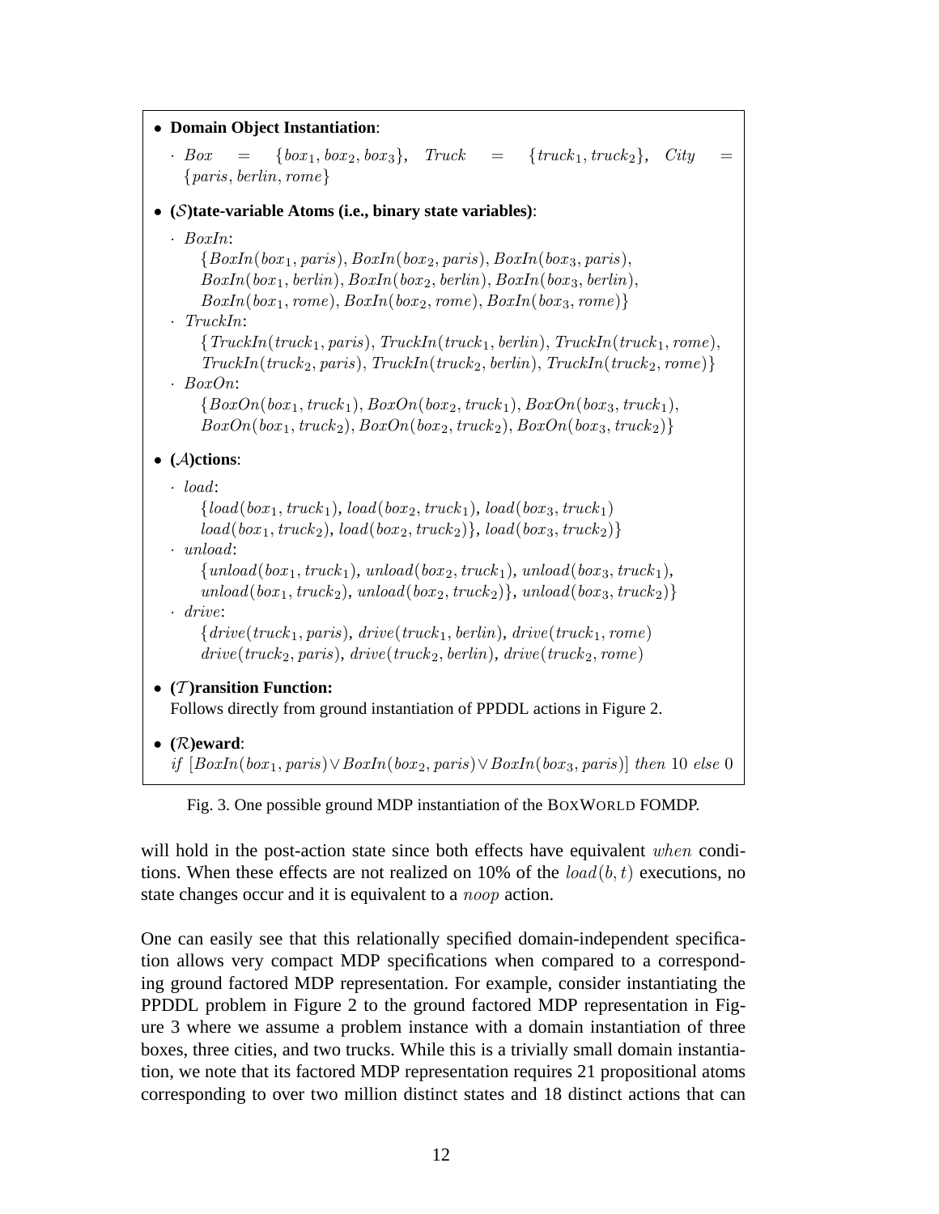- **Domain Object Instantiation**:
  - $Box = \{box_1, box_2, box_3\}$, $Truck = \{truck_1, truck_2\}$, $City = \{paris, berlin, rome\}$
- **($\mathcal{S}$)tate-variable Atoms (i.e., binary state variables)**:
  - $BoxIn$:
    $\{BoxIn(box_1, paris), BoxIn(box_2, paris), BoxIn(box_3, paris),$
    $BoxIn(box_1, berlin), BoxIn(box_2, berlin), BoxIn(box_3, berlin),$
    $BoxIn(box_1, rome), BoxIn(box_2, rome), BoxIn(box_3, rome)\}$
  - $TruckIn$:
    $\{TruckIn(truck_1, paris), TruckIn(truck_1, berlin), TruckIn(truck_1, rome),$
    $TruckIn(truck_2, paris), TruckIn(truck_2, berlin), TruckIn(truck_2, rome)\}$
  - $BoxOn$:
    $\{BoxOn(box_1, truck_1), BoxOn(box_2, truck_1), BoxOn(box_3, truck_1),$
    $BoxOn(box_1, truck_2), BoxOn(box_2, truck_2), BoxOn(box_3, truck_2)\}$
- **($\mathcal{A}$)ctions**:
  - $load$:
    $\{load(box_1, truck_1)$, $load(box_2, truck_1)$, $load(box_3, truck_1)$
    $load(box_1, truck_2)$, $load(box_2, truck_2)\}$, $load(box_3, truck_2)\}$
  - $unload$:
    $\{unload(box_1, truck_1)$, $unload(box_2, truck_1)$, $unload(box_3, truck_1)$,
    $unload(box_1, truck_2)$, $unload(box_2, truck_2)\}$, $unload(box_3, truck_2)\}$
  - $drive$:
    $\{drive(truck_1, paris)$, $drive(truck_1, berlin)$, $drive(truck_1, rome)$
    $drive(truck_2, paris)$, $drive(truck_2, berlin)$, $drive(truck_2, rome)$
- **($\mathcal{T}$)ransition Function:**
  Follows directly from ground instantiation of PPDDL actions in Figure 2.
- **($\mathcal{R}$)eward**:
  $if\ [BoxIn(box_1, paris) \vee BoxIn(box_2, paris) \vee BoxIn(box_3, paris)]\ then\ 10\ else\ 0$

Fig. 3. One possible ground MDP instantiation of the BOXWORLD FOMDP.

will hold in the post-action state since both effects have equivalent $when$ conditions. When these effects are not realized on 10% of the $load(b, t)$ executions, no state changes occur and it is equivalent to a $noop$ action.

One can easily see that this relationally specified domain-independent specification allows very compact MDP specifications when compared to a corresponding ground factored MDP representation. For example, consider instantiating the PPDDL problem in Figure 2 to the ground factored MDP representation in Figure 3 where we assume a problem instance with a domain instantiation of three boxes, three cities, and two trucks. While this is a trivially small domain instantiation, we note that its factored MDP representation requires 21 propositional atoms corresponding to over two million distinct states and 18 distinct actions that can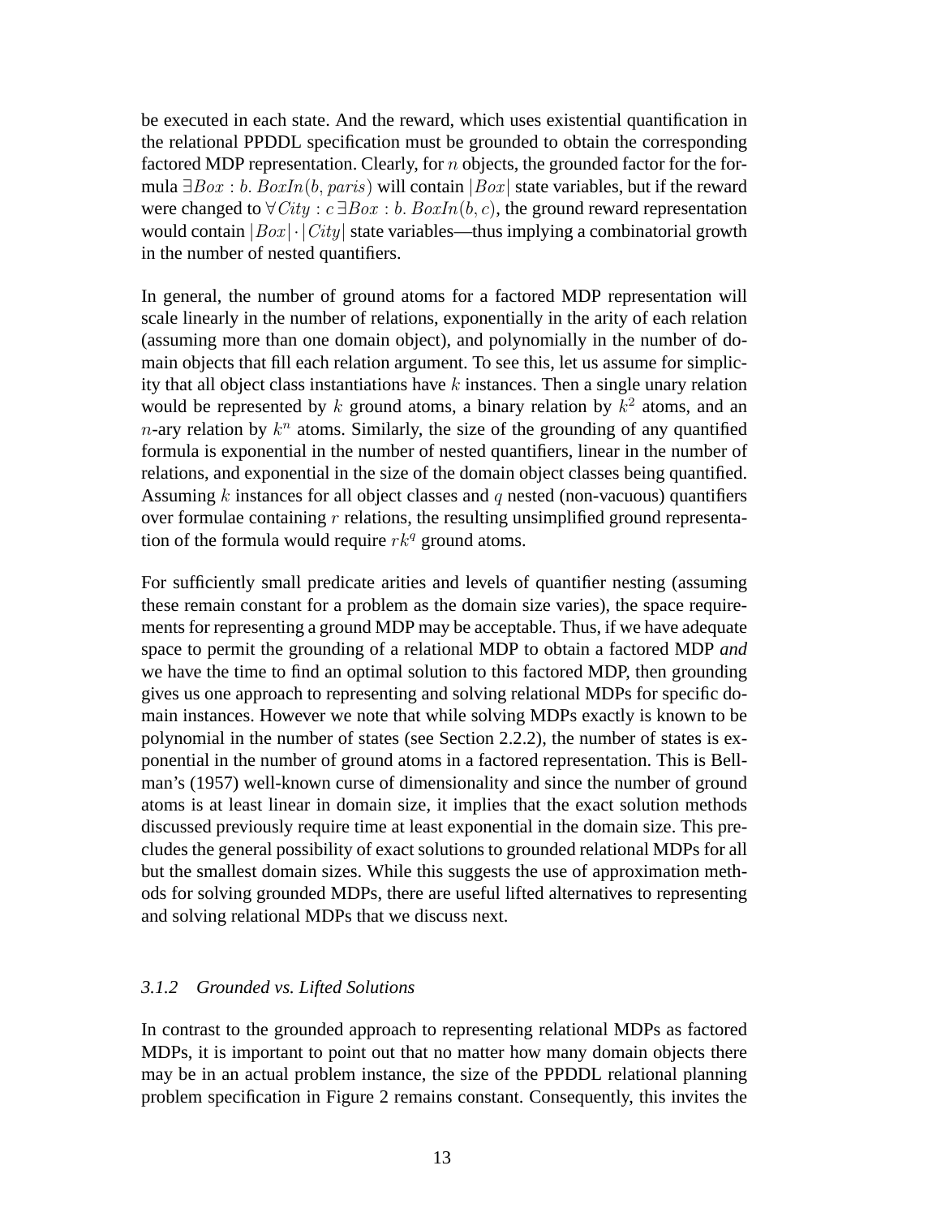be executed in each state. And the reward, which uses existential quantification in the relational PPDDL specification must be grounded to obtain the corresponding factored MDP representation. Clearly, for $n$ objects, the grounded factor for the formula $\exists Box : b.\ BoxIn(b, paris)$ will contain $|Box|$ state variables, but if the reward were changed to $\forall City : c\, \exists Box : b.\ BoxIn(b, c)$, the ground reward representation would contain $|Box| \cdot |City|$ state variables—thus implying a combinatorial growth in the number of nested quantifiers.

In general, the number of ground atoms for a factored MDP representation will scale linearly in the number of relations, exponentially in the arity of each relation (assuming more than one domain object), and polynomially in the number of domain objects that fill each relation argument. To see this, let us assume for simplicity that all object class instantiations have $k$ instances. Then a single unary relation would be represented by $k$ ground atoms, a binary relation by $k^2$ atoms, and an $n$-ary relation by $k^n$ atoms. Similarly, the size of the grounding of any quantified formula is exponential in the number of nested quantifiers, linear in the number of relations, and exponential in the size of the domain object classes being quantified. Assuming $k$ instances for all object classes and $q$ nested (non-vacuous) quantifiers over formulae containing $r$ relations, the resulting unsimplified ground representation of the formula would require $rk^q$ ground atoms.

For sufficiently small predicate arities and levels of quantifier nesting (assuming these remain constant for a problem as the domain size varies), the space requirements for representing a ground MDP may be acceptable. Thus, if we have adequate space to permit the grounding of a relational MDP to obtain a factored MDP *and* we have the time to find an optimal solution to this factored MDP, then grounding gives us one approach to representing and solving relational MDPs for specific domain instances. However we note that while solving MDPs exactly is known to be polynomial in the number of states (see Section 2.2.2), the number of states is exponential in the number of ground atoms in a factored representation. This is Bellman's (1957) well-known curse of dimensionality and since the number of ground atoms is at least linear in domain size, it implies that the exact solution methods discussed previously require time at least exponential in the domain size. This precludes the general possibility of exact solutions to grounded relational MDPs for all but the smallest domain sizes. While this suggests the use of approximation methods for solving grounded MDPs, there are useful lifted alternatives to representing and solving relational MDPs that we discuss next.

### *3.1.2 Grounded vs. Lifted Solutions*

In contrast to the grounded approach to representing relational MDPs as factored MDPs, it is important to point out that no matter how many domain objects there may be in an actual problem instance, the size of the PPDDL relational planning problem specification in Figure 2 remains constant. Consequently, this invites the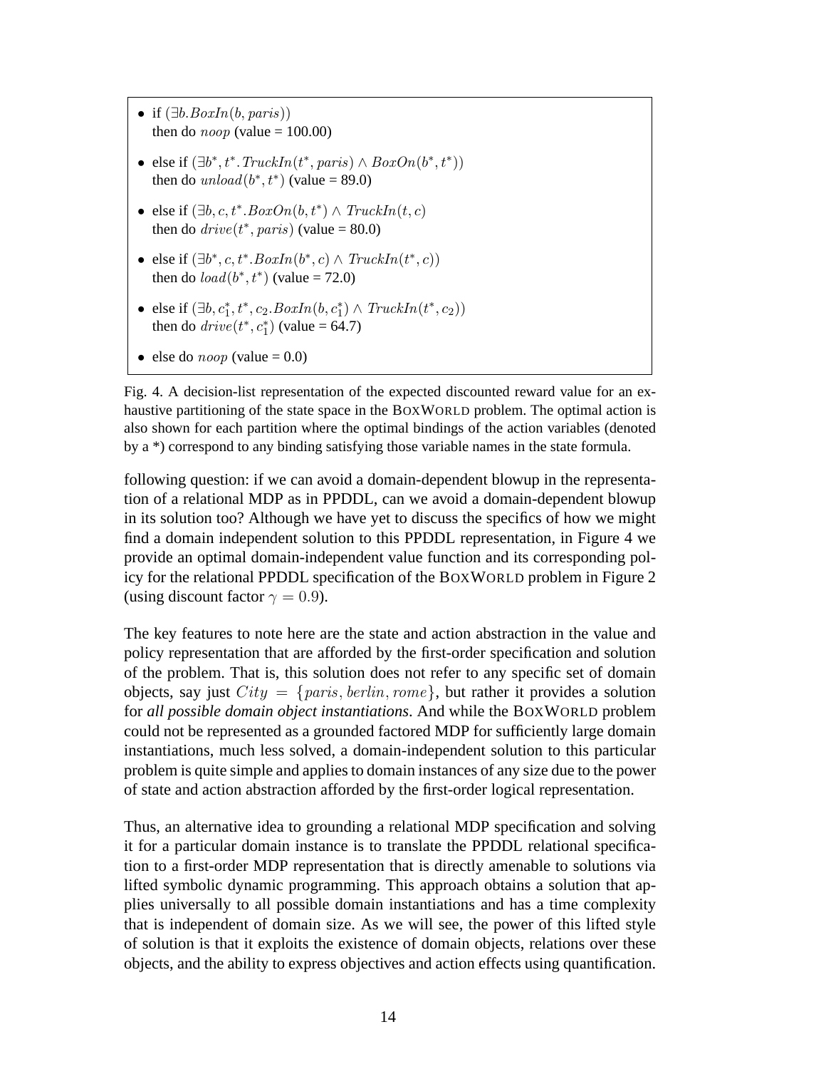- if $(\exists b.BoxIn(b, paris))$
  then do $noop$ (value = 100.00)
- else if $(\exists b^*, t^*.TruckIn(t^*, paris) \wedge BoxOn(b^*, t^*))$
  then do $unload(b^*, t^*)$ (value = 89.0)
- else if $(\exists b, c, t^*.BoxOn(b, t^*) \wedge TruckIn(t, c)$
  then do $drive(t^*, paris)$ (value = 80.0)
- else if $(\exists b^*, c, t^*.BoxIn(b^*, c) \wedge TruckIn(t^*, c))$
  then do $load(b^*, t^*)$ (value = 72.0)
- else if $(\exists b, c_1^*, t^*, c_2.BoxIn(b, c_1^*) \wedge TruckIn(t^*, c_2))$
  then do $drive(t^*, c_1^*)$ (value = 64.7)
- else do $noop$ (value = 0.0)

Fig. 4. A decision-list representation of the expected discounted reward value for an exhaustive partitioning of the state space in the BoxWorld problem. The optimal action is also shown for each partition where the optimal bindings of the action variables (denoted by a *) correspond to any binding satisfying those variable names in the state formula.

following question: if we can avoid a domain-dependent blowup in the representation of a relational MDP as in PPDDL, can we avoid a domain-dependent blowup in its solution too? Although we have yet to discuss the specifics of how we might find a domain independent solution to this PPDDL representation, in Figure 4 we provide an optimal domain-independent value function and its corresponding policy for the relational PPDDL specification of the BoxWorld problem in Figure 2 (using discount factor $\gamma = 0.9$).

The key features to note here are the state and action abstraction in the value and policy representation that are afforded by the first-order specification and solution of the problem. That is, this solution does not refer to any specific set of domain objects, say just $City = \{paris, berlin, rome\}$, but rather it provides a solution for *all possible domain object instantiations*. And while the BoxWorld problem could not be represented as a grounded factored MDP for sufficiently large domain instantiations, much less solved, a domain-independent solution to this particular problem is quite simple and applies to domain instances of any size due to the power of state and action abstraction afforded by the first-order logical representation.

Thus, an alternative idea to grounding a relational MDP specification and solving it for a particular domain instance is to translate the PPDDL relational specification to a first-order MDP representation that is directly amenable to solutions via lifted symbolic dynamic programming. This approach obtains a solution that applies universally to all possible domain instantiations and has a time complexity that is independent of domain size. As we will see, the power of this lifted style of solution is that it exploits the existence of domain objects, relations over these objects, and the ability to express objectives and action effects using quantification.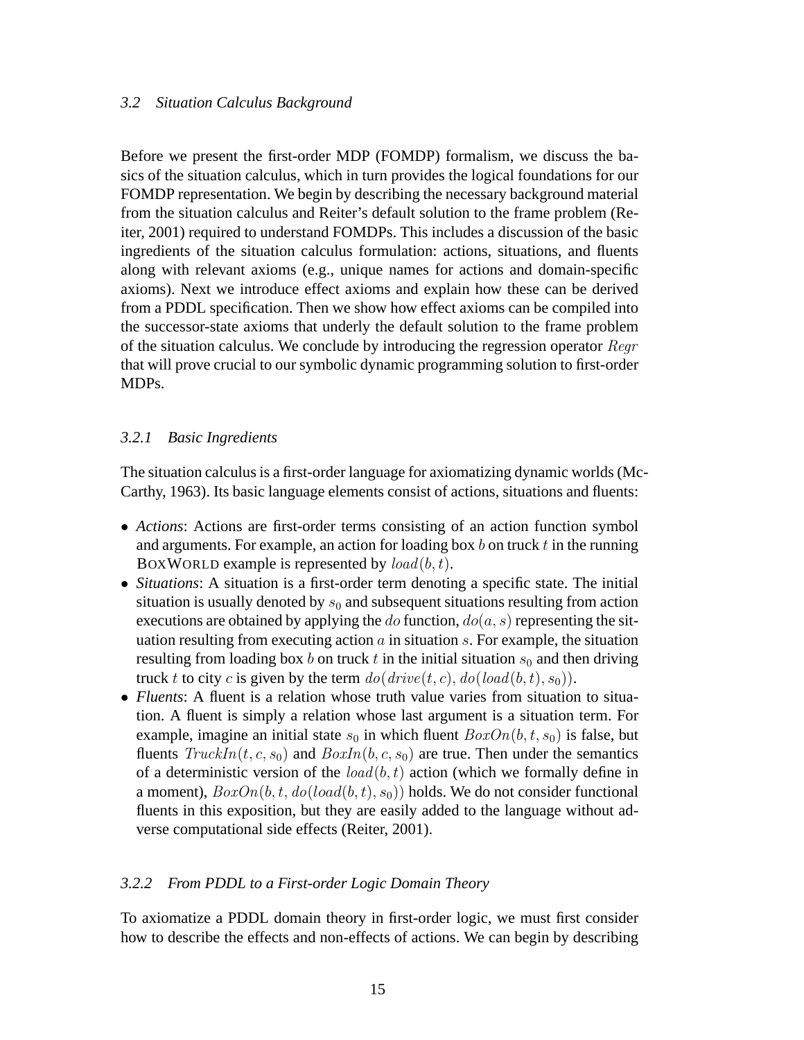### 3.2 Situation Calculus Background

Before we present the first-order MDP (FOMDP) formalism, we discuss the basics of the situation calculus, which in turn provides the logical foundations for our FOMDP representation. We begin by describing the necessary background material from the situation calculus and Reiter's default solution to the frame problem (Reiter, 2001) required to understand FOMDPs. This includes a discussion of the basic ingredients of the situation calculus formulation: actions, situations, and fluents along with relevant axioms (e.g., unique names for actions and domain-specific axioms). Next we introduce effect axioms and explain how these can be derived from a PDDL specification. Then we show how effect axioms can be compiled into the successor-state axioms that underly the default solution to the frame problem of the situation calculus. We conclude by introducing the regression operator $Regr$ that will prove crucial to our symbolic dynamic programming solution to first-order MDPs.

#### 3.2.1 Basic Ingredients

The situation calculus is a first-order language for axiomatizing dynamic worlds (McCarthy, 1963). Its basic language elements consist of actions, situations and fluents:

- *Actions*: Actions are first-order terms consisting of an action function symbol and arguments. For example, an action for loading box $b$ on truck $t$ in the running BOXWORLD example is represented by $load(b, t)$.
- *Situations*: A situation is a first-order term denoting a specific state. The initial situation is usually denoted by $s_0$ and subsequent situations resulting from action executions are obtained by applying the $do$ function, $do(a, s)$ representing the situation resulting from executing action $a$ in situation $s$. For example, the situation resulting from loading box $b$ on truck $t$ in the initial situation $s_0$ and then driving truck $t$ to city $c$ is given by the term $do(drive(t, c), do(load(b, t), s_0))$.
- *Fluents*: A fluent is a relation whose truth value varies from situation to situation. A fluent is simply a relation whose last argument is a situation term. For example, imagine an initial state $s_0$ in which fluent $BoxOn(b, t, s_0)$ is false, but fluents $TruckIn(t, c, s_0)$ and $BoxIn(b, c, s_0)$ are true. Then under the semantics of a deterministic version of the $load(b, t)$ action (which we formally define in a moment), $BoxOn(b, t, do(load(b, t), s_0))$ holds. We do not consider functional fluents in this exposition, but they are easily added to the language without adverse computational side effects (Reiter, 2001).

#### 3.2.2 From PDDL to a First-order Logic Domain Theory

To axiomatize a PDDL domain theory in first-order logic, we must first consider how to describe the effects and non-effects of actions. We can begin by describing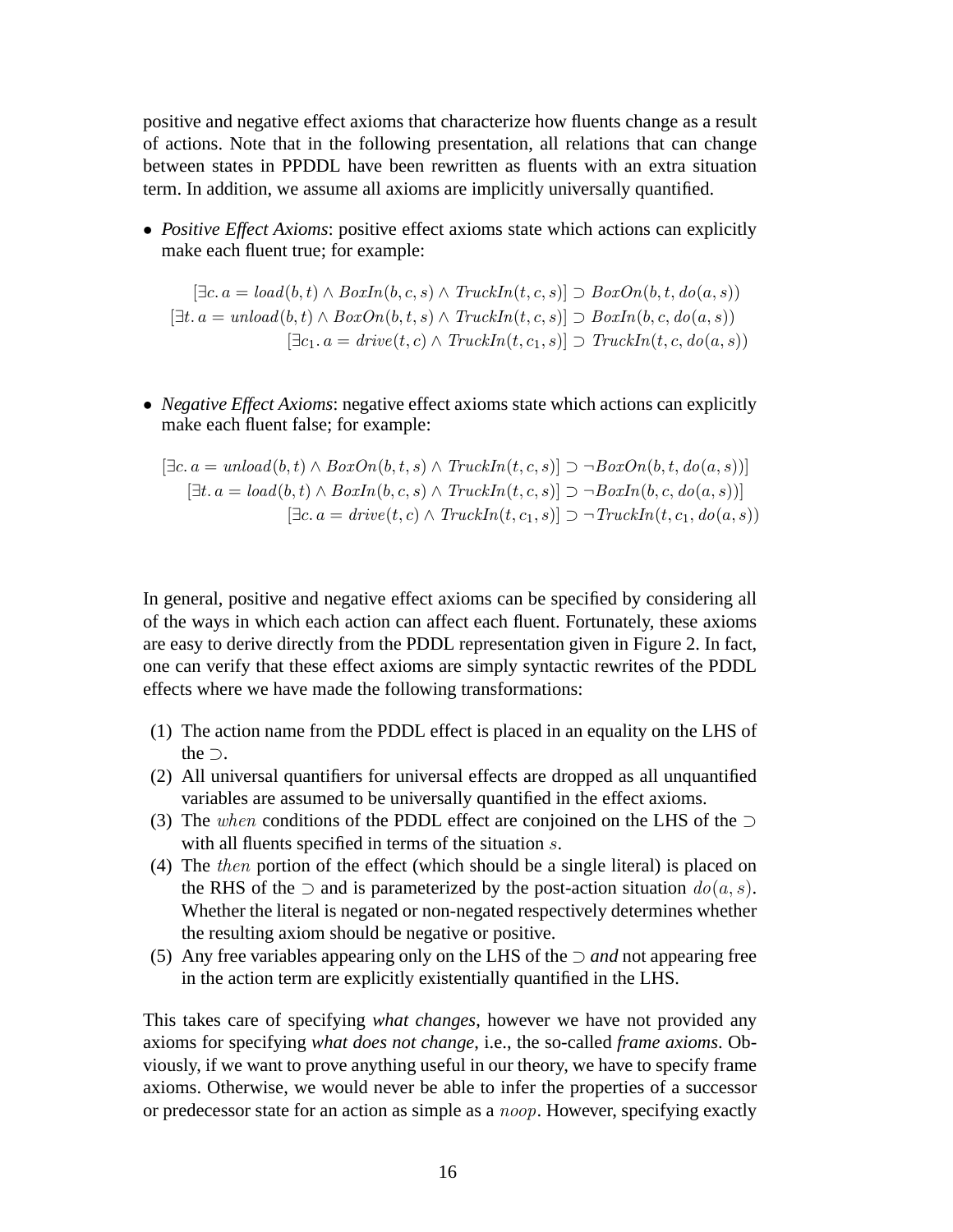positive and negative effect axioms that characterize how fluents change as a result of actions. Note that in the following presentation, all relations that can change between states in PPDDL have been rewritten as fluents with an extra situation term. In addition, we assume all axioms are implicitly universally quantified.

- *Positive Effect Axioms*: positive effect axioms state which actions can explicitly make each fluent true; for example:

$$[\exists c.\, a = \mathit{load}(b,t) \wedge \mathit{BoxIn}(b,c,s) \wedge \mathit{TruckIn}(t,c,s)] \supset \mathit{BoxOn}(b,t,do(a,s))$$
$$[\exists t.\, a = \mathit{unload}(b,t) \wedge \mathit{BoxOn}(b,t,s) \wedge \mathit{TruckIn}(t,c,s)] \supset \mathit{BoxIn}(b,c,do(a,s))$$
$$[\exists c_1.\, a = \mathit{drive}(t,c) \wedge \mathit{TruckIn}(t,c_1,s)] \supset \mathit{TruckIn}(t,c,do(a,s))$$

- *Negative Effect Axioms*: negative effect axioms state which actions can explicitly make each fluent false; for example:

$$[\exists c.\, a = \mathit{unload}(b,t) \wedge \mathit{BoxOn}(b,t,s) \wedge \mathit{TruckIn}(t,c,s)] \supset \neg \mathit{BoxOn}(b,t,do(a,s))]$$
$$[\exists t.\, a = \mathit{load}(b,t) \wedge \mathit{BoxIn}(b,c,s) \wedge \mathit{TruckIn}(t,c,s)] \supset \neg \mathit{BoxIn}(b,c,do(a,s))]$$
$$[\exists c.\, a = \mathit{drive}(t,c) \wedge \mathit{TruckIn}(t,c_1,s)] \supset \neg \mathit{TruckIn}(t,c_1,do(a,s))$$

In general, positive and negative effect axioms can be specified by considering all of the ways in which each action can affect each fluent. Fortunately, these axioms are easy to derive directly from the PDDL representation given in Figure 2. In fact, one can verify that these effect axioms are simply syntactic rewrites of the PDDL effects where we have made the following transformations:

(1) The action name from the PDDL effect is placed in an equality on the LHS of the $\supset$.
(2) All universal quantifiers for universal effects are dropped as all unquantified variables are assumed to be universally quantified in the effect axioms.
(3) The $when$ conditions of the PDDL effect are conjoined on the LHS of the $\supset$ with all fluents specified in terms of the situation $s$.
(4) The $then$ portion of the effect (which should be a single literal) is placed on the RHS of the $\supset$ and is parameterized by the post-action situation $do(a,s)$. Whether the literal is negated or non-negated respectively determines whether the resulting axiom should be negative or positive.
(5) Any free variables appearing only on the LHS of the $\supset$ *and* not appearing free in the action term are explicitly existentially quantified in the LHS.

This takes care of specifying *what changes*, however we have not provided any axioms for specifying *what does not change*, i.e., the so-called *frame axioms*. Obviously, if we want to prove anything useful in our theory, we have to specify frame axioms. Otherwise, we would never be able to infer the properties of a successor or predecessor state for an action as simple as a $noop$. However, specifying exactly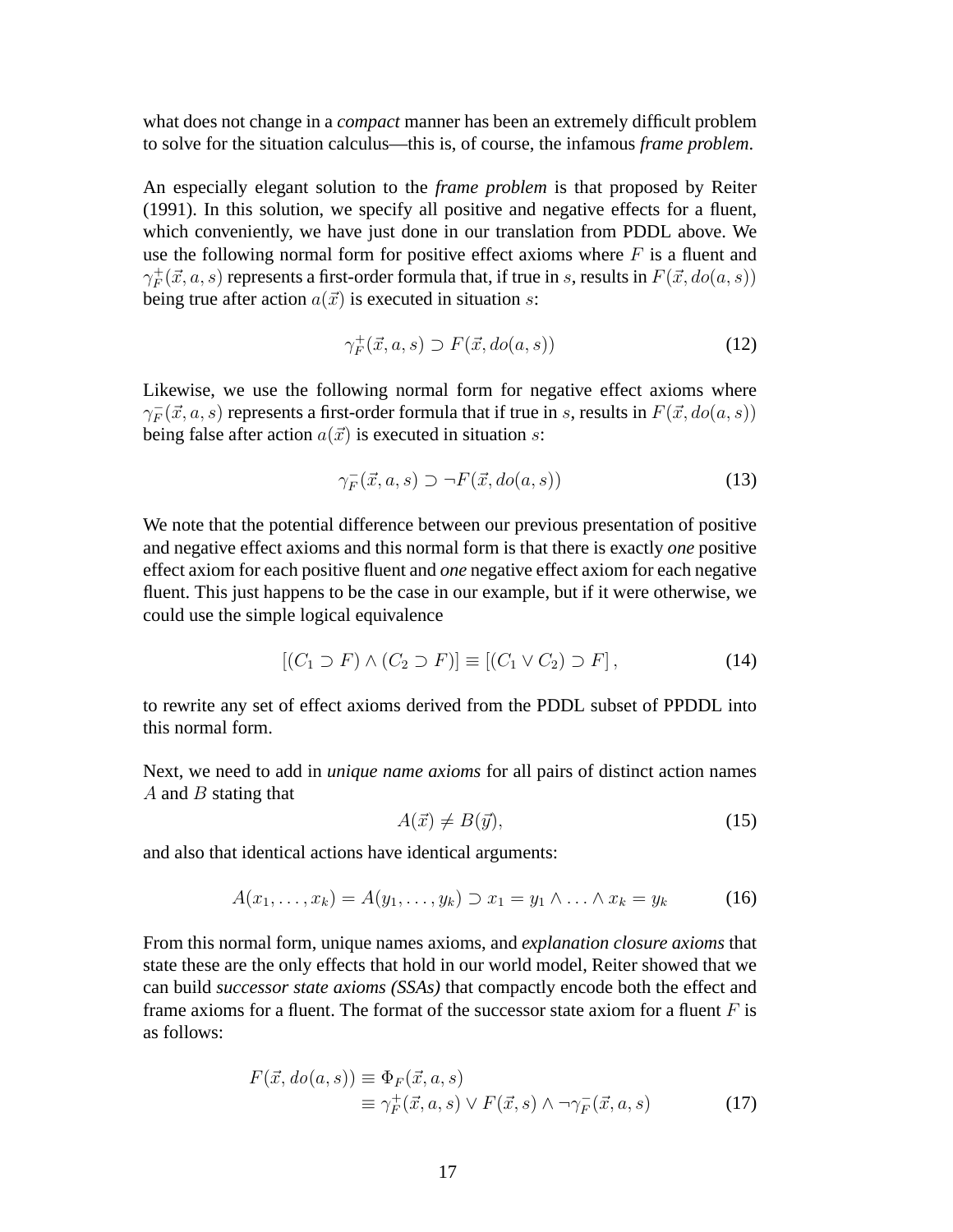what does not change in a *compact* manner has been an extremely difficult problem to solve for the situation calculus—this is, of course, the infamous *frame problem*.

An especially elegant solution to the *frame problem* is that proposed by Reiter (1991). In this solution, we specify all positive and negative effects for a fluent, which conveniently, we have just done in our translation from PDDL above. We use the following normal form for positive effect axioms where $F$ is a fluent and $\gamma_F^+(\vec{x}, a, s)$ represents a first-order formula that, if true in $s$, results in $F(\vec{x}, do(a, s))$ being true after action $a(\vec{x})$ is executed in situation $s$:

$$\gamma_F^+(\vec{x}, a, s) \supset F(\vec{x}, do(a, s)) \tag{12}$$

Likewise, we use the following normal form for negative effect axioms where $\gamma_F^-(\vec{x}, a, s)$ represents a first-order formula that if true in $s$, results in $F(\vec{x}, do(a, s))$ being false after action $a(\vec{x})$ is executed in situation $s$:

$$\gamma_F^-(\vec{x}, a, s) \supset \neg F(\vec{x}, do(a, s)) \tag{13}$$

We note that the potential difference between our previous presentation of positive and negative effect axioms and this normal form is that there is exactly *one* positive effect axiom for each positive fluent and *one* negative effect axiom for each negative fluent. This just happens to be the case in our example, but if it were otherwise, we could use the simple logical equivalence

$$[(C_1 \supset F) \land (C_2 \supset F)] \equiv [(C_1 \lor C_2) \supset F], \tag{14}$$

to rewrite any set of effect axioms derived from the PDDL subset of PPDDL into this normal form.

Next, we need to add in *unique name axioms* for all pairs of distinct action names $A$ and $B$ stating that

$$A(\vec{x}) \neq B(\vec{y}), \tag{15}$$

and also that identical actions have identical arguments:

$$A(x_1, \ldots, x_k) = A(y_1, \ldots, y_k) \supset x_1 = y_1 \land \ldots \land x_k = y_k \tag{16}$$

From this normal form, unique names axioms, and *explanation closure axioms* that state these are the only effects that hold in our world model, Reiter showed that we can build *successor state axioms (SSAs)* that compactly encode both the effect and frame axioms for a fluent. The format of the successor state axiom for a fluent $F$ is as follows:

$$\begin{aligned} F(\vec{x}, do(a, s)) &\equiv \Phi_F(\vec{x}, a, s) \\ &\equiv \gamma_F^+(\vec{x}, a, s) \lor F(\vec{x}, s) \land \neg\gamma_F^-(\vec{x}, a, s) \end{aligned} \tag{17}$$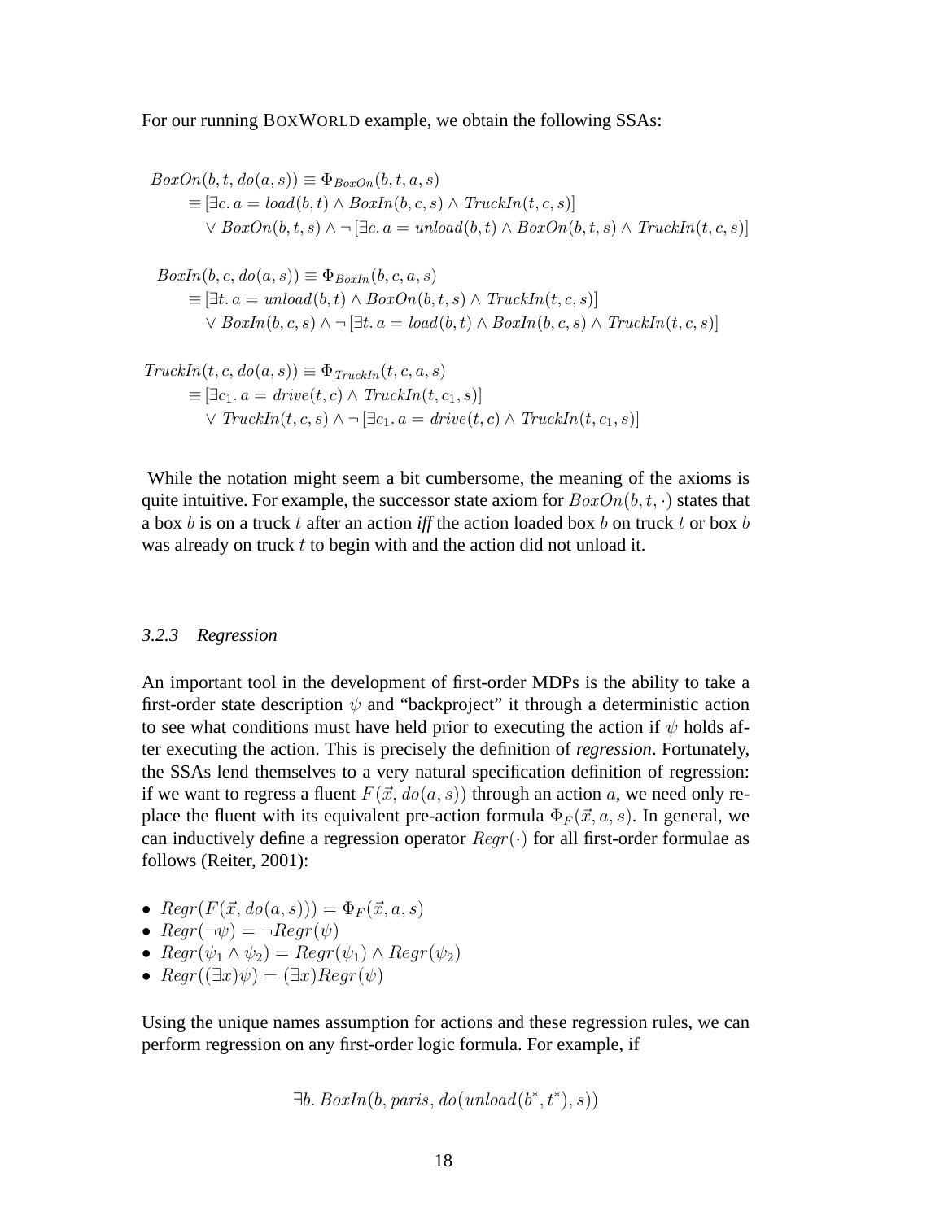For our running BOXWORLD example, we obtain the following SSAs:

$$
\begin{aligned}
BoxOn(b,t,do(a,s)) &\equiv \Phi_{BoxOn}(b,t,a,s) \\
&\equiv [\exists c.\, a = load(b,t) \wedge BoxIn(b,c,s) \wedge TruckIn(t,c,s)] \\
&\quad \vee BoxOn(b,t,s) \wedge \neg\, [\exists c.\, a = unload(b,t) \wedge BoxOn(b,t,s) \wedge TruckIn(t,c,s)]
\end{aligned}
$$

$$
\begin{aligned}
BoxIn(b,c,do(a,s)) &\equiv \Phi_{BoxIn}(b,c,a,s) \\
&\equiv [\exists t.\, a = unload(b,t) \wedge BoxOn(b,t,s) \wedge TruckIn(t,c,s)] \\
&\quad \vee BoxIn(b,c,s) \wedge \neg\, [\exists t.\, a = load(b,t) \wedge BoxIn(b,c,s) \wedge TruckIn(t,c,s)]
\end{aligned}
$$

$$
\begin{aligned}
TruckIn(t,c,do(a,s)) &\equiv \Phi_{TruckIn}(t,c,a,s) \\
&\equiv [\exists c_1.\, a = drive(t,c) \wedge TruckIn(t,c_1,s)] \\
&\quad \vee TruckIn(t,c,s) \wedge \neg\, [\exists c_1.\, a = drive(t,c) \wedge TruckIn(t,c_1,s)]
\end{aligned}
$$

While the notation might seem a bit cumbersome, the meaning of the axioms is quite intuitive. For example, the successor state axiom for $BoxOn(b,t,\cdot)$ states that a box $b$ is on a truck $t$ after an action *iff* the action loaded box $b$ on truck $t$ or box $b$ was already on truck $t$ to begin with and the action did not unload it.

### 3.2.3 Regression

An important tool in the development of first-order MDPs is the ability to take a first-order state description $\psi$ and "backproject" it through a deterministic action to see what conditions must have held prior to executing the action if $\psi$ holds after executing the action. This is precisely the definition of *regression*. Fortunately, the SSAs lend themselves to a very natural specification definition of regression: if we want to regress a fluent $F(\vec{x}, do(a,s))$ through an action $a$, we need only replace the fluent with its equivalent pre-action formula $\Phi_F(\vec{x}, a, s)$. In general, we can inductively define a regression operator $Regr(\cdot)$ for all first-order formulae as follows (Reiter, 2001):

- $Regr(F(\vec{x}, do(a,s))) = \Phi_F(\vec{x}, a, s)$
- $Regr(\neg\psi) = \neg Regr(\psi)$
- $Regr(\psi_1 \wedge \psi_2) = Regr(\psi_1) \wedge Regr(\psi_2)$
- $Regr((\exists x)\psi) = (\exists x) Regr(\psi)$

Using the unique names assumption for actions and these regression rules, we can perform regression on any first-order logic formula. For example, if

$$\exists b.\, BoxIn(b, paris, do(unload(b^*, t^*), s))$$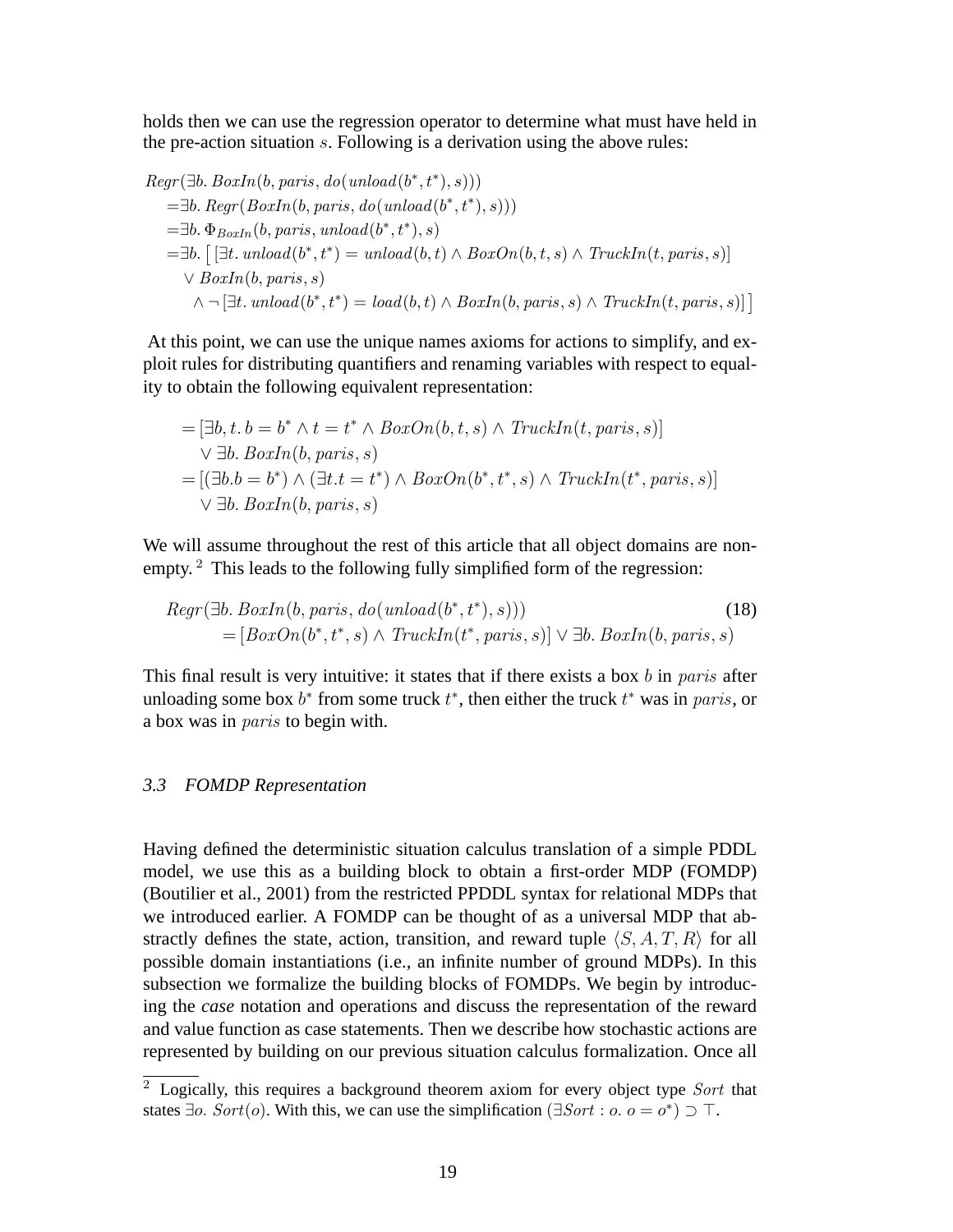holds then we can use the regression operator to determine what must have held in the pre-action situation $s$. Following is a derivation using the above rules:

$$
\begin{aligned}
& Regr(\exists b.\, BoxIn(b, paris, do(unload(b^*, t^*), s))) \\
& \quad = \exists b.\, Regr(BoxIn(b, paris, do(unload(b^*, t^*), s))) \\
& \quad = \exists b.\, \Phi_{BoxIn}(b, paris, unload(b^*, t^*), s) \\
& \quad = \exists b.\, \big[\, [\exists t.\, unload(b^*, t^*) = unload(b, t) \wedge BoxOn(b, t, s) \wedge TruckIn(t, paris, s)] \\
& \qquad \vee BoxIn(b, paris, s) \\
& \qquad\quad \wedge \neg\, [\exists t.\, unload(b^*, t^*) = load(b, t) \wedge BoxIn(b, paris, s) \wedge TruckIn(t, paris, s)]\, \big]
\end{aligned}
$$

At this point, we can use the unique names axioms for actions to simplify, and exploit rules for distributing quantifiers and renaming variables with respect to equality to obtain the following equivalent representation:

$$
\begin{aligned}
& = [\exists b, t.\, b = b^* \wedge t = t^* \wedge BoxOn(b, t, s) \wedge TruckIn(t, paris, s)] \\
& \quad \vee \exists b.\, BoxIn(b, paris, s) \\
& = [(\exists b. b = b^*) \wedge (\exists t. t = t^*) \wedge BoxOn(b^*, t^*, s) \wedge TruckIn(t^*, paris, s)] \\
& \quad \vee \exists b.\, BoxIn(b, paris, s)
\end{aligned}
$$

We will assume throughout the rest of this article that all object domains are non-empty.[2] This leads to the following fully simplified form of the regression:

$$
\begin{aligned}
& Regr(\exists b.\, BoxIn(b, paris, do(unload(b^*, t^*), s))) \\
& \qquad = [BoxOn(b^*, t^*, s) \wedge TruckIn(t^*, paris, s)] \vee \exists b.\, BoxIn(b, paris, s)
\end{aligned}
\tag{18}
$$

This final result is very intuitive: it states that if there exists a box $b$ in $paris$ after unloading some box $b^*$ from some truck $t^*$, then either the truck $t^*$ was in $paris$, or a box was in $paris$ to begin with.

### 3.3 FOMDP Representation

Having defined the deterministic situation calculus translation of a simple PDDL model, we use this as a building block to obtain a first-order MDP (FOMDP) (Boutilier et al., 2001) from the restricted PPDDL syntax for relational MDPs that we introduced earlier. A FOMDP can be thought of as a universal MDP that abstractly defines the state, action, transition, and reward tuple $\langle S, A, T, R \rangle$ for all possible domain instantiations (i.e., an infinite number of ground MDPs). In this subsection we formalize the building blocks of FOMDPs. We begin by introducing the *case* notation and operations and discuss the representation of the reward and value function as case statements. Then we describe how stochastic actions are represented by building on our previous situation calculus formalization. Once all

[2] Logically, this requires a background theorem axiom for every object type $Sort$ that states $\exists o.\ Sort(o)$. With this, we can use the simplification $(\exists Sort : o.\ o = o^*) \supset \top$.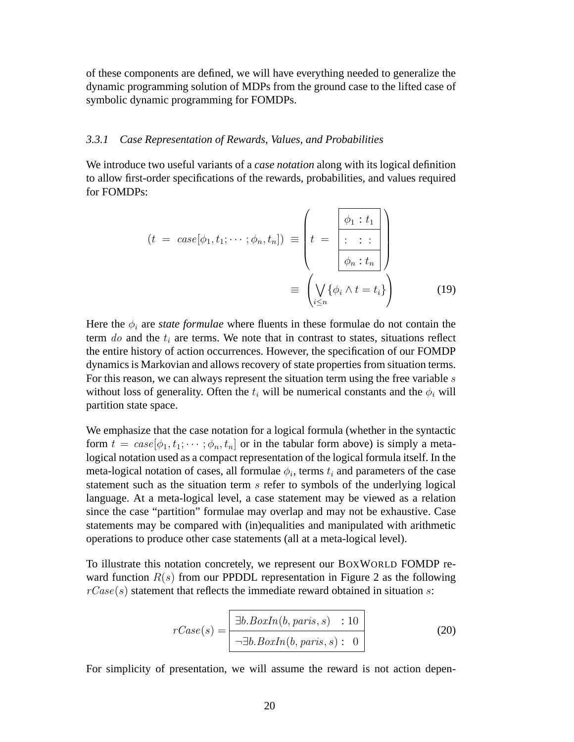of these components are defined, we will have everything needed to generalize the dynamic programming solution of MDPs from the ground case to the lifted case of symbolic dynamic programming for FOMDPs.

#### 3.3.1 Case Representation of Rewards, Values, and Probabilities

We introduce two useful variants of a *case notation* along with its logical definition to allow first-order specifications of the rewards, probabilities, and values required for FOMDPs:

$$
\begin{aligned}
(t \ = \ case[\phi_1, t_1; \cdots ; \phi_n, t_n]) \ &\equiv \left( t \ = \ \begin{array}{|c|} \hline \phi_1 : t_1 \\ \hline : \ \ : \ : \\ \hline \phi_n : t_n \\ \hline \end{array} \right) \\
&\equiv \left( \bigvee_{i \leq n} \{ \phi_i \wedge t = t_i \} \right)
\end{aligned}
\tag{19}
$$

Here the $\phi_i$ are *state formulae* where fluents in these formulae do not contain the term $do$ and the $t_i$ are terms. We note that in contrast to states, situations reflect the entire history of action occurrences. However, the specification of our FOMDP dynamics is Markovian and allows recovery of state properties from situation terms. For this reason, we can always represent the situation term using the free variable $s$ without loss of generality. Often the $t_i$ will be numerical constants and the $\phi_i$ will partition state space.

We emphasize that the case notation for a logical formula (whether in the syntactic form $t = case[\phi_1, t_1; \cdots ; \phi_n, t_n]$ or in the tabular form above) is simply a meta-logical notation used as a compact representation of the logical formula itself. In the meta-logical notation of cases, all formulae $\phi_i$, terms $t_i$ and parameters of the case statement such as the situation term $s$ refer to symbols of the underlying logical language. At a meta-logical level, a case statement may be viewed as a relation since the case "partition" formulae may overlap and may not be exhaustive. Case statements may be compared with (in)equalities and manipulated with arithmetic operations to produce other case statements (all at a meta-logical level).

To illustrate this notation concretely, we represent our BoxWorld FOMDP reward function $R(s)$ from our PPDDL representation in Figure 2 as the following $rCase(s)$ statement that reflects the immediate reward obtained in situation $s$:

$$
rCase(s) = \begin{array}{|ll|} \hline \exists b.BoxIn(b, paris, s) & : 10 \\ \hline \neg \exists b.BoxIn(b, paris, s) : & 0 \\ \hline \end{array}
\tag{20}
$$

For simplicity of presentation, we will assume the reward is not action depen-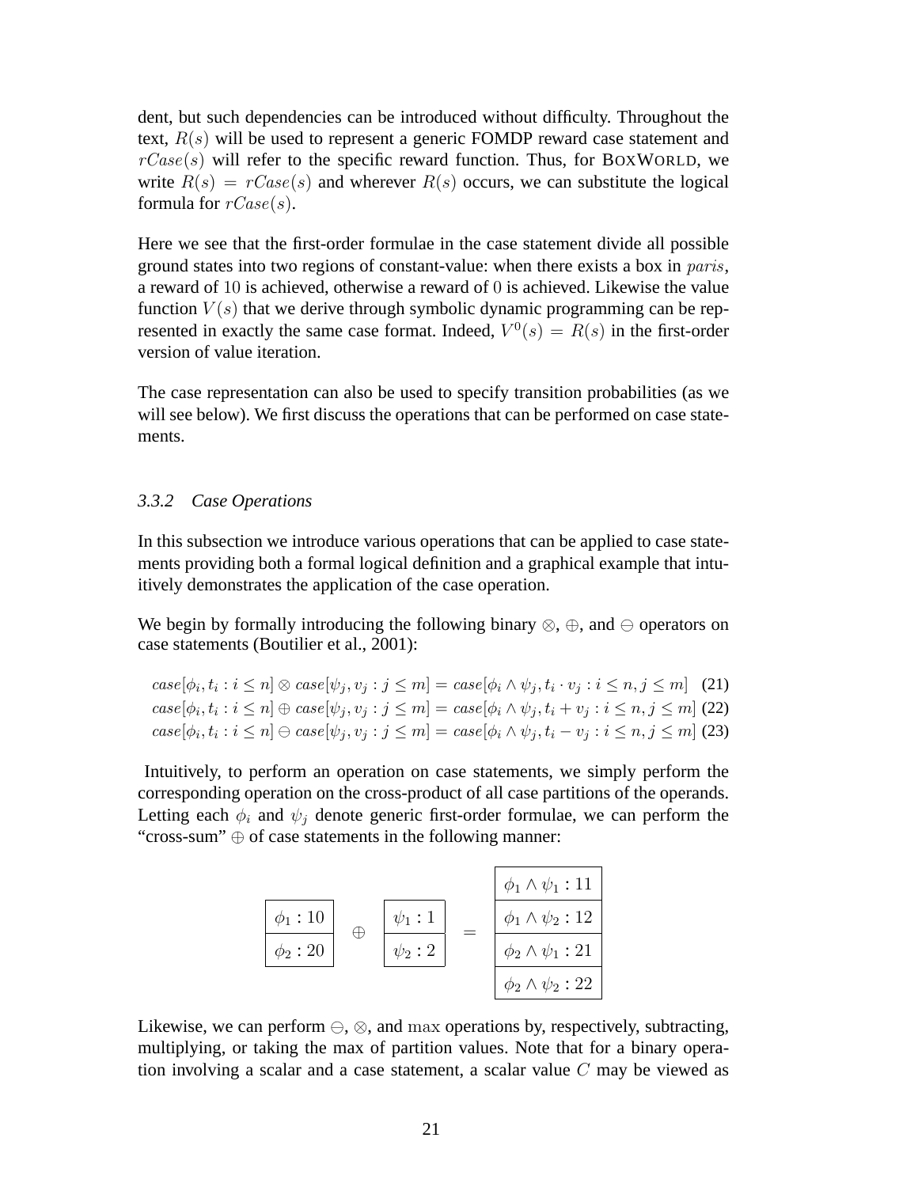dent, but such dependencies can be introduced without difficulty. Throughout the text, $R(s)$ will be used to represent a generic FOMDP reward case statement and $rCase(s)$ will refer to the specific reward function. Thus, for BOXWORLD, we write $R(s) = rCase(s)$ and wherever $R(s)$ occurs, we can substitute the logical formula for $rCase(s)$.

Here we see that the first-order formulae in the case statement divide all possible ground states into two regions of constant-value: when there exists a box in $paris$, a reward of $10$ is achieved, otherwise a reward of $0$ is achieved. Likewise the value function $V(s)$ that we derive through symbolic dynamic programming can be represented in exactly the same case format. Indeed, $V^0(s) = R(s)$ in the first-order version of value iteration.

The case representation can also be used to specify transition probabilities (as we will see below). We first discuss the operations that can be performed on case statements.

### *3.3.2 Case Operations*

In this subsection we introduce various operations that can be applied to case statements providing both a formal logical definition and a graphical example that intuitively demonstrates the application of the case operation.

We begin by formally introducing the following binary $\otimes$, $\oplus$, and $\ominus$ operators on case statements (Boutilier et al., 2001):

$$case[\phi_i, t_i : i \leq n] \otimes case[\psi_j, v_j : j \leq m] = case[\phi_i \wedge \psi_j, t_i \cdot v_j : i \leq n, j \leq m] \quad (21)$$

$$case[\phi_i, t_i : i \leq n] \oplus case[\psi_j, v_j : j \leq m] = case[\phi_i \wedge \psi_j, t_i + v_j : i \leq n, j \leq m] \quad (22)$$

$$case[\phi_i, t_i : i \leq n] \ominus case[\psi_j, v_j : j \leq m] = case[\phi_i \wedge \psi_j, t_i - v_j : i \leq n, j \leq m] \quad (23)$$

Intuitively, to perform an operation on case statements, we simply perform the corresponding operation on the cross-product of all case partitions of the operands. Letting each $\phi_i$ and $\psi_j$ denote generic first-order formulae, we can perform the "cross-sum" $\oplus$ of case statements in the following manner:

$$\begin{array}{|c|}\hline \phi_1 : 10 \\ \hline \phi_2 : 20 \\ \hline \end{array} \;\oplus\; \begin{array}{|c|}\hline \psi_1 : 1 \\ \hline \psi_2 : 2 \\ \hline \end{array} \;=\; \begin{array}{|c|}\hline \phi_1 \wedge \psi_1 : 11 \\ \hline \phi_1 \wedge \psi_2 : 12 \\ \hline \phi_2 \wedge \psi_1 : 21 \\ \hline \phi_2 \wedge \psi_2 : 22 \\ \hline \end{array}$$

Likewise, we can perform $\ominus$, $\otimes$, and $\max$ operations by, respectively, subtracting, multiplying, or taking the max of partition values. Note that for a binary operation involving a scalar and a case statement, a scalar value $C$ may be viewed as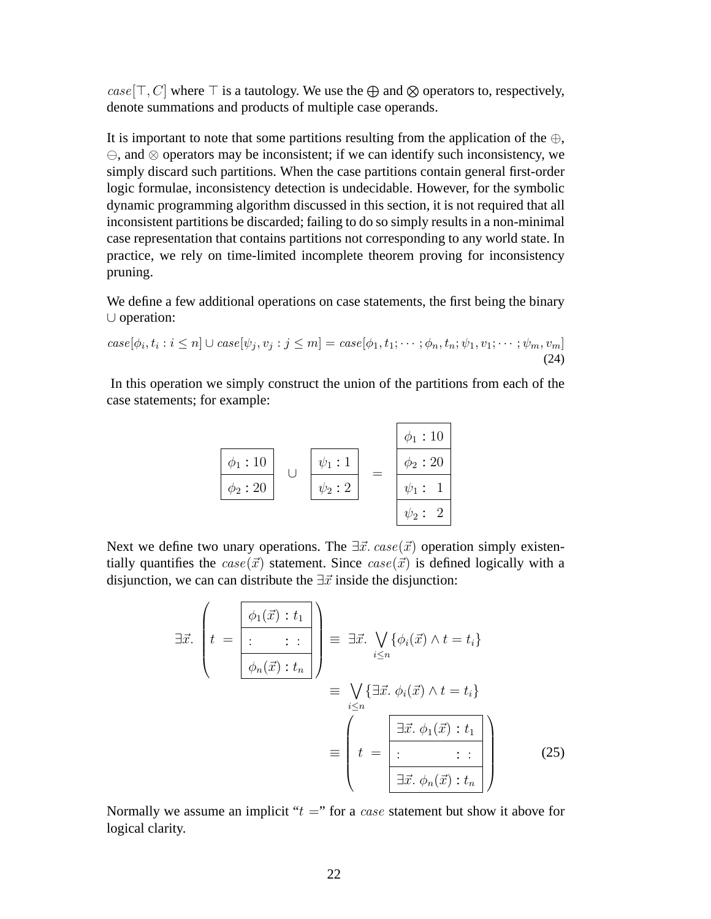$case[\top, C]$ where $\top$ is a tautology. We use the $\bigoplus$ and $\bigotimes$ operators to, respectively, denote summations and products of multiple case operands.

It is important to note that some partitions resulting from the application of the $\oplus$, $\ominus$, and $\otimes$ operators may be inconsistent; if we can identify such inconsistency, we simply discard such partitions. When the case partitions contain general first-order logic formulae, inconsistency detection is undecidable. However, for the symbolic dynamic programming algorithm discussed in this section, it is not required that all inconsistent partitions be discarded; failing to do so simply results in a non-minimal case representation that contains partitions not corresponding to any world state. In practice, we rely on time-limited incomplete theorem proving for inconsistency pruning.

We define a few additional operations on case statements, the first being the binary $\cup$ operation:

$$case[\phi_i, t_i : i \leq n] \cup case[\psi_j, v_j : j \leq m] = case[\phi_1, t_1; \cdots ; \phi_n, t_n; \psi_1, v_1; \cdots ; \psi_m, v_m] \tag{24}$$

In this operation we simply construct the union of the partitions from each of the case statements; for example:

$$\begin{array}{|c|}\hline \phi_1 : 10 \\ \hline \phi_2 : 20 \\ \hline \end{array} \quad \cup \quad \begin{array}{|c|}\hline \psi_1 : 1 \\ \hline \psi_2 : 2 \\ \hline \end{array} \quad = \quad \begin{array}{|c|}\hline \phi_1 : 10 \\ \hline \phi_2 : 20 \\ \hline \psi_1 : \;\; 1 \\ \hline \psi_2 : \;\; 2 \\ \hline \end{array}$$

Next we define two unary operations. The $\exists \vec{x}.\, case(\vec{x})$ operation simply existentially quantifies the $case(\vec{x})$ statement. Since $case(\vec{x})$ is defined logically with a disjunction, we can can distribute the $\exists \vec{x}$ inside the disjunction:

$$\begin{aligned}
\exists \vec{x}. \left( t \;=\; \begin{array}{|c|}\hline \phi_1(\vec{x}) : t_1 \\ \hline : \quad\quad : \; : \\ \hline \phi_n(\vec{x}) : t_n \\ \hline \end{array} \right) &\equiv \exists \vec{x}. \bigvee_{i \leq n} \{\phi_i(\vec{x}) \wedge t = t_i\} \\
&\equiv \bigvee_{i \leq n} \{\exists \vec{x}.\, \phi_i(\vec{x}) \wedge t = t_i\} \\
&\equiv \left( t \;=\; \begin{array}{|c|}\hline \exists \vec{x}.\, \phi_1(\vec{x}) : t_1 \\ \hline : \quad\quad\quad\quad : \; : \\ \hline \exists \vec{x}.\, \phi_n(\vec{x}) : t_n \\ \hline \end{array} \right)
\end{aligned} \tag{25}$$

Normally we assume an implicit "$t =$" for a $case$ statement but show it above for logical clarity.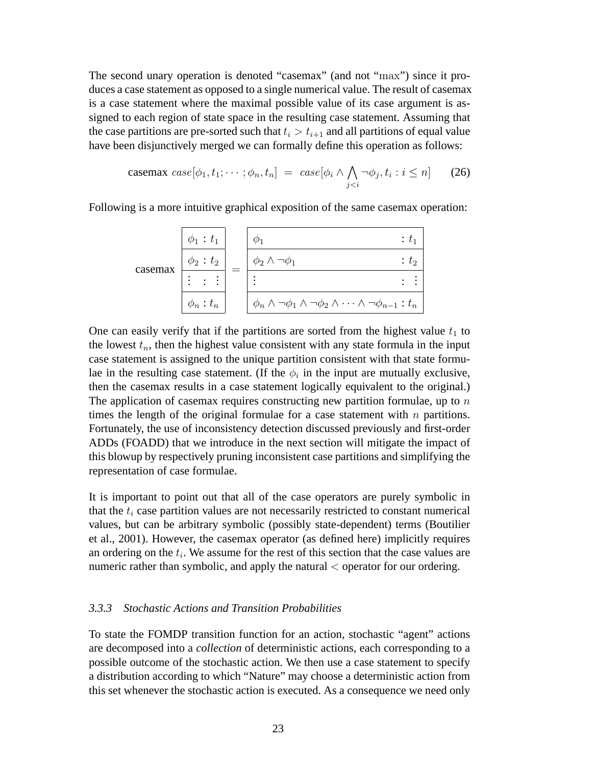The second unary operation is denoted "casemax" (and not "$\max$") since it produces a case statement as opposed to a single numerical value. The result of casemax is a case statement where the maximal possible value of its case argument is assigned to each region of state space in the resulting case statement. Assuming that the case partitions are pre-sorted such that $t_i > t_{i+1}$ and all partitions of equal value have been disjunctively merged we can formally define this operation as follows:

$$\text{casemax } case[\phi_1, t_1; \cdots ; \phi_n, t_n] \;=\; case[\phi_i \wedge \bigwedge_{j<i} \neg\phi_j, t_i : i \leq n] \qquad (26)$$

Following is a more intuitive graphical exposition of the same casemax operation:

$$\text{casemax} \; \begin{array}{|c|} \hline \phi_1 : t_1 \\ \hline \phi_2 : t_2 \\ \hline \vdots \;\; : \;\; \vdots \\ \hline \phi_n : t_n \\ \hline \end{array} \; = \; \begin{array}{|ll|} \hline \phi_1 & : t_1 \\ \hline \phi_2 \wedge \neg\phi_1 & : t_2 \\ \hline \vdots & : \vdots \\ \hline \phi_n \wedge \neg\phi_1 \wedge \neg\phi_2 \wedge \cdots \wedge \neg\phi_{n-1} & : t_n \\ \hline \end{array}$$

One can easily verify that if the partitions are sorted from the highest value $t_1$ to the lowest $t_n$, then the highest value consistent with any state formula in the input case statement is assigned to the unique partition consistent with that state formulae in the resulting case statement. (If the $\phi_i$ in the input are mutually exclusive, then the casemax results in a case statement logically equivalent to the original.) The application of casemax requires constructing new partition formulae, up to $n$ times the length of the original formulae for a case statement with $n$ partitions. Fortunately, the use of inconsistency detection discussed previously and first-order ADDs (FOADD) that we introduce in the next section will mitigate the impact of this blowup by respectively pruning inconsistent case partitions and simplifying the representation of case formulae.

It is important to point out that all of the case operators are purely symbolic in that the $t_i$ case partition values are not necessarily restricted to constant numerical values, but can be arbitrary symbolic (possibly state-dependent) terms (Boutilier et al., 2001). However, the casemax operator (as defined here) implicitly requires an ordering on the $t_i$. We assume for the rest of this section that the case values are numeric rather than symbolic, and apply the natural $<$ operator for our ordering.

#### *3.3.3 Stochastic Actions and Transition Probabilities*

To state the FOMDP transition function for an action, stochastic "agent" actions are decomposed into a *collection* of deterministic actions, each corresponding to a possible outcome of the stochastic action. We then use a case statement to specify a distribution according to which "Nature" may choose a deterministic action from this set whenever the stochastic action is executed. As a consequence we need only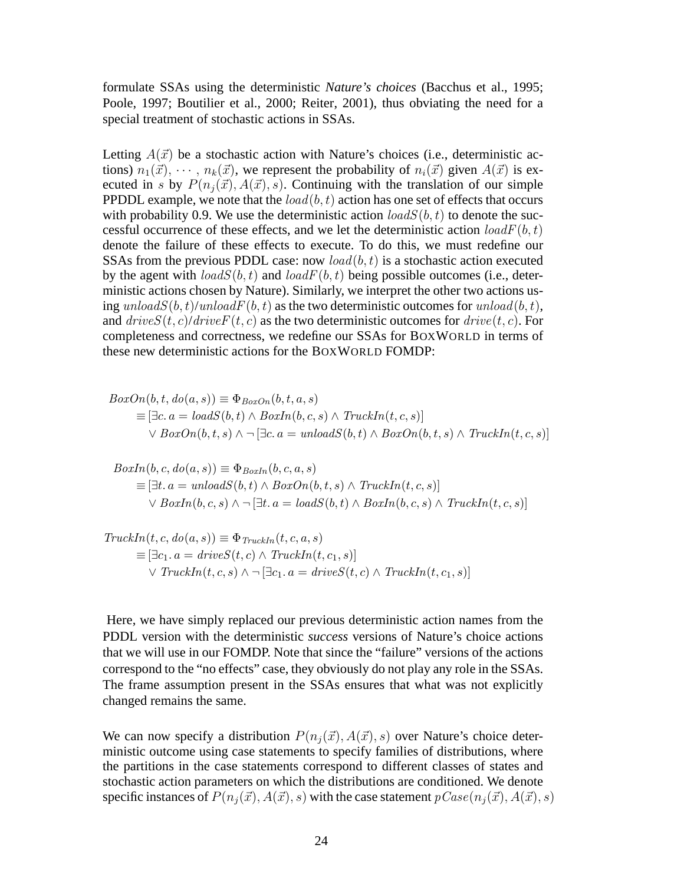formulate SSAs using the deterministic *Nature's choices* (Bacchus et al., 1995; Poole, 1997; Boutilier et al., 2000; Reiter, 2001), thus obviating the need for a special treatment of stochastic actions in SSAs.

Letting $A(\vec{x})$ be a stochastic action with Nature's choices (i.e., deterministic actions) $n_1(\vec{x}), \cdots, n_k(\vec{x})$, we represent the probability of $n_i(\vec{x})$ given $A(\vec{x})$ is executed in $s$ by $P(n_j(\vec{x}), A(\vec{x}), s)$. Continuing with the translation of our simple PPDDL example, we note that the $load(b, t)$ action has one set of effects that occurs with probability 0.9. We use the deterministic action $loadS(b, t)$ to denote the successful occurrence of these effects, and we let the deterministic action $loadF(b, t)$ denote the failure of these effects to execute. To do this, we must redefine our SSAs from the previous PDDL case: now $load(b, t)$ is a stochastic action executed by the agent with $loadS(b, t)$ and $loadF(b, t)$ being possible outcomes (i.e., deterministic actions chosen by Nature). Similarly, we interpret the other two actions using $unloadS(b, t)$/$unloadF(b, t)$ as the two deterministic outcomes for $unload(b, t)$, and $driveS(t, c)$/$driveF(t, c)$ as the two deterministic outcomes for $drive(t, c)$. For completeness and correctness, we redefine our SSAs for BoxWorld in terms of these new deterministic actions for the BoxWorld FOMDP:

$$
\begin{aligned}
&\mathit{BoxOn}(b,t,do(a,s)) \equiv \Phi_{\mathit{BoxOn}}(b,t,a,s)\\
&\quad \equiv [\exists c.\, a = \mathit{loadS}(b,t) \wedge \mathit{BoxIn}(b,c,s) \wedge \mathit{TruckIn}(t,c,s)]\\
&\quad\quad \vee \mathit{BoxOn}(b,t,s) \wedge \neg\, [\exists c.\, a = \mathit{unloadS}(b,t) \wedge \mathit{BoxOn}(b,t,s) \wedge \mathit{TruckIn}(t,c,s)]
\end{aligned}
$$

$$
\begin{aligned}
&\mathit{BoxIn}(b,c,do(a,s)) \equiv \Phi_{\mathit{BoxIn}}(b,c,a,s)\\
&\quad \equiv [\exists t.\, a = \mathit{unloadS}(b,t) \wedge \mathit{BoxOn}(b,t,s) \wedge \mathit{TruckIn}(t,c,s)]\\
&\quad\quad \vee \mathit{BoxIn}(b,c,s) \wedge \neg\, [\exists t.\, a = \mathit{loadS}(b,t) \wedge \mathit{BoxIn}(b,c,s) \wedge \mathit{TruckIn}(t,c,s)]
\end{aligned}
$$

$$
\begin{aligned}
&\mathit{TruckIn}(t,c,do(a,s)) \equiv \Phi_{\mathit{TruckIn}}(t,c,a,s)\\
&\quad \equiv [\exists c_1.\, a = \mathit{driveS}(t,c) \wedge \mathit{TruckIn}(t,c_1,s)]\\
&\quad\quad \vee \mathit{TruckIn}(t,c,s) \wedge \neg\, [\exists c_1.\, a = \mathit{driveS}(t,c) \wedge \mathit{TruckIn}(t,c_1,s)]
\end{aligned}
$$

Here, we have simply replaced our previous deterministic action names from the PDDL version with the deterministic *success* versions of Nature's choice actions that we will use in our FOMDP. Note that since the "failure" versions of the actions correspond to the "no effects" case, they obviously do not play any role in the SSAs. The frame assumption present in the SSAs ensures that what was not explicitly changed remains the same.

We can now specify a distribution $P(n_j(\vec{x}), A(\vec{x}), s)$ over Nature's choice deterministic outcome using case statements to specify families of distributions, where the partitions in the case statements correspond to different classes of states and stochastic action parameters on which the distributions are conditioned. We denote specific instances of $P(n_j(\vec{x}), A(\vec{x}), s)$ with the case statement $pCase(n_j(\vec{x}), A(\vec{x}), s)$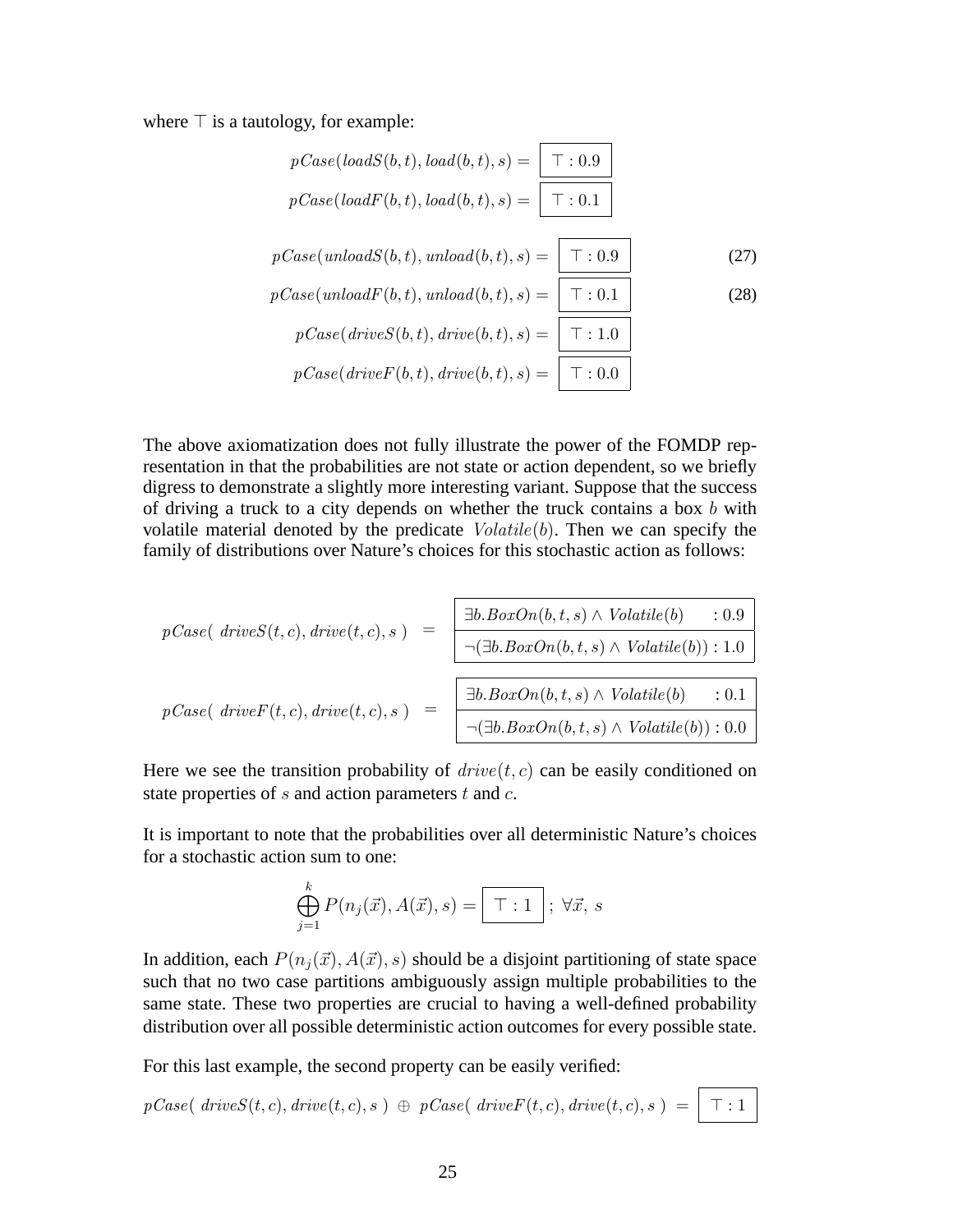where $\top$ is a tautology, for example:

$$pCase(loadS(b,t), load(b,t), s) = \boxed{\top : 0.9}$$

$$pCase(loadF(b,t), load(b,t), s) = \boxed{\top : 0.1}$$

$$pCase(unloadS(b,t), unload(b,t), s) = \boxed{\top : 0.9} \tag{27}$$

$$pCase(unloadF(b,t), unload(b,t), s) = \boxed{\top : 0.1} \tag{28}$$

$$pCase(driveS(b,t), drive(b,t), s) = \boxed{\top : 1.0}$$

$$pCase(driveF(b,t), drive(b,t), s) = \boxed{\top : 0.0}$$

The above axiomatization does not fully illustrate the power of the FOMDP representation in that the probabilities are not state or action dependent, so we briefly digress to demonstrate a slightly more interesting variant. Suppose that the success of driving a truck to a city depends on whether the truck contains a box $b$ with volatile material denoted by the predicate $Volatile(b)$. Then we can specify the family of distributions over Nature's choices for this stochastic action as follows:

$$pCase(\ driveS(t,c), drive(t,c), s\ ) \ = \ \begin{array}{|ll|}\hline \exists b.BoxOn(b,t,s) \wedge Volatile(b) & : 0.9 \\ \hline \neg(\exists b.BoxOn(b,t,s) \wedge Volatile(b)) & : 1.0 \\ \hline \end{array}$$

$$pCase(\ driveF(t,c), drive(t,c), s\ ) \ = \ \begin{array}{|ll|}\hline \exists b.BoxOn(b,t,s) \wedge Volatile(b) & : 0.1 \\ \hline \neg(\exists b.BoxOn(b,t,s) \wedge Volatile(b)) & : 0.0 \\ \hline \end{array}$$

Here we see the transition probability of $drive(t,c)$ can be easily conditioned on state properties of $s$ and action parameters $t$ and $c$.

It is important to note that the probabilities over all deterministic Nature's choices for a stochastic action sum to one:

$$\bigoplus_{j=1}^{k} P(n_j(\vec{x}), A(\vec{x}), s) = \boxed{\top : 1}\ ;\ \forall \vec{x},\ s$$

In addition, each $P(n_j(\vec{x}), A(\vec{x}), s)$ should be a disjoint partitioning of state space such that no two case partitions ambiguously assign multiple probabilities to the same state. These two properties are crucial to having a well-defined probability distribution over all possible deterministic action outcomes for every possible state.

For this last example, the second property can be easily verified:

$$pCase(\ driveS(t,c), drive(t,c), s\ ) \ \oplus \ pCase(\ driveF(t,c), drive(t,c), s\ ) \ = \ \boxed{\top : 1}$$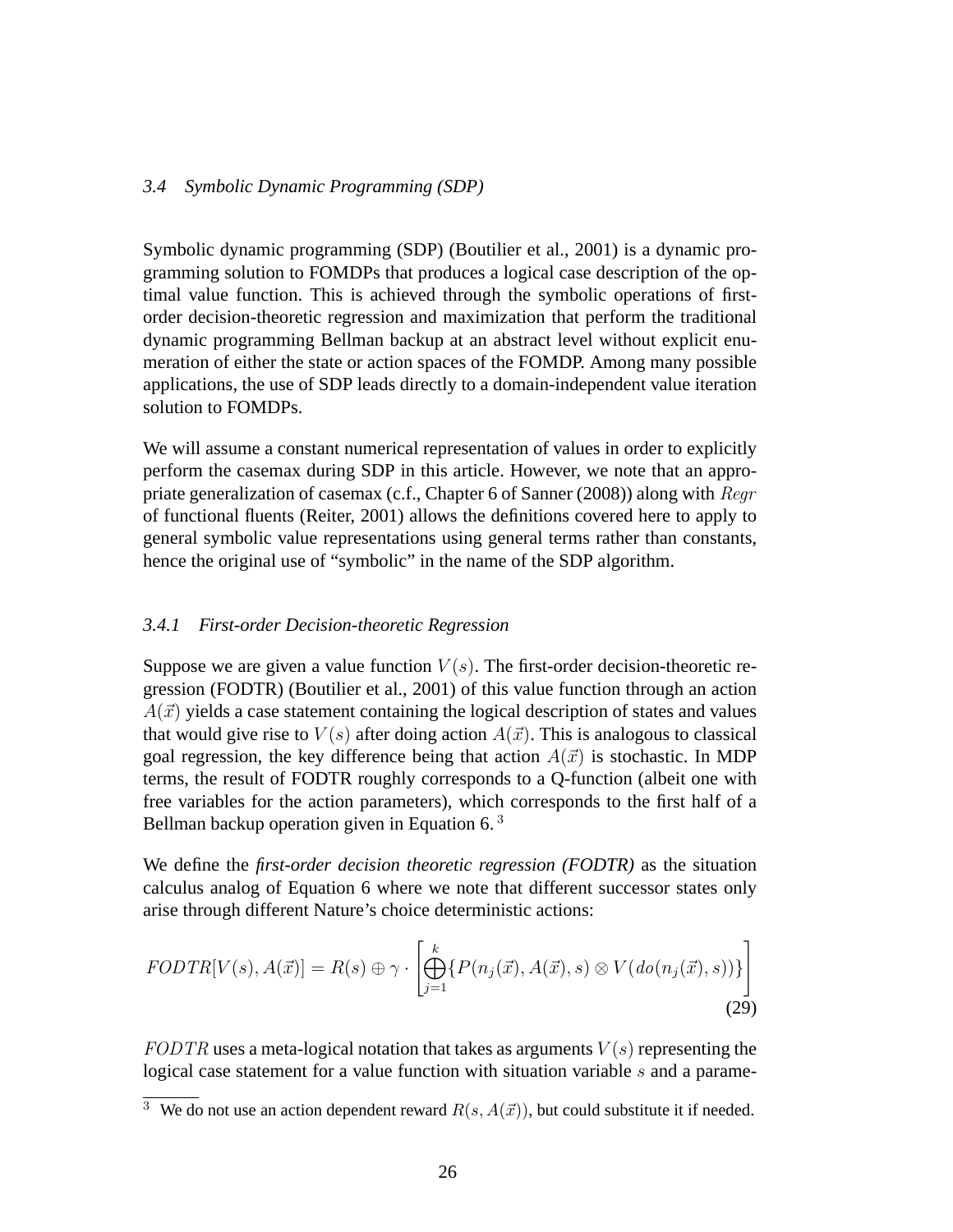### 3.4 Symbolic Dynamic Programming (SDP)

Symbolic dynamic programming (SDP) (Boutilier et al., 2001) is a dynamic programming solution to FOMDPs that produces a logical case description of the optimal value function. This is achieved through the symbolic operations of first-order decision-theoretic regression and maximization that perform the traditional dynamic programming Bellman backup at an abstract level without explicit enumeration of either the state or action spaces of the FOMDP. Among many possible applications, the use of SDP leads directly to a domain-independent value iteration solution to FOMDPs.

We will assume a constant numerical representation of values in order to explicitly perform the casemax during SDP in this article. However, we note that an appropriate generalization of casemax (c.f., Chapter 6 of Sanner (2008)) along with $Regr$ of functional fluents (Reiter, 2001) allows the definitions covered here to apply to general symbolic value representations using general terms rather than constants, hence the original use of "symbolic" in the name of the SDP algorithm.

#### 3.4.1 First-order Decision-theoretic Regression

Suppose we are given a value function $V(s)$. The first-order decision-theoretic regression (FODTR) (Boutilier et al., 2001) of this value function through an action $A(\vec{x})$ yields a case statement containing the logical description of states and values that would give rise to $V(s)$ after doing action $A(\vec{x})$. This is analogous to classical goal regression, the key difference being that action $A(\vec{x})$ is stochastic. In MDP terms, the result of FODTR roughly corresponds to a Q-function (albeit one with free variables for the action parameters), which corresponds to the first half of a Bellman backup operation given in Equation 6. [3]

We define the *first-order decision theoretic regression (FODTR)* as the situation calculus analog of Equation 6 where we note that different successor states only arise through different Nature's choice deterministic actions:

$$FODTR[V(s), A(\vec{x})] = R(s) \oplus \gamma \cdot \left[ \bigoplus_{j=1}^{k} \{ P(n_j(\vec{x}), A(\vec{x}), s) \otimes V(do(n_j(\vec{x}), s)) \} \right] \quad (29)$$

$FODTR$ uses a meta-logical notation that takes as arguments $V(s)$ representing the logical case statement for a value function with situation variable $s$ and a parame-

[3] We do not use an action dependent reward $R(s, A(\vec{x}))$, but could substitute it if needed.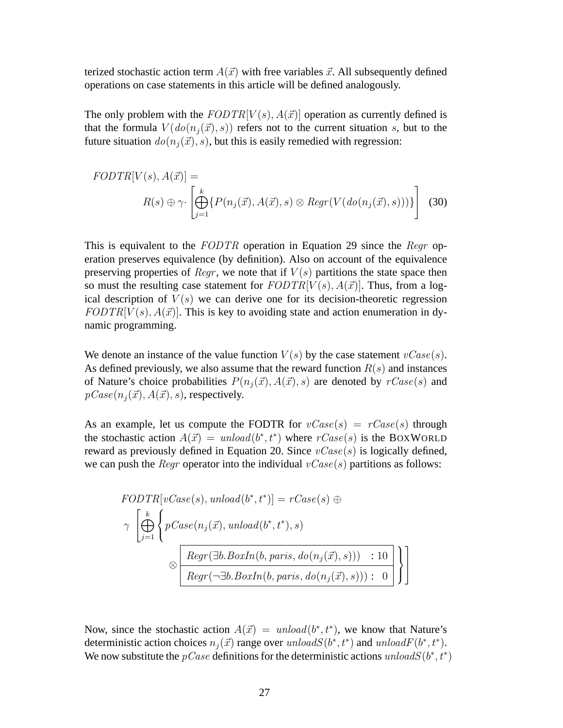terized stochastic action term $A(\vec{x})$ with free variables $\vec{x}$. All subsequently defined operations on case statements in this article will be defined analogously.

The only problem with the $FODTR[V(s), A(\vec{x})]$ operation as currently defined is that the formula $V(do(n_j(\vec{x}), s))$ refers not to the current situation $s$, but to the future situation $do(n_j(\vec{x}), s)$, but this is easily remedied with regression:

$$FODTR[V(s), A(\vec{x})] = R(s) \oplus \gamma \cdot \left[ \bigoplus_{j=1}^{k} \{ P(n_j(\vec{x}), A(\vec{x}), s) \otimes Regr(V(do(n_j(\vec{x}), s))) \} \right] \quad (30)$$

This is equivalent to the $FODTR$ operation in Equation 29 since the $Regr$ operation preserves equivalence (by definition). Also on account of the equivalence preserving properties of $Regr$, we note that if $V(s)$ partitions the state space then so must the resulting case statement for $FODTR[V(s), A(\vec{x})]$. Thus, from a logical description of $V(s)$ we can derive one for its decision-theoretic regression $FODTR[V(s), A(\vec{x})]$. This is key to avoiding state and action enumeration in dynamic programming.

We denote an instance of the value function $V(s)$ by the case statement $vCase(s)$. As defined previously, we also assume that the reward function $R(s)$ and instances of Nature's choice probabilities $P(n_j(\vec{x}), A(\vec{x}), s)$ are denoted by $rCase(s)$ and $pCase(n_j(\vec{x}), A(\vec{x}), s)$, respectively.

As an example, let us compute the FODTR for $vCase(s) = rCase(s)$ through the stochastic action $A(\vec{x}) = unload(b^*, t^*)$ where $rCase(s)$ is the BoxWorld reward as previously defined in Equation 20. Since $vCase(s)$ is logically defined, we can push the $Regr$ operator into the individual $vCase(s)$ partitions as follows:

$$FODTR[vCase(s), unload(b^*, t^*)] = rCase(s) \oplus \gamma \left[ \bigoplus_{j=1}^{k} \left\{ pCase(n_j(\vec{x}), unload(b^*, t^*), s) \otimes \begin{array}{|l|} \hline Regr(\exists b.BoxIn(b, paris, do(n_j(\vec{x}), s))) \quad : 10 \\ \hline Regr(\neg \exists b.BoxIn(b, paris, do(n_j(\vec{x}), s))) : \ 0 \\ \hline \end{array} \right\} \right]$$

Now, since the stochastic action $A(\vec{x}) = unload(b^*, t^*)$, we know that Nature's deterministic action choices $n_j(\vec{x})$ range over $unloadS(b^*, t^*)$ and $unloadF(b^*, t^*)$. We now substitute the $pCase$ definitions for the deterministic actions $unloadS(b^*, t^*)$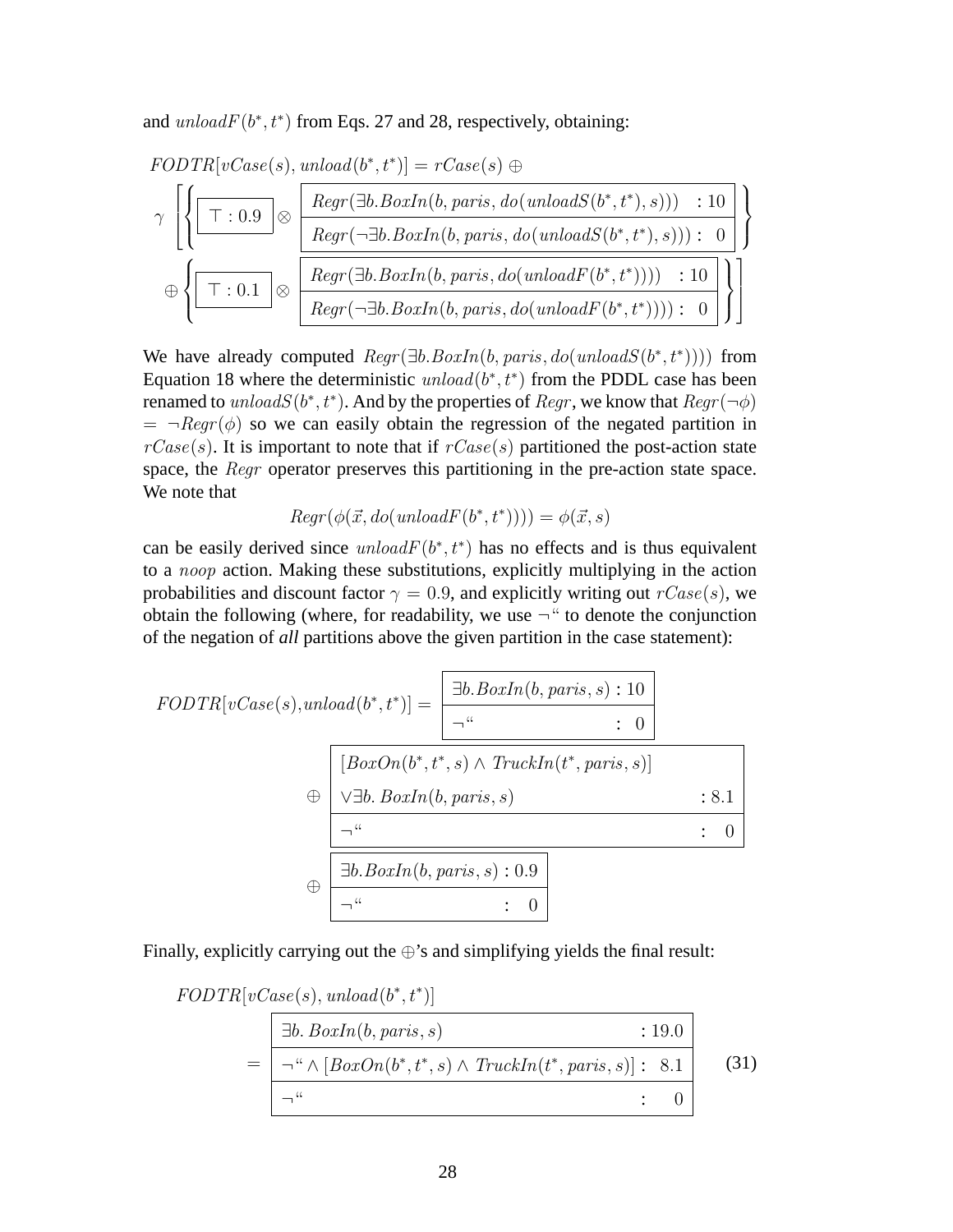and $unloadF(b^*, t^*)$ from Eqs. 27 and 28, respectively, obtaining:

$$
FODTR[vCase(s), unload(b^*, t^*)] = rCase(s) \oplus
$$

$$
\gamma \left[ \left\{ \boxed{\top : 0.9} \otimes \begin{array}{|ll|} \hline Regr(\exists b.BoxIn(b, paris, do(unloadS(b^*, t^*), s))) & : 10 \\ \hline Regr(\neg\exists b.BoxIn(b, paris, do(unloadS(b^*, t^*), s))) : & 0 \\ \hline \end{array} \right\} \right.
$$

$$
\left. \oplus \left\{ \boxed{\top : 0.1} \otimes \begin{array}{|ll|} \hline Regr(\exists b.BoxIn(b, paris, do(unloadF(b^*, t^*)))) & : 10 \\ \hline Regr(\neg\exists b.BoxIn(b, paris, do(unloadF(b^*, t^*)))) : & 0 \\ \hline \end{array} \right\} \right]
$$

We have already computed $Regr(\exists b.BoxIn(b, paris, do(unloadS(b^*, t^*))))$ from Equation 18 where the deterministic $unload(b^*, t^*)$ from the PDDL case has been renamed to $unloadS(b^*, t^*)$. And by the properties of $Regr$, we know that $Regr(\neg\phi)$ $= \neg Regr(\phi)$ so we can easily obtain the regression of the negated partition in $rCase(s)$. It is important to note that if $rCase(s)$ partitioned the post-action state space, the $Regr$ operator preserves this partitioning in the pre-action state space. We note that

$$
Regr(\phi(\vec{x}, do(unloadF(b^*, t^*)))) = \phi(\vec{x}, s)
$$

can be easily derived since $unloadF(b^*, t^*)$ has no effects and is thus equivalent to a $noop$ action. Making these substitutions, explicitly multiplying in the action probabilities and discount factor $\gamma = 0.9$, and explicitly writing out $rCase(s)$, we obtain the following (where, for readability, we use ¬" to denote the conjunction of the negation of *all* partitions above the given partition in the case statement):

$$
FODTR[vCase(s), unload(b^*, t^*)] = \begin{array}{|ll|} \hline \exists b.BoxIn(b, paris, s) & : 10 \\ \hline \neg\text{``} & : \ 0 \\ \hline \end{array}
$$

$$
\oplus \begin{array}{|ll|} \hline [BoxOn(b^*, t^*, s) \wedge TruckIn(t^*, paris, s)] & \\ \vee \exists b.\ BoxIn(b, paris, s) & : 8.1 \\ \hline \neg\text{``} & : \ 0 \\ \hline \end{array}
$$

$$
\oplus \begin{array}{|ll|} \hline \exists b.BoxIn(b, paris, s) & : 0.9 \\ \hline \neg\text{``} & : \ 0 \\ \hline \end{array}
$$

Finally, explicitly carrying out the $\oplus$'s and simplifying yields the final result:

$$
FODTR[vCase(s), unload(b^*, t^*)]
$$

$$
= \begin{array}{|ll|} \hline \exists b.\ BoxIn(b, paris, s) & : 19.0 \\ \hline \neg\text{``} \wedge [BoxOn(b^*, t^*, s) \wedge TruckIn(t^*, paris, s)] & : \ 8.1 \\ \hline \neg\text{``} & : \ \ 0 \\ \hline \end{array} \tag{31}
$$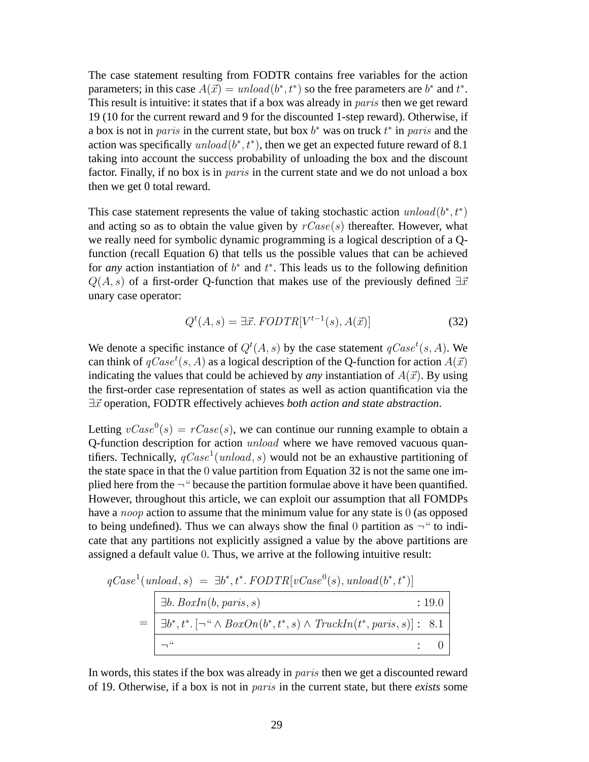The case statement resulting from FODTR contains free variables for the action parameters; in this case $A(\vec{x}) = unload(b^*, t^*)$ so the free parameters are $b^*$ and $t^*$. This result is intuitive: it states that if a box was already in $paris$ then we get reward 19 (10 for the current reward and 9 for the discounted 1-step reward). Otherwise, if a box is not in $paris$ in the current state, but box $b^*$ was on truck $t^*$ in $paris$ and the action was specifically $unload(b^*, t^*)$, then we get an expected future reward of 8.1 taking into account the success probability of unloading the box and the discount factor. Finally, if no box is in $paris$ in the current state and we do not unload a box then we get 0 total reward.

This case statement represents the value of taking stochastic action $unload(b^*, t^*)$ and acting so as to obtain the value given by $rCase(s)$ thereafter. However, what we really need for symbolic dynamic programming is a logical description of a Q-function (recall Equation 6) that tells us the possible values that can be achieved for *any* action instantiation of $b^*$ and $t^*$. This leads us to the following definition $Q(A, s)$ of a first-order Q-function that makes use of the previously defined $\exists \vec{x}$ unary case operator:

$$Q^t(A, s) = \exists \vec{x}.\, FODTR[V^{t-1}(s), A(\vec{x})] \tag{32}$$

We denote a specific instance of $Q^t(A, s)$ by the case statement $qCase^t(s, A)$. We can think of $qCase^t(s, A)$ as a logical description of the Q-function for action $A(\vec{x})$ indicating the values that could be achieved by *any* instantiation of $A(\vec{x})$. By using the first-order case representation of states as well as action quantification via the $\exists \vec{x}$ operation, FODTR effectively achieves *both action and state abstraction*.

Letting $vCase^0(s) = rCase(s)$, we can continue our running example to obtain a Q-function description for action $unload$ where we have removed vacuous quantifiers. Technically, $qCase^1(unload, s)$ would not be an exhaustive partitioning of the state space in that the $0$ value partition from Equation 32 is not the same one implied here from the $\neg$" because the partition formulae above it have been quantified. However, throughout this article, we can exploit our assumption that all FOMDPs have a $noop$ action to assume that the minimum value for any state is $0$ (as opposed to being undefined). Thus we can always show the final $0$ partition as $\neg$" to indicate that any partitions not explicitly assigned a value by the above partitions are assigned a default value $0$. Thus, we arrive at the following intuitive result:

$$qCase^1(unload, s) \;=\; \exists b^*, t^*.\, FODTR[vCase^0(s), unload(b^*, t^*)]$$

$$= \begin{array}{|ll|} \hline \exists b.\, BoxIn(b, paris, s) & : 19.0 \\ \hline \exists b^*, t^*.\, [\neg\text{“} \wedge BoxOn(b^*, t^*, s) \wedge TruckIn(t^*, paris, s)] & : \;\; 8.1 \\ \hline \neg\text{“} & : \quad 0 \\ \hline \end{array}$$

In words, this states if the box was already in $paris$ then we get a discounted reward of 19. Otherwise, if a box is not in $paris$ in the current state, but there *exists* some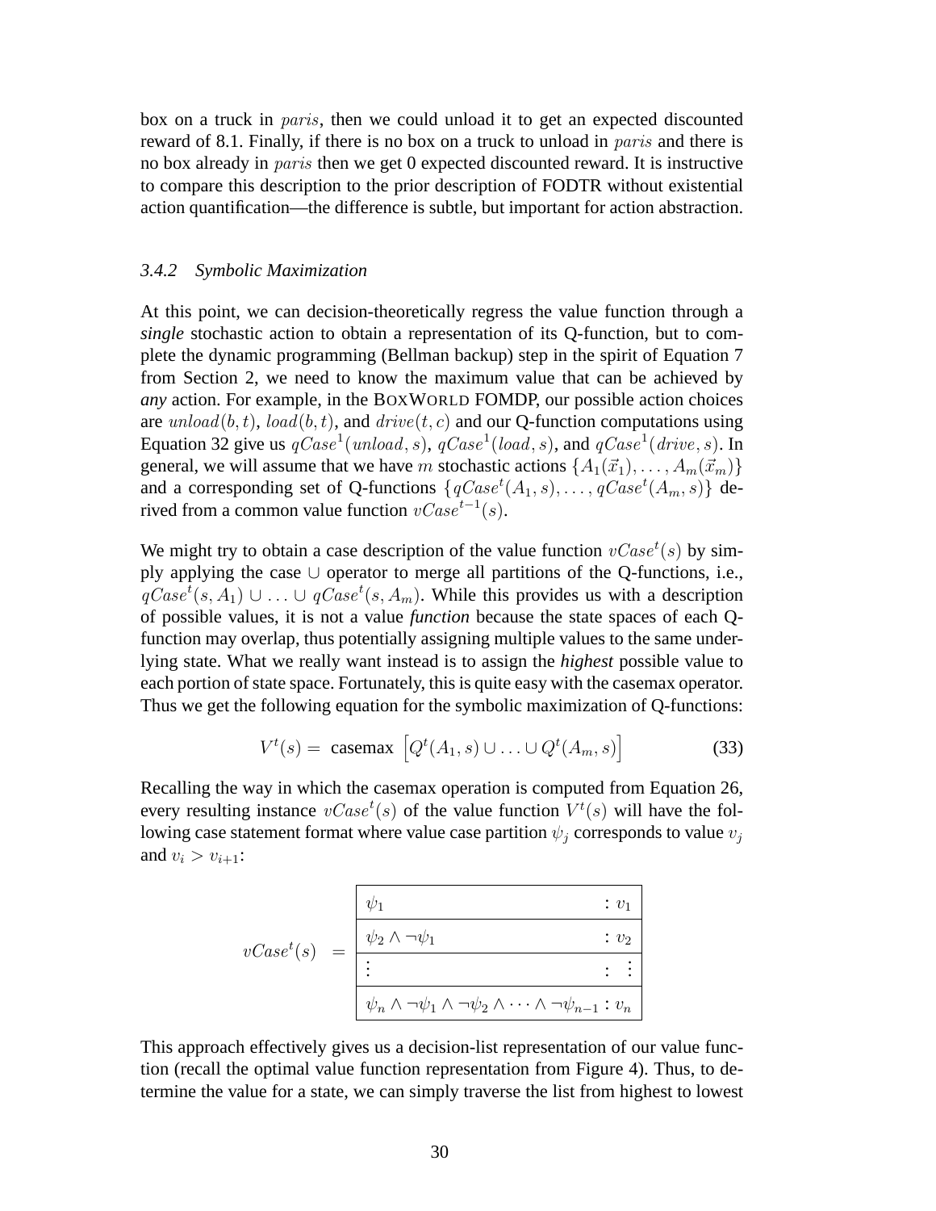box on a truck in $paris$, then we could unload it to get an expected discounted reward of 8.1. Finally, if there is no box on a truck to unload in $paris$ and there is no box already in $paris$ then we get 0 expected discounted reward. It is instructive to compare this description to the prior description of FODTR without existential action quantification—the difference is subtle, but important for action abstraction.

### 3.4.2 Symbolic Maximization

At this point, we can decision-theoretically regress the value function through a ***single*** stochastic action to obtain a representation of its Q-function, but to complete the dynamic programming (Bellman backup) step in the spirit of Equation 7 from Section 2, we need to know the maximum value that can be achieved by ***any*** action. For example, in the BOXWORLD FOMDP, our possible action choices are $unload(b,t)$, $load(b,t)$, and $drive(t,c)$ and our Q-function computations using Equation 32 give us $qCase^1(unload, s)$, $qCase^1(load, s)$, and $qCase^1(drive, s)$. In general, we will assume that we have $m$ stochastic actions $\{A_1(\vec{x}_1), \ldots, A_m(\vec{x}_m)\}$ and a corresponding set of Q-functions $\{qCase^t(A_1, s), \ldots, qCase^t(A_m, s)\}$ derived from a common value function $vCase^{t-1}(s)$.

We might try to obtain a case description of the value function $vCase^t(s)$ by simply applying the case $\cup$ operator to merge all partitions of the Q-functions, i.e., $qCase^t(s, A_1) \cup \ldots \cup qCase^t(s, A_m)$. While this provides us with a description of possible values, it is not a value ***function*** because the state spaces of each Q-function may overlap, thus potentially assigning multiple values to the same underlying state. What we really want instead is to assign the ***highest*** possible value to each portion of state space. Fortunately, this is quite easy with the casemax operator. Thus we get the following equation for the symbolic maximization of Q-functions:

$$V^t(s) = \text{ casemax } \left[ Q^t(A_1, s) \cup \ldots \cup Q^t(A_m, s) \right] \tag{33}$$

Recalling the way in which the casemax operation is computed from Equation 26, every resulting instance $vCase^t(s)$ of the value function $V^t(s)$ will have the following case statement format where value case partition $\psi_j$ corresponds to value $v_j$ and $v_i > v_{i+1}$:

$$vCase^t(s) \;\; = \;\; \begin{array}{|l|}\hline \psi_1 \hfill : v_1 \\ \hline \psi_2 \wedge \neg\psi_1 \hfill : v_2 \\ \hline \vdots \hfill : \;\vdots \\ \hline \psi_n \wedge \neg\psi_1 \wedge \neg\psi_2 \wedge \cdots \wedge \neg\psi_{n-1} : v_n \\ \hline \end{array}$$

This approach effectively gives us a decision-list representation of our value function (recall the optimal value function representation from Figure 4). Thus, to determine the value for a state, we can simply traverse the list from highest to lowest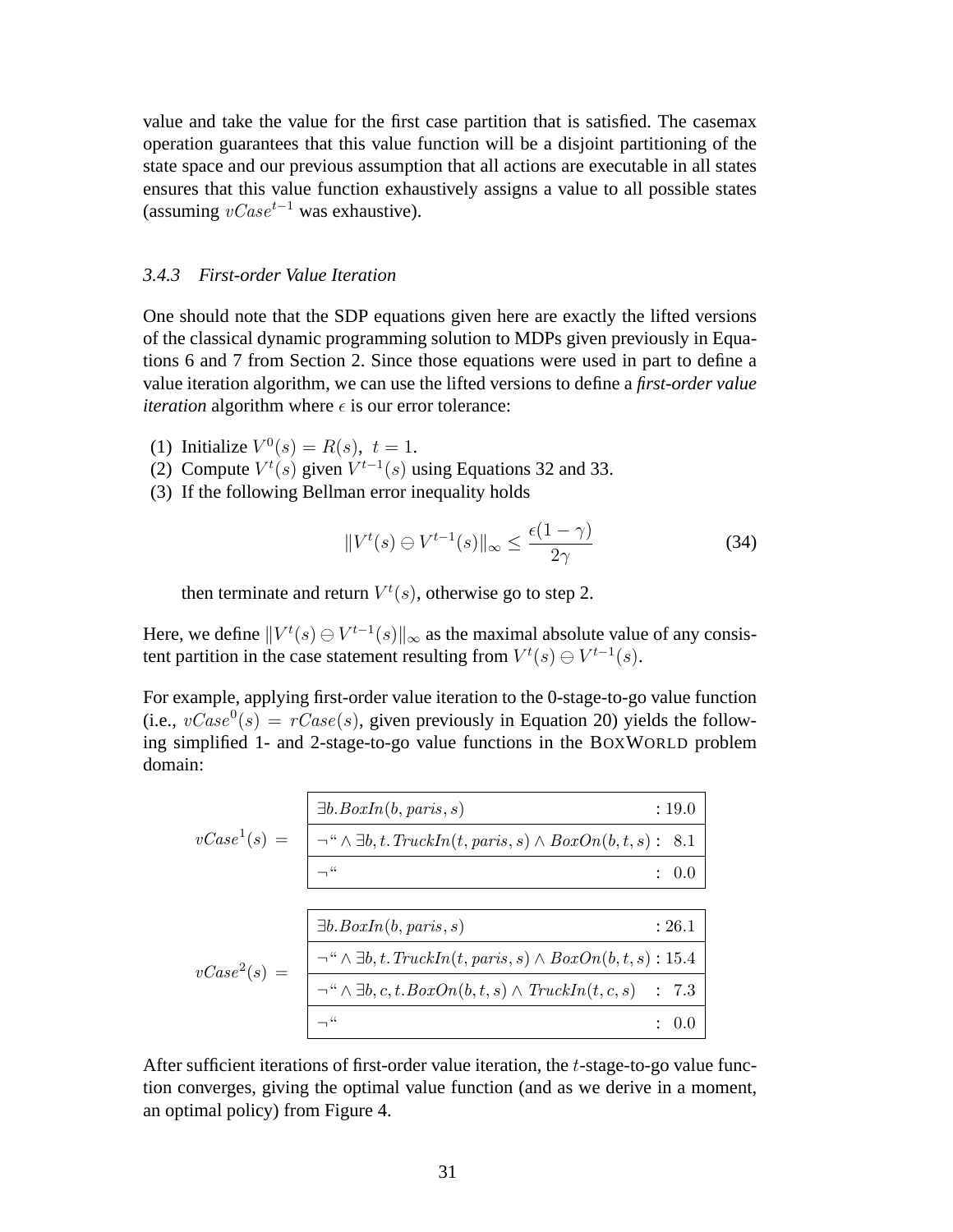value and take the value for the first case partition that is satisfied. The casemax operation guarantees that this value function will be a disjoint partitioning of the state space and our previous assumption that all actions are executable in all states ensures that this value function exhaustively assigns a value to all possible states (assuming $vCase^{t-1}$ was exhaustive).

### 3.4.3 First-order Value Iteration

One should note that the SDP equations given here are exactly the lifted versions of the classical dynamic programming solution to MDPs given previously in Equations 6 and 7 from Section 2. Since those equations were used in part to define a value iteration algorithm, we can use the lifted versions to define a ***first-order value iteration*** algorithm where $\epsilon$ is our error tolerance:

(1) Initialize $V^0(s) = R(s),\ t = 1$.
(2) Compute $V^t(s)$ given $V^{t-1}(s)$ using Equations 32 and 33.
(3) If the following Bellman error inequality holds

$$\|V^t(s) \ominus V^{t-1}(s)\|_\infty \leq \frac{\epsilon(1-\gamma)}{2\gamma} \tag{34}$$

then terminate and return $V^t(s)$, otherwise go to step 2.

Here, we define $\|V^t(s) \ominus V^{t-1}(s)\|_\infty$ as the maximal absolute value of any consistent partition in the case statement resulting from $V^t(s) \ominus V^{t-1}(s)$.

For example, applying first-order value iteration to the 0-stage-to-go value function (i.e., $vCase^0(s) = rCase(s)$, given previously in Equation 20) yields the following simplified 1- and 2-stage-to-go value functions in the BOXWORLD problem domain:

$$vCase^1(s) = \begin{array}{|ll|} \hline \exists b.BoxIn(b, paris, s) & : 19.0 \\ \hline \neg \text{``} \wedge \exists b, t.TruckIn(t, paris, s) \wedge BoxOn(b, t, s) & : \ 8.1 \\ \hline \neg \text{``} & : \ 0.0 \\ \hline \end{array}$$

$$vCase^2(s) = \begin{array}{|ll|} \hline \exists b.BoxIn(b, paris, s) & : 26.1 \\ \hline \neg \text{``} \wedge \exists b, t.TruckIn(t, paris, s) \wedge BoxOn(b, t, s) & : 15.4 \\ \hline \neg \text{``} \wedge \exists b, c, t.BoxOn(b, t, s) \wedge TruckIn(t, c, s) & : \ 7.3 \\ \hline \neg \text{``} & : \ 0.0 \\ \hline \end{array}$$

After sufficient iterations of first-order value iteration, the $t$-stage-to-go value function converges, giving the optimal value function (and as we derive in a moment, an optimal policy) from Figure 4.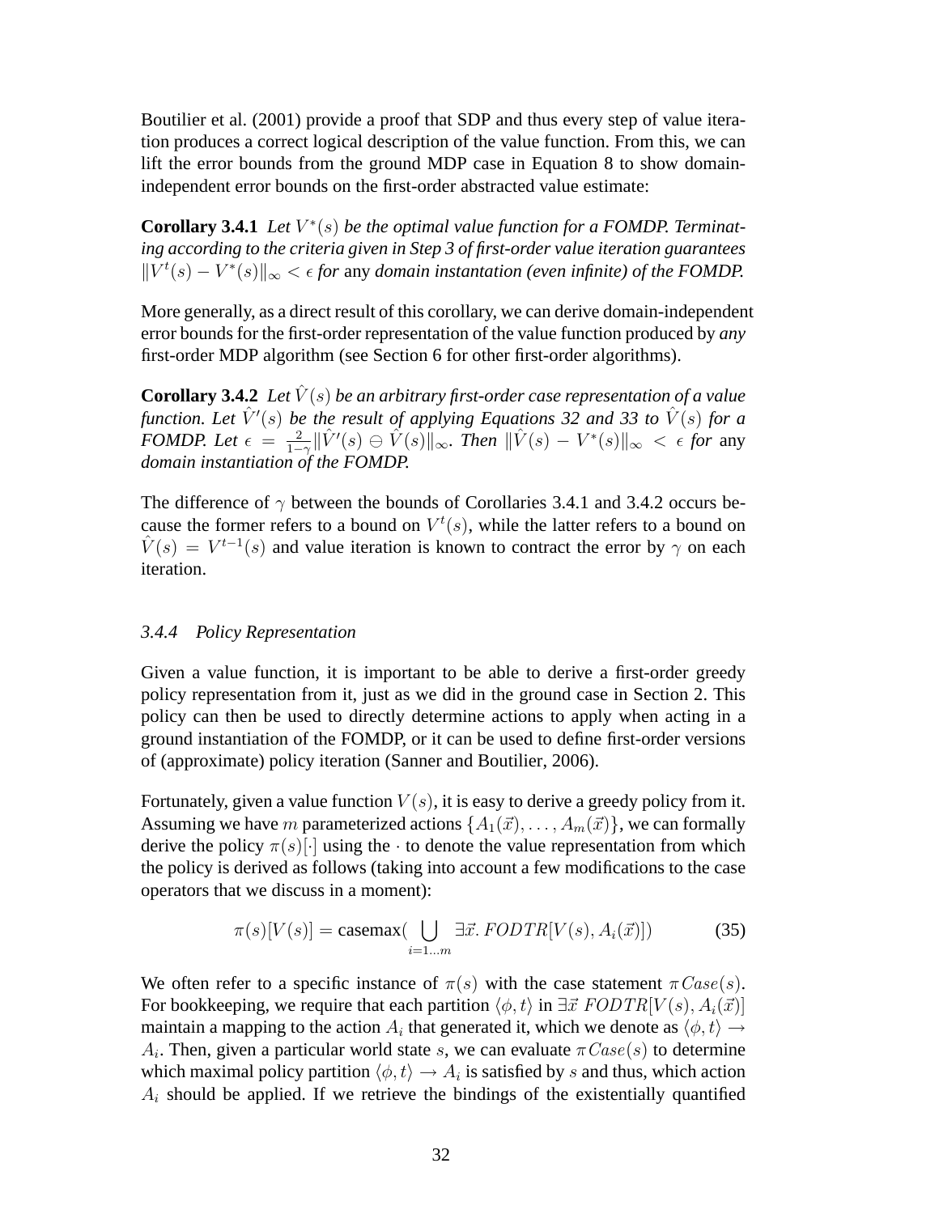Boutilier et al. (2001) provide a proof that SDP and thus every step of value iteration produces a correct logical description of the value function. From this, we can lift the error bounds from the ground MDP case in Equation 8 to show domain-independent error bounds on the first-order abstracted value estimate:

**Corollary 3.4.1** *Let $V^*(s)$ be the optimal value function for a FOMDP. Terminating according to the criteria given in Step 3 of first-order value iteration guarantees $\|V^t(s) - V^*(s)\|_\infty < \epsilon$ for* any *domain instantation (even infinite) of the FOMDP.*

More generally, as a direct result of this corollary, we can derive domain-independent error bounds for the first-order representation of the value function produced by *any* first-order MDP algorithm (see Section 6 for other first-order algorithms).

**Corollary 3.4.2** *Let $\hat{V}(s)$ be an arbitrary first-order case representation of a value function. Let $\hat{V}'(s)$ be the result of applying Equations 32 and 33 to $\hat{V}(s)$ for a FOMDP. Let $\epsilon = \frac{2}{1-\gamma}\|\hat{V}'(s) \ominus \hat{V}(s)\|_\infty$. Then $\|\hat{V}(s) - V^*(s)\|_\infty < \epsilon$ for* any *domain instantiation of the FOMDP.*

The difference of $\gamma$ between the bounds of Corollaries 3.4.1 and 3.4.2 occurs because the former refers to a bound on $V^t(s)$, while the latter refers to a bound on $\hat{V}(s) = V^{t-1}(s)$ and value iteration is known to contract the error by $\gamma$ on each iteration.

### *3.4.4 Policy Representation*

Given a value function, it is important to be able to derive a first-order greedy policy representation from it, just as we did in the ground case in Section 2. This policy can then be used to directly determine actions to apply when acting in a ground instantiation of the FOMDP, or it can be used to define first-order versions of (approximate) policy iteration (Sanner and Boutilier, 2006).

Fortunately, given a value function $V(s)$, it is easy to derive a greedy policy from it. Assuming we have $m$ parameterized actions $\{A_1(\vec{x}), \ldots, A_m(\vec{x})\}$, we can formally derive the policy $\pi(s)[\cdot]$ using the $\cdot$ to denote the value representation from which the policy is derived as follows (taking into account a few modifications to the case operators that we discuss in a moment):

$$\pi(s)[V(s)] = \text{casemax}(\bigcup_{i=1\ldots m} \exists \vec{x}.\, FODTR[V(s), A_i(\vec{x})]) \tag{35}$$

We often refer to a specific instance of $\pi(s)$ with the case statement $\pi Case(s)$. For bookkeeping, we require that each partition $\langle \phi, t \rangle$ in $\exists \vec{x}\ FODTR[V(s), A_i(\vec{x})]$ maintain a mapping to the action $A_i$ that generated it, which we denote as $\langle \phi, t \rangle \rightarrow A_i$. Then, given a particular world state $s$, we can evaluate $\pi Case(s)$ to determine which maximal policy partition $\langle \phi, t \rangle \rightarrow A_i$ is satisfied by $s$ and thus, which action $A_i$ should be applied. If we retrieve the bindings of the existentially quantified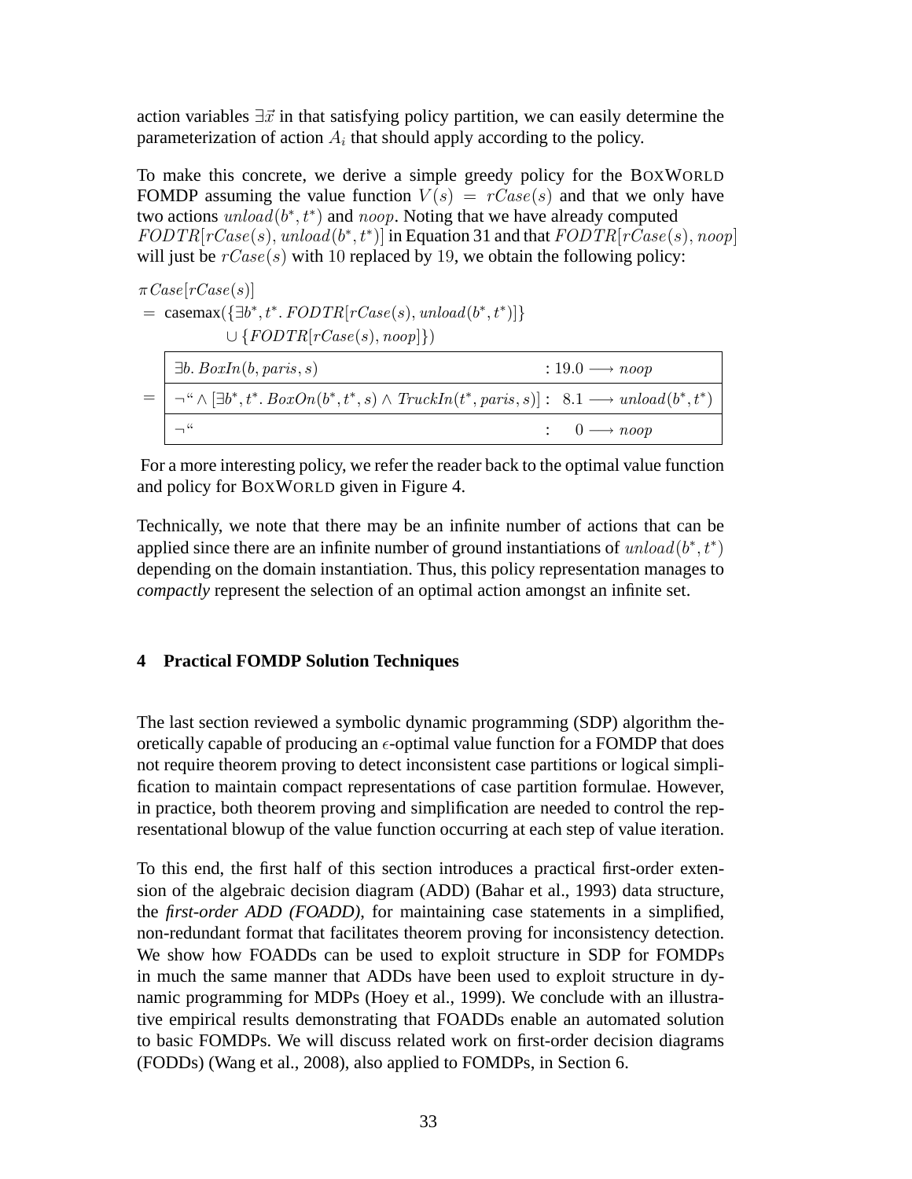action variables $\exists \vec{x}$ in that satisfying policy partition, we can easily determine the parameterization of action $A_i$ that should apply according to the policy.

To make this concrete, we derive a simple greedy policy for the BOXWORLD FOMDP assuming the value function $V(s) = rCase(s)$ and that we only have two actions $unload(b^*, t^*)$ and $noop$. Noting that we have already computed $FODTR[rCase(s), unload(b^*, t^*)]$ in Equation 31 and that $FODTR[rCase(s), noop]$ will just be $rCase(s)$ with 10 replaced by 19, we obtain the following policy:

$$
\begin{aligned}
&\pi Case[rCase(s)] \\
&= \text{casemax}(\{\exists b^*, t^*. \, FODTR[rCase(s), unload(b^*, t^*)]\} \\
&\qquad\qquad \cup \{FODTR[rCase(s), noop]\}) \\
&= \begin{array}{|l|l|}
\hline
\exists b. \, BoxIn(b, paris, s) & : 19.0 \longrightarrow noop \\
\hline
\neg \text{``} \wedge [\exists b^*, t^*. \, BoxOn(b^*, t^*, s) \wedge TruckIn(t^*, paris, s)] & : \ 8.1 \longrightarrow unload(b^*, t^*) \\
\hline
\neg \text{``} & : \quad 0 \longrightarrow noop \\
\hline
\end{array}
\end{aligned}
$$

For a more interesting policy, we refer the reader back to the optimal value function and policy for BOXWORLD given in Figure 4.

Technically, we note that there may be an infinite number of actions that can be applied since there are an infinite number of ground instantiations of $unload(b^*, t^*)$ depending on the domain instantiation. Thus, this policy representation manages to *compactly* represent the selection of an optimal action amongst an infinite set.

## 4 Practical FOMDP Solution Techniques

The last section reviewed a symbolic dynamic programming (SDP) algorithm theoretically capable of producing an $\epsilon$-optimal value function for a FOMDP that does not require theorem proving to detect inconsistent case partitions or logical simplification to maintain compact representations of case partition formulae. However, in practice, both theorem proving and simplification are needed to control the representational blowup of the value function occurring at each step of value iteration.

To this end, the first half of this section introduces a practical first-order extension of the algebraic decision diagram (ADD) (Bahar et al., 1993) data structure, the *first-order ADD (FOADD)*, for maintaining case statements in a simplified, non-redundant format that facilitates theorem proving for inconsistency detection. We show how FOADDs can be used to exploit structure in SDP for FOMDPs in much the same manner that ADDs have been used to exploit structure in dynamic programming for MDPs (Hoey et al., 1999). We conclude with an illustrative empirical results demonstrating that FOADDs enable an automated solution to basic FOMDPs. We will discuss related work on first-order decision diagrams (FODDs) (Wang et al., 2008), also applied to FOMDPs, in Section 6.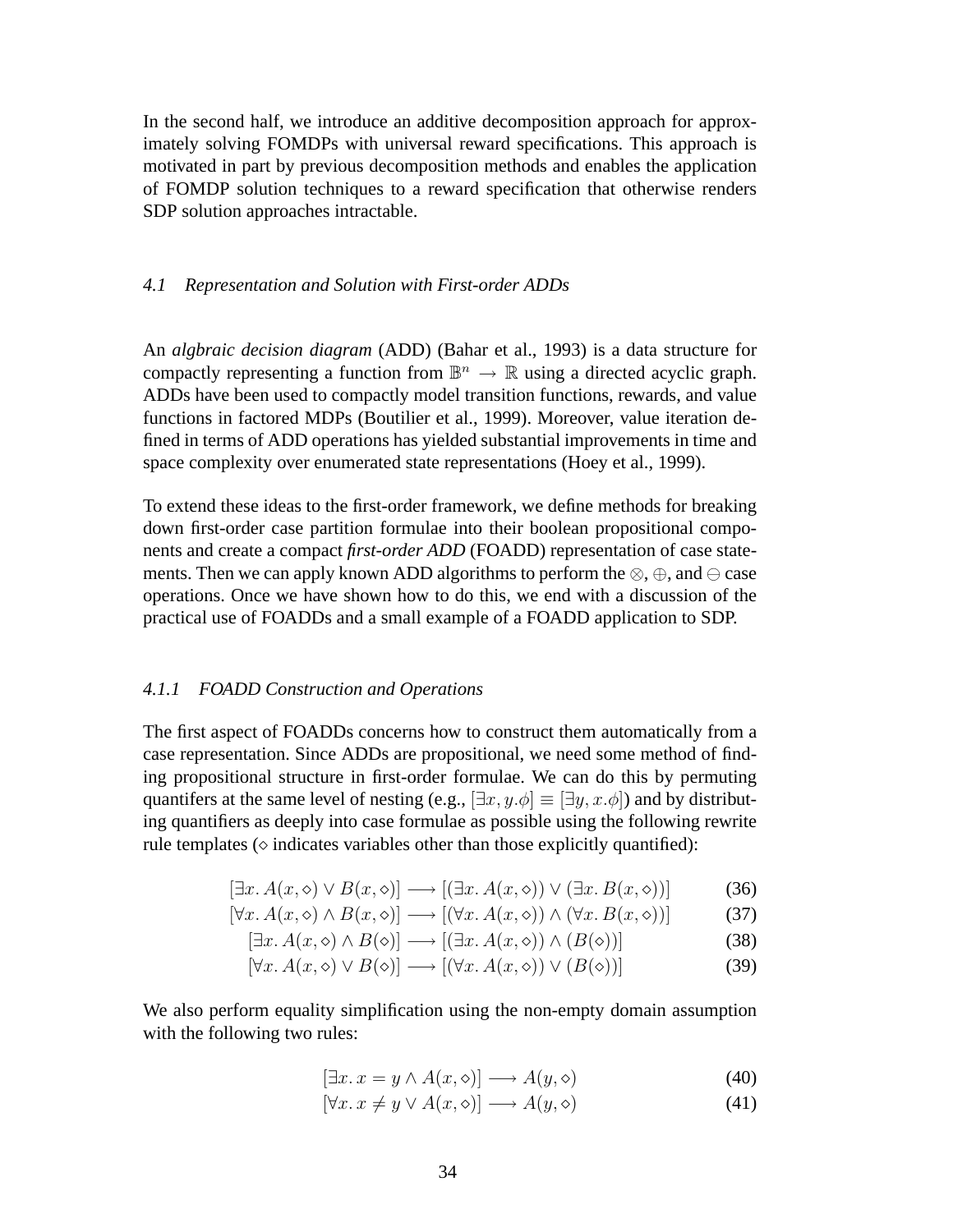In the second half, we introduce an additive decomposition approach for approximately solving FOMDPs with universal reward specifications. This approach is motivated in part by previous decomposition methods and enables the application of FOMDP solution techniques to a reward specification that otherwise renders SDP solution approaches intractable.

### 4.1 Representation and Solution with First-order ADDs

An *algbraic decision diagram* (ADD) (Bahar et al., 1993) is a data structure for compactly representing a function from $\mathbb{B}^n \rightarrow \mathbb{R}$ using a directed acyclic graph. ADDs have been used to compactly model transition functions, rewards, and value functions in factored MDPs (Boutilier et al., 1999). Moreover, value iteration defined in terms of ADD operations has yielded substantial improvements in time and space complexity over enumerated state representations (Hoey et al., 1999).

To extend these ideas to the first-order framework, we define methods for breaking down first-order case partition formulae into their boolean propositional components and create a compact *first-order ADD* (FOADD) representation of case statements. Then we can apply known ADD algorithms to perform the $\otimes$, $\oplus$, and $\ominus$ case operations. Once we have shown how to do this, we end with a discussion of the practical use of FOADDs and a small example of a FOADD application to SDP.

#### 4.1.1 FOADD Construction and Operations

The first aspect of FOADDs concerns how to construct them automatically from a case representation. Since ADDs are propositional, we need some method of finding propositional structure in first-order formulae. We can do this by permuting quantifers at the same level of nesting (e.g., $[\exists x, y.\phi] \equiv [\exists y, x.\phi]$) and by distributing quantifiers as deeply into case formulae as possible using the following rewrite rule templates ($\diamond$ indicates variables other than those explicitly quantified):

$$[\exists x. A(x, \diamond) \vee B(x, \diamond)] \longrightarrow [(\exists x. A(x, \diamond)) \vee (\exists x. B(x, \diamond))] \tag{36}$$

$$[\forall x. A(x, \diamond) \wedge B(x, \diamond)] \longrightarrow [(\forall x. A(x, \diamond)) \wedge (\forall x. B(x, \diamond))] \tag{37}$$

$$[\exists x. A(x, \diamond) \wedge B(\diamond)] \longrightarrow [(\exists x. A(x, \diamond)) \wedge (B(\diamond))] \tag{38}$$

$$[\forall x. A(x, \diamond) \vee B(\diamond)] \longrightarrow [(\forall x. A(x, \diamond)) \vee (B(\diamond))] \tag{39}$$

We also perform equality simplification using the non-empty domain assumption with the following two rules:

$$[\exists x. x = y \wedge A(x, \diamond)] \longrightarrow A(y, \diamond) \tag{40}$$

$$[\forall x. x \neq y \vee A(x, \diamond)] \longrightarrow A(y, \diamond) \tag{41}$$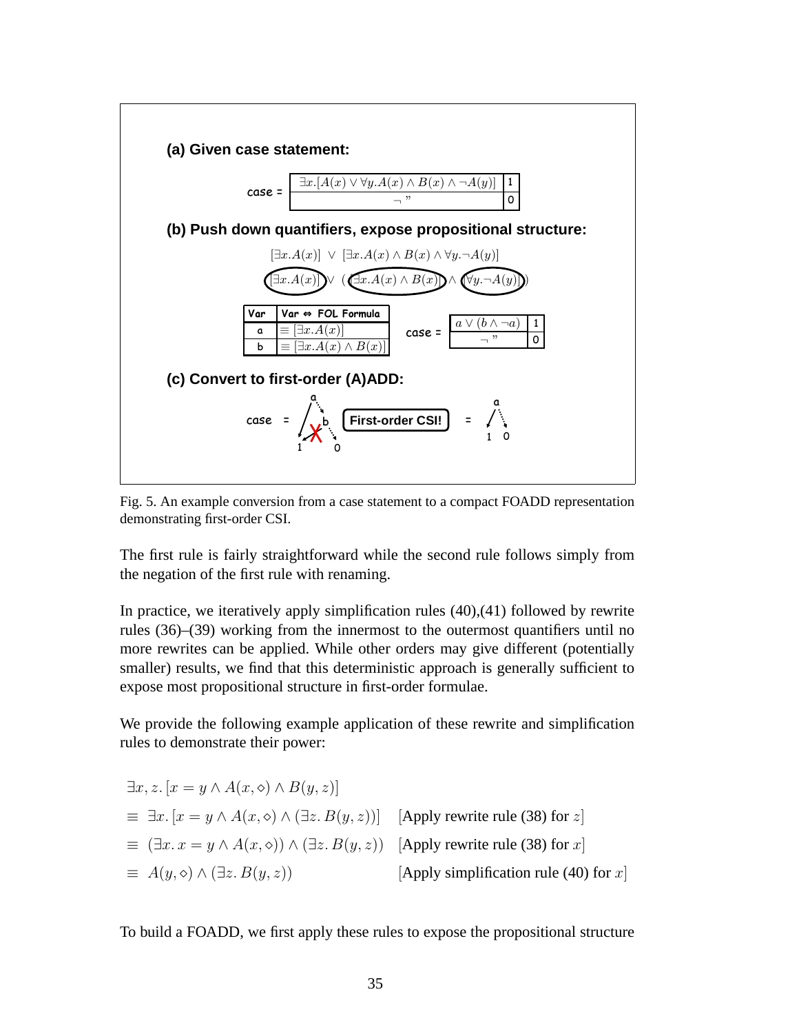**(a) Given case statement:**

| case = | $\exists x.[A(x) \lor \forall y.A(x) \land B(x) \land \neg A(y)]$ | 1 |
|---|---|---|
| | $\neg$ " | 0 |

**(b) Push down quantifiers, expose propositional structure:**

$$[\exists x.A(x)] \lor [\exists x.A(x) \land B(x) \land \forall y.\neg A(y)]$$

$$[\exists x.A(x)] \lor ([\exists x.A(x) \land B(x)] \land [\forall y.\neg A(y)])$$

| Var | Var ⇔ FOL Formula |
|---|---|
| a | $\equiv [\exists x.A(x)]$ |
| b | $\equiv [\exists x.A(x) \land B(x)]$ |

| case = | $a \lor (b \land \neg a)$ | 1 |
|---|---|---|
| | $\neg$ " | 0 |

**(c) Convert to first-order (A)ADD:**

case = [ADD with nodes a, b; leaves 1, 0] **First-order CSI!** = [ADD with node a; leaves 1, 0]

Fig. 5. An example conversion from a case statement to a compact FOADD representation demonstrating first-order CSI.

The first rule is fairly straightforward while the second rule follows simply from the negation of the first rule with renaming.

In practice, we iteratively apply simplification rules (40),(41) followed by rewrite rules (36)–(39) working from the innermost to the outermost quantifiers until no more rewrites can be applied. While other orders may give different (potentially smaller) results, we find that this deterministic approach is generally sufficient to expose most propositional structure in first-order formulae.

We provide the following example application of these rewrite and simplification rules to demonstrate their power:

$$
\begin{aligned}
& \exists x, z.\, [x = y \land A(x, \diamond) \land B(y, z)] \\
\equiv\ & \exists x.\, [x = y \land A(x, \diamond) \land (\exists z.\, B(y, z))] && \text{[Apply rewrite rule (38) for } z\text{]} \\
\equiv\ & (\exists x.\, x = y \land A(x, \diamond)) \land (\exists z.\, B(y, z)) && \text{[Apply rewrite rule (38) for } x\text{]} \\
\equiv\ & A(y, \diamond) \land (\exists z.\, B(y, z)) && \text{[Apply simplification rule (40) for } x\text{]}
\end{aligned}
$$

To build a FOADD, we first apply these rules to expose the propositional structure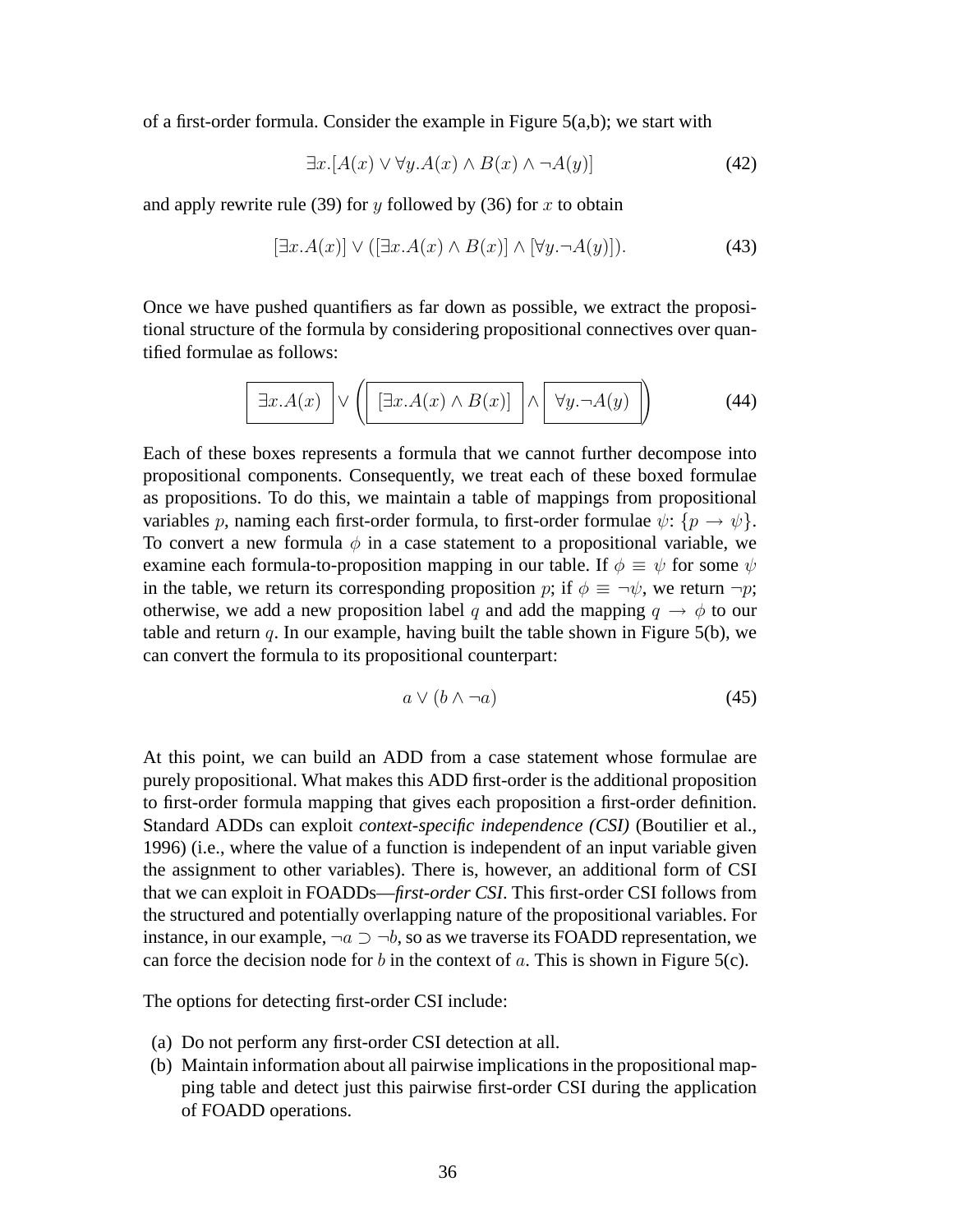of a first-order formula. Consider the example in Figure 5(a,b); we start with

$$\exists x.[A(x) \vee \forall y.A(x) \wedge B(x) \wedge \neg A(y)] \tag{42}$$

and apply rewrite rule (39) for $y$ followed by (36) for $x$ to obtain

$$[\exists x.A(x)] \vee ([\exists x.A(x) \wedge B(x)] \wedge [\forall y.\neg A(y)]). \tag{43}$$

Once we have pushed quantifiers as far down as possible, we extract the propositional structure of the formula by considering propositional connectives over quantified formulae as follows:

$$\boxed{\exists x.A(x)} \vee \left( \boxed{[\exists x.A(x) \wedge B(x)]} \wedge \boxed{\forall y.\neg A(y)} \right) \tag{44}$$

Each of these boxes represents a formula that we cannot further decompose into propositional components. Consequently, we treat each of these boxed formulae as propositions. To do this, we maintain a table of mappings from propositional variables $p$, naming each first-order formula, to first-order formulae $\psi$: $\{p \to \psi\}$. To convert a new formula $\phi$ in a case statement to a propositional variable, we examine each formula-to-proposition mapping in our table. If $\phi \equiv \psi$ for some $\psi$ in the table, we return its corresponding proposition $p$; if $\phi \equiv \neg\psi$, we return $\neg p$; otherwise, we add a new proposition label $q$ and add the mapping $q \to \phi$ to our table and return $q$. In our example, having built the table shown in Figure 5(b), we can convert the formula to its propositional counterpart:

$$a \vee (b \wedge \neg a) \tag{45}$$

At this point, we can build an ADD from a case statement whose formulae are purely propositional. What makes this ADD first-order is the additional proposition to first-order formula mapping that gives each proposition a first-order definition. Standard ADDs can exploit *context-specific independence (CSI)* (Boutilier et al., 1996) (i.e., where the value of a function is independent of an input variable given the assignment to other variables). There is, however, an additional form of CSI that we can exploit in FOADDs—*first-order CSI*. This first-order CSI follows from the structured and potentially overlapping nature of the propositional variables. For instance, in our example, $\neg a \supset \neg b$, so as we traverse its FOADD representation, we can force the decision node for $b$ in the context of $a$. This is shown in Figure 5(c).

The options for detecting first-order CSI include:

(a) Do not perform any first-order CSI detection at all.
(b) Maintain information about all pairwise implications in the propositional mapping table and detect just this pairwise first-order CSI during the application of FOADD operations.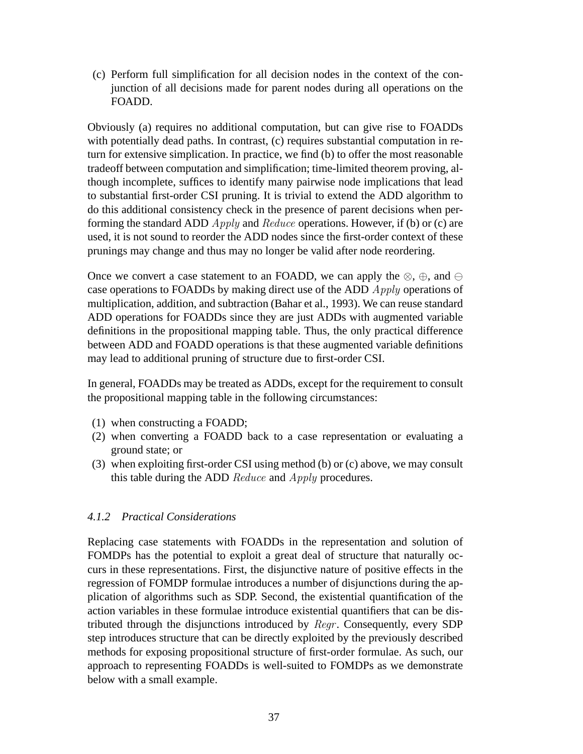(c) Perform full simplification for all decision nodes in the context of the conjunction of all decisions made for parent nodes during all operations on the FOADD.

Obviously (a) requires no additional computation, but can give rise to FOADDs with potentially dead paths. In contrast, (c) requires substantial computation in return for extensive simplication. In practice, we find (b) to offer the most reasonable tradeoff between computation and simplification; time-limited theorem proving, although incomplete, suffices to identify many pairwise node implications that lead to substantial first-order CSI pruning. It is trivial to extend the ADD algorithm to do this additional consistency check in the presence of parent decisions when performing the standard ADD $Apply$ and $Reduce$ operations. However, if (b) or (c) are used, it is not sound to reorder the ADD nodes since the first-order context of these prunings may change and thus may no longer be valid after node reordering.

Once we convert a case statement to an FOADD, we can apply the $\otimes$, $\oplus$, and $\ominus$ case operations to FOADDs by making direct use of the ADD $Apply$ operations of multiplication, addition, and subtraction (Bahar et al., 1993). We can reuse standard ADD operations for FOADDs since they are just ADDs with augmented variable definitions in the propositional mapping table. Thus, the only practical difference between ADD and FOADD operations is that these augmented variable definitions may lead to additional pruning of structure due to first-order CSI.

In general, FOADDs may be treated as ADDs, except for the requirement to consult the propositional mapping table in the following circumstances:

(1) when constructing a FOADD;
(2) when converting a FOADD back to a case representation or evaluating a ground state; or
(3) when exploiting first-order CSI using method (b) or (c) above, we may consult this table during the ADD $Reduce$ and $Apply$ procedures.

### *4.1.2 Practical Considerations*

Replacing case statements with FOADDs in the representation and solution of FOMDPs has the potential to exploit a great deal of structure that naturally occurs in these representations. First, the disjunctive nature of positive effects in the regression of FOMDP formulae introduces a number of disjunctions during the application of algorithms such as SDP. Second, the existential quantification of the action variables in these formulae introduce existential quantifiers that can be distributed through the disjunctions introduced by $Regr$. Consequently, every SDP step introduces structure that can be directly exploited by the previously described methods for exposing propositional structure of first-order formulae. As such, our approach to representing FOADDs is well-suited to FOMDPs as we demonstrate below with a small example.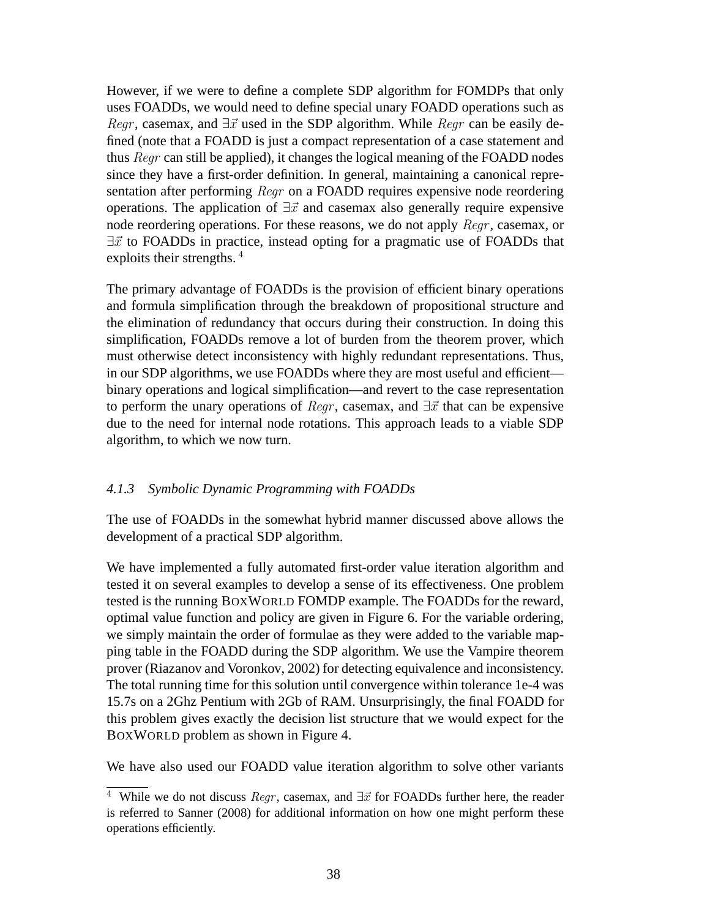However, if we were to define a complete SDP algorithm for FOMDPs that only uses FOADDs, we would need to define special unary FOADD operations such as $Regr$, casemax, and $\exists\vec{x}$ used in the SDP algorithm. While $Regr$ can be easily defined (note that a FOADD is just a compact representation of a case statement and thus $Regr$ can still be applied), it changes the logical meaning of the FOADD nodes since they have a first-order definition. In general, maintaining a canonical representation after performing $Regr$ on a FOADD requires expensive node reordering operations. The application of $\exists\vec{x}$ and casemax also generally require expensive node reordering operations. For these reasons, we do not apply $Regr$, casemax, or $\exists\vec{x}$ to FOADDs in practice, instead opting for a pragmatic use of FOADDs that exploits their strengths. [4]

The primary advantage of FOADDs is the provision of efficient binary operations and formula simplification through the breakdown of propositional structure and the elimination of redundancy that occurs during their construction. In doing this simplification, FOADDs remove a lot of burden from the theorem prover, which must otherwise detect inconsistency with highly redundant representations. Thus, in our SDP algorithms, we use FOADDs where they are most useful and efficient—binary operations and logical simplification—and revert to the case representation to perform the unary operations of $Regr$, casemax, and $\exists\vec{x}$ that can be expensive due to the need for internal node rotations. This approach leads to a viable SDP algorithm, to which we now turn.

### *4.1.3 Symbolic Dynamic Programming with FOADDs*

The use of FOADDs in the somewhat hybrid manner discussed above allows the development of a practical SDP algorithm.

We have implemented a fully automated first-order value iteration algorithm and tested it on several examples to develop a sense of its effectiveness. One problem tested is the running BOXWORLD FOMDP example. The FOADDs for the reward, optimal value function and policy are given in Figure 6. For the variable ordering, we simply maintain the order of formulae as they were added to the variable mapping table in the FOADD during the SDP algorithm. We use the Vampire theorem prover (Riazanov and Voronkov, 2002) for detecting equivalence and inconsistency. The total running time for this solution until convergence within tolerance 1e-4 was 15.7s on a 2Ghz Pentium with 2Gb of RAM. Unsurprisingly, the final FOADD for this problem gives exactly the decision list structure that we would expect for the BOXWORLD problem as shown in Figure 4.

We have also used our FOADD value iteration algorithm to solve other variants

[4] While we do not discuss $Regr$, casemax, and $\exists\vec{x}$ for FOADDs further here, the reader is referred to Sanner (2008) for additional information on how one might perform these operations efficiently.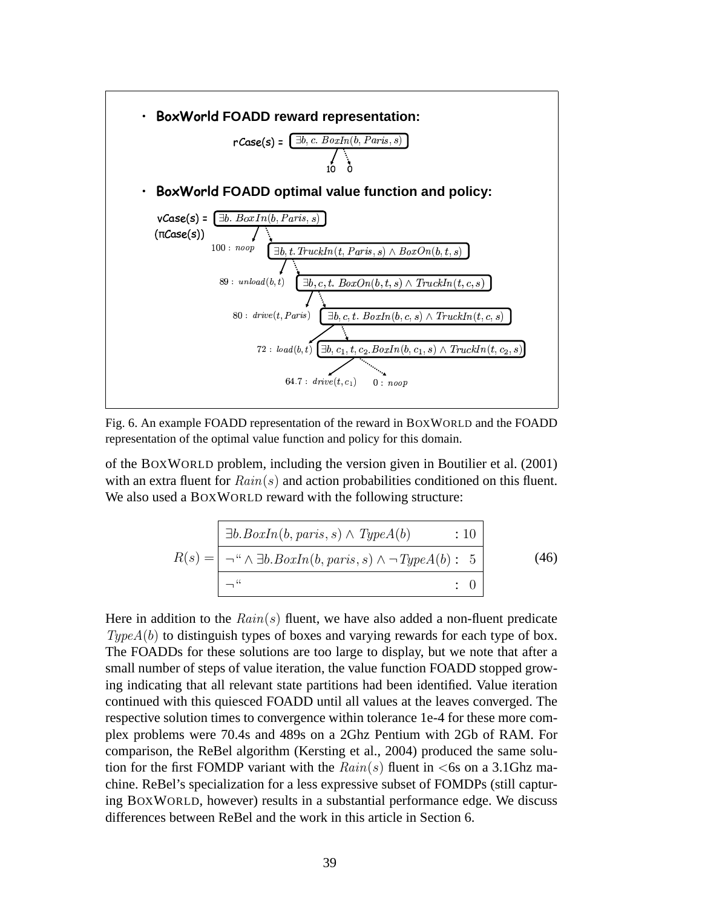- **BoxWorld FOADD reward representation:**

rCase(s) = $\exists b, c.\ BoxIn(b, Paris, s)$ — 10 / 0

- **BoxWorld FOADD optimal value function and policy:**

vCase(s) = ($\pi$Case(s))

- $\exists b.\ BoxIn(b, Paris, s)$: $100 : noop$
- $\exists b, t.\ TruckIn(t, Paris, s) \wedge BoxOn(b, t, s)$: $89 : unload(b, t)$
- $\exists b, c, t.\ BoxOn(b, t, s) \wedge TruckIn(t, c, s)$: $80 : drive(t, Paris)$
- $\exists b, c, t.\ BoxIn(b, c, s) \wedge TruckIn(t, c, s)$: $72 : load(b, t)$
- $\exists b, c_1, t, c_2. BoxIn(b, c_1, s) \wedge TruckIn(t, c_2, s)$: $64.7 : drive(t, c_1)$ / $0 : noop$

Fig. 6. An example FOADD representation of the reward in BoxWorld and the FOADD representation of the optimal value function and policy for this domain.

of the BoxWorld problem, including the version given in Boutilier et al. (2001) with an extra fluent for $Rain(s)$ and action probabilities conditioned on this fluent. We also used a BoxWorld reward with the following structure:

$$R(s) = \begin{array}{|ll|} \hline \exists b.BoxIn(b, paris, s) \wedge TypeA(b) & : 10 \\ \hline \neg \text{“} \wedge \exists b.BoxIn(b, paris, s) \wedge \neg TypeA(b) & : \ 5 \\ \hline \neg \text{“} & : \ 0 \\ \hline \end{array} \tag{46}$$

Here in addition to the $Rain(s)$ fluent, we have also added a non-fluent predicate $TypeA(b)$ to distinguish types of boxes and varying rewards for each type of box. The FOADDs for these solutions are too large to display, but we note that after a small number of steps of value iteration, the value function FOADD stopped growing indicating that all relevant state partitions had been identified. Value iteration continued with this quiesced FOADD until all values at the leaves converged. The respective solution times to convergence within tolerance 1e-4 for these more complex problems were 70.4s and 489s on a 2Ghz Pentium with 2Gb of RAM. For comparison, the ReBel algorithm (Kersting et al., 2004) produced the same solution for the first FOMDP variant with the $Rain(s)$ fluent in <6s on a 3.1Ghz machine. ReBel's specialization for a less expressive subset of FOMDPs (still capturing BoxWorld, however) results in a substantial performance edge. We discuss differences between ReBel and the work in this article in Section 6.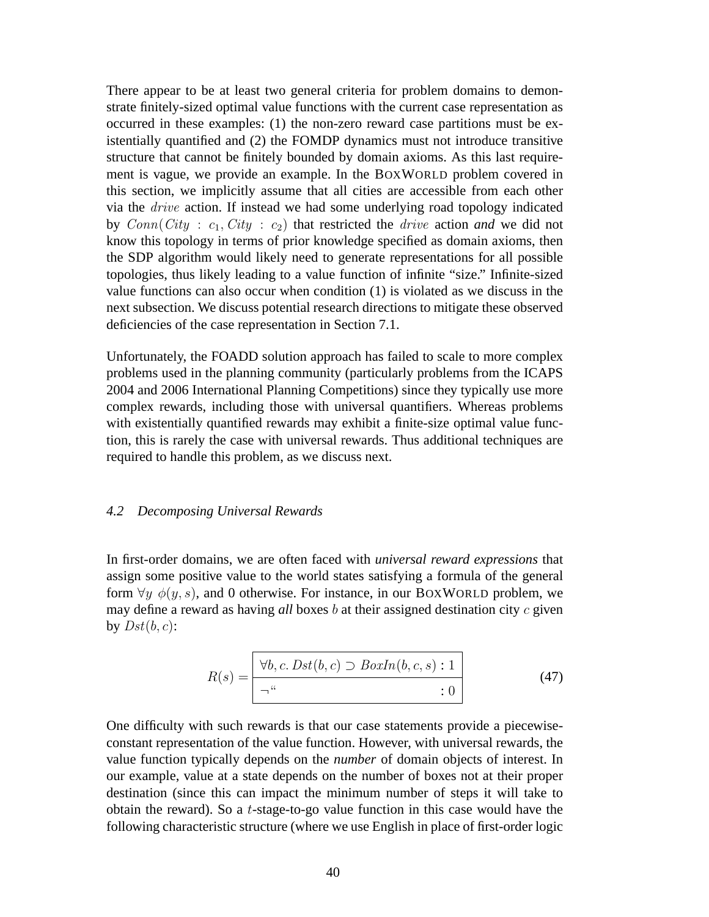There appear to be at least two general criteria for problem domains to demonstrate finitely-sized optimal value functions with the current case representation as occurred in these examples: (1) the non-zero reward case partitions must be existentially quantified and (2) the FOMDP dynamics must not introduce transitive structure that cannot be finitely bounded by domain axioms. As this last requirement is vague, we provide an example. In the BOXWORLD problem covered in this section, we implicitly assume that all cities are accessible from each other via the $drive$ action. If instead we had some underlying road topology indicated by $Conn(City : c_1, City : c_2)$ that restricted the $drive$ action *and* we did not know this topology in terms of prior knowledge specified as domain axioms, then the SDP algorithm would likely need to generate representations for all possible topologies, thus likely leading to a value function of infinite "size." Infinite-sized value functions can also occur when condition (1) is violated as we discuss in the next subsection. We discuss potential research directions to mitigate these observed deficiencies of the case representation in Section 7.1.

Unfortunately, the FOADD solution approach has failed to scale to more complex problems used in the planning community (particularly problems from the ICAPS 2004 and 2006 International Planning Competitions) since they typically use more complex rewards, including those with universal quantifiers. Whereas problems with existentially quantified rewards may exhibit a finite-size optimal value function, this is rarely the case with universal rewards. Thus additional techniques are required to handle this problem, as we discuss next.

### *4.2 Decomposing Universal Rewards*

In first-order domains, we are often faced with *universal reward expressions* that assign some positive value to the world states satisfying a formula of the general form $\forall y\ \phi(y, s)$, and 0 otherwise. For instance, in our BOXWORLD problem, we may define a reward as having *all* boxes $b$ at their assigned destination city $c$ given by $Dst(b, c)$:

$$R(s) = \begin{array}{|l|} \hline \forall b, c.\, Dst(b, c) \supset BoxIn(b, c, s) : 1 \\ \hline \neg \text{``} \qquad\qquad\qquad\qquad\qquad\quad : 0 \\ \hline \end{array} \tag{47}$$

One difficulty with such rewards is that our case statements provide a piecewise-constant representation of the value function. However, with universal rewards, the value function typically depends on the *number* of domain objects of interest. In our example, value at a state depends on the number of boxes not at their proper destination (since this can impact the minimum number of steps it will take to obtain the reward). So a $t$-stage-to-go value function in this case would have the following characteristic structure (where we use English in place of first-order logic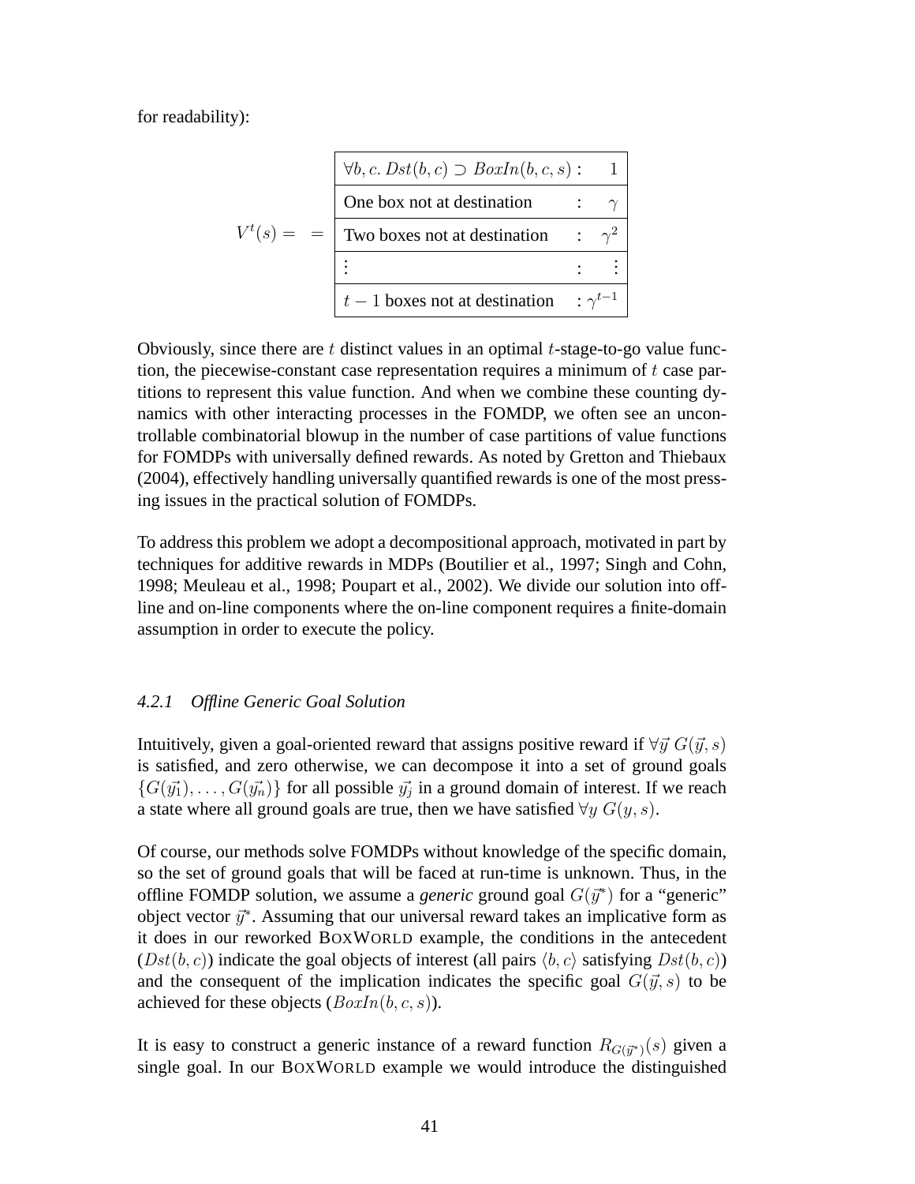for readability):

$$
V^t(s) = \;\; = \begin{array}{|l|}
\hline
\forall b, c.\, Dst(b,c) \supset BoxIn(b,c,s) : \quad 1 \\
\hline
\text{One box not at destination} \quad : \quad \gamma \\
\hline
\text{Two boxes not at destination} \quad : \quad \gamma^2 \\
\hline
\vdots \quad : \quad \vdots \\
\hline
t-1 \text{ boxes not at destination} \quad : \gamma^{t-1} \\
\hline
\end{array}
$$

Obviously, since there are $t$ distinct values in an optimal $t$-stage-to-go value function, the piecewise-constant case representation requires a minimum of $t$ case partitions to represent this value function. And when we combine these counting dynamics with other interacting processes in the FOMDP, we often see an uncontrollable combinatorial blowup in the number of case partitions of value functions for FOMDPs with universally defined rewards. As noted by Gretton and Thiebaux (2004), effectively handling universally quantified rewards is one of the most pressing issues in the practical solution of FOMDPs.

To address this problem we adopt a decompositional approach, motivated in part by techniques for additive rewards in MDPs (Boutilier et al., 1997; Singh and Cohn, 1998; Meuleau et al., 1998; Poupart et al., 2002). We divide our solution into offline and on-line components where the on-line component requires a finite-domain assumption in order to execute the policy.

### 4.2.1 *Offline Generic Goal Solution*

Intuitively, given a goal-oriented reward that assigns positive reward if $\forall \vec{y}\; G(\vec{y}, s)$ is satisfied, and zero otherwise, we can decompose it into a set of ground goals $\{G(\vec{y_1}), \ldots, G(\vec{y_n})\}$ for all possible $\vec{y_j}$ in a ground domain of interest. If we reach a state where all ground goals are true, then we have satisfied $\forall y\; G(y, s)$.

Of course, our methods solve FOMDPs without knowledge of the specific domain, so the set of ground goals that will be faced at run-time is unknown. Thus, in the offline FOMDP solution, we assume a *generic* ground goal $G(\vec{y}^*)$ for a "generic" object vector $\vec{y}^*$. Assuming that our universal reward takes an implicative form as it does in our reworked BOXWORLD example, the conditions in the antecedent ($Dst(b, c)$) indicate the goal objects of interest (all pairs $\langle b, c\rangle$ satisfying $Dst(b, c)$) and the consequent of the implication indicates the specific goal $G(\vec{y}, s)$ to be achieved for these objects ($BoxIn(b, c, s)$).

It is easy to construct a generic instance of a reward function $R_{G(\vec{y}^*)}(s)$ given a single goal. In our BOXWORLD example we would introduce the distinguished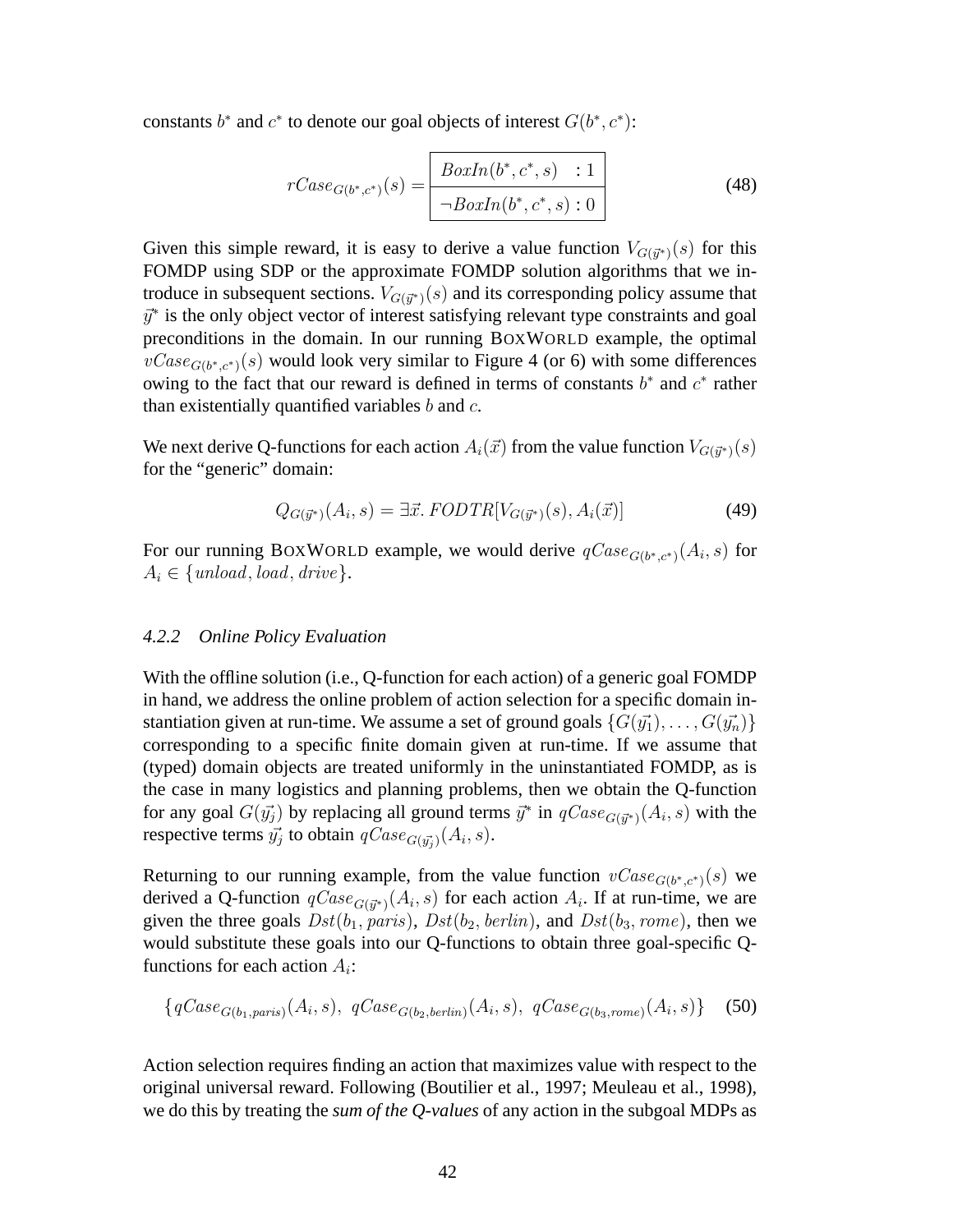constants $b^*$ and $c^*$ to denote our goal objects of interest $G(b^*, c^*)$:

$$
rCase_{G(b^*,c^*)}(s) = \begin{array}{|l|}\hline BoxIn(b^*, c^*, s) \quad : 1 \\ \hline \neg BoxIn(b^*, c^*, s) : 0 \\ \hline \end{array} \tag{48}
$$

Given this simple reward, it is easy to derive a value function $V_{G(\vec{y}^*)}(s)$ for this FOMDP using SDP or the approximate FOMDP solution algorithms that we introduce in subsequent sections. $V_{G(\vec{y}^*)}(s)$ and its corresponding policy assume that $\vec{y}^*$ is the only object vector of interest satisfying relevant type constraints and goal preconditions in the domain. In our running BoxWorld example, the optimal $vCase_{G(b^*,c^*)}(s)$ would look very similar to Figure 4 (or 6) with some differences owing to the fact that our reward is defined in terms of constants $b^*$ and $c^*$ rather than existentially quantified variables $b$ and $c$.

We next derive Q-functions for each action $A_i(\vec{x})$ from the value function $V_{G(\vec{y}^*)}(s)$ for the "generic" domain:

$$
Q_{G(\vec{y}^*)}(A_i, s) = \exists \vec{x}.\ FODTR[V_{G(\vec{y}^*)}(s), A_i(\vec{x})] \tag{49}
$$

For our running BoxWorld example, we would derive $qCase_{G(b^*,c^*)}(A_i, s)$ for $A_i \in \{unload, load, drive\}$.

#### 4.2.2 Online Policy Evaluation

With the offline solution (i.e., Q-function for each action) of a generic goal FOMDP in hand, we address the online problem of action selection for a specific domain instantiation given at run-time. We assume a set of ground goals $\{G(\vec{y_1}), \ldots, G(\vec{y_n})\}$ corresponding to a specific finite domain given at run-time. If we assume that (typed) domain objects are treated uniformly in the uninstantiated FOMDP, as is the case in many logistics and planning problems, then we obtain the Q-function for any goal $G(\vec{y_j})$ by replacing all ground terms $\vec{y}^*$ in $qCase_{G(\vec{y}^*)}(A_i, s)$ with the respective terms $\vec{y_j}$ to obtain $qCase_{G(\vec{y_j})}(A_i, s)$.

Returning to our running example, from the value function $vCase_{G(b^*,c^*)}(s)$ we derived a Q-function $qCase_{G(\vec{y}^*)}(A_i, s)$ for each action $A_i$. If at run-time, we are given the three goals $Dst(b_1, paris)$, $Dst(b_2, berlin)$, and $Dst(b_3, rome)$, then we would substitute these goals into our Q-functions to obtain three goal-specific Q-functions for each action $A_i$:

$$
\{qCase_{G(b_1,paris)}(A_i, s),\ qCase_{G(b_2,berlin)}(A_i, s),\ qCase_{G(b_3,rome)}(A_i, s)\} \tag{50}
$$

Action selection requires finding an action that maximizes value with respect to the original universal reward. Following (Boutilier et al., 1997; Meuleau et al., 1998), we do this by treating the *sum of the Q-values* of any action in the subgoal MDPs as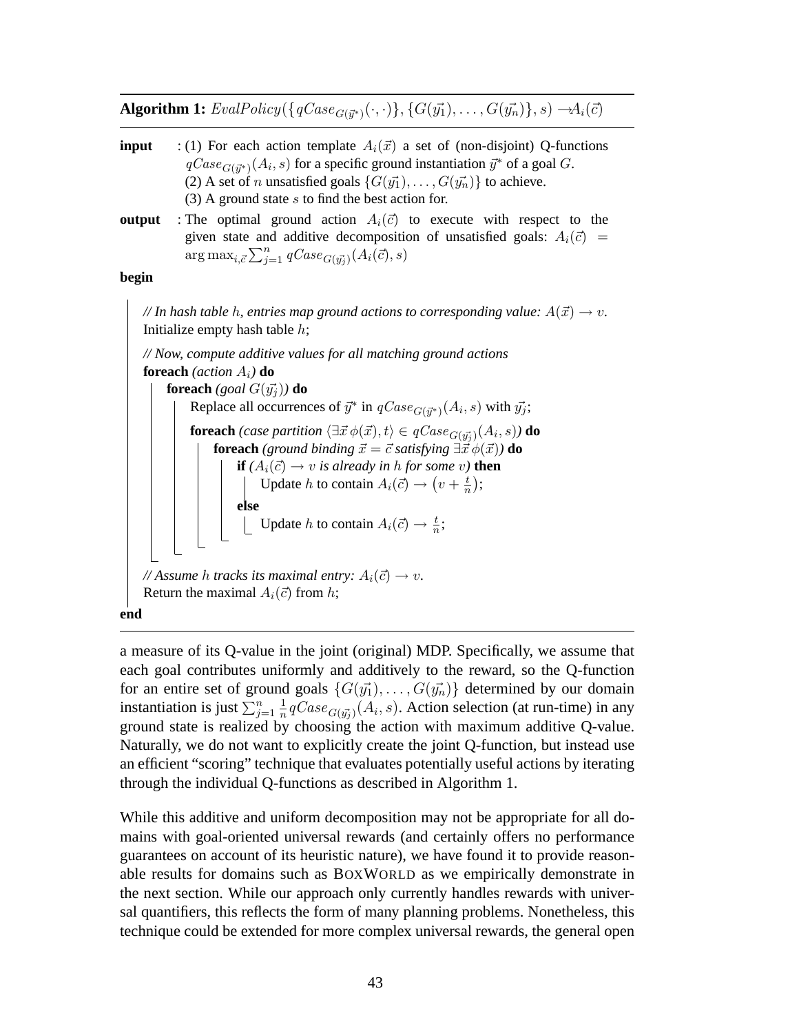**Algorithm 1:** $EvalPolicy(\{qCase_{G(\vec{y}^*)}(\cdot,\cdot)\}, \{G(\vec{y_1}), \ldots, G(\vec{y_n})\}, s) \rightarrow A_i(\vec{c})$

**input** : (1) For each action template $A_i(\vec{x})$ a set of (non-disjoint) Q-functions $qCase_{G(\vec{y}^*)}(A_i, s)$ for a specific ground instantiation $\vec{y}^*$ of a goal $G$.
(2) A set of $n$ unsatisfied goals $\{G(\vec{y_1}), \ldots, G(\vec{y_n})\}$ to achieve.
(3) A ground state $s$ to find the best action for.

**output** : The optimal ground action $A_i(\vec{c})$ to execute with respect to the given state and additive decomposition of unsatisfied goals: $A_i(\vec{c}) = \arg\max_{i,\vec{c}} \sum_{j=1}^{n} qCase_{G(\vec{y_j})}(A_i(\vec{c}), s)$

```
begin
    // In hash table h, entries map ground actions to corresponding value: A(x) → v.
    Initialize empty hash table h;

    // Now, compute additive values for all matching ground actions
    foreach (action A_i) do
        foreach (goal G(y_j)) do
            Replace all occurrences of y* in qCase_{G(y*)}(A_i, s) with y_j;
            foreach (case partition ⟨∃x φ(x), t⟩ ∈ qCase_{G(y_j)}(A_i, s)) do
                foreach (ground binding x = c satisfying ∃x φ(x)) do
                    if (A_i(c) → v is already in h for some v) then
                        Update h to contain A_i(c) → (v + t/n);
                    else
                        Update h to contain A_i(c) → t/n;

    // Assume h tracks its maximal entry: A_i(c) → v.
    Return the maximal A_i(c) from h;
end
```

a measure of its Q-value in the joint (original) MDP. Specifically, we assume that each goal contributes uniformly and additively to the reward, so the Q-function for an entire set of ground goals $\{G(\vec{y_1}), \ldots, G(\vec{y_n})\}$ determined by our domain instantiation is just $\sum_{j=1}^{n} \frac{1}{n} qCase_{G(\vec{y_j})}(A_i, s)$. Action selection (at run-time) in any ground state is realized by choosing the action with maximum additive Q-value. Naturally, we do not want to explicitly create the joint Q-function, but instead use an efficient "scoring" technique that evaluates potentially useful actions by iterating through the individual Q-functions as described in Algorithm 1.

While this additive and uniform decomposition may not be appropriate for all domains with goal-oriented universal rewards (and certainly offers no performance guarantees on account of its heuristic nature), we have found it to provide reasonable results for domains such as BOXWORLD as we empirically demonstrate in the next section. While our approach only currently handles rewards with universal quantifiers, this reflects the form of many planning problems. Nonetheless, this technique could be extended for more complex universal rewards, the general open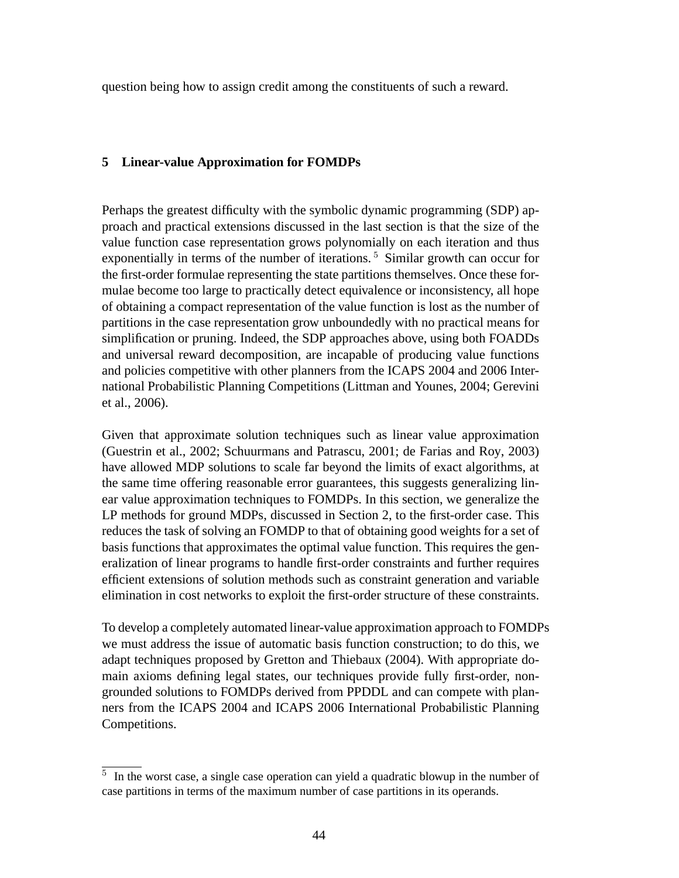question being how to assign credit among the constituents of such a reward.

## 5 Linear-value Approximation for FOMDPs

Perhaps the greatest difficulty with the symbolic dynamic programming (SDP) approach and practical extensions discussed in the last section is that the size of the value function case representation grows polynomially on each iteration and thus exponentially in terms of the number of iterations. [5] Similar growth can occur for the first-order formulae representing the state partitions themselves. Once these formulae become too large to practically detect equivalence or inconsistency, all hope of obtaining a compact representation of the value function is lost as the number of partitions in the case representation grow unboundedly with no practical means for simplification or pruning. Indeed, the SDP approaches above, using both FOADDs and universal reward decomposition, are incapable of producing value functions and policies competitive with other planners from the ICAPS 2004 and 2006 International Probabilistic Planning Competitions (Littman and Younes, 2004; Gerevini et al., 2006).

Given that approximate solution techniques such as linear value approximation (Guestrin et al., 2002; Schuurmans and Patrascu, 2001; de Farias and Roy, 2003) have allowed MDP solutions to scale far beyond the limits of exact algorithms, at the same time offering reasonable error guarantees, this suggests generalizing linear value approximation techniques to FOMDPs. In this section, we generalize the LP methods for ground MDPs, discussed in Section 2, to the first-order case. This reduces the task of solving an FOMDP to that of obtaining good weights for a set of basis functions that approximates the optimal value function. This requires the generalization of linear programs to handle first-order constraints and further requires efficient extensions of solution methods such as constraint generation and variable elimination in cost networks to exploit the first-order structure of these constraints.

To develop a completely automated linear-value approximation approach to FOMDPs we must address the issue of automatic basis function construction; to do this, we adapt techniques proposed by Gretton and Thiebaux (2004). With appropriate domain axioms defining legal states, our techniques provide fully first-order, non-grounded solutions to FOMDPs derived from PPDDL and can compete with planners from the ICAPS 2004 and ICAPS 2006 International Probabilistic Planning Competitions.

[5] In the worst case, a single case operation can yield a quadratic blowup in the number of case partitions in terms of the maximum number of case partitions in its operands.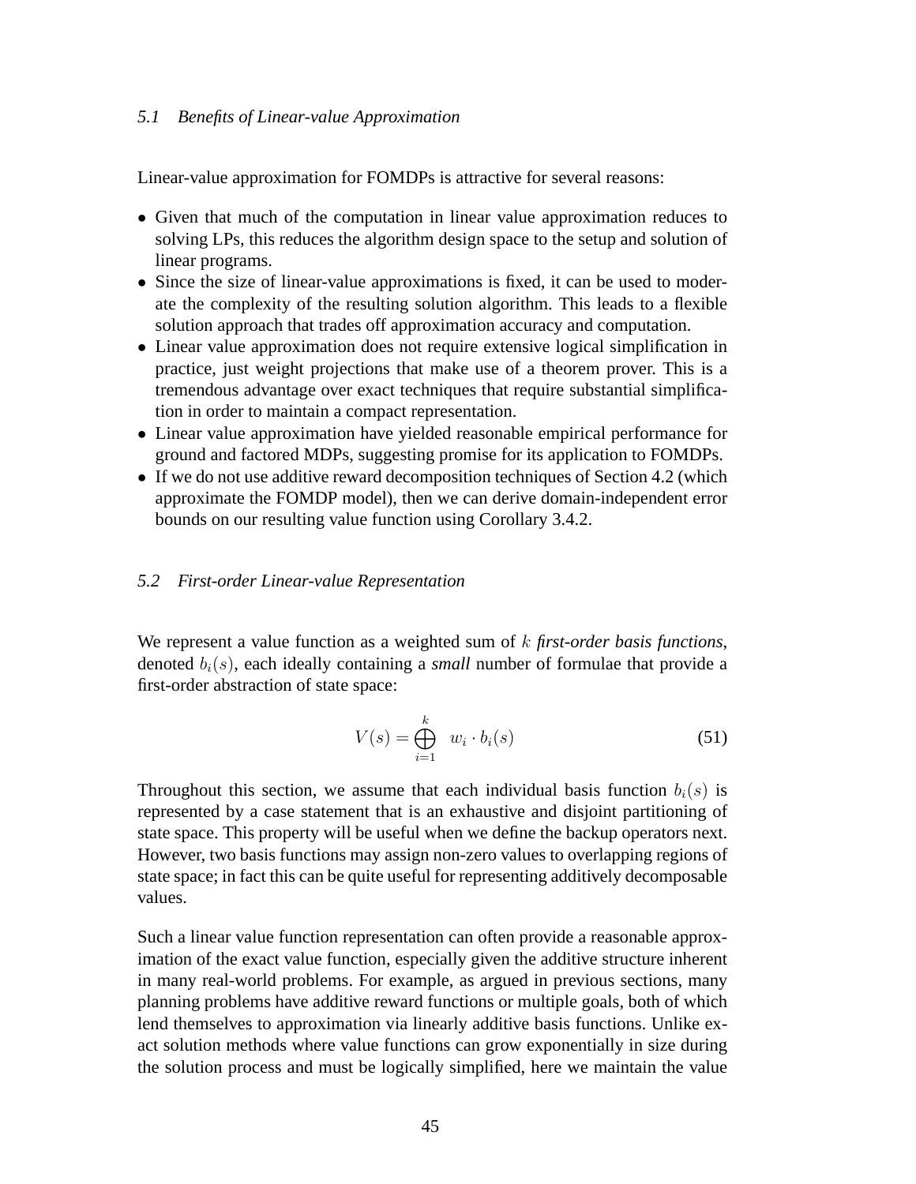### 5.1 Benefits of Linear-value Approximation

Linear-value approximation for FOMDPs is attractive for several reasons:

- Given that much of the computation in linear value approximation reduces to solving LPs, this reduces the algorithm design space to the setup and solution of linear programs.
- Since the size of linear-value approximations is fixed, it can be used to moderate the complexity of the resulting solution algorithm. This leads to a flexible solution approach that trades off approximation accuracy and computation.
- Linear value approximation does not require extensive logical simplification in practice, just weight projections that make use of a theorem prover. This is a tremendous advantage over exact techniques that require substantial simplification in order to maintain a compact representation.
- Linear value approximation have yielded reasonable empirical performance for ground and factored MDPs, suggesting promise for its application to FOMDPs.
- If we do not use additive reward decomposition techniques of Section 4.2 (which approximate the FOMDP model), then we can derive domain-independent error bounds on our resulting value function using Corollary 3.4.2.

### 5.2 First-order Linear-value Representation

We represent a value function as a weighted sum of $k$ *first-order basis functions*, denoted $b_i(s)$, each ideally containing a *small* number of formulae that provide a first-order abstraction of state space:

$$V(s) = \bigoplus_{i=1}^{k} \; w_i \cdot b_i(s) \tag{51}$$

Throughout this section, we assume that each individual basis function $b_i(s)$ is represented by a case statement that is an exhaustive and disjoint partitioning of state space. This property will be useful when we define the backup operators next. However, two basis functions may assign non-zero values to overlapping regions of state space; in fact this can be quite useful for representing additively decomposable values.

Such a linear value function representation can often provide a reasonable approximation of the exact value function, especially given the additive structure inherent in many real-world problems. For example, as argued in previous sections, many planning problems have additive reward functions or multiple goals, both of which lend themselves to approximation via linearly additive basis functions. Unlike exact solution methods where value functions can grow exponentially in size during the solution process and must be logically simplified, here we maintain the value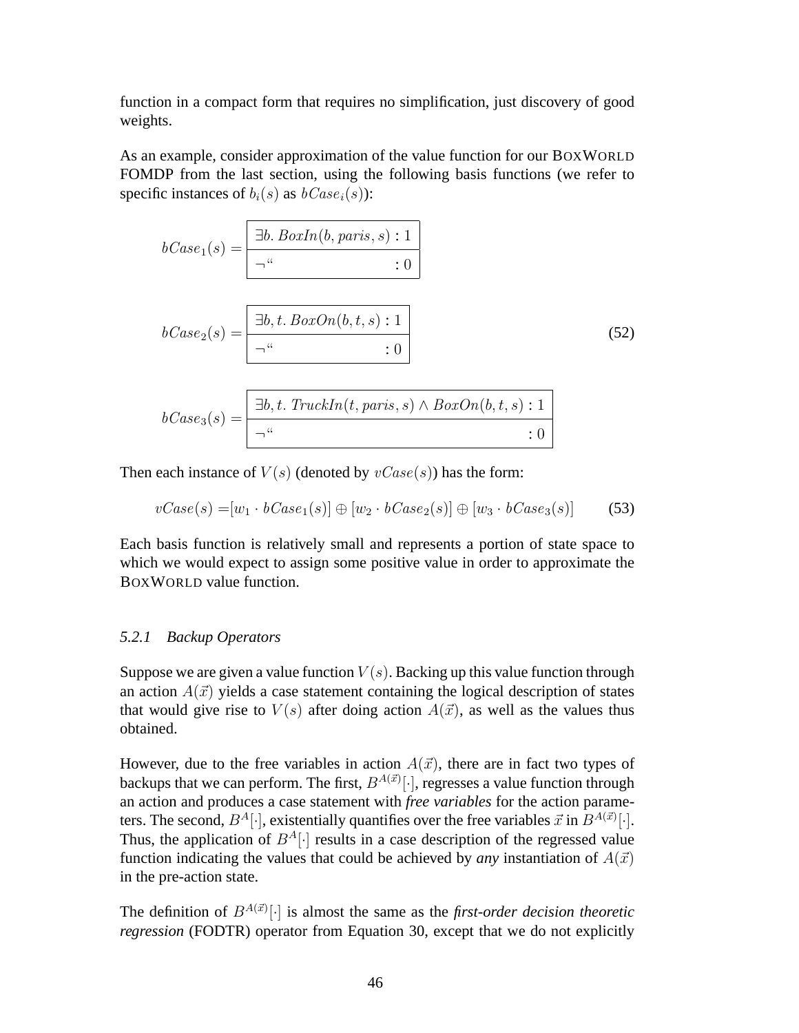function in a compact form that requires no simplification, just discovery of good weights.

As an example, consider approximation of the value function for our BOXWORLD FOMDP from the last section, using the following basis functions (we refer to specific instances of $b_i(s)$ as $bCase_i(s)$):

$$
bCase_1(s) = \begin{array}{|l|}\hline \exists b.\ BoxIn(b, paris, s) : 1 \\ \hline \neg \text{``} \qquad\qquad\qquad\quad : 0 \\ \hline \end{array}
$$

$$
bCase_2(s) = \begin{array}{|l|}\hline \exists b, t.\ BoxOn(b, t, s) : 1 \\ \hline \neg \text{``} \qquad\qquad\qquad : 0 \\ \hline \end{array} \tag{52}
$$

$$
bCase_3(s) = \begin{array}{|l|}\hline \exists b, t.\ TruckIn(t, paris, s) \wedge BoxOn(b, t, s) : 1 \\ \hline \neg \text{``} \qquad\qquad\qquad\qquad\qquad\qquad\qquad\qquad : 0 \\ \hline \end{array}
$$

Then each instance of $V(s)$ (denoted by $vCase(s)$) has the form:

$$
vCase(s) = [w_1 \cdot bCase_1(s)] \oplus [w_2 \cdot bCase_2(s)] \oplus [w_3 \cdot bCase_3(s)] \tag{53}
$$

Each basis function is relatively small and represents a portion of state space to which we would expect to assign some positive value in order to approximate the BOXWORLD value function.

### 5.2.1 Backup Operators

Suppose we are given a value function $V(s)$. Backing up this value function through an action $A(\vec{x})$ yields a case statement containing the logical description of states that would give rise to $V(s)$ after doing action $A(\vec{x})$, as well as the values thus obtained.

However, due to the free variables in action $A(\vec{x})$, there are in fact two types of backups that we can perform. The first, $B^{A(\vec{x})}[\cdot]$, regresses a value function through an action and produces a case statement with *free variables* for the action parameters. The second, $B^{A}[\cdot]$, existentially quantifies over the free variables $\vec{x}$ in $B^{A(\vec{x})}[\cdot]$. Thus, the application of $B^{A}[\cdot]$ results in a case description of the regressed value function indicating the values that could be achieved by *any* instantiation of $A(\vec{x})$ in the pre-action state.

The definition of $B^{A(\vec{x})}[\cdot]$ is almost the same as the *first-order decision theoretic regression* (FODTR) operator from Equation 30, except that we do not explicitly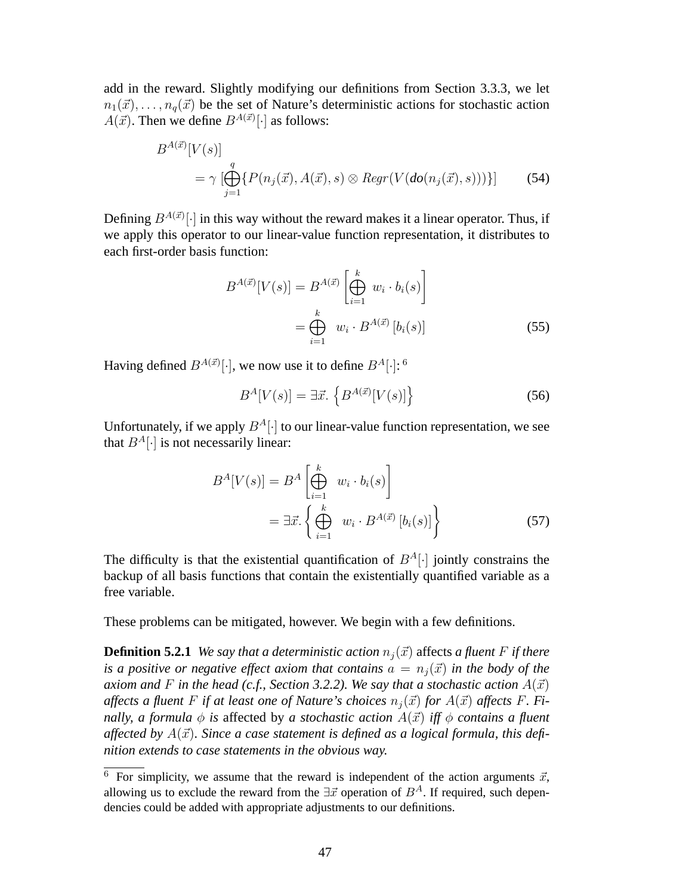add in the reward. Slightly modifying our definitions from Section 3.3.3, we let $n_1(\vec{x}), \ldots, n_q(\vec{x})$ be the set of Nature's deterministic actions for stochastic action $A(\vec{x})$. Then we define $B^{A(\vec{x})}[\cdot]$ as follows:

$$
\begin{aligned}
&B^{A(\vec{x})}[V(s)] \\
&\quad = \gamma \; [\bigoplus_{j=1}^{q} \{ P(n_j(\vec{x}), A(\vec{x}), s) \otimes \mathit{Regr}(V(\mathit{do}(n_j(\vec{x}), s))) \}]
\end{aligned}
\tag{54}
$$

Defining $B^{A(\vec{x})}[\cdot]$ in this way without the reward makes it a linear operator. Thus, if we apply this operator to our linear-value function representation, it distributes to each first-order basis function:

$$
\begin{aligned}
B^{A(\vec{x})}[V(s)] &= B^{A(\vec{x})} \left[ \bigoplus_{i=1}^{k} \; w_i \cdot b_i(s) \right] \\
&= \bigoplus_{i=1}^{k} \;\; w_i \cdot B^{A(\vec{x})} \left[ b_i(s) \right]
\end{aligned}
\tag{55}
$$

Having defined $B^{A(\vec{x})}[\cdot]$, we now use it to define $B^A[\cdot]$: [6]

$$
B^A[V(s)] = \exists \vec{x}. \left\{ B^{A(\vec{x})}[V(s)] \right\}
\tag{56}
$$

Unfortunately, if we apply $B^A[\cdot]$ to our linear-value function representation, we see that $B^A[\cdot]$ is not necessarily linear:

$$
\begin{aligned}
B^A[V(s)] &= B^A \left[ \bigoplus_{i=1}^{k} \;\; w_i \cdot b_i(s) \right] \\
&= \exists \vec{x}. \left\{ \bigoplus_{i=1}^{k} \;\; w_i \cdot B^{A(\vec{x})} \left[ b_i(s) \right] \right\}
\end{aligned}
\tag{57}
$$

The difficulty is that the existential quantification of $B^A[\cdot]$ jointly constrains the backup of all basis functions that contain the existentially quantified variable as a free variable.

These problems can be mitigated, however. We begin with a few definitions.

**Definition 5.2.1** *We say that a deterministic action $n_j(\vec{x})$* affects *a fluent $F$ if there is a positive or negative effect axiom that contains $a = n_j(\vec{x})$ in the body of the axiom and $F$ in the head (c.f., Section 3.2.2). We say that a stochastic action $A(\vec{x})$ affects a fluent $F$ if at least one of Nature's choices $n_j(\vec{x})$ for $A(\vec{x})$ affects $F$. Finally, a formula $\phi$ is* affected by *a stochastic action $A(\vec{x})$ iff $\phi$ contains a fluent affected by $A(\vec{x})$. Since a case statement is defined as a logical formula, this definition extends to case statements in the obvious way.*

---

[6] For simplicity, we assume that the reward is independent of the action arguments $\vec{x}$, allowing us to exclude the reward from the $\exists \vec{x}$ operation of $B^A$. If required, such dependencies could be added with appropriate adjustments to our definitions.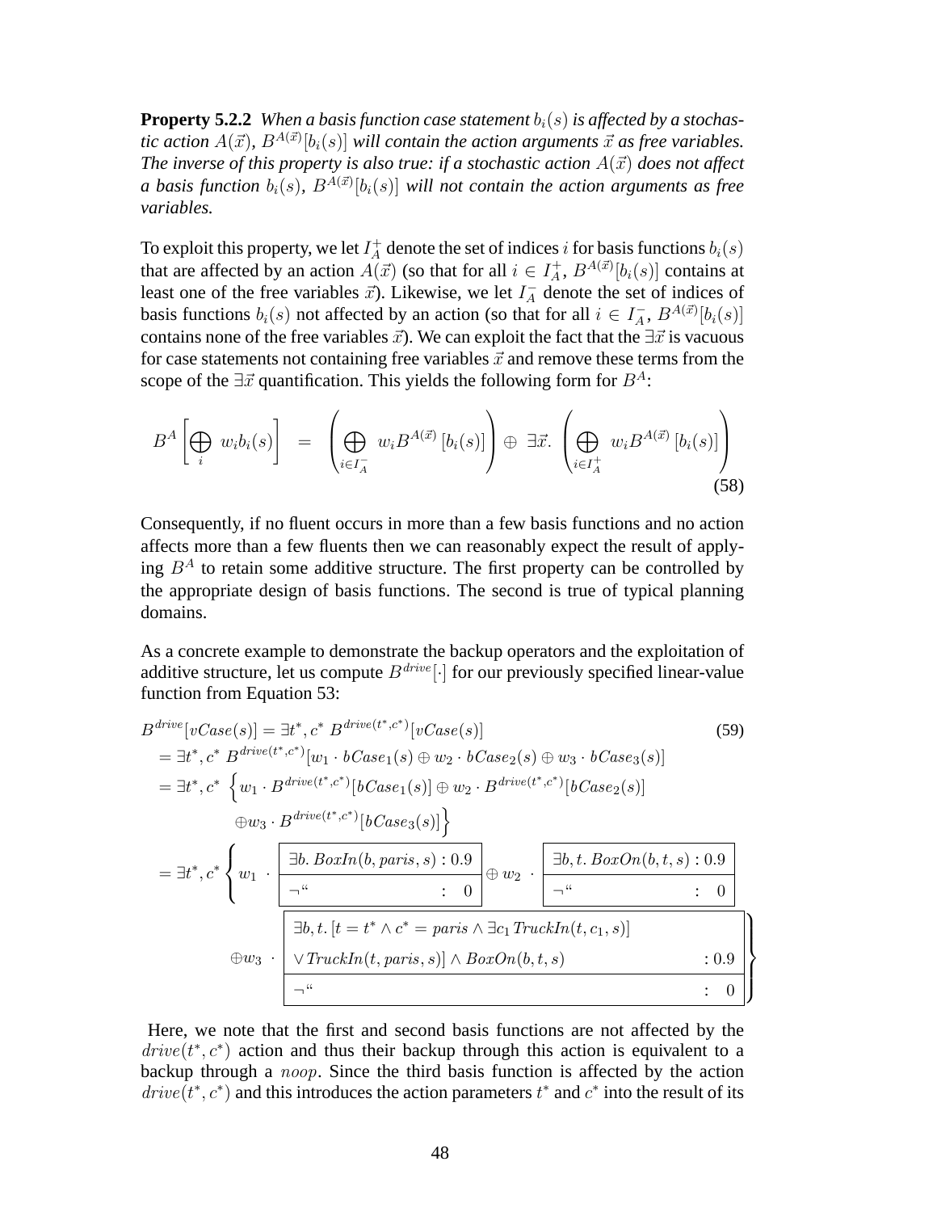**Property 5.2.2** *When a basis function case statement $b_i(s)$ is affected by a stochastic action $A(\vec{x})$, $B^{A(\vec{x})}[b_i(s)]$ will contain the action arguments $\vec{x}$ as free variables. The inverse of this property is also true: if a stochastic action $A(\vec{x})$ does not affect a basis function $b_i(s)$, $B^{A(\vec{x})}[b_i(s)]$ will not contain the action arguments as free variables.*

To exploit this property, we let $I_A^+$ denote the set of indices $i$ for basis functions $b_i(s)$ that are affected by an action $A(\vec{x})$ (so that for all $i \in I_A^+$, $B^{A(\vec{x})}[b_i(s)]$ contains at least one of the free variables $\vec{x}$). Likewise, we let $I_A^-$ denote the set of indices of basis functions $b_i(s)$ not affected by an action (so that for all $i \in I_A^-$, $B^{A(\vec{x})}[b_i(s)]$ contains none of the free variables $\vec{x}$). We can exploit the fact that the $\exists \vec{x}$ is vacuous for case statements not containing free variables $\vec{x}$ and remove these terms from the scope of the $\exists \vec{x}$ quantification. This yields the following form for $B^A$:

$$B^A \left[ \bigoplus_i \ w_i b_i(s) \right] \ = \ \left( \bigoplus_{i \in I_A^-} \ w_i B^{A(\vec{x})} \left[ b_i(s) \right] \right) \oplus \ \exists \vec{x}. \ \left( \bigoplus_{i \in I_A^+} \ w_i B^{A(\vec{x})} \left[ b_i(s) \right] \right) \tag{58}$$

Consequently, if no fluent occurs in more than a few basis functions and no action affects more than a few fluents then we can reasonably expect the result of applying $B^A$ to retain some additive structure. The first property can be controlled by the appropriate design of basis functions. The second is true of typical planning domains.

As a concrete example to demonstrate the backup operators and the exploitation of additive structure, let us compute $B^{drive}[\cdot]$ for our previously specified linear-value function from Equation 53:

$$\begin{aligned}
B^{drive}[vCase(s)] &= \exists t^*, c^* \ B^{drive(t^*,c^*)}[vCase(s)] \qquad\qquad (59) \\
&= \exists t^*, c^* \ B^{drive(t^*,c^*)}[w_1 \cdot bCase_1(s) \oplus w_2 \cdot bCase_2(s) \oplus w_3 \cdot bCase_3(s)] \\
&= \exists t^*, c^* \ \Big\{ w_1 \cdot B^{drive(t^*,c^*)}[bCase_1(s)] \oplus w_2 \cdot B^{drive(t^*,c^*)}[bCase_2(s)] \\
&\qquad \oplus w_3 \cdot B^{drive(t^*,c^*)}[bCase_3(s)] \Big\} \\
&= \exists t^*, c^* \left\{ w_1 \cdot \begin{array}{|l|}\hline \exists b.\, BoxIn(b, paris, s) : 0.9 \\ \hline \neg \text{``} \qquad\qquad\qquad : \ 0 \\ \hline \end{array} \oplus w_2 \cdot \begin{array}{|l|}\hline \exists b, t.\, BoxOn(b, t, s) : 0.9 \\ \hline \neg \text{``} \qquad\qquad\qquad : \ 0 \\ \hline \end{array} \right. \\
&\qquad \left. \oplus w_3 \cdot \begin{array}{|l|}\hline \exists b, t.\, [t = t^* \wedge c^* = paris \wedge \exists c_1\, TruckIn(t, c_1, s)] \\ \vee\, TruckIn(t, paris, s)] \wedge BoxOn(b, t, s) \qquad : 0.9 \\ \hline \neg \text{``} \qquad\qquad\qquad\qquad\qquad\qquad\qquad : \ 0 \\ \hline \end{array} \right\}
\end{aligned}$$

Here, we note that the first and second basis functions are not affected by the $drive(t^*, c^*)$ action and thus their backup through this action is equivalent to a backup through a $noop$. Since the third basis function is affected by the action $drive(t^*, c^*)$ and this introduces the action parameters $t^*$ and $c^*$ into the result of its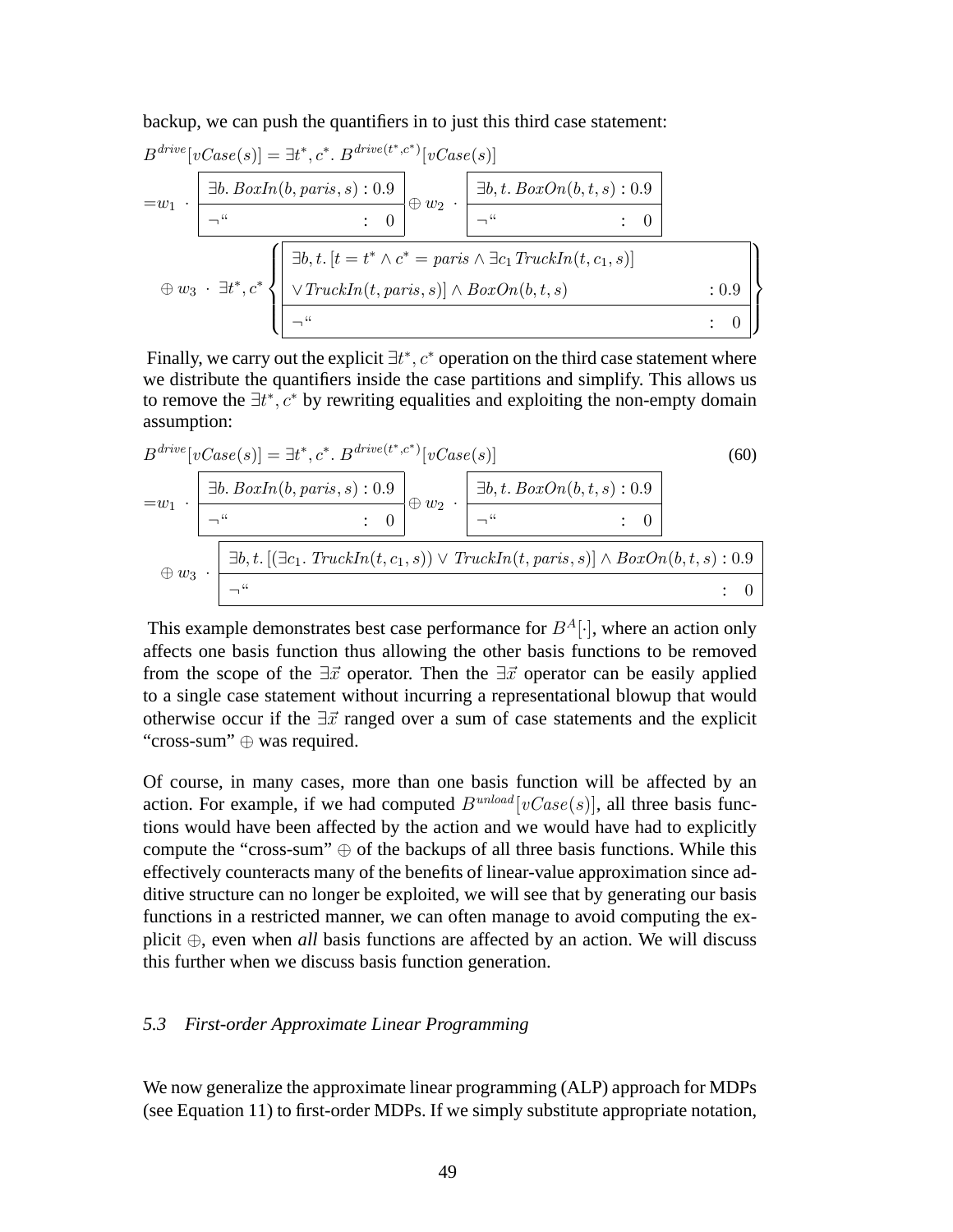backup, we can push the quantifiers in to just this third case statement:

$$
B^{drive}[vCase(s)] = \exists t^*, c^*.\ B^{drive(t^*,c^*)}[vCase(s)]
$$

$$
= w_1 \cdot \begin{array}{|ll|}\hline \exists b.\ BoxIn(b, paris, s) & : 0.9 \\ \hline \neg \text{“} & : \ \ 0 \\ \hline \end{array} \oplus w_2 \cdot \begin{array}{|ll|}\hline \exists b, t.\ BoxOn(b, t, s) & : 0.9 \\ \hline \neg \text{“} & : \ \ 0 \\ \hline \end{array}
$$

$$
\oplus\ w_3 \ \cdot\ \exists t^*, c^* \left\{ \begin{array}{|ll|}\hline \exists b, t.\ [t = t^* \wedge c^* = paris \wedge \exists c_1\, TruckIn(t, c_1, s)] & \\ \vee TruckIn(t, paris, s)] \wedge BoxOn(b, t, s) & : 0.9 \\ \hline \neg \text{“} & : \ \ 0 \\ \hline \end{array} \right\}
$$

Finally, we carry out the explicit $\exists t^*, c^*$ operation on the third case statement where we distribute the quantifiers inside the case partitions and simplify. This allows us to remove the $\exists t^*, c^*$ by rewriting equalities and exploiting the non-empty domain assumption:

$$
B^{drive}[vCase(s)] = \exists t^*, c^*.\ B^{drive(t^*,c^*)}[vCase(s)] \tag{60}
$$

$$
= w_1 \cdot \begin{array}{|ll|}\hline \exists b.\ BoxIn(b, paris, s) & : 0.9 \\ \hline \neg \text{“} & : \ \ 0 \\ \hline \end{array} \oplus w_2 \cdot \begin{array}{|ll|}\hline \exists b, t.\ BoxOn(b, t, s) & : 0.9 \\ \hline \neg \text{“} & : \ \ 0 \\ \hline \end{array}
$$

$$
\oplus\ w_3 \cdot \begin{array}{|ll|}\hline \exists b, t.\ [(\exists c_1.\ TruckIn(t, c_1, s)) \vee TruckIn(t, paris, s)] \wedge BoxOn(b, t, s) & : 0.9 \\ \hline \neg \text{“} & : \ \ 0 \\ \hline \end{array}
$$

This example demonstrates best case performance for $B^A[\cdot]$, where an action only affects one basis function thus allowing the other basis functions to be removed from the scope of the $\exists \vec{x}$ operator. Then the $\exists \vec{x}$ operator can be easily applied to a single case statement without incurring a representational blowup that would otherwise occur if the $\exists \vec{x}$ ranged over a sum of case statements and the explicit "cross-sum" $\oplus$ was required.

Of course, in many cases, more than one basis function will be affected by an action. For example, if we had computed $B^{unload}[vCase(s)]$, all three basis functions would have been affected by the action and we would have had to explicitly compute the "cross-sum" $\oplus$ of the backups of all three basis functions. While this effectively counteracts many of the benefits of linear-value approximation since additive structure can no longer be exploited, we will see that by generating our basis functions in a restricted manner, we can often manage to avoid computing the explicit $\oplus$, even when *all* basis functions are affected by an action. We will discuss this further when we discuss basis function generation.

### *5.3 First-order Approximate Linear Programming*

We now generalize the approximate linear programming (ALP) approach for MDPs (see Equation 11) to first-order MDPs. If we simply substitute appropriate notation,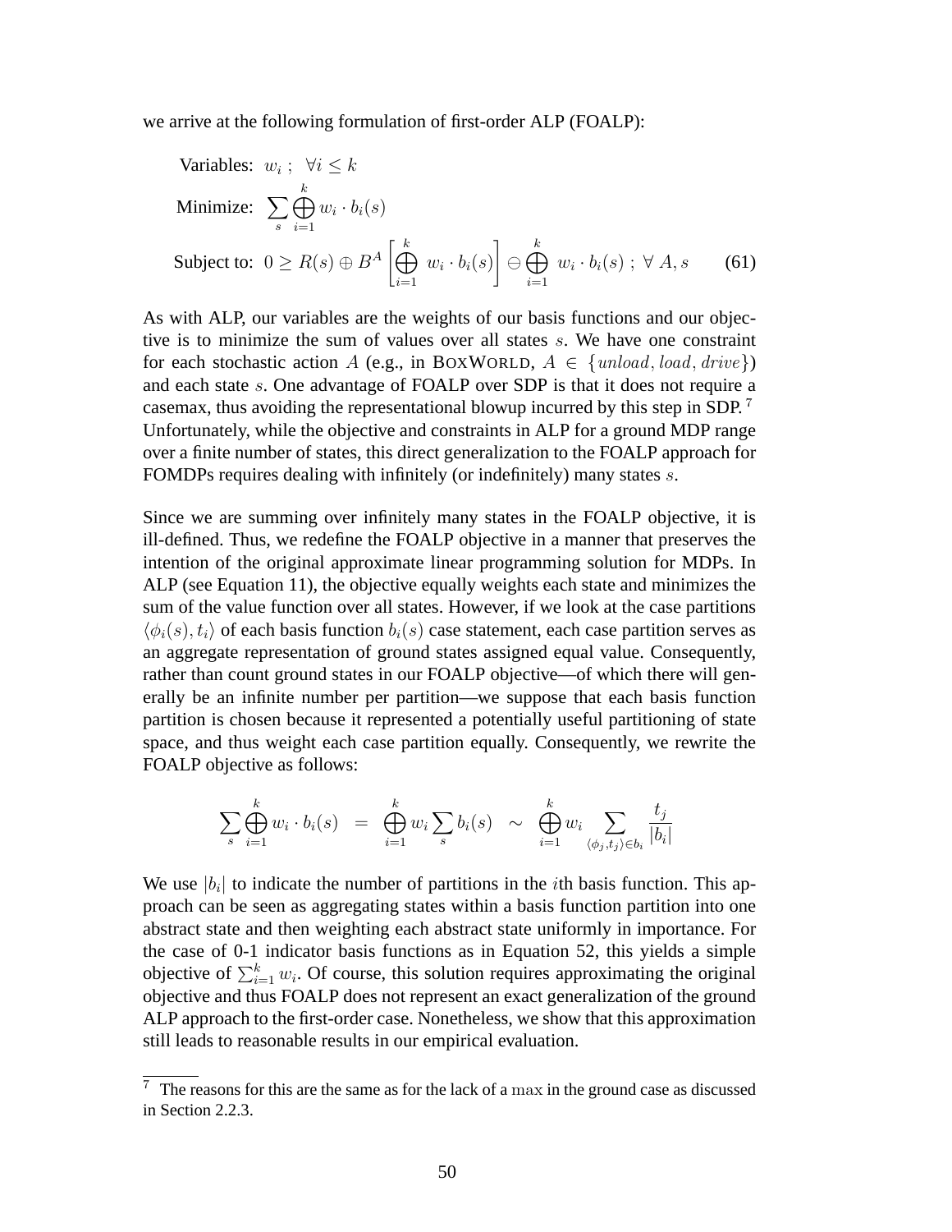we arrive at the following formulation of first-order ALP (FOALP):

$$
\begin{aligned}
\text{Variables: } & w_i \; ; \;\; \forall i \leq k \\
\text{Minimize: } & \sum_s \bigoplus_{i=1}^{k} w_i \cdot b_i(s) \\
\text{Subject to: } & 0 \geq R(s) \oplus B^A \left[ \bigoplus_{i=1}^{k} \; w_i \cdot b_i(s) \right] \ominus \bigoplus_{i=1}^{k} \; w_i \cdot b_i(s) \; ; \; \forall \; A, s
\end{aligned}
\tag{61}
$$

As with ALP, our variables are the weights of our basis functions and our objective is to minimize the sum of values over all states $s$. We have one constraint for each stochastic action $A$ (e.g., in BOXWORLD, $A \in \{unload, load, drive\}$) and each state $s$. One advantage of FOALP over SDP is that it does not require a casemax, thus avoiding the representational blowup incurred by this step in SDP. [7] Unfortunately, while the objective and constraints in ALP for a ground MDP range over a finite number of states, this direct generalization to the FOALP approach for FOMDPs requires dealing with infinitely (or indefinitely) many states $s$.

Since we are summing over infinitely many states in the FOALP objective, it is ill-defined. Thus, we redefine the FOALP objective in a manner that preserves the intention of the original approximate linear programming solution for MDPs. In ALP (see Equation 11), the objective equally weights each state and minimizes the sum of the value function over all states. However, if we look at the case partitions $\langle \phi_i(s), t_i \rangle$ of each basis function $b_i(s)$ case statement, each case partition serves as an aggregate representation of ground states assigned equal value. Consequently, rather than count ground states in our FOALP objective—of which there will generally be an infinite number per partition—we suppose that each basis function partition is chosen because it represented a potentially useful partitioning of state space, and thus weight each case partition equally. Consequently, we rewrite the FOALP objective as follows:

$$
\sum_s \bigoplus_{i=1}^{k} w_i \cdot b_i(s) \;\; = \;\; \bigoplus_{i=1}^{k} w_i \sum_s b_i(s) \;\; \sim \;\; \bigoplus_{i=1}^{k} w_i \sum_{\langle \phi_j, t_j \rangle \in b_i} \frac{t_j}{|b_i|}
$$

We use $|b_i|$ to indicate the number of partitions in the $i$th basis function. This approach can be seen as aggregating states within a basis function partition into one abstract state and then weighting each abstract state uniformly in importance. For the case of 0-1 indicator basis functions as in Equation 52, this yields a simple objective of $\sum_{i=1}^{k} w_i$. Of course, this solution requires approximating the original objective and thus FOALP does not represent an exact generalization of the ground ALP approach to the first-order case. Nonetheless, we show that this approximation still leads to reasonable results in our empirical evaluation.

---

[7] The reasons for this are the same as for the lack of a $\max$ in the ground case as discussed in Section 2.2.3.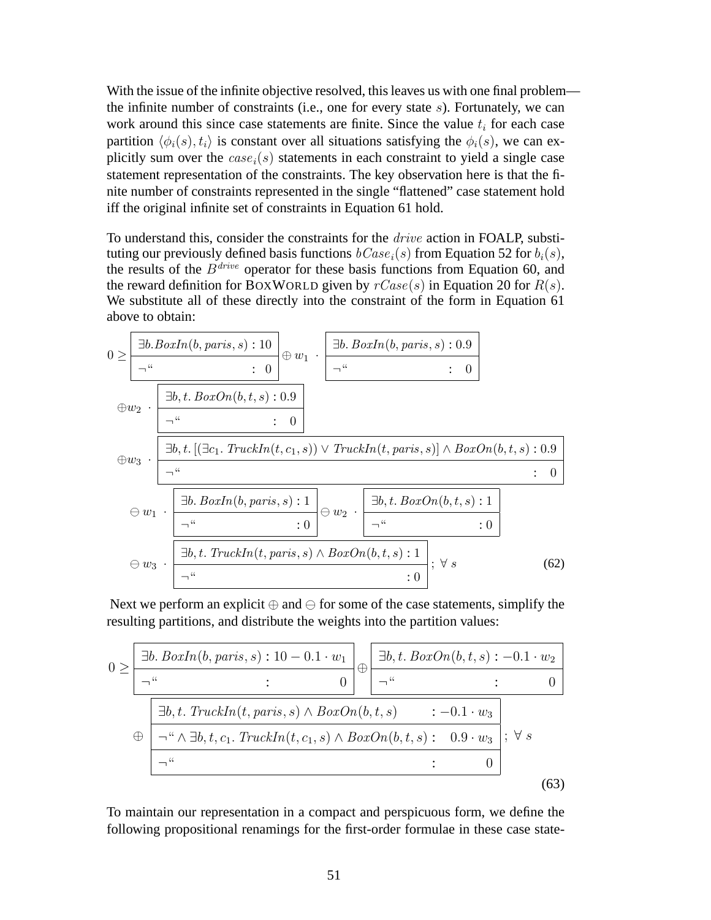With the issue of the infinite objective resolved, this leaves us with one final problem—the infinite number of constraints (i.e., one for every state $s$). Fortunately, we can work around this since case statements are finite. Since the value $t_i$ for each case partition $\langle \phi_i(s), t_i \rangle$ is constant over all situations satisfying the $\phi_i(s)$, we can explicitly sum over the $case_i(s)$ statements in each constraint to yield a single case statement representation of the constraints. The key observation here is that the finite number of constraints represented in the single "flattened" case statement hold iff the original infinite set of constraints in Equation 61 hold.

To understand this, consider the constraints for the $drive$ action in FOALP, substituting our previously defined basis functions $bCase_i(s)$ from Equation 52 for $b_i(s)$, the results of the $B^{drive}$ operator for these basis functions from Equation 60, and the reward definition for BoxWorld given by $rCase(s)$ in Equation 20 for $R(s)$. We substitute all of these directly into the constraint of the form in Equation 61 above to obtain:

$$
\begin{aligned}
0 \geq\ & \begin{array}{|ll|}\hline \exists b. BoxIn(b, paris, s) & : 10 \\ \hline \neg \text{“} & : \ 0 \\ \hline \end{array} \oplus w_1 \cdot \begin{array}{|ll|}\hline \exists b.\ BoxIn(b, paris, s) & : 0.9 \\ \hline \neg \text{“} & : \ 0 \\ \hline \end{array} \\
& \oplus w_2 \cdot \begin{array}{|ll|}\hline \exists b, t.\ BoxOn(b, t, s) & : 0.9 \\ \hline \neg \text{“} & : \ 0 \\ \hline \end{array} \\
& \oplus w_3 \cdot \begin{array}{|ll|}\hline \exists b, t.\ [(\exists c_1.\ TruckIn(t, c_1, s)) \vee TruckIn(t, paris, s)] \wedge BoxOn(b, t, s) & : 0.9 \\ \hline \neg \text{“} & : \ 0 \\ \hline \end{array} \\
& \ominus w_1 \cdot \begin{array}{|ll|}\hline \exists b.\ BoxIn(b, paris, s) & : 1 \\ \hline \neg \text{“} & : 0 \\ \hline \end{array} \ominus w_2 \cdot \begin{array}{|ll|}\hline \exists b, t.\ BoxOn(b, t, s) & : 1 \\ \hline \neg \text{“} & : 0 \\ \hline \end{array} \\
& \ominus w_3 \cdot \begin{array}{|ll|}\hline \exists b, t.\ TruckIn(t, paris, s) \wedge BoxOn(b, t, s) & : 1 \\ \hline \neg \text{“} & : 0 \\ \hline \end{array} ;\ \forall\, s
\end{aligned} \tag{62}
$$

Next we perform an explicit $\oplus$ and $\ominus$ for some of the case statements, simplify the resulting partitions, and distribute the weights into the partition values:

$$
\begin{aligned}
0 \geq\ & \begin{array}{|ll|}\hline \exists b.\ BoxIn(b, paris, s) & : 10 - 0.1 \cdot w_1 \\ \hline \neg \text{“} & : \qquad 0 \\ \hline \end{array} \oplus \begin{array}{|ll|}\hline \exists b, t.\ BoxOn(b, t, s) & : -0.1 \cdot w_2 \\ \hline \neg \text{“} & : \qquad 0 \\ \hline \end{array} \\
& \oplus \begin{array}{|ll|}\hline \exists b, t.\ TruckIn(t, paris, s) \wedge BoxOn(b, t, s) & : -0.1 \cdot w_3 \\ \hline \neg \text{“} \wedge \exists b, t, c_1.\ TruckIn(t, c_1, s) \wedge BoxOn(b, t, s) & : \ \ 0.9 \cdot w_3 \\ \hline \neg \text{“} & : \qquad 0 \\ \hline \end{array} ;\ \forall\, s
\end{aligned} \tag{63}
$$

To maintain our representation in a compact and perspicuous form, we define the following propositional renamings for the first-order formulae in these case state-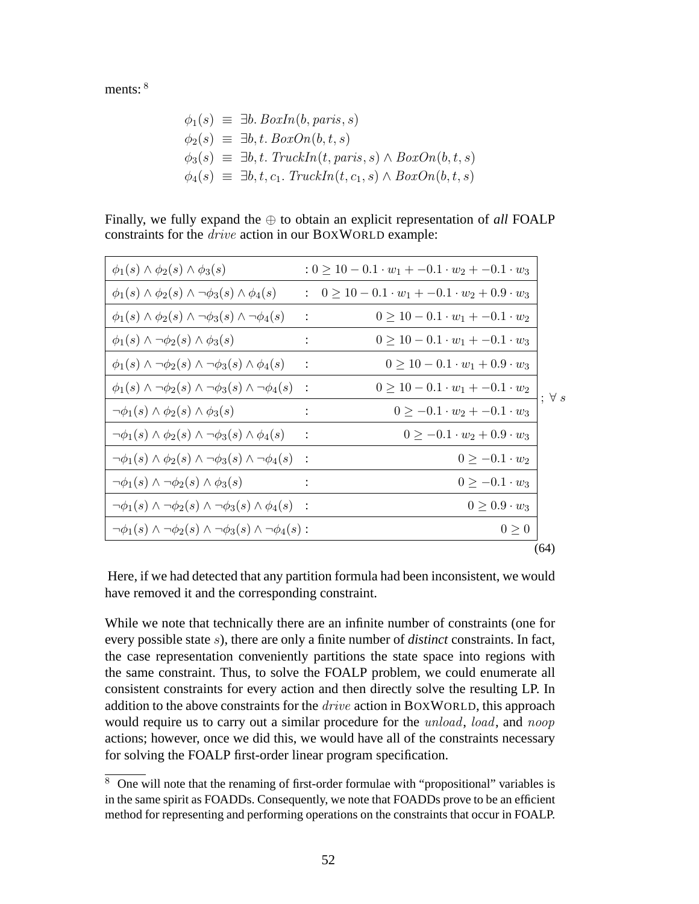ments: [8]

$$
\begin{aligned}
\phi_1(s) &\equiv \exists b.\, BoxIn(b, paris, s) \\
\phi_2(s) &\equiv \exists b, t.\, BoxOn(b, t, s) \\
\phi_3(s) &\equiv \exists b, t.\, TruckIn(t, paris, s) \wedge BoxOn(b, t, s) \\
\phi_4(s) &\equiv \exists b, t, c_1.\, TruckIn(t, c_1, s) \wedge BoxOn(b, t, s)
\end{aligned}
$$

Finally, we fully expand the $\oplus$ to obtain an explicit representation of *all* FOALP constraints for the *drive* action in our BOXWORLD example:

$$
\begin{array}{|ll|}
\hline
\phi_1(s) \wedge \phi_2(s) \wedge \phi_3(s) & : 0 \geq 10 - 0.1 \cdot w_1 + -0.1 \cdot w_2 + -0.1 \cdot w_3 \\
\hline
\phi_1(s) \wedge \phi_2(s) \wedge \neg\phi_3(s) \wedge \phi_4(s) & : \; 0 \geq 10 - 0.1 \cdot w_1 + -0.1 \cdot w_2 + 0.9 \cdot w_3 \\
\hline
\phi_1(s) \wedge \phi_2(s) \wedge \neg\phi_3(s) \wedge \neg\phi_4(s) & : \; 0 \geq 10 - 0.1 \cdot w_1 + -0.1 \cdot w_2 \\
\hline
\phi_1(s) \wedge \neg\phi_2(s) \wedge \phi_3(s) & : \; 0 \geq 10 - 0.1 \cdot w_1 + -0.1 \cdot w_3 \\
\hline
\phi_1(s) \wedge \neg\phi_2(s) \wedge \neg\phi_3(s) \wedge \phi_4(s) & : \; 0 \geq 10 - 0.1 \cdot w_1 + 0.9 \cdot w_3 \\
\hline
\phi_1(s) \wedge \neg\phi_2(s) \wedge \neg\phi_3(s) \wedge \neg\phi_4(s) & : \; 0 \geq 10 - 0.1 \cdot w_1 + -0.1 \cdot w_2 \\
\hline
\neg\phi_1(s) \wedge \phi_2(s) \wedge \phi_3(s) & : \; 0 \geq -0.1 \cdot w_2 + -0.1 \cdot w_3 \\
\hline
\neg\phi_1(s) \wedge \phi_2(s) \wedge \neg\phi_3(s) \wedge \phi_4(s) & : \; 0 \geq -0.1 \cdot w_2 + 0.9 \cdot w_3 \\
\hline
\neg\phi_1(s) \wedge \phi_2(s) \wedge \neg\phi_3(s) \wedge \neg\phi_4(s) & : \; 0 \geq -0.1 \cdot w_2 \\
\hline
\neg\phi_1(s) \wedge \neg\phi_2(s) \wedge \phi_3(s) & : \; 0 \geq -0.1 \cdot w_3 \\
\hline
\neg\phi_1(s) \wedge \neg\phi_2(s) \wedge \neg\phi_3(s) \wedge \phi_4(s) & : \; 0 \geq 0.9 \cdot w_3 \\
\hline
\neg\phi_1(s) \wedge \neg\phi_2(s) \wedge \neg\phi_3(s) \wedge \neg\phi_4(s) & : \; 0 \geq 0 \\
\hline
\end{array}
\; ; \; \forall s \qquad (64)
$$

Here, if we had detected that any partition formula had been inconsistent, we would have removed it and the corresponding constraint.

While we note that technically there are an infinite number of constraints (one for every possible state $s$), there are only a finite number of *distinct* constraints. In fact, the case representation conveniently partitions the state space into regions with the same constraint. Thus, to solve the FOALP problem, we could enumerate all consistent constraints for every action and then directly solve the resulting LP. In addition to the above constraints for the *drive* action in BOXWORLD, this approach would require us to carry out a similar procedure for the *unload*, *load*, and *noop* actions; however, once we did this, we would have all of the constraints necessary for solving the FOALP first-order linear program specification.

[8] One will note that the renaming of first-order formulae with "propositional" variables is in the same spirit as FOADDs. Consequently, we note that FOADDs prove to be an efficient method for representing and performing operations on the constraints that occur in FOALP.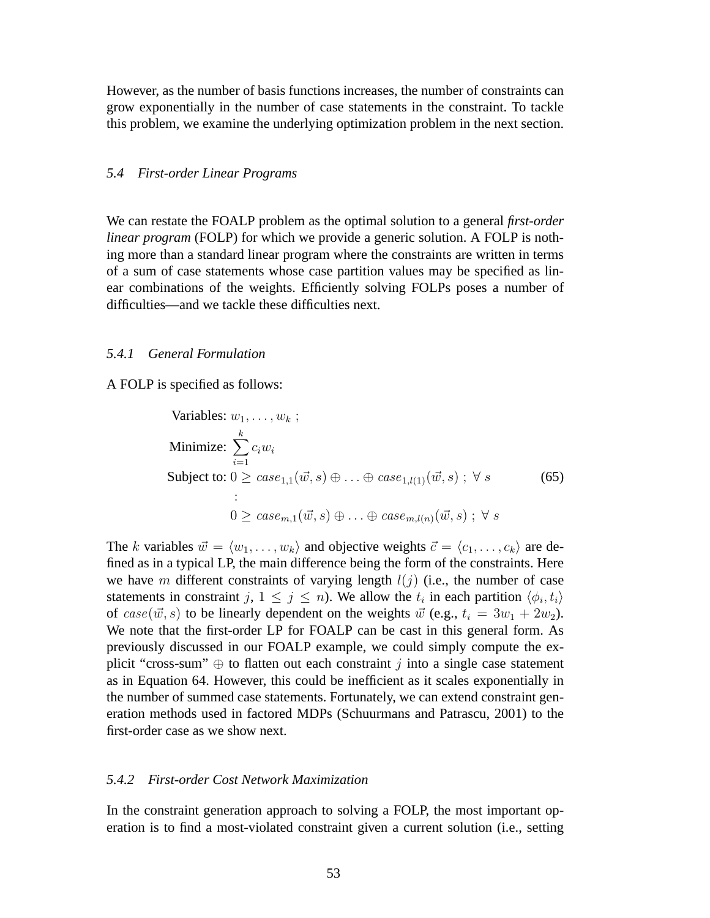However, as the number of basis functions increases, the number of constraints can grow exponentially in the number of case statements in the constraint. To tackle this problem, we examine the underlying optimization problem in the next section.

### 5.4 First-order Linear Programs

We can restate the FOALP problem as the optimal solution to a general *first-order linear program* (FOLP) for which we provide a generic solution. A FOLP is nothing more than a standard linear program where the constraints are written in terms of a sum of case statements whose case partition values may be specified as linear combinations of the weights. Efficiently solving FOLPs poses a number of difficulties—and we tackle these difficulties next.

#### 5.4.1 General Formulation

A FOLP is specified as follows:

$$
\begin{aligned}
\text{Variables: } & w_1, \ldots, w_k \ ; \\
\text{Minimize: } & \sum_{i=1}^{k} c_i w_i \\
\text{Subject to: } & 0 \geq case_{1,1}(\vec{w}, s) \oplus \ldots \oplus case_{1,l(1)}(\vec{w}, s) \ ; \ \forall \ s \\
& \vdots \\
& 0 \geq case_{m,1}(\vec{w}, s) \oplus \ldots \oplus case_{m,l(n)}(\vec{w}, s) \ ; \ \forall \ s
\end{aligned}
\qquad (65)
$$

The $k$ variables $\vec{w} = \langle w_1, \ldots, w_k \rangle$ and objective weights $\vec{c} = \langle c_1, \ldots, c_k \rangle$ are defined as in a typical LP, the main difference being the form of the constraints. Here we have $m$ different constraints of varying length $l(j)$ (i.e., the number of case statements in constraint $j$, $1 \leq j \leq n$). We allow the $t_i$ in each partition $\langle \phi_i, t_i \rangle$ of $case(\vec{w}, s)$ to be linearly dependent on the weights $\vec{w}$ (e.g., $t_i = 3w_1 + 2w_2$). We note that the first-order LP for FOALP can be cast in this general form. As previously discussed in our FOALP example, we could simply compute the explicit "cross-sum" $\oplus$ to flatten out each constraint $j$ into a single case statement as in Equation 64. However, this could be inefficient as it scales exponentially in the number of summed case statements. Fortunately, we can extend constraint generation methods used in factored MDPs (Schuurmans and Patrascu, 2001) to the first-order case as we show next.

#### 5.4.2 First-order Cost Network Maximization

In the constraint generation approach to solving a FOLP, the most important operation is to find a most-violated constraint given a current solution (i.e., setting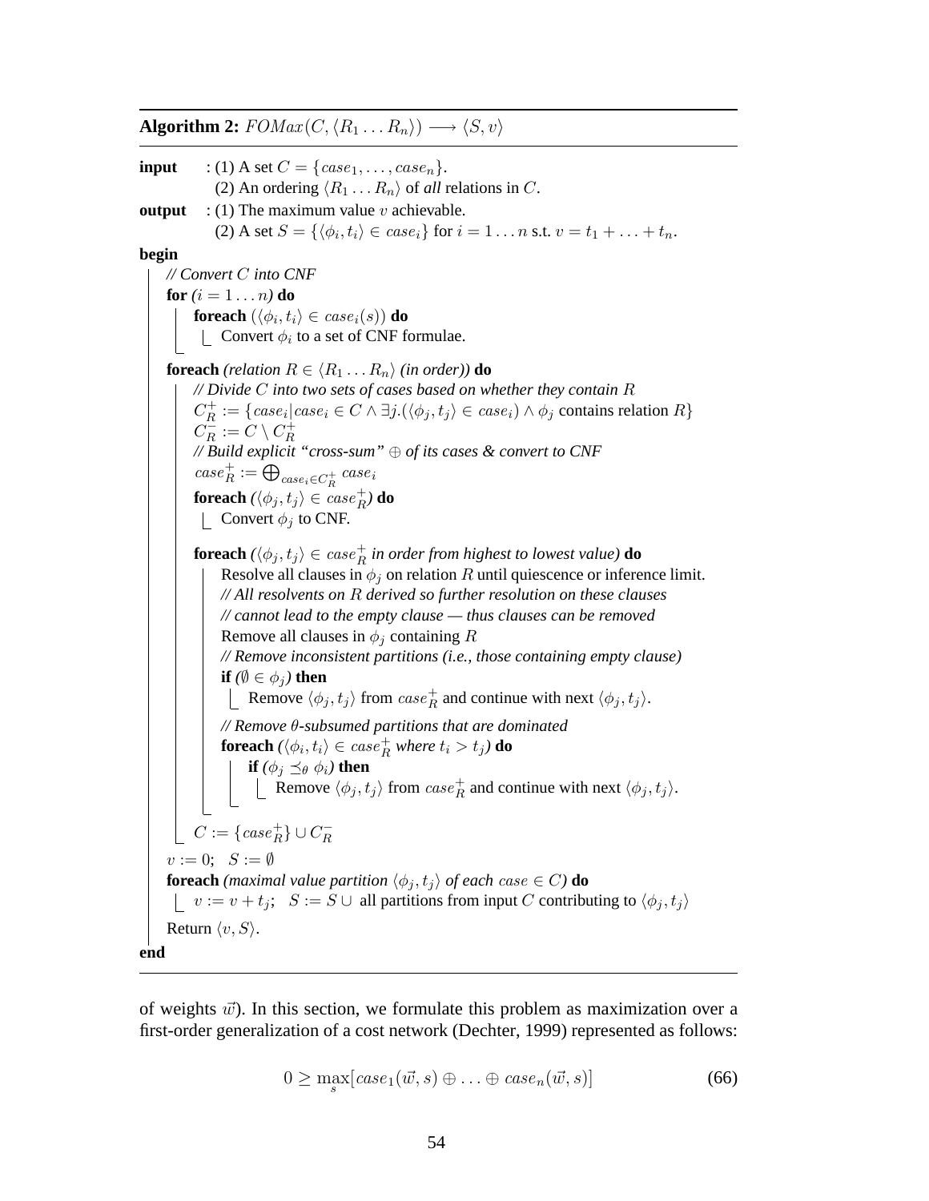**Algorithm 2:** $FOMax(C, \langle R_1 \ldots R_n \rangle) \longrightarrow \langle S, v \rangle$

```
input   : (1) A set C = {case_1, ..., case_n}.
          (2) An ordering ⟨R_1 ... R_n⟩ of all relations in C.
output  : (1) The maximum value v achievable.
          (2) A set S = {⟨φ_i, t_i⟩ ∈ case_i} for i = 1...n s.t. v = t_1 + ... + t_n.
begin
    // Convert C into CNF
    for (i = 1...n) do
        foreach (⟨φ_i, t_i⟩ ∈ case_i(s)) do
            Convert φ_i to a set of CNF formulae.

    foreach (relation R ∈ ⟨R_1 ... R_n⟩ (in order)) do
        // Divide C into two sets of cases based on whether they contain R
        C_R^+ := {case_i | case_i ∈ C ∧ ∃j.(⟨φ_j, t_j⟩ ∈ case_i) ∧ φ_j contains relation R}
        C_R^- := C \ C_R^+
        // Build explicit "cross-sum" ⊕ of its cases & convert to CNF
        case_R^+ := ⨁_{case_i ∈ C_R^+} case_i
        foreach (⟨φ_j, t_j⟩ ∈ case_R^+) do
            Convert φ_j to CNF.

        foreach (⟨φ_j, t_j⟩ ∈ case_R^+ in order from highest to lowest value) do
            Resolve all clauses in φ_j on relation R until quiescence or inference limit.
            // All resolvents on R derived so further resolution on these clauses
            // cannot lead to the empty clause — thus clauses can be removed
            Remove all clauses in φ_j containing R
            // Remove inconsistent partitions (i.e., those containing empty clause)
            if (∅ ∈ φ_j) then
                Remove ⟨φ_j, t_j⟩ from case_R^+ and continue with next ⟨φ_j, t_j⟩.

            // Remove θ-subsumed partitions that are dominated
            foreach (⟨φ_i, t_i⟩ ∈ case_R^+ where t_i > t_j) do
                if (φ_j ⪯_θ φ_i) then
                    Remove ⟨φ_j, t_j⟩ from case_R^+ and continue with next ⟨φ_j, t_j⟩.

        C := {case_R^+} ∪ C_R^-
    v := 0;   S := ∅
    foreach (maximal value partition ⟨φ_j, t_j⟩ of each case ∈ C) do
        v := v + t_j;   S := S ∪ all partitions from input C contributing to ⟨φ_j, t_j⟩
    Return ⟨v, S⟩.
end
```

of weights $\vec{w}$). In this section, we formulate this problem as maximization over a first-order generalization of a cost network (Dechter, 1999) represented as follows:

$$0 \geq \max_{s}[case_1(\vec{w}, s) \oplus \ldots \oplus case_n(\vec{w}, s)] \tag{66}$$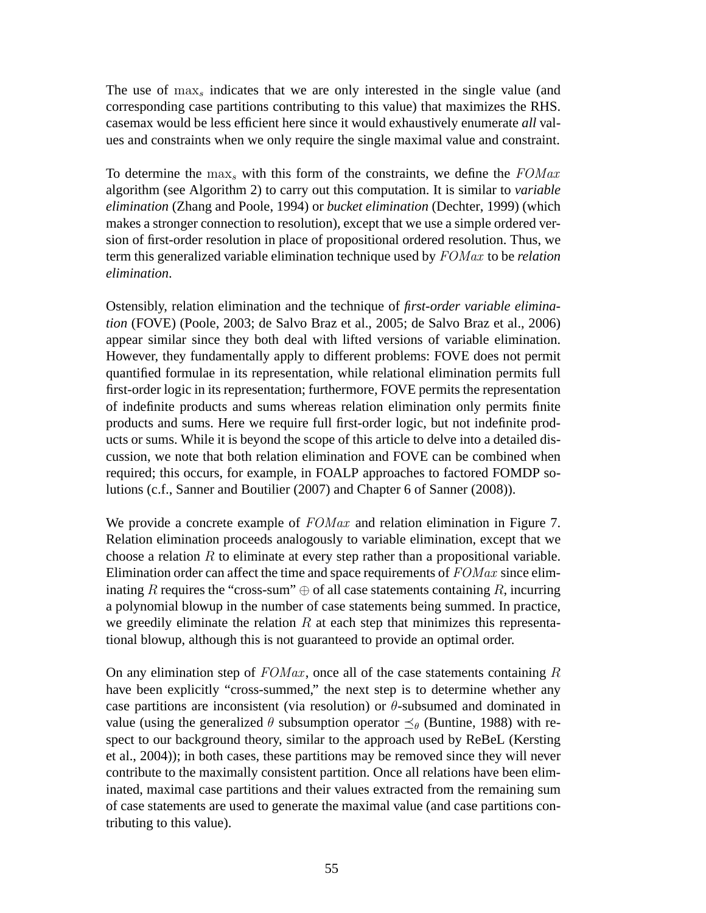The use of $\max_s$ indicates that we are only interested in the single value (and corresponding case partitions contributing to this value) that maximizes the RHS. casemax would be less efficient here since it would exhaustively enumerate *all* values and constraints when we only require the single maximal value and constraint.

To determine the $\max_s$ with this form of the constraints, we define the $FOMax$ algorithm (see Algorithm 2) to carry out this computation. It is similar to *variable elimination* (Zhang and Poole, 1994) or *bucket elimination* (Dechter, 1999) (which makes a stronger connection to resolution), except that we use a simple ordered version of first-order resolution in place of propositional ordered resolution. Thus, we term this generalized variable elimination technique used by $FOMax$ to be *relation elimination*.

Ostensibly, relation elimination and the technique of *first-order variable elimination* (FOVE) (Poole, 2003; de Salvo Braz et al., 2005; de Salvo Braz et al., 2006) appear similar since they both deal with lifted versions of variable elimination. However, they fundamentally apply to different problems: FOVE does not permit quantified formulae in its representation, while relational elimination permits full first-order logic in its representation; furthermore, FOVE permits the representation of indefinite products and sums whereas relation elimination only permits finite products and sums. Here we require full first-order logic, but not indefinite products or sums. While it is beyond the scope of this article to delve into a detailed discussion, we note that both relation elimination and FOVE can be combined when required; this occurs, for example, in FOALP approaches to factored FOMDP solutions (c.f., Sanner and Boutilier (2007) and Chapter 6 of Sanner (2008)).

We provide a concrete example of $FOMax$ and relation elimination in Figure 7. Relation elimination proceeds analogously to variable elimination, except that we choose a relation $R$ to eliminate at every step rather than a propositional variable. Elimination order can affect the time and space requirements of $FOMax$ since eliminating $R$ requires the "cross-sum" $\oplus$ of all case statements containing $R$, incurring a polynomial blowup in the number of case statements being summed. In practice, we greedily eliminate the relation $R$ at each step that minimizes this representational blowup, although this is not guaranteed to provide an optimal order.

On any elimination step of $FOMax$, once all of the case statements containing $R$ have been explicitly "cross-summed," the next step is to determine whether any case partitions are inconsistent (via resolution) or $\theta$-subsumed and dominated in value (using the generalized $\theta$ subsumption operator $\preceq_\theta$ (Buntine, 1988) with respect to our background theory, similar to the approach used by ReBeL (Kersting et al., 2004)); in both cases, these partitions may be removed since they will never contribute to the maximally consistent partition. Once all relations have been eliminated, maximal case partitions and their values extracted from the remaining sum of case statements are used to generate the maximal value (and case partitions contributing to this value).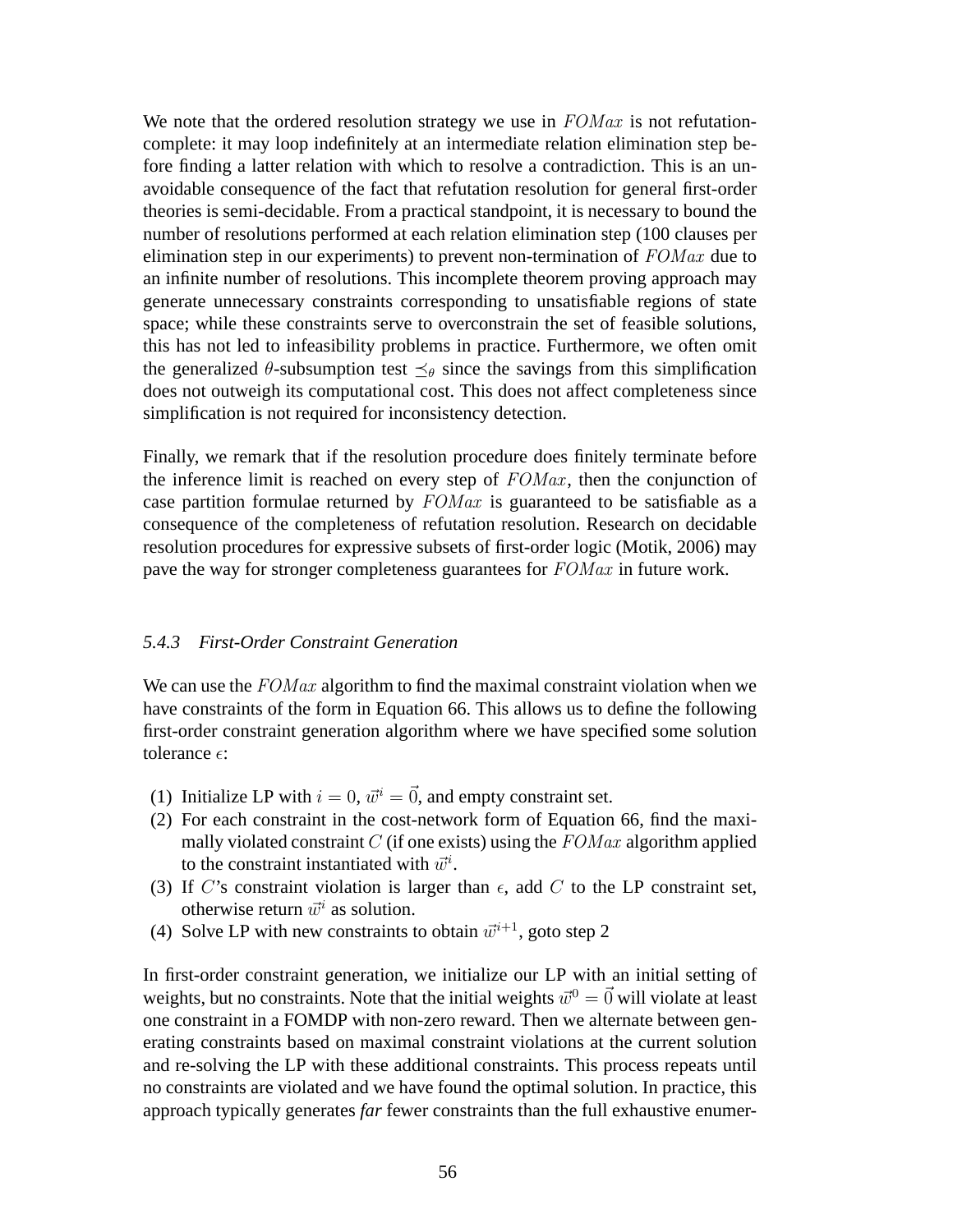We note that the ordered resolution strategy we use in $FOMax$ is not refutation-complete: it may loop indefinitely at an intermediate relation elimination step before finding a latter relation with which to resolve a contradiction. This is an unavoidable consequence of the fact that refutation resolution for general first-order theories is semi-decidable. From a practical standpoint, it is necessary to bound the number of resolutions performed at each relation elimination step (100 clauses per elimination step in our experiments) to prevent non-termination of $FOMax$ due to an infinite number of resolutions. This incomplete theorem proving approach may generate unnecessary constraints corresponding to unsatisfiable regions of state space; while these constraints serve to overconstrain the set of feasible solutions, this has not led to infeasibility problems in practice. Furthermore, we often omit the generalized $\theta$-subsumption test $\preceq_\theta$ since the savings from this simplification does not outweigh its computational cost. This does not affect completeness since simplification is not required for inconsistency detection.

Finally, we remark that if the resolution procedure does finitely terminate before the inference limit is reached on every step of $FOMax$, then the conjunction of case partition formulae returned by $FOMax$ is guaranteed to be satisfiable as a consequence of the completeness of refutation resolution. Research on decidable resolution procedures for expressive subsets of first-order logic (Motik, 2006) may pave the way for stronger completeness guarantees for $FOMax$ in future work.

### *5.4.3 First-Order Constraint Generation*

We can use the $FOMax$ algorithm to find the maximal constraint violation when we have constraints of the form in Equation 66. This allows us to define the following first-order constraint generation algorithm where we have specified some solution tolerance $\epsilon$:

(1) Initialize LP with $i = 0$, $\vec{w}^i = \vec{0}$, and empty constraint set.
(2) For each constraint in the cost-network form of Equation 66, find the maximally violated constraint $C$ (if one exists) using the $FOMax$ algorithm applied to the constraint instantiated with $\vec{w}^i$.
(3) If $C$'s constraint violation is larger than $\epsilon$, add $C$ to the LP constraint set, otherwise return $\vec{w}^i$ as solution.
(4) Solve LP with new constraints to obtain $\vec{w}^{i+1}$, goto step 2

In first-order constraint generation, we initialize our LP with an initial setting of weights, but no constraints. Note that the initial weights $\vec{w}^0 = \vec{0}$ will violate at least one constraint in a FOMDP with non-zero reward. Then we alternate between generating constraints based on maximal constraint violations at the current solution and re-solving the LP with these additional constraints. This process repeats until no constraints are violated and we have found the optimal solution. In practice, this approach typically generates *far* fewer constraints than the full exhaustive enumer-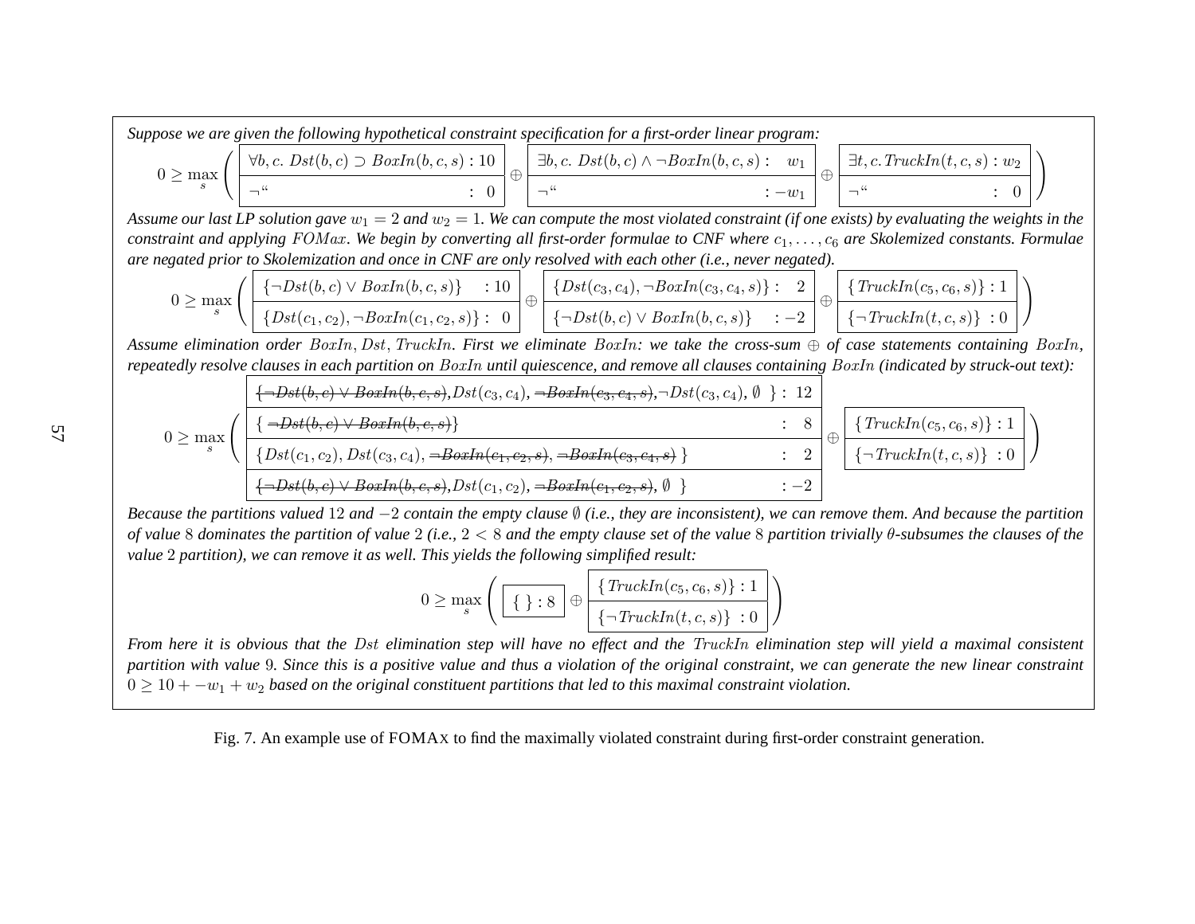*Suppose we are given the following hypothetical constraint specification for a first-order linear program:*

$$0 \geq \max_s \left( \begin{array}{|ll|} \hline \forall b, c.\ Dst(b,c) \supset BoxIn(b,c,s) & : 10 \\ \hline \neg\text{“} & : \ \ 0 \\ \hline \end{array} \oplus \begin{array}{|ll|} \hline \exists b, c.\ Dst(b,c) \wedge \neg BoxIn(b,c,s) : & w_1 \\ \hline \neg\text{“} & : -w_1 \\ \hline \end{array} \oplus \begin{array}{|ll|} \hline \exists t, c.\ TruckIn(t,c,s) : w_2 & \\ \hline \neg\text{“} & : \ \ 0 \\ \hline \end{array} \right)$$

*Assume our last LP solution gave $w_1 = 2$ and $w_2 = 1$. We can compute the most violated constraint (if one exists) by evaluating the weights in the constraint and applying $FOMax$. We begin by converting all first-order formulae to CNF where $c_1, \ldots, c_6$ are Skolemized constants. Formulae are negated prior to Skolemization and once in CNF are only resolved with each other (i.e., never negated).*

$$0 \geq \max_s \left( \begin{array}{|ll|} \hline \{\neg Dst(b,c) \vee BoxIn(b,c,s)\} & : 10 \\ \hline \{Dst(c_1,c_2), \neg BoxIn(c_1,c_2,s)\} : & 0 \\ \hline \end{array} \oplus \begin{array}{|ll|} \hline \{Dst(c_3,c_4), \neg BoxIn(c_3,c_4,s)\} : & 2 \\ \hline \{\neg Dst(b,c) \vee BoxIn(b,c,s)\} & : -2 \\ \hline \end{array} \oplus \begin{array}{|l|} \hline \{TruckIn(c_5,c_6,s)\} : 1 \\ \hline \{\neg TruckIn(t,c,s)\} \ : 0 \\ \hline \end{array} \right)$$

*Assume elimination order $BoxIn, Dst, TruckIn$. First we eliminate $BoxIn$: we take the cross-sum $\oplus$ of case statements containing $BoxIn$, repeatedly resolve clauses in each partition on $BoxIn$ until quiescence, and remove all clauses containing $BoxIn$ (indicated by struck-out text):*

$$0 \geq \max_s \left( \begin{array}{|ll|} \hline \{\cancel{\neg Dst(b,c) \vee BoxIn(b,c,s)}, Dst(c_3,c_4), \cancel{\neg BoxIn(c_3,c_4,s)}, \neg Dst(c_3,c_4), \emptyset\ \} & : \ 12 \\ \hline \{\ \cancel{\neg Dst(b,c) \vee BoxIn(b,c,s)}\} & : \ \ 8 \\ \hline \{Dst(c_1,c_2), Dst(c_3,c_4), \cancel{\neg BoxIn(c_1,c_2,s)}, \cancel{\neg BoxIn(c_3,c_4,s)}\ \} & : \ \ 2 \\ \hline \{\cancel{\neg Dst(b,c) \vee BoxIn(b,c,s)}, Dst(c_1,c_2), \cancel{\neg BoxIn(c_1,c_2,s)}, \emptyset\ \} & : -2 \\ \hline \end{array} \oplus \begin{array}{|l|} \hline \{TruckIn(c_5,c_6,s)\} : 1 \\ \hline \{\neg TruckIn(t,c,s)\} \ : 0 \\ \hline \end{array} \right)$$

*Because the partitions valued 12 and $-2$ contain the empty clause $\emptyset$ (i.e., they are inconsistent), we can remove them. And because the partition of value 8 dominates the partition of value 2 (i.e., $2 < 8$ and the empty clause set of the value 8 partition trivially $\theta$-subsumes the clauses of the value 2 partition), we can remove it as well. This yields the following simplified result:*

$$0 \geq \max_s \left( \begin{array}{|l|} \hline \{\ \} : 8 \\ \hline \end{array} \oplus \begin{array}{|l|} \hline \{TruckIn(c_5,c_6,s)\} : 1 \\ \hline \{\neg TruckIn(t,c,s)\} \ : 0 \\ \hline \end{array} \right)$$

*From here it is obvious that the $Dst$ elimination step will have no effect and the $TruckIn$ elimination step will yield a maximal consistent partition with value 9. Since this is a positive value and thus a violation of the original constraint, we can generate the new linear constraint $0 \geq 10 + -w_1 + w_2$ based on the original constituent partitions that led to this maximal constraint violation.*

Fig. 7. An example use of FOMAX to find the maximally violated constraint during first-order constraint generation.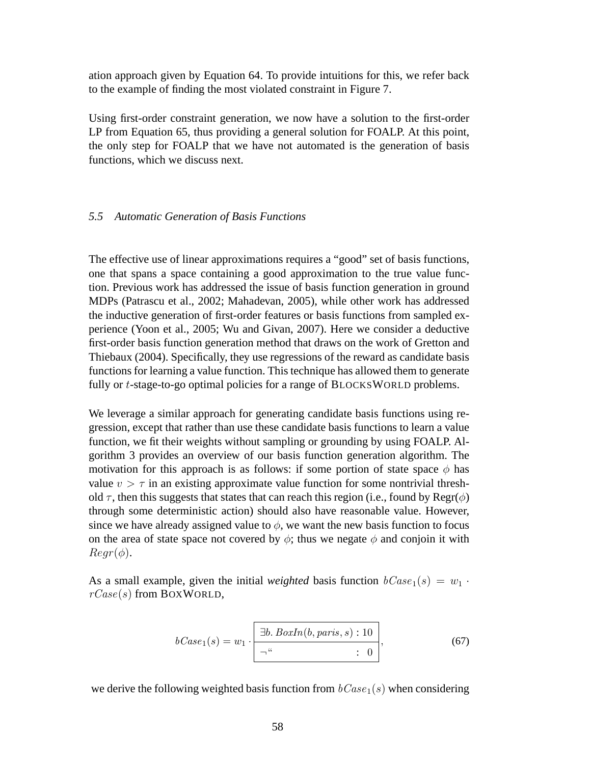ation approach given by Equation 64. To provide intuitions for this, we refer back to the example of finding the most violated constraint in Figure 7.

Using first-order constraint generation, we now have a solution to the first-order LP from Equation 65, thus providing a general solution for FOALP. At this point, the only step for FOALP that we have not automated is the generation of basis functions, which we discuss next.

### 5.5 Automatic Generation of Basis Functions

The effective use of linear approximations requires a "good" set of basis functions, one that spans a space containing a good approximation to the true value function. Previous work has addressed the issue of basis function generation in ground MDPs (Patrascu et al., 2002; Mahadevan, 2005), while other work has addressed the inductive generation of first-order features or basis functions from sampled experience (Yoon et al., 2005; Wu and Givan, 2007). Here we consider a deductive first-order basis function generation method that draws on the work of Gretton and Thiebaux (2004). Specifically, they use regressions of the reward as candidate basis functions for learning a value function. This technique has allowed them to generate fully or $t$-stage-to-go optimal policies for a range of BLOCKSWORLD problems.

We leverage a similar approach for generating candidate basis functions using regression, except that rather than use these candidate basis functions to learn a value function, we fit their weights without sampling or grounding by using FOALP. Algorithm 3 provides an overview of our basis function generation algorithm. The motivation for this approach is as follows: if some portion of state space $\phi$ has value $v > \tau$ in an existing approximate value function for some nontrivial threshold $\tau$, then this suggests that states that can reach this region (i.e., found by Regr($\phi$) through some deterministic action) should also have reasonable value. However, since we have already assigned value to $\phi$, we want the new basis function to focus on the area of state space not covered by $\phi$; thus we negate $\phi$ and conjoin it with $Regr(\phi)$.

As a small example, given the initial *weighted* basis function $bCase_1(s) = w_1 \cdot rCase(s)$ from BOXWORLD,

$$bCase_1(s) = w_1 \cdot \begin{array}{|l|}\hline \exists b.\, BoxIn(b, paris, s) : 10 \\ \hline \neg\text{``} \qquad\qquad\qquad\quad : \;\; 0 \\ \hline \end{array}, \tag{67}$$

we derive the following weighted basis function from $bCase_1(s)$ when considering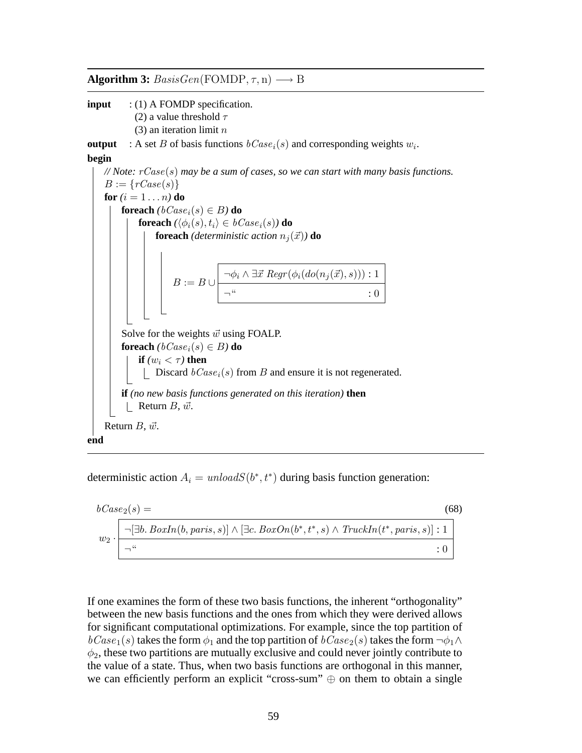**Algorithm 3:** $BasisGen(\text{FOMDP}, \tau, \text{n}) \longrightarrow \text{B}$

```
input  : (1) A FOMDP specification.
         (2) a value threshold τ
         (3) an iteration limit n
output : A set B of basis functions bCase_i(s) and corresponding weights w_i.
begin
    // Note: rCase(s) may be a sum of cases, so we can start with many basis functions.
    B := {rCase(s)}
    for (i = 1 ... n) do
        foreach (bCase_i(s) ∈ B) do
            foreach (⟨φ_i(s), t_i⟩ ∈ bCase_i(s)) do
                foreach (deterministic action n_j(x⃗)) do
                    B := B ∪ [ ¬φ_i ∧ ∃x⃗ Regr(φ_i(do(n_j(x⃗), s))) : 1 ]
                             [ ¬"                                 : 0 ]
        Solve for the weights w⃗ using FOALP.
        foreach (bCase_i(s) ∈ B) do
            if (w_i < τ) then
                Discard bCase_i(s) from B and ensure it is not regenerated.
        if (no new basis functions generated on this iteration) then
            Return B, w⃗.
    Return B, w⃗.
end
```

deterministic action $A_i = unloadS(b^*, t^*)$ during basis function generation:

$$bCase_2(s) = \tag{68}$$

$$w_2 \cdot \begin{array}{|l|} \hline \neg[\exists b.\, BoxIn(b, paris, s)] \wedge [\exists c.\, BoxOn(b^*, t^*, s) \wedge TruckIn(t^*, paris, s)] : 1 \\ \hline \neg\text{“} \qquad\qquad\qquad\qquad\qquad\qquad\qquad\qquad\qquad\qquad : 0 \\ \hline \end{array}$$

If one examines the form of these two basis functions, the inherent "orthogonality" between the new basis functions and the ones from which they were derived allows for significant computational optimizations. For example, since the top partition of $bCase_1(s)$ takes the form $\phi_1$ and the top partition of $bCase_2(s)$ takes the form $\neg\phi_1 \wedge \phi_2$, these two partitions are mutually exclusive and could never jointly contribute to the value of a state. Thus, when two basis functions are orthogonal in this manner, we can efficiently perform an explicit "cross-sum" $\oplus$ on them to obtain a single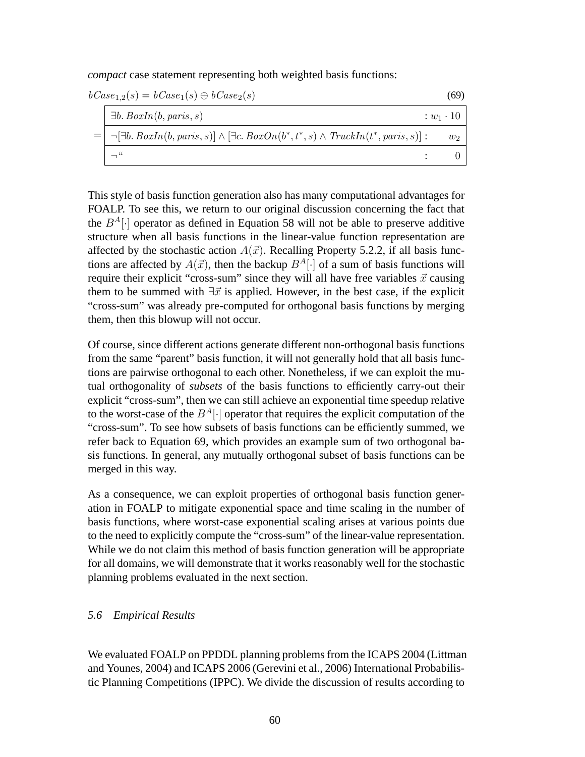*compact* case statement representing both weighted basis functions:

$$
bCase_{1,2}(s) = bCase_1(s) \oplus bCase_2(s) \tag{69}
$$

$$
= \begin{array}{|l|}
\hline
\exists b.\, BoxIn(b, paris, s) \hfill : w_1 \cdot 10 \\
\hline
\neg[\exists b.\, BoxIn(b, paris, s)] \wedge [\exists c.\, BoxOn(b^*, t^*, s) \wedge TruckIn(t^*, paris, s)] : \quad w_2 \\
\hline
\neg \text{``} \hfill : \quad 0 \\
\hline
\end{array}
$$

This style of basis function generation also has many computational advantages for FOALP. To see this, we return to our original discussion concerning the fact that the $B^A[\cdot]$ operator as defined in Equation 58 will not be able to preserve additive structure when all basis functions in the linear-value function representation are affected by the stochastic action $A(\vec{x})$. Recalling Property 5.2.2, if all basis functions are affected by $A(\vec{x})$, then the backup $B^A[\cdot]$ of a sum of basis functions will require their explicit "cross-sum" since they will all have free variables $\vec{x}$ causing them to be summed with $\exists \vec{x}$ is applied. However, in the best case, if the explicit "cross-sum" was already pre-computed for orthogonal basis functions by merging them, then this blowup will not occur.

Of course, since different actions generate different non-orthogonal basis functions from the same "parent" basis function, it will not generally hold that all basis functions are pairwise orthogonal to each other. Nonetheless, if we can exploit the mutual orthogonality of ***subsets*** of the basis functions to efficiently carry-out their explicit "cross-sum", then we can still achieve an exponential time speedup relative to the worst-case of the $B^A[\cdot]$ operator that requires the explicit computation of the "cross-sum". To see how subsets of basis functions can be efficiently summed, we refer back to Equation 69, which provides an example sum of two orthogonal basis functions. In general, any mutually orthogonal subset of basis functions can be merged in this way.

As a consequence, we can exploit properties of orthogonal basis function generation in FOALP to mitigate exponential space and time scaling in the number of basis functions, where worst-case exponential scaling arises at various points due to the need to explicitly compute the "cross-sum" of the linear-value representation. While we do not claim this method of basis function generation will be appropriate for all domains, we will demonstrate that it works reasonably well for the stochastic planning problems evaluated in the next section.

### *5.6 Empirical Results*

We evaluated FOALP on PPDDL planning problems from the ICAPS 2004 (Littman and Younes, 2004) and ICAPS 2006 (Gerevini et al., 2006) International Probabilistic Planning Competitions (IPPC). We divide the discussion of results according to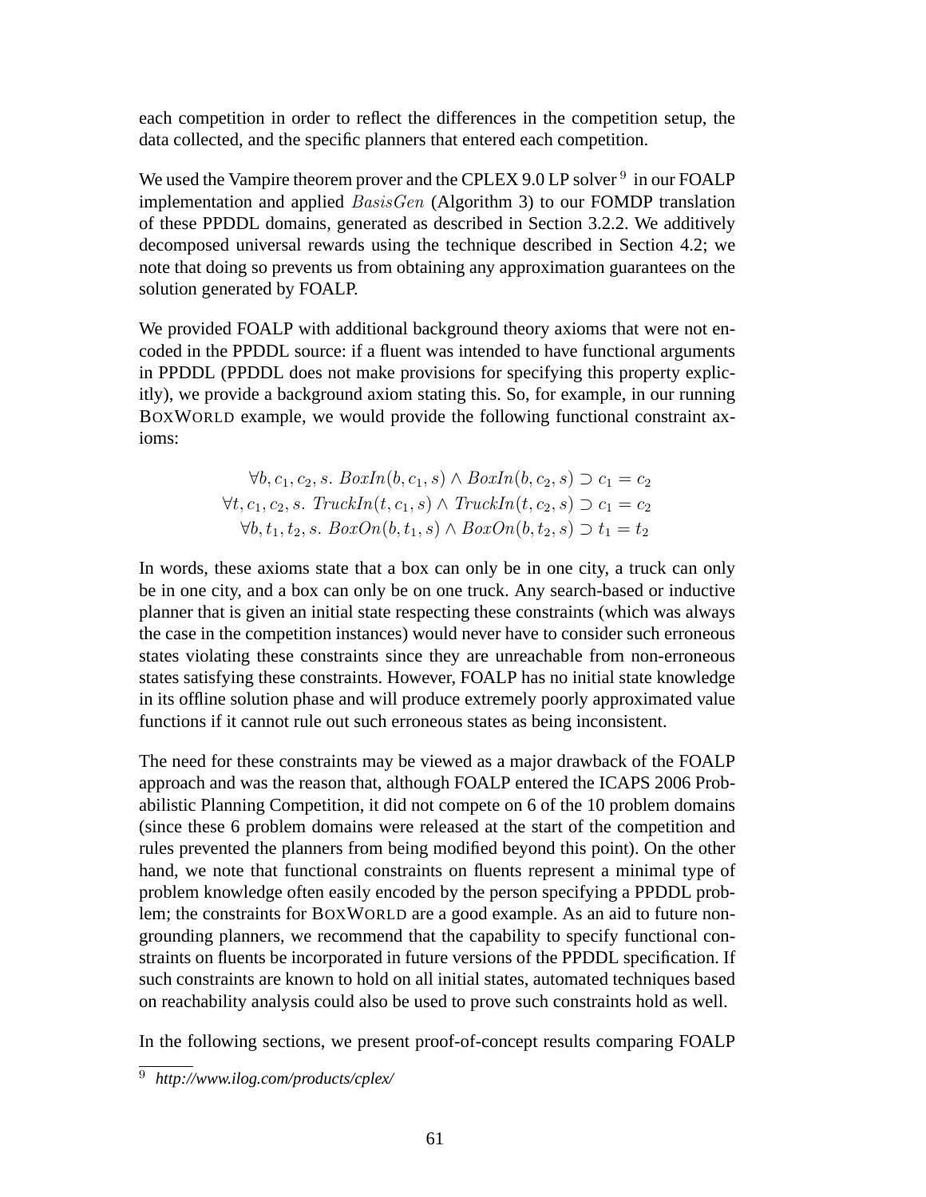each competition in order to reflect the differences in the competition setup, the data collected, and the specific planners that entered each competition.

We used the Vampire theorem prover and the CPLEX 9.0 LP solver [9] in our FOALP implementation and applied $BasisGen$ (Algorithm 3) to our FOMDP translation of these PPDDL domains, generated as described in Section 3.2.2. We additively decomposed universal rewards using the technique described in Section 4.2; we note that doing so prevents us from obtaining any approximation guarantees on the solution generated by FOALP.

We provided FOALP with additional background theory axioms that were not encoded in the PPDDL source: if a fluent was intended to have functional arguments in PPDDL (PPDDL does not make provisions for specifying this property explicitly), we provide a background axiom stating this. So, for example, in our running BOXWORLD example, we would provide the following functional constraint axioms:

$$
\begin{aligned}
\forall b, c_1, c_2, s.\ BoxIn(b, c_1, s) \wedge BoxIn(b, c_2, s) \supset c_1 = c_2 \\
\forall t, c_1, c_2, s.\ TruckIn(t, c_1, s) \wedge TruckIn(t, c_2, s) \supset c_1 = c_2 \\
\forall b, t_1, t_2, s.\ BoxOn(b, t_1, s) \wedge BoxOn(b, t_2, s) \supset t_1 = t_2
\end{aligned}
$$

In words, these axioms state that a box can only be in one city, a truck can only be in one city, and a box can only be on one truck. Any search-based or inductive planner that is given an initial state respecting these constraints (which was always the case in the competition instances) would never have to consider such erroneous states violating these constraints since they are unreachable from non-erroneous states satisfying these constraints. However, FOALP has no initial state knowledge in its offline solution phase and will produce extremely poorly approximated value functions if it cannot rule out such erroneous states as being inconsistent.

The need for these constraints may be viewed as a major drawback of the FOALP approach and was the reason that, although FOALP entered the ICAPS 2006 Probabilistic Planning Competition, it did not compete on 6 of the 10 problem domains (since these 6 problem domains were released at the start of the competition and rules prevented the planners from being modified beyond this point). On the other hand, we note that functional constraints on fluents represent a minimal type of problem knowledge often easily encoded by the person specifying a PPDDL problem; the constraints for BOXWORLD are a good example. As an aid to future non-grounding planners, we recommend that the capability to specify functional constraints on fluents be incorporated in future versions of the PPDDL specification. If such constraints are known to hold on all initial states, automated techniques based on reachability analysis could also be used to prove such constraints hold as well.

In the following sections, we present proof-of-concept results comparing FOALP

[9] *http://www.ilog.com/products/cplex/*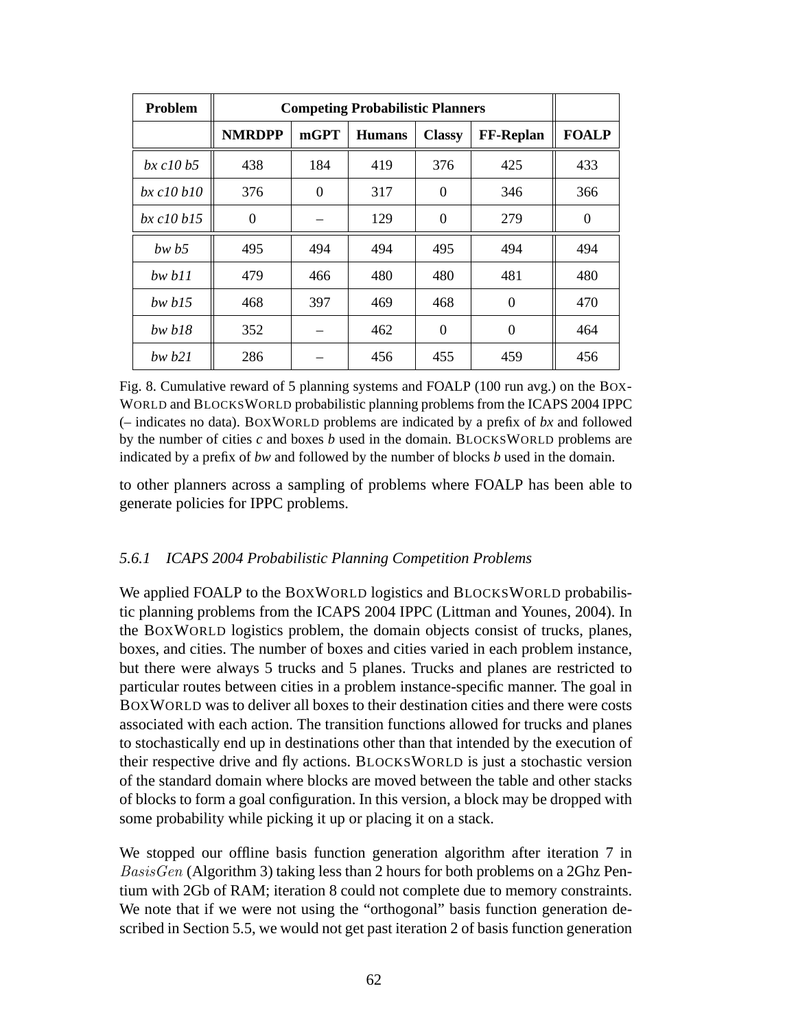| Problem | Competing Probabilistic Planners | | | | | |
|---|---|---|---|---|---|---|
| | **NMRDPP** | **mGPT** | **Humans** | **Classy** | **FF-Replan** | **FOALP** |
| *bx c10 b5* | 438 | 184 | 419 | 376 | 425 | 433 |
| *bx c10 b10* | 376 | 0 | 317 | 0 | 346 | 366 |
| *bx c10 b15* | 0 | – | 129 | 0 | 279 | 0 |
| *bw b5* | 495 | 494 | 494 | 495 | 494 | 494 |
| *bw b11* | 479 | 466 | 480 | 480 | 481 | 480 |
| *bw b15* | 468 | 397 | 469 | 468 | 0 | 470 |
| *bw b18* | 352 | – | 462 | 0 | 0 | 464 |
| *bw b21* | 286 | – | 456 | 455 | 459 | 456 |

Fig. 8. Cumulative reward of 5 planning systems and FOALP (100 run avg.) on the BOXWORLD and BLOCKSWORLD probabilistic planning problems from the ICAPS 2004 IPPC (– indicates no data). BOXWORLD problems are indicated by a prefix of *bx* and followed by the number of cities *c* and boxes *b* used in the domain. BLOCKSWORLD problems are indicated by a prefix of *bw* and followed by the number of blocks *b* used in the domain.

to other planners across a sampling of problems where FOALP has been able to generate policies for IPPC problems.

### *5.6.1 ICAPS 2004 Probabilistic Planning Competition Problems*

We applied FOALP to the BOXWORLD logistics and BLOCKSWORLD probabilistic planning problems from the ICAPS 2004 IPPC (Littman and Younes, 2004). In the BOXWORLD logistics problem, the domain objects consist of trucks, planes, boxes, and cities. The number of boxes and cities varied in each problem instance, but there were always 5 trucks and 5 planes. Trucks and planes are restricted to particular routes between cities in a problem instance-specific manner. The goal in BOXWORLD was to deliver all boxes to their destination cities and there were costs associated with each action. The transition functions allowed for trucks and planes to stochastically end up in destinations other than that intended by the execution of their respective drive and fly actions. BLOCKSWORLD is just a stochastic version of the standard domain where blocks are moved between the table and other stacks of blocks to form a goal configuration. In this version, a block may be dropped with some probability while picking it up or placing it on a stack.

We stopped our offline basis function generation algorithm after iteration 7 in $BasisGen$ (Algorithm 3) taking less than 2 hours for both problems on a 2Ghz Pentium with 2Gb of RAM; iteration 8 could not complete due to memory constraints. We note that if we were not using the "orthogonal" basis function generation described in Section 5.5, we would not get past iteration 2 of basis function generation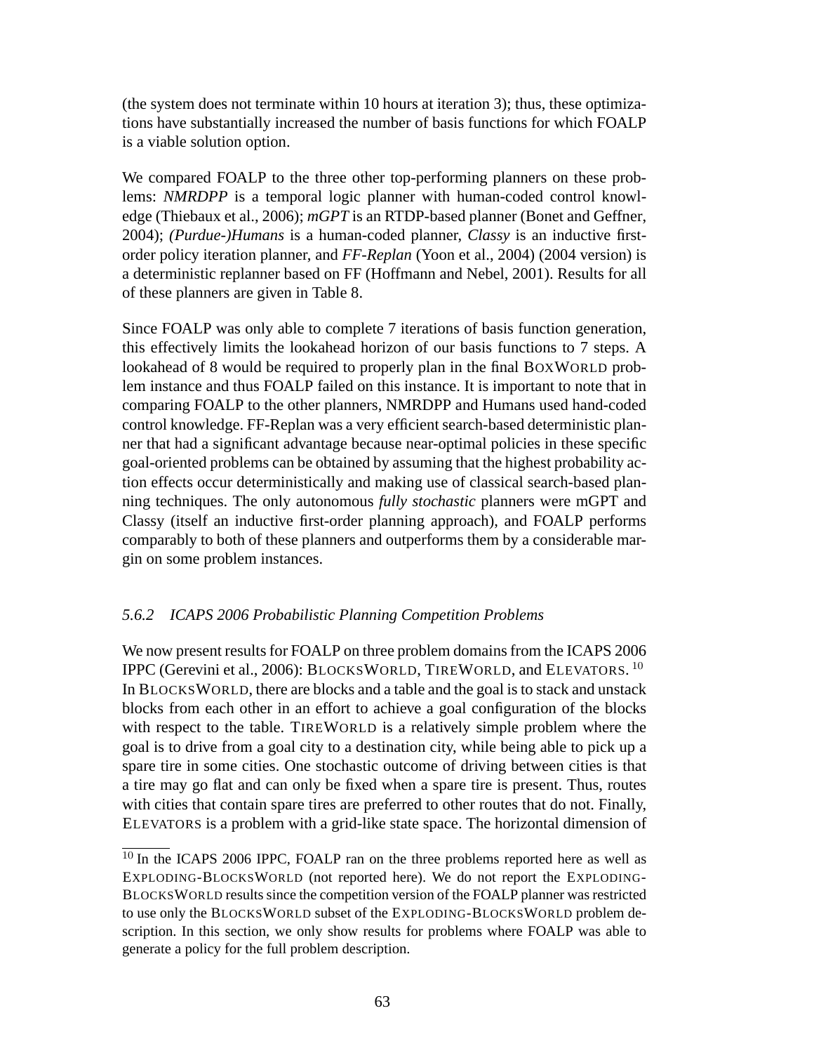(the system does not terminate within 10 hours at iteration 3); thus, these optimizations have substantially increased the number of basis functions for which FOALP is a viable solution option.

We compared FOALP to the three other top-performing planners on these problems: *NMRDPP* is a temporal logic planner with human-coded control knowledge (Thiebaux et al., 2006); *mGPT* is an RTDP-based planner (Bonet and Geffner, 2004); *(Purdue-)Humans* is a human-coded planner, *Classy* is an inductive first-order policy iteration planner, and *FF-Replan* (Yoon et al., 2004) (2004 version) is a deterministic replanner based on FF (Hoffmann and Nebel, 2001). Results for all of these planners are given in Table 8.

Since FOALP was only able to complete 7 iterations of basis function generation, this effectively limits the lookahead horizon of our basis functions to 7 steps. A lookahead of 8 would be required to properly plan in the final BOXWORLD problem instance and thus FOALP failed on this instance. It is important to note that in comparing FOALP to the other planners, NMRDPP and Humans used hand-coded control knowledge. FF-Replan was a very efficient search-based deterministic planner that had a significant advantage because near-optimal policies in these specific goal-oriented problems can be obtained by assuming that the highest probability action effects occur deterministically and making use of classical search-based planning techniques. The only autonomous *fully stochastic* planners were mGPT and Classy (itself an inductive first-order planning approach), and FOALP performs comparably to both of these planners and outperforms them by a considerable margin on some problem instances.

### *5.6.2 ICAPS 2006 Probabilistic Planning Competition Problems*

We now present results for FOALP on three problem domains from the ICAPS 2006 IPPC (Gerevini et al., 2006): BLOCKSWORLD, TIREWORLD, and ELEVATORS. [10] In BLOCKSWORLD, there are blocks and a table and the goal is to stack and unstack blocks from each other in an effort to achieve a goal configuration of the blocks with respect to the table. TIREWORLD is a relatively simple problem where the goal is to drive from a goal city to a destination city, while being able to pick up a spare tire in some cities. One stochastic outcome of driving between cities is that a tire may go flat and can only be fixed when a spare tire is present. Thus, routes with cities that contain spare tires are preferred to other routes that do not. Finally, ELEVATORS is a problem with a grid-like state space. The horizontal dimension of

[10] In the ICAPS 2006 IPPC, FOALP ran on the three problems reported here as well as EXPLODING-BLOCKSWORLD (not reported here). We do not report the EXPLODING-BLOCKSWORLD results since the competition version of the FOALP planner was restricted to use only the BLOCKSWORLD subset of the EXPLODING-BLOCKSWORLD problem description. In this section, we only show results for problems where FOALP was able to generate a policy for the full problem description.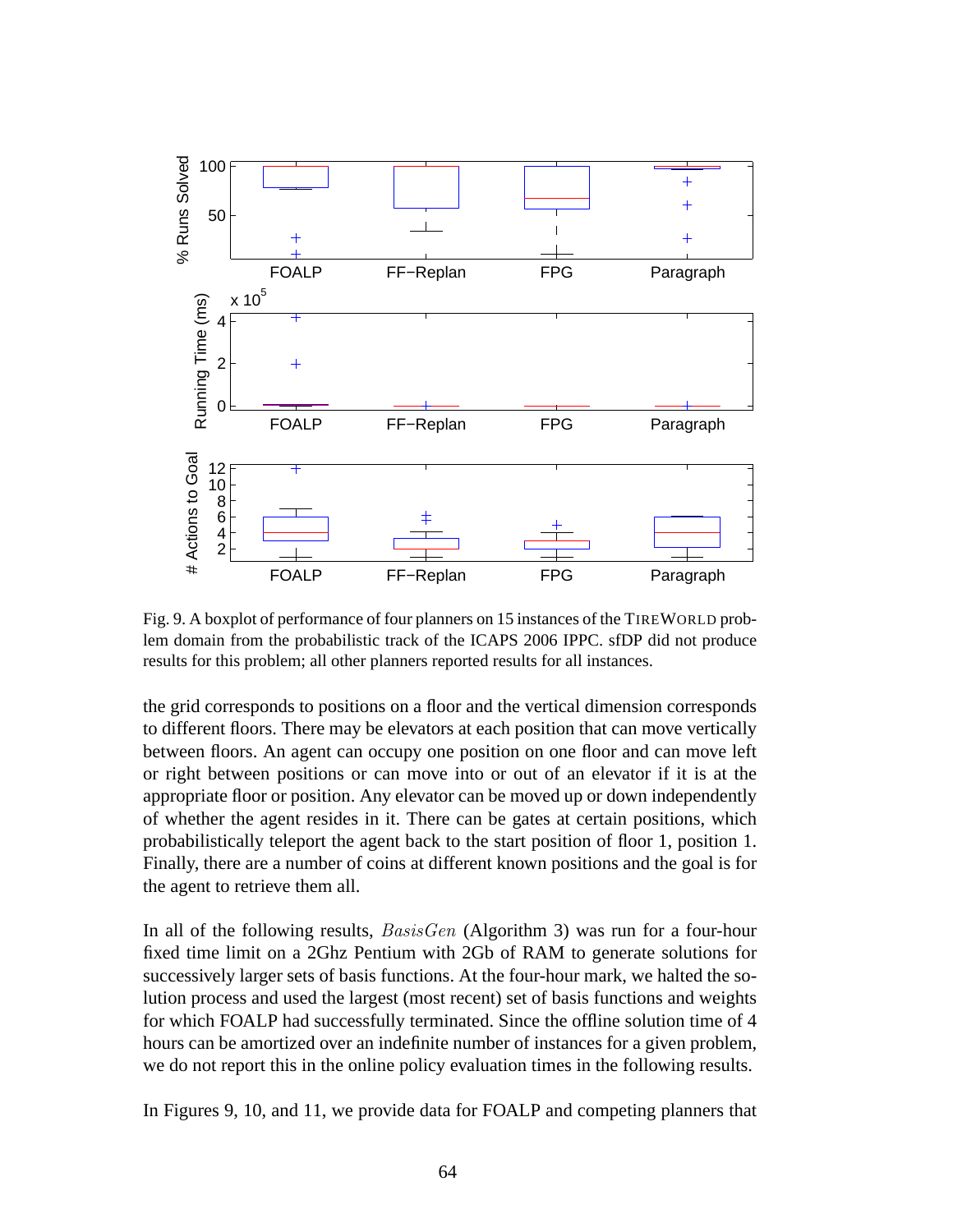Fig. 9. A boxplot of performance of four planners on 15 instances of the TIREWORLD problem domain from the probabilistic track of the ICAPS 2006 IPPC. sfDP did not produce results for this problem; all other planners reported results for all instances.

the grid corresponds to positions on a floor and the vertical dimension corresponds to different floors. There may be elevators at each position that can move vertically between floors. An agent can occupy one position on one floor and can move left or right between positions or can move into or out of an elevator if it is at the appropriate floor or position. Any elevator can be moved up or down independently of whether the agent resides in it. There can be gates at certain positions, which probabilistically teleport the agent back to the start position of floor 1, position 1. Finally, there are a number of coins at different known positions and the goal is for the agent to retrieve them all.

In all of the following results, $BasisGen$ (Algorithm 3) was run for a four-hour fixed time limit on a 2Ghz Pentium with 2Gb of RAM to generate solutions for successively larger sets of basis functions. At the four-hour mark, we halted the solution process and used the largest (most recent) set of basis functions and weights for which FOALP had successfully terminated. Since the offline solution time of 4 hours can be amortized over an indefinite number of instances for a given problem, we do not report this in the online policy evaluation times in the following results.

In Figures 9, 10, and 11, we provide data for FOALP and competing planners that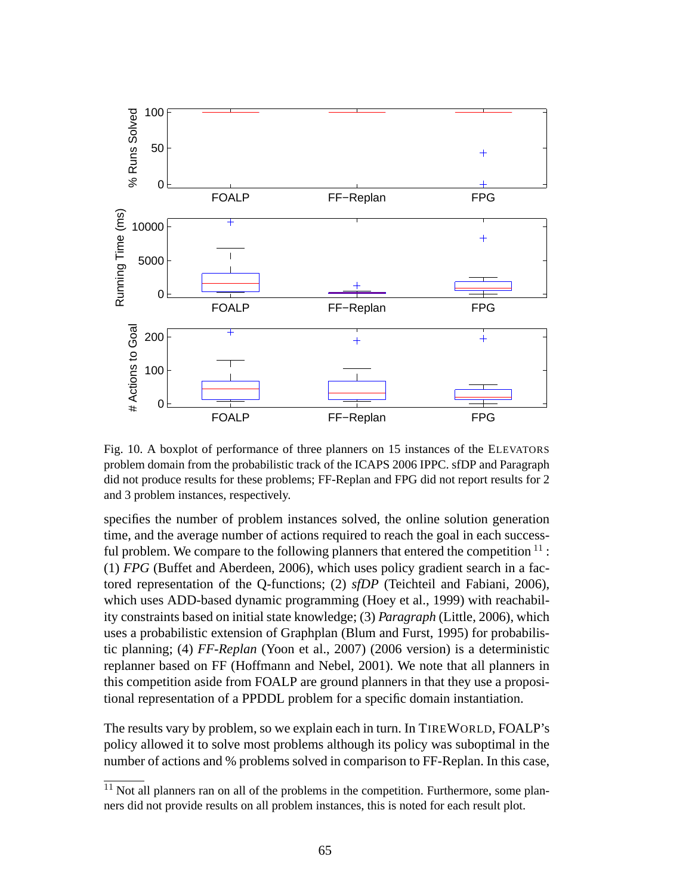Fig. 10. A boxplot of performance of three planners on 15 instances of the ELEVATORS problem domain from the probabilistic track of the ICAPS 2006 IPPC. sfDP and Paragraph did not produce results for these problems; FF-Replan and FPG did not report results for 2 and 3 problem instances, respectively.

specifies the number of problem instances solved, the online solution generation time, and the average number of actions required to reach the goal in each successful problem. We compare to the following planners that entered the competition [11]: (1) *FPG* (Buffet and Aberdeen, 2006), which uses policy gradient search in a factored representation of the Q-functions; (2) *sfDP* (Teichteil and Fabiani, 2006), which uses ADD-based dynamic programming (Hoey et al., 1999) with reachability constraints based on initial state knowledge; (3) *Paragraph* (Little, 2006), which uses a probabilistic extension of Graphplan (Blum and Furst, 1995) for probabilistic planning; (4) *FF-Replan* (Yoon et al., 2007) (2006 version) is a deterministic replanner based on FF (Hoffmann and Nebel, 2001). We note that all planners in this competition aside from FOALP are ground planners in that they use a propositional representation of a PPDDL problem for a specific domain instantiation.

The results vary by problem, so we explain each in turn. In TIREWORLD, FOALP's policy allowed it to solve most problems although its policy was suboptimal in the number of actions and % problems solved in comparison to FF-Replan. In this case,

[11] Not all planners ran on all of the problems in the competition. Furthermore, some planners did not provide results on all problem instances, this is noted for each result plot.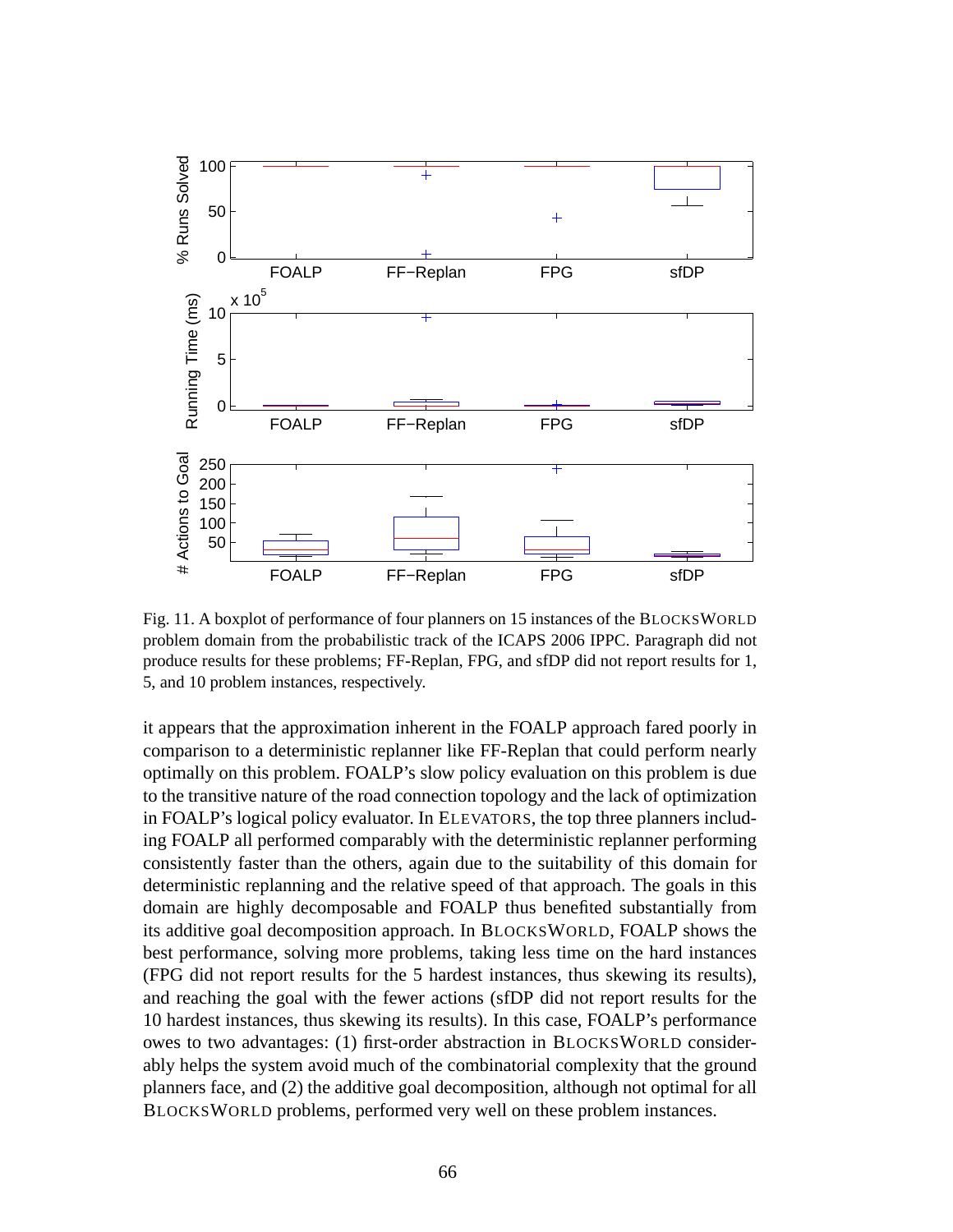Fig. 11. A boxplot of performance of four planners on 15 instances of the BLOCKSWORLD problem domain from the probabilistic track of the ICAPS 2006 IPPC. Paragraph did not produce results for these problems; FF-Replan, FPG, and sfDP did not report results for 1, 5, and 10 problem instances, respectively.

it appears that the approximation inherent in the FOALP approach fared poorly in comparison to a deterministic replanner like FF-Replan that could perform nearly optimally on this problem. FOALP's slow policy evaluation on this problem is due to the transitive nature of the road connection topology and the lack of optimization in FOALP's logical policy evaluator. In ELEVATORS, the top three planners including FOALP all performed comparably with the deterministic replanner performing consistently faster than the others, again due to the suitability of this domain for deterministic replanning and the relative speed of that approach. The goals in this domain are highly decomposable and FOALP thus benefited substantially from its additive goal decomposition approach. In BLOCKSWORLD, FOALP shows the best performance, solving more problems, taking less time on the hard instances (FPG did not report results for the 5 hardest instances, thus skewing its results), and reaching the goal with the fewer actions (sfDP did not report results for the 10 hardest instances, thus skewing its results). In this case, FOALP's performance owes to two advantages: (1) first-order abstraction in BLOCKSWORLD considerably helps the system avoid much of the combinatorial complexity that the ground planners face, and (2) the additive goal decomposition, although not optimal for all BLOCKSWORLD problems, performed very well on these problem instances.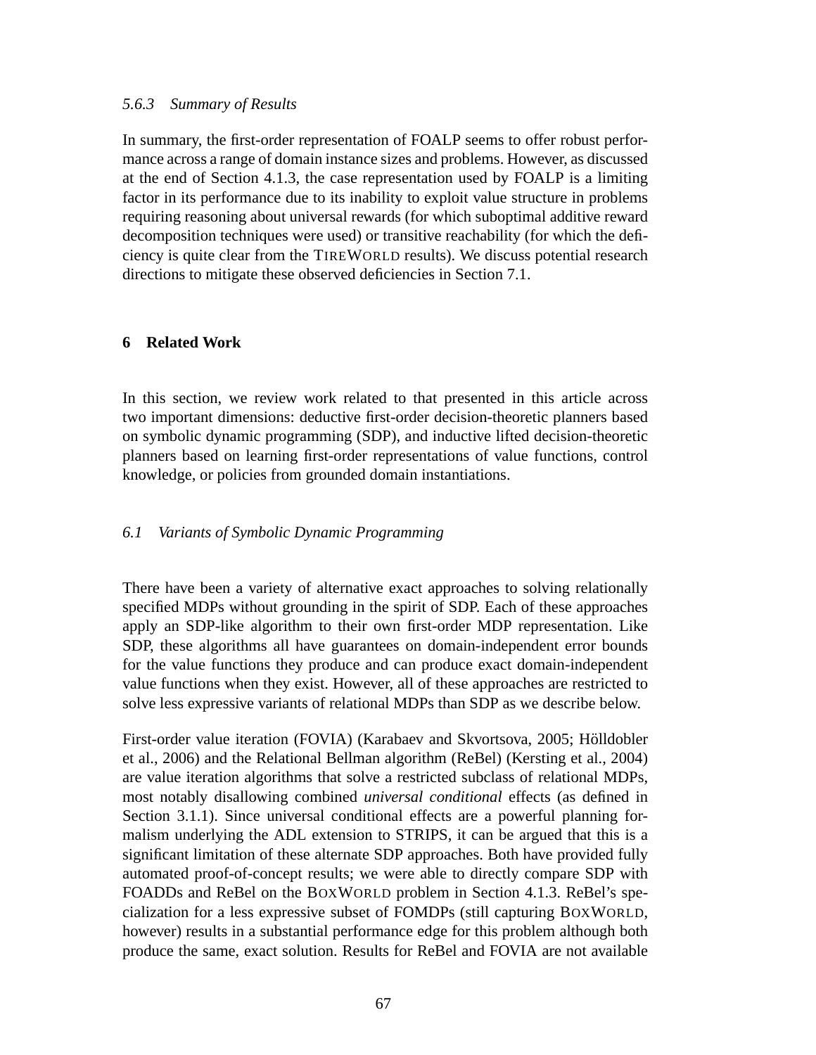### 5.6.3 Summary of Results

In summary, the first-order representation of FOALP seems to offer robust performance across a range of domain instance sizes and problems. However, as discussed at the end of Section 4.1.3, the case representation used by FOALP is a limiting factor in its performance due to its inability to exploit value structure in problems requiring reasoning about universal rewards (for which suboptimal additive reward decomposition techniques were used) or transitive reachability (for which the deficiency is quite clear from the TIREWORLD results). We discuss potential research directions to mitigate these observed deficiencies in Section 7.1.

## 6 Related Work

In this section, we review work related to that presented in this article across two important dimensions: deductive first-order decision-theoretic planners based on symbolic dynamic programming (SDP), and inductive lifted decision-theoretic planners based on learning first-order representations of value functions, control knowledge, or policies from grounded domain instantiations.

### 6.1 Variants of Symbolic Dynamic Programming

There have been a variety of alternative exact approaches to solving relationally specified MDPs without grounding in the spirit of SDP. Each of these approaches apply an SDP-like algorithm to their own first-order MDP representation. Like SDP, these algorithms all have guarantees on domain-independent error bounds for the value functions they produce and can produce exact domain-independent value functions when they exist. However, all of these approaches are restricted to solve less expressive variants of relational MDPs than SDP as we describe below.

First-order value iteration (FOVIA) (Karabaev and Skvortsova, 2005; Hölldobler et al., 2006) and the Relational Bellman algorithm (ReBel) (Kersting et al., 2004) are value iteration algorithms that solve a restricted subclass of relational MDPs, most notably disallowing combined *universal conditional* effects (as defined in Section 3.1.1). Since universal conditional effects are a powerful planning formalism underlying the ADL extension to STRIPS, it can be argued that this is a significant limitation of these alternate SDP approaches. Both have provided fully automated proof-of-concept results; we were able to directly compare SDP with FOADDs and ReBel on the BOXWORLD problem in Section 4.1.3. ReBel's specialization for a less expressive subset of FOMDPs (still capturing BOXWORLD, however) results in a substantial performance edge for this problem although both produce the same, exact solution. Results for ReBel and FOVIA are not available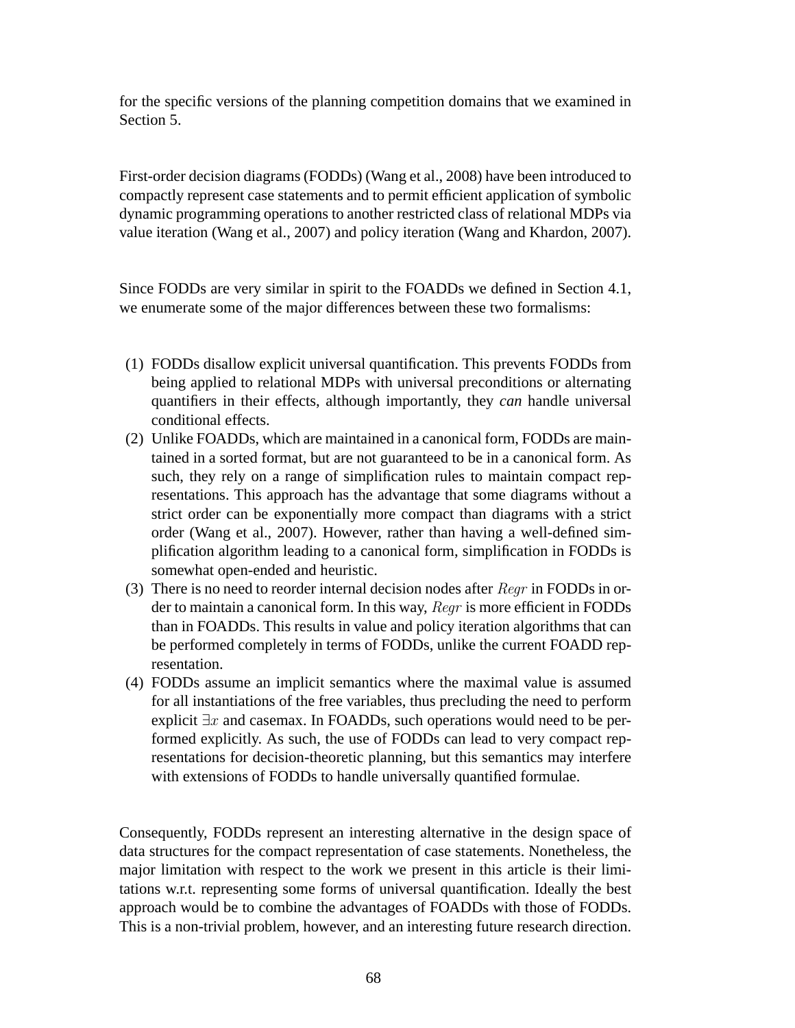for the specific versions of the planning competition domains that we examined in Section 5.

First-order decision diagrams (FODDs) (Wang et al., 2008) have been introduced to compactly represent case statements and to permit efficient application of symbolic dynamic programming operations to another restricted class of relational MDPs via value iteration (Wang et al., 2007) and policy iteration (Wang and Khardon, 2007).

Since FODDs are very similar in spirit to the FOADDs we defined in Section 4.1, we enumerate some of the major differences between these two formalisms:

(1) FODDs disallow explicit universal quantification. This prevents FODDs from being applied to relational MDPs with universal preconditions or alternating quantifiers in their effects, although importantly, they *can* handle universal conditional effects.
(2) Unlike FOADDs, which are maintained in a canonical form, FODDs are maintained in a sorted format, but are not guaranteed to be in a canonical form. As such, they rely on a range of simplification rules to maintain compact representations. This approach has the advantage that some diagrams without a strict order can be exponentially more compact than diagrams with a strict order (Wang et al., 2007). However, rather than having a well-defined simplification algorithm leading to a canonical form, simplification in FODDs is somewhat open-ended and heuristic.
(3) There is no need to reorder internal decision nodes after $Regr$ in FODDs in order to maintain a canonical form. In this way, $Regr$ is more efficient in FODDs than in FOADDs. This results in value and policy iteration algorithms that can be performed completely in terms of FODDs, unlike the current FOADD representation.
(4) FODDs assume an implicit semantics where the maximal value is assumed for all instantiations of the free variables, thus precluding the need to perform explicit $\exists x$ and casemax. In FOADDs, such operations would need to be performed explicitly. As such, the use of FODDs can lead to very compact representations for decision-theoretic planning, but this semantics may interfere with extensions of FODDs to handle universally quantified formulae.

Consequently, FODDs represent an interesting alternative in the design space of data structures for the compact representation of case statements. Nonetheless, the major limitation with respect to the work we present in this article is their limitations w.r.t. representing some forms of universal quantification. Ideally the best approach would be to combine the advantages of FOADDs with those of FODDs. This is a non-trivial problem, however, and an interesting future research direction.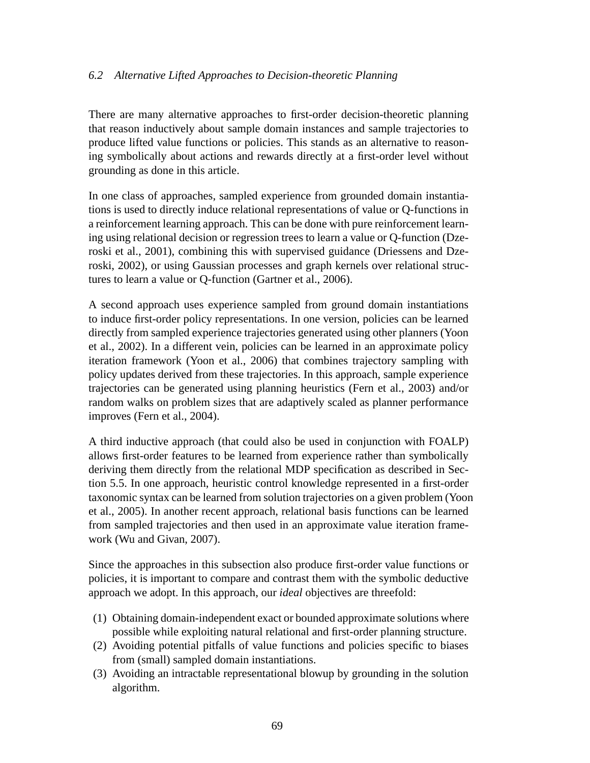### *6.2 Alternative Lifted Approaches to Decision-theoretic Planning*

There are many alternative approaches to first-order decision-theoretic planning that reason inductively about sample domain instances and sample trajectories to produce lifted value functions or policies. This stands as an alternative to reasoning symbolically about actions and rewards directly at a first-order level without grounding as done in this article.

In one class of approaches, sampled experience from grounded domain instantiations is used to directly induce relational representations of value or Q-functions in a reinforcement learning approach. This can be done with pure reinforcement learning using relational decision or regression trees to learn a value or Q-function (Dzeroski et al., 2001), combining this with supervised guidance (Driessens and Dzeroski, 2002), or using Gaussian processes and graph kernels over relational structures to learn a value or Q-function (Gartner et al., 2006).

A second approach uses experience sampled from ground domain instantiations to induce first-order policy representations. In one version, policies can be learned directly from sampled experience trajectories generated using other planners (Yoon et al., 2002). In a different vein, policies can be learned in an approximate policy iteration framework (Yoon et al., 2006) that combines trajectory sampling with policy updates derived from these trajectories. In this approach, sample experience trajectories can be generated using planning heuristics (Fern et al., 2003) and/or random walks on problem sizes that are adaptively scaled as planner performance improves (Fern et al., 2004).

A third inductive approach (that could also be used in conjunction with FOALP) allows first-order features to be learned from experience rather than symbolically deriving them directly from the relational MDP specification as described in Section 5.5. In one approach, heuristic control knowledge represented in a first-order taxonomic syntax can be learned from solution trajectories on a given problem (Yoon et al., 2005). In another recent approach, relational basis functions can be learned from sampled trajectories and then used in an approximate value iteration framework (Wu and Givan, 2007).

Since the approaches in this subsection also produce first-order value functions or policies, it is important to compare and contrast them with the symbolic deductive approach we adopt. In this approach, our *ideal* objectives are threefold:

(1) Obtaining domain-independent exact or bounded approximate solutions where possible while exploiting natural relational and first-order planning structure.
(2) Avoiding potential pitfalls of value functions and policies specific to biases from (small) sampled domain instantiations.
(3) Avoiding an intractable representational blowup by grounding in the solution algorithm.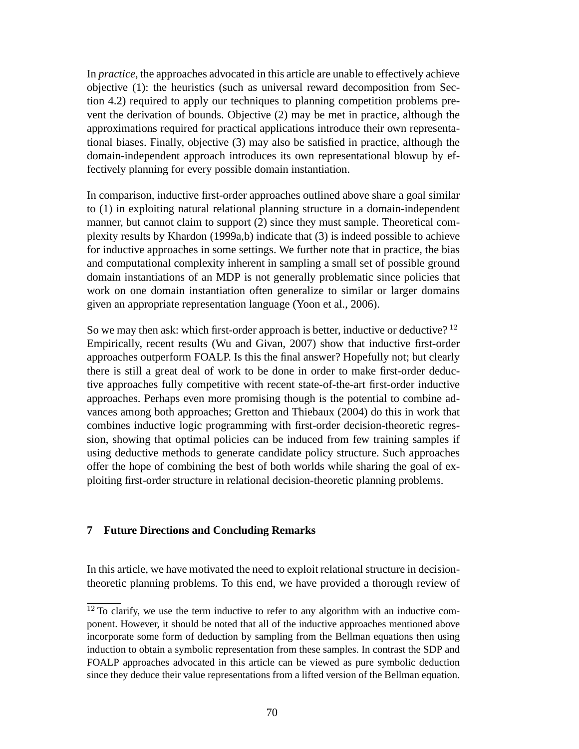In *practice*, the approaches advocated in this article are unable to effectively achieve objective (1): the heuristics (such as universal reward decomposition from Section 4.2) required to apply our techniques to planning competition problems prevent the derivation of bounds. Objective (2) may be met in practice, although the approximations required for practical applications introduce their own representational biases. Finally, objective (3) may also be satisfied in practice, although the domain-independent approach introduces its own representational blowup by effectively planning for every possible domain instantiation.

In comparison, inductive first-order approaches outlined above share a goal similar to (1) in exploiting natural relational planning structure in a domain-independent manner, but cannot claim to support (2) since they must sample. Theoretical complexity results by Khardon (1999a,b) indicate that (3) is indeed possible to achieve for inductive approaches in some settings. We further note that in practice, the bias and computational complexity inherent in sampling a small set of possible ground domain instantiations of an MDP is not generally problematic since policies that work on one domain instantiation often generalize to similar or larger domains given an appropriate representation language (Yoon et al., 2006).

So we may then ask: which first-order approach is better, inductive or deductive? [12] Empirically, recent results (Wu and Givan, 2007) show that inductive first-order approaches outperform FOALP. Is this the final answer? Hopefully not; but clearly there is still a great deal of work to be done in order to make first-order deductive approaches fully competitive with recent state-of-the-art first-order inductive approaches. Perhaps even more promising though is the potential to combine advances among both approaches; Gretton and Thiebaux (2004) do this in work that combines inductive logic programming with first-order decision-theoretic regression, showing that optimal policies can be induced from few training samples if using deductive methods to generate candidate policy structure. Such approaches offer the hope of combining the best of both worlds while sharing the goal of exploiting first-order structure in relational decision-theoretic planning problems.

## 7 Future Directions and Concluding Remarks

In this article, we have motivated the need to exploit relational structure in decision-theoretic planning problems. To this end, we have provided a thorough review of

---

[12] To clarify, we use the term inductive to refer to any algorithm with an inductive component. However, it should be noted that all of the inductive approaches mentioned above incorporate some form of deduction by sampling from the Bellman equations then using induction to obtain a symbolic representation from these samples. In contrast the SDP and FOALP approaches advocated in this article can be viewed as pure symbolic deduction since they deduce their value representations from a lifted version of the Bellman equation.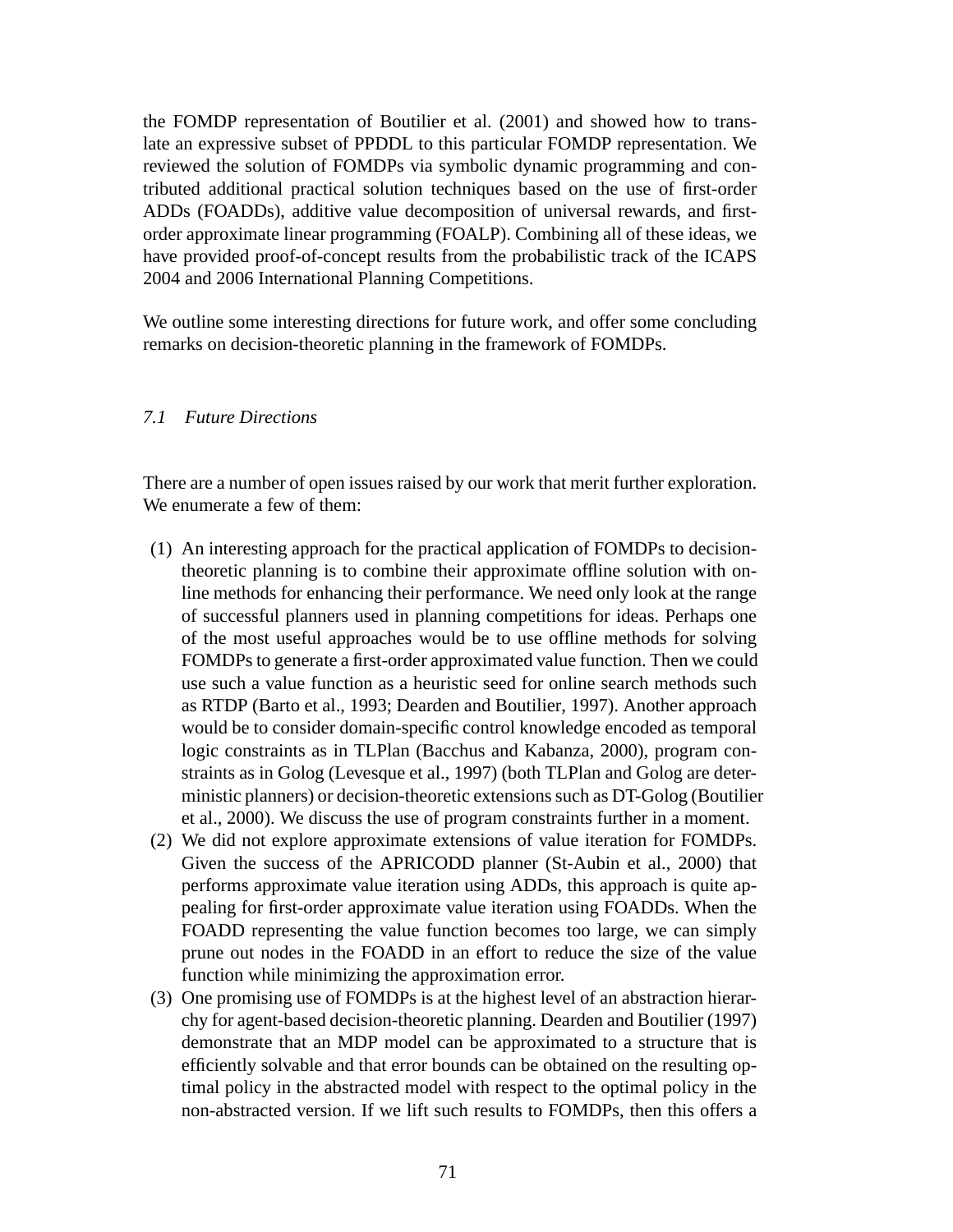the FOMDP representation of Boutilier et al. (2001) and showed how to translate an expressive subset of PPDDL to this particular FOMDP representation. We reviewed the solution of FOMDPs via symbolic dynamic programming and contributed additional practical solution techniques based on the use of first-order ADDs (FOADDs), additive value decomposition of universal rewards, and first-order approximate linear programming (FOALP). Combining all of these ideas, we have provided proof-of-concept results from the probabilistic track of the ICAPS 2004 and 2006 International Planning Competitions.

We outline some interesting directions for future work, and offer some concluding remarks on decision-theoretic planning in the framework of FOMDPs.

### *7.1 Future Directions*

There are a number of open issues raised by our work that merit further exploration. We enumerate a few of them:

(1) An interesting approach for the practical application of FOMDPs to decision-theoretic planning is to combine their approximate offline solution with online methods for enhancing their performance. We need only look at the range of successful planners used in planning competitions for ideas. Perhaps one of the most useful approaches would be to use offline methods for solving FOMDPs to generate a first-order approximated value function. Then we could use such a value function as a heuristic seed for online search methods such as RTDP (Barto et al., 1993; Dearden and Boutilier, 1997). Another approach would be to consider domain-specific control knowledge encoded as temporal logic constraints as in TLPlan (Bacchus and Kabanza, 2000), program constraints as in Golog (Levesque et al., 1997) (both TLPlan and Golog are deterministic planners) or decision-theoretic extensions such as DT-Golog (Boutilier et al., 2000). We discuss the use of program constraints further in a moment.

(2) We did not explore approximate extensions of value iteration for FOMDPs. Given the success of the APRICODD planner (St-Aubin et al., 2000) that performs approximate value iteration using ADDs, this approach is quite appealing for first-order approximate value iteration using FOADDs. When the FOADD representing the value function becomes too large, we can simply prune out nodes in the FOADD in an effort to reduce the size of the value function while minimizing the approximation error.

(3) One promising use of FOMDPs is at the highest level of an abstraction hierarchy for agent-based decision-theoretic planning. Dearden and Boutilier (1997) demonstrate that an MDP model can be approximated to a structure that is efficiently solvable and that error bounds can be obtained on the resulting optimal policy in the abstracted model with respect to the optimal policy in the non-abstracted version. If we lift such results to FOMDPs, then this offers a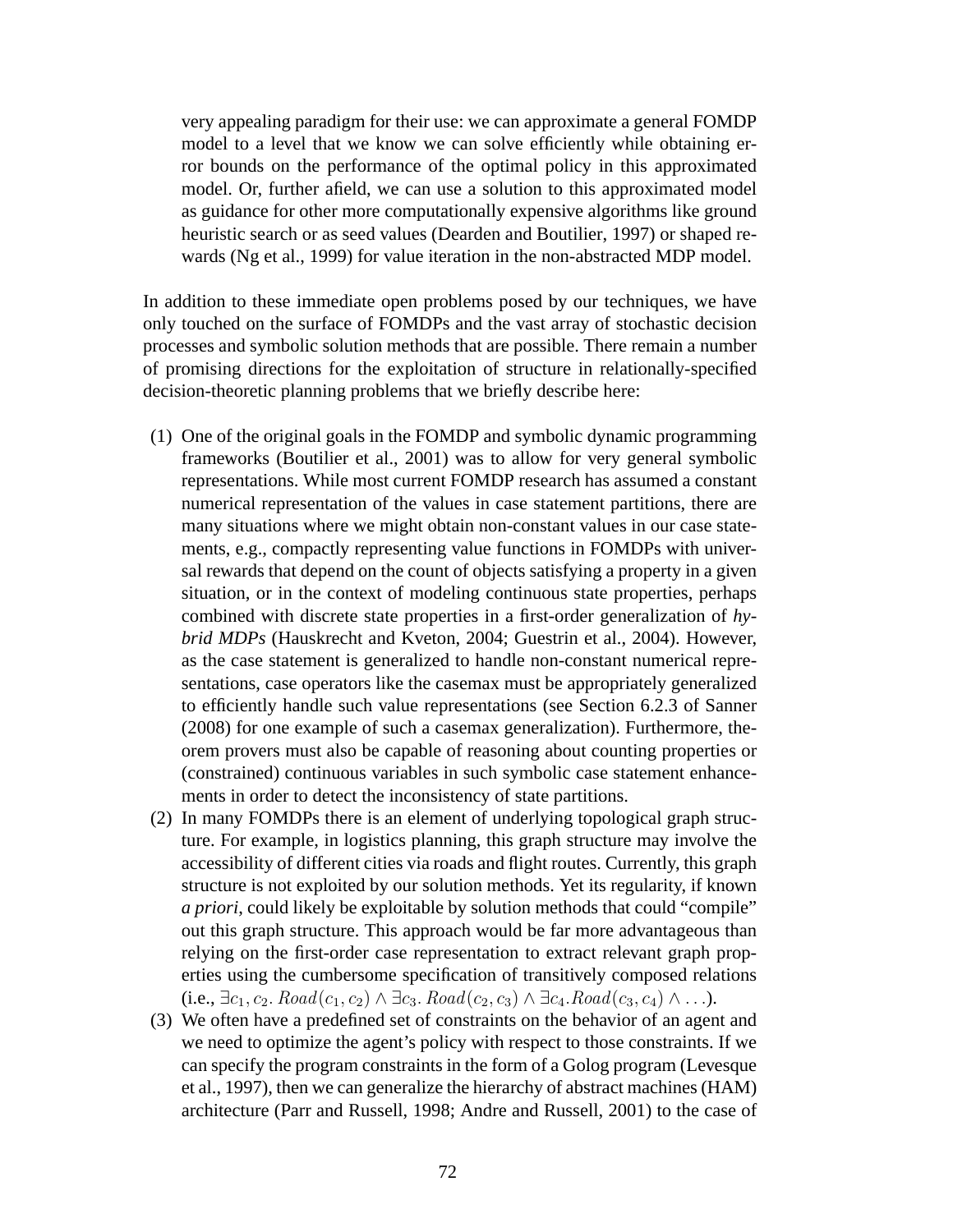very appealing paradigm for their use: we can approximate a general FOMDP model to a level that we know we can solve efficiently while obtaining error bounds on the performance of the optimal policy in this approximated model. Or, further afield, we can use a solution to this approximated model as guidance for other more computationally expensive algorithms like ground heuristic search or as seed values (Dearden and Boutilier, 1997) or shaped rewards (Ng et al., 1999) for value iteration in the non-abstracted MDP model.

In addition to these immediate open problems posed by our techniques, we have only touched on the surface of FOMDPs and the vast array of stochastic decision processes and symbolic solution methods that are possible. There remain a number of promising directions for the exploitation of structure in relationally-specified decision-theoretic planning problems that we briefly describe here:

(1) One of the original goals in the FOMDP and symbolic dynamic programming frameworks (Boutilier et al., 2001) was to allow for very general symbolic representations. While most current FOMDP research has assumed a constant numerical representation of the values in case statement partitions, there are many situations where we might obtain non-constant values in our case statements, e.g., compactly representing value functions in FOMDPs with universal rewards that depend on the count of objects satisfying a property in a given situation, or in the context of modeling continuous state properties, perhaps combined with discrete state properties in a first-order generalization of *hybrid MDPs* (Hauskrecht and Kveton, 2004; Guestrin et al., 2004). However, as the case statement is generalized to handle non-constant numerical representations, case operators like the casemax must be appropriately generalized to efficiently handle such value representations (see Section 6.2.3 of Sanner (2008) for one example of such a casemax generalization). Furthermore, theorem provers must also be capable of reasoning about counting properties or (constrained) continuous variables in such symbolic case statement enhancements in order to detect the inconsistency of state partitions.

(2) In many FOMDPs there is an element of underlying topological graph structure. For example, in logistics planning, this graph structure may involve the accessibility of different cities via roads and flight routes. Currently, this graph structure is not exploited by our solution methods. Yet its regularity, if known *a priori*, could likely be exploitable by solution methods that could "compile" out this graph structure. This approach would be far more advantageous than relying on the first-order case representation to extract relevant graph properties using the cumbersome specification of transitively composed relations (i.e., $\exists c_1, c_2.\, Road(c_1, c_2) \wedge \exists c_3.\, Road(c_2, c_3) \wedge \exists c_4. Road(c_3, c_4) \wedge \ldots$).

(3) We often have a predefined set of constraints on the behavior of an agent and we need to optimize the agent's policy with respect to those constraints. If we can specify the program constraints in the form of a Golog program (Levesque et al., 1997), then we can generalize the hierarchy of abstract machines (HAM) architecture (Parr and Russell, 1998; Andre and Russell, 2001) to the case of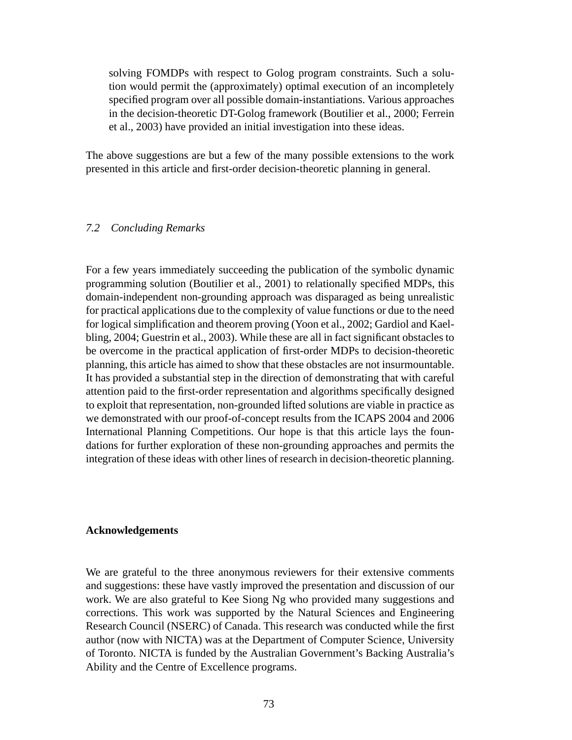solving FOMDPs with respect to Golog program constraints. Such a solution would permit the (approximately) optimal execution of an incompletely specified program over all possible domain-instantiations. Various approaches in the decision-theoretic DT-Golog framework (Boutilier et al., 2000; Ferrein et al., 2003) have provided an initial investigation into these ideas.

The above suggestions are but a few of the many possible extensions to the work presented in this article and first-order decision-theoretic planning in general.

### *7.2 Concluding Remarks*

For a few years immediately succeeding the publication of the symbolic dynamic programming solution (Boutilier et al., 2001) to relationally specified MDPs, this domain-independent non-grounding approach was disparaged as being unrealistic for practical applications due to the complexity of value functions or due to the need for logical simplification and theorem proving (Yoon et al., 2002; Gardiol and Kaelbling, 2004; Guestrin et al., 2003). While these are all in fact significant obstacles to be overcome in the practical application of first-order MDPs to decision-theoretic planning, this article has aimed to show that these obstacles are not insurmountable. It has provided a substantial step in the direction of demonstrating that with careful attention paid to the first-order representation and algorithms specifically designed to exploit that representation, non-grounded lifted solutions are viable in practice as we demonstrated with our proof-of-concept results from the ICAPS 2004 and 2006 International Planning Competitions. Our hope is that this article lays the foundations for further exploration of these non-grounding approaches and permits the integration of these ideas with other lines of research in decision-theoretic planning.

## Acknowledgements

We are grateful to the three anonymous reviewers for their extensive comments and suggestions: these have vastly improved the presentation and discussion of our work. We are also grateful to Kee Siong Ng who provided many suggestions and corrections. This work was supported by the Natural Sciences and Engineering Research Council (NSERC) of Canada. This research was conducted while the first author (now with NICTA) was at the Department of Computer Science, University of Toronto. NICTA is funded by the Australian Government's Backing Australia's Ability and the Centre of Excellence programs.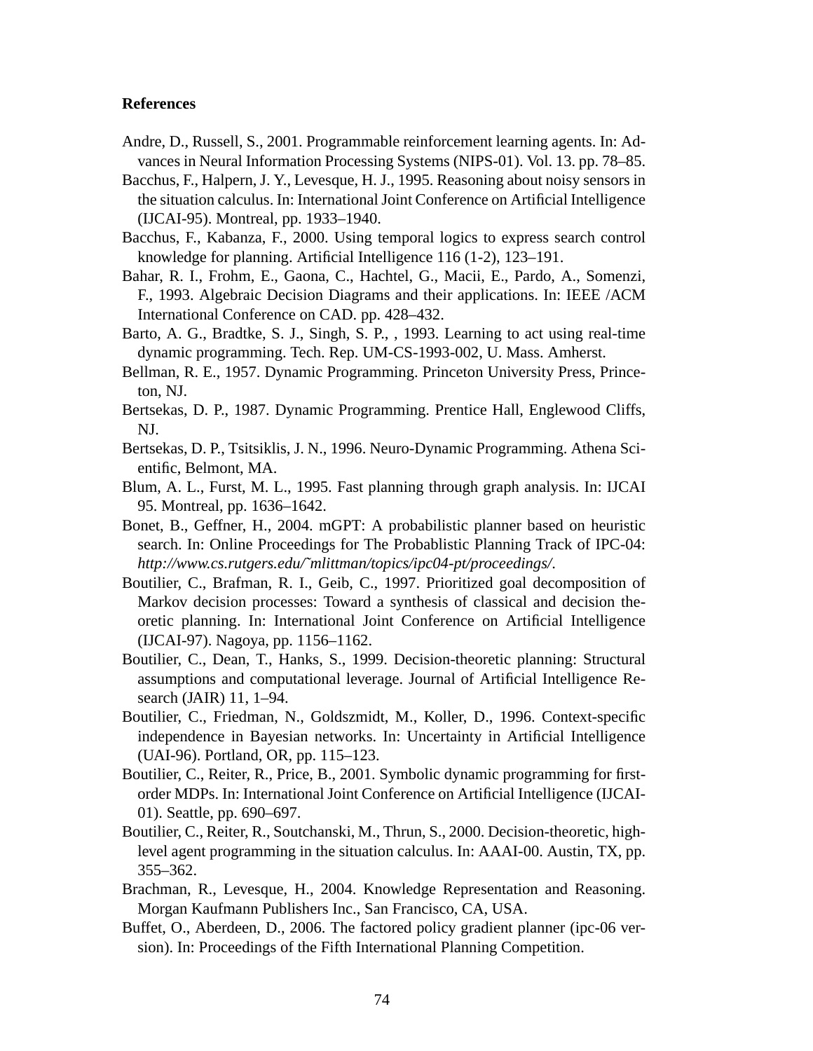## References

Andre, D., Russell, S., 2001. Programmable reinforcement learning agents. In: Advances in Neural Information Processing Systems (NIPS-01). Vol. 13. pp. 78–85.

Bacchus, F., Halpern, J. Y., Levesque, H. J., 1995. Reasoning about noisy sensors in the situation calculus. In: International Joint Conference on Artificial Intelligence (IJCAI-95). Montreal, pp. 1933–1940.

Bacchus, F., Kabanza, F., 2000. Using temporal logics to express search control knowledge for planning. Artificial Intelligence 116 (1-2), 123–191.

Bahar, R. I., Frohm, E., Gaona, C., Hachtel, G., Macii, E., Pardo, A., Somenzi, F., 1993. Algebraic Decision Diagrams and their applications. In: IEEE /ACM International Conference on CAD. pp. 428–432.

Barto, A. G., Bradtke, S. J., Singh, S. P., , 1993. Learning to act using real-time dynamic programming. Tech. Rep. UM-CS-1993-002, U. Mass. Amherst.

Bellman, R. E., 1957. Dynamic Programming. Princeton University Press, Princeton, NJ.

Bertsekas, D. P., 1987. Dynamic Programming. Prentice Hall, Englewood Cliffs, NJ.

Bertsekas, D. P., Tsitsiklis, J. N., 1996. Neuro-Dynamic Programming. Athena Scientific, Belmont, MA.

Blum, A. L., Furst, M. L., 1995. Fast planning through graph analysis. In: IJCAI 95. Montreal, pp. 1636–1642.

Bonet, B., Geffner, H., 2004. mGPT: A probabilistic planner based on heuristic search. In: Online Proceedings for The Probablistic Planning Track of IPC-04: *http://www.cs.rutgers.edu/˜mlittman/topics/ipc04-pt/proceedings/*.

Boutilier, C., Brafman, R. I., Geib, C., 1997. Prioritized goal decomposition of Markov decision processes: Toward a synthesis of classical and decision theoretic planning. In: International Joint Conference on Artificial Intelligence (IJCAI-97). Nagoya, pp. 1156–1162.

Boutilier, C., Dean, T., Hanks, S., 1999. Decision-theoretic planning: Structural assumptions and computational leverage. Journal of Artificial Intelligence Research (JAIR) 11, 1–94.

Boutilier, C., Friedman, N., Goldszmidt, M., Koller, D., 1996. Context-specific independence in Bayesian networks. In: Uncertainty in Artificial Intelligence (UAI-96). Portland, OR, pp. 115–123.

Boutilier, C., Reiter, R., Price, B., 2001. Symbolic dynamic programming for first-order MDPs. In: International Joint Conference on Artificial Intelligence (IJCAI-01). Seattle, pp. 690–697.

Boutilier, C., Reiter, R., Soutchanski, M., Thrun, S., 2000. Decision-theoretic, high-level agent programming in the situation calculus. In: AAAI-00. Austin, TX, pp. 355–362.

Brachman, R., Levesque, H., 2004. Knowledge Representation and Reasoning. Morgan Kaufmann Publishers Inc., San Francisco, CA, USA.

Buffet, O., Aberdeen, D., 2006. The factored policy gradient planner (ipc-06 version). In: Proceedings of the Fifth International Planning Competition.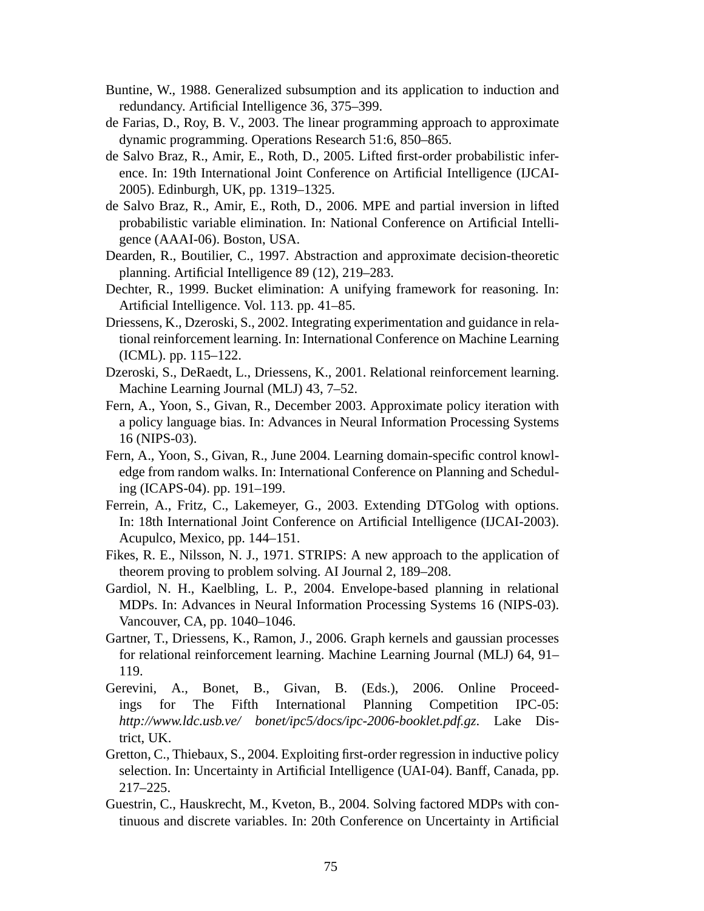Buntine, W., 1988. Generalized subsumption and its application to induction and redundancy. Artificial Intelligence 36, 375–399.

de Farias, D., Roy, B. V., 2003. The linear programming approach to approximate dynamic programming. Operations Research 51:6, 850–865.

de Salvo Braz, R., Amir, E., Roth, D., 2005. Lifted first-order probabilistic inference. In: 19th International Joint Conference on Artificial Intelligence (IJCAI-2005). Edinburgh, UK, pp. 1319–1325.

de Salvo Braz, R., Amir, E., Roth, D., 2006. MPE and partial inversion in lifted probabilistic variable elimination. In: National Conference on Artificial Intelligence (AAAI-06). Boston, USA.

Dearden, R., Boutilier, C., 1997. Abstraction and approximate decision-theoretic planning. Artificial Intelligence 89 (12), 219–283.

Dechter, R., 1999. Bucket elimination: A unifying framework for reasoning. In: Artificial Intelligence. Vol. 113. pp. 41–85.

Driessens, K., Dzeroski, S., 2002. Integrating experimentation and guidance in relational reinforcement learning. In: International Conference on Machine Learning (ICML). pp. 115–122.

Dzeroski, S., DeRaedt, L., Driessens, K., 2001. Relational reinforcement learning. Machine Learning Journal (MLJ) 43, 7–52.

Fern, A., Yoon, S., Givan, R., December 2003. Approximate policy iteration with a policy language bias. In: Advances in Neural Information Processing Systems 16 (NIPS-03).

Fern, A., Yoon, S., Givan, R., June 2004. Learning domain-specific control knowledge from random walks. In: International Conference on Planning and Scheduling (ICAPS-04). pp. 191–199.

Ferrein, A., Fritz, C., Lakemeyer, G., 2003. Extending DTGolog with options. In: 18th International Joint Conference on Artificial Intelligence (IJCAI-2003). Acupulco, Mexico, pp. 144–151.

Fikes, R. E., Nilsson, N. J., 1971. STRIPS: A new approach to the application of theorem proving to problem solving. AI Journal 2, 189–208.

Gardiol, N. H., Kaelbling, L. P., 2004. Envelope-based planning in relational MDPs. In: Advances in Neural Information Processing Systems 16 (NIPS-03). Vancouver, CA, pp. 1040–1046.

Gartner, T., Driessens, K., Ramon, J., 2006. Graph kernels and gaussian processes for relational reinforcement learning. Machine Learning Journal (MLJ) 64, 91–119.

Gerevini, A., Bonet, B., Givan, B. (Eds.), 2006. Online Proceedings for The Fifth International Planning Competition IPC-05: *http://www.ldc.usb.ve/ bonet/ipc5/docs/ipc-2006-booklet.pdf.gz*. Lake District, UK.

Gretton, C., Thiebaux, S., 2004. Exploiting first-order regression in inductive policy selection. In: Uncertainty in Artificial Intelligence (UAI-04). Banff, Canada, pp. 217–225.

Guestrin, C., Hauskrecht, M., Kveton, B., 2004. Solving factored MDPs with continuous and discrete variables. In: 20th Conference on Uncertainty in Artificial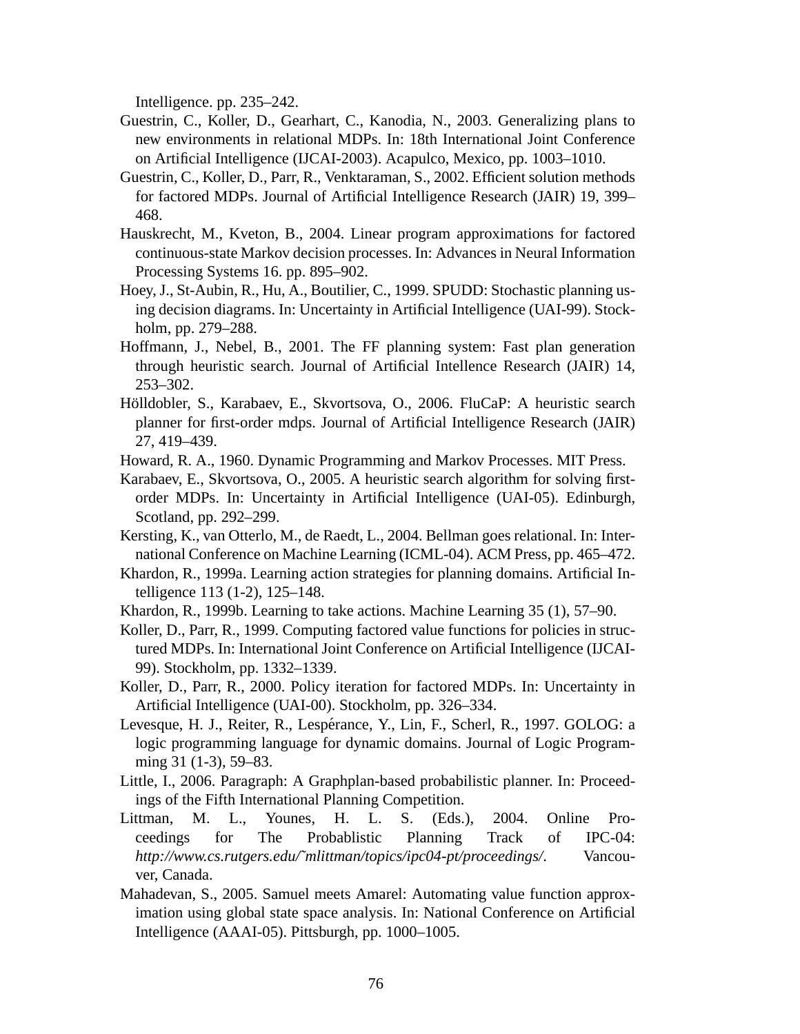Intelligence. pp. 235–242.

Guestrin, C., Koller, D., Gearhart, C., Kanodia, N., 2003. Generalizing plans to new environments in relational MDPs. In: 18th International Joint Conference on Artificial Intelligence (IJCAI-2003). Acapulco, Mexico, pp. 1003–1010.

Guestrin, C., Koller, D., Parr, R., Venktaraman, S., 2002. Efficient solution methods for factored MDPs. Journal of Artificial Intelligence Research (JAIR) 19, 399–468.

Hauskrecht, M., Kveton, B., 2004. Linear program approximations for factored continuous-state Markov decision processes. In: Advances in Neural Information Processing Systems 16. pp. 895–902.

Hoey, J., St-Aubin, R., Hu, A., Boutilier, C., 1999. SPUDD: Stochastic planning using decision diagrams. In: Uncertainty in Artificial Intelligence (UAI-99). Stockholm, pp. 279–288.

Hoffmann, J., Nebel, B., 2001. The FF planning system: Fast plan generation through heuristic search. Journal of Artificial Intellence Research (JAIR) 14, 253–302.

Hölldobler, S., Karabaev, E., Skvortsova, O., 2006. FluCaP: A heuristic search planner for first-order mdps. Journal of Artificial Intelligence Research (JAIR) 27, 419–439.

Howard, R. A., 1960. Dynamic Programming and Markov Processes. MIT Press.

Karabaev, E., Skvortsova, O., 2005. A heuristic search algorithm for solving first-order MDPs. In: Uncertainty in Artificial Intelligence (UAI-05). Edinburgh, Scotland, pp. 292–299.

Kersting, K., van Otterlo, M., de Raedt, L., 2004. Bellman goes relational. In: International Conference on Machine Learning (ICML-04). ACM Press, pp. 465–472.

Khardon, R., 1999a. Learning action strategies for planning domains. Artificial Intelligence 113 (1-2), 125–148.

Khardon, R., 1999b. Learning to take actions. Machine Learning 35 (1), 57–90.

Koller, D., Parr, R., 1999. Computing factored value functions for policies in structured MDPs. In: International Joint Conference on Artificial Intelligence (IJCAI-99). Stockholm, pp. 1332–1339.

Koller, D., Parr, R., 2000. Policy iteration for factored MDPs. In: Uncertainty in Artificial Intelligence (UAI-00). Stockholm, pp. 326–334.

Levesque, H. J., Reiter, R., Lespérance, Y., Lin, F., Scherl, R., 1997. GOLOG: a logic programming language for dynamic domains. Journal of Logic Programming 31 (1-3), 59–83.

Little, I., 2006. Paragraph: A Graphplan-based probabilistic planner. In: Proceedings of the Fifth International Planning Competition.

Littman, M. L., Younes, H. L. S. (Eds.), 2004. Online Proceedings for The Probablistic Planning Track of IPC-04: *http://www.cs.rutgers.edu/˜mlittman/topics/ipc04-pt/proceedings/*. Vancouver, Canada.

Mahadevan, S., 2005. Samuel meets Amarel: Automating value function approximation using global state space analysis. In: National Conference on Artificial Intelligence (AAAI-05). Pittsburgh, pp. 1000–1005.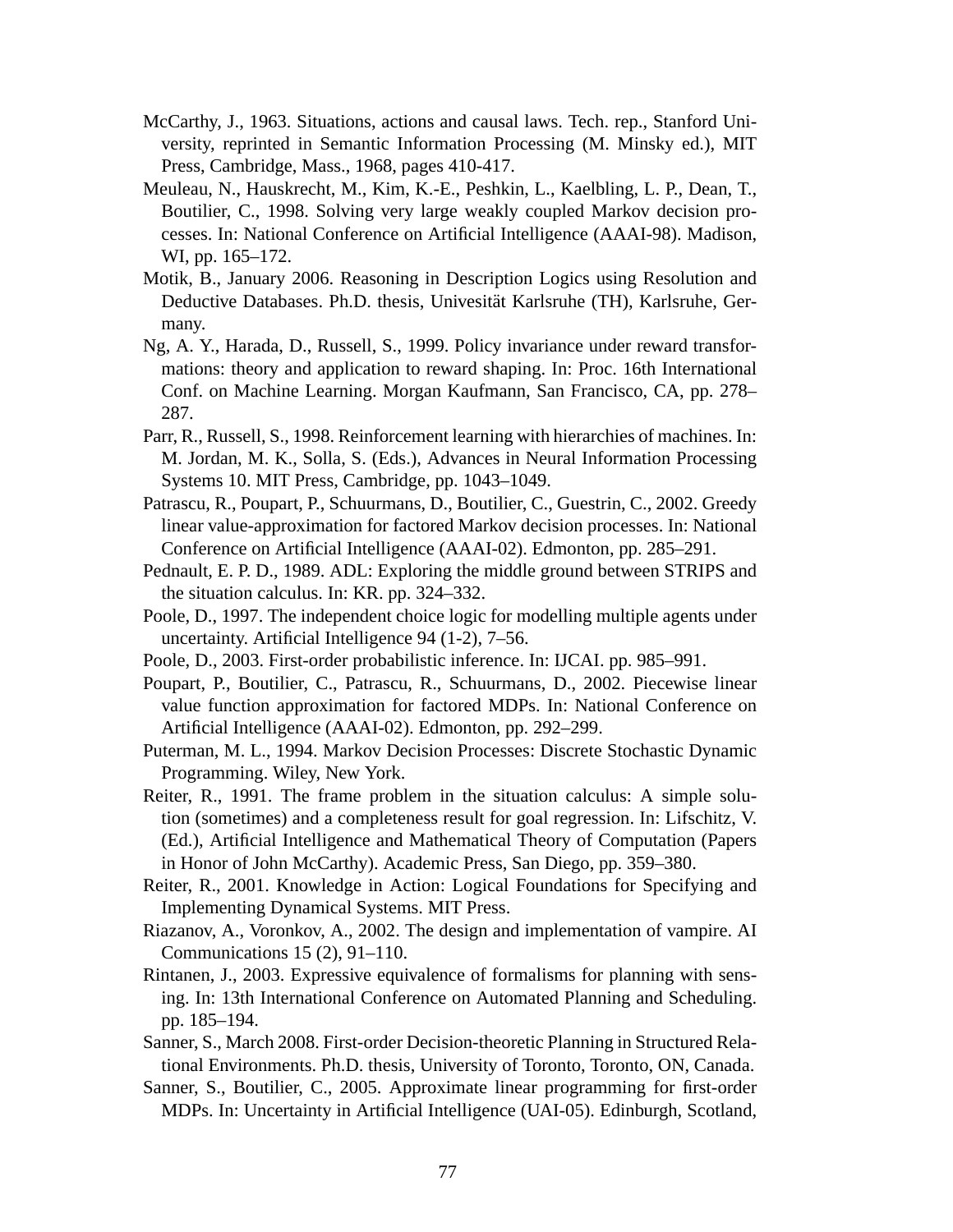McCarthy, J., 1963. Situations, actions and causal laws. Tech. rep., Stanford University, reprinted in Semantic Information Processing (M. Minsky ed.), MIT Press, Cambridge, Mass., 1968, pages 410-417.

Meuleau, N., Hauskrecht, M., Kim, K.-E., Peshkin, L., Kaelbling, L. P., Dean, T., Boutilier, C., 1998. Solving very large weakly coupled Markov decision processes. In: National Conference on Artificial Intelligence (AAAI-98). Madison, WI, pp. 165–172.

Motik, B., January 2006. Reasoning in Description Logics using Resolution and Deductive Databases. Ph.D. thesis, Univesität Karlsruhe (TH), Karlsruhe, Germany.

Ng, A. Y., Harada, D., Russell, S., 1999. Policy invariance under reward transformations: theory and application to reward shaping. In: Proc. 16th International Conf. on Machine Learning. Morgan Kaufmann, San Francisco, CA, pp. 278–287.

Parr, R., Russell, S., 1998. Reinforcement learning with hierarchies of machines. In: M. Jordan, M. K., Solla, S. (Eds.), Advances in Neural Information Processing Systems 10. MIT Press, Cambridge, pp. 1043–1049.

Patrascu, R., Poupart, P., Schuurmans, D., Boutilier, C., Guestrin, C., 2002. Greedy linear value-approximation for factored Markov decision processes. In: National Conference on Artificial Intelligence (AAAI-02). Edmonton, pp. 285–291.

Pednault, E. P. D., 1989. ADL: Exploring the middle ground between STRIPS and the situation calculus. In: KR. pp. 324–332.

Poole, D., 1997. The independent choice logic for modelling multiple agents under uncertainty. Artificial Intelligence 94 (1-2), 7–56.

Poole, D., 2003. First-order probabilistic inference. In: IJCAI. pp. 985–991.

Poupart, P., Boutilier, C., Patrascu, R., Schuurmans, D., 2002. Piecewise linear value function approximation for factored MDPs. In: National Conference on Artificial Intelligence (AAAI-02). Edmonton, pp. 292–299.

Puterman, M. L., 1994. Markov Decision Processes: Discrete Stochastic Dynamic Programming. Wiley, New York.

Reiter, R., 1991. The frame problem in the situation calculus: A simple solution (sometimes) and a completeness result for goal regression. In: Lifschitz, V. (Ed.), Artificial Intelligence and Mathematical Theory of Computation (Papers in Honor of John McCarthy). Academic Press, San Diego, pp. 359–380.

Reiter, R., 2001. Knowledge in Action: Logical Foundations for Specifying and Implementing Dynamical Systems. MIT Press.

Riazanov, A., Voronkov, A., 2002. The design and implementation of vampire. AI Communications 15 (2), 91–110.

Rintanen, J., 2003. Expressive equivalence of formalisms for planning with sensing. In: 13th International Conference on Automated Planning and Scheduling. pp. 185–194.

Sanner, S., March 2008. First-order Decision-theoretic Planning in Structured Relational Environments. Ph.D. thesis, University of Toronto, Toronto, ON, Canada.

Sanner, S., Boutilier, C., 2005. Approximate linear programming for first-order MDPs. In: Uncertainty in Artificial Intelligence (UAI-05). Edinburgh, Scotland,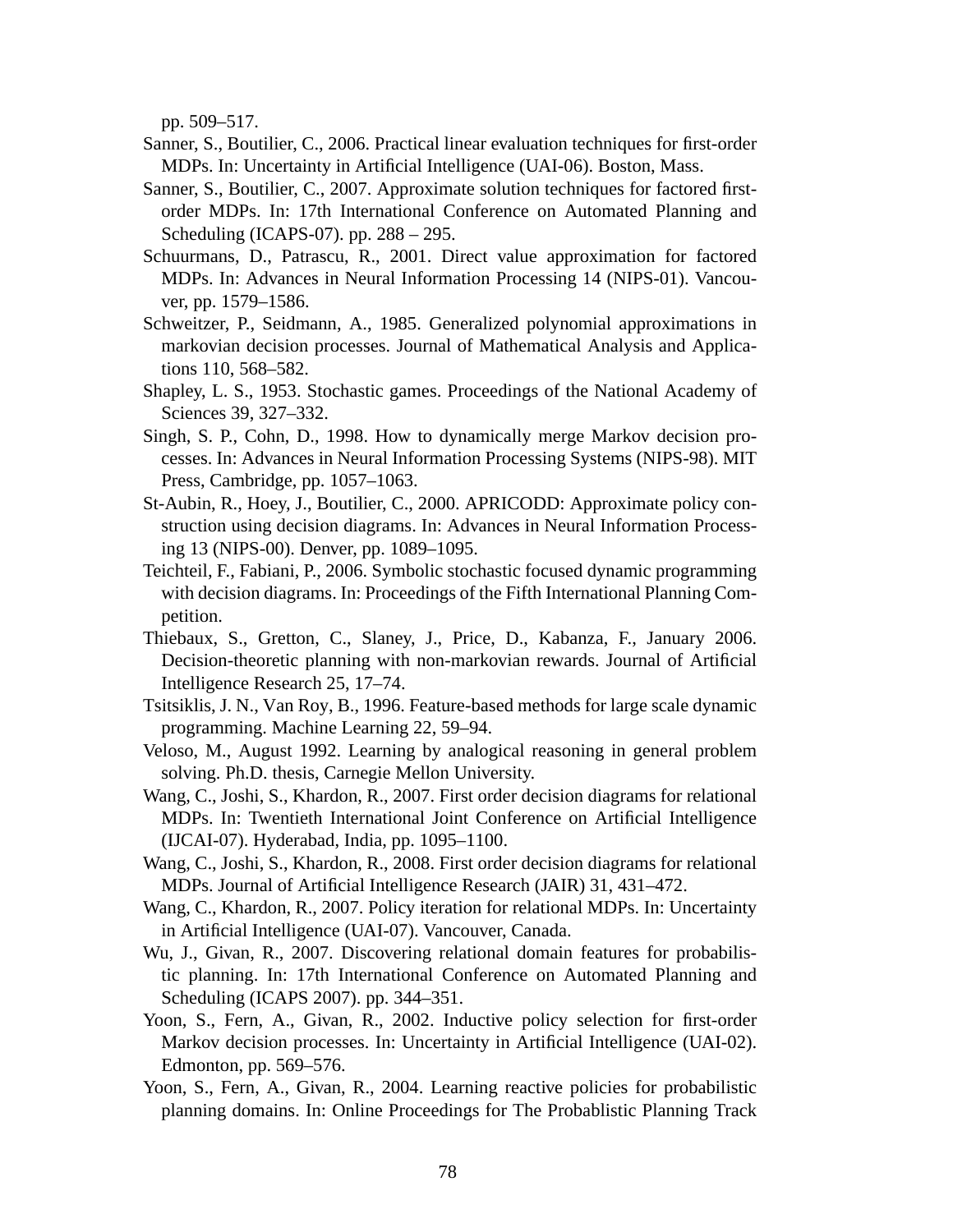pp. 509–517.

Sanner, S., Boutilier, C., 2006. Practical linear evaluation techniques for first-order MDPs. In: Uncertainty in Artificial Intelligence (UAI-06). Boston, Mass.

Sanner, S., Boutilier, C., 2007. Approximate solution techniques for factored first-order MDPs. In: 17th International Conference on Automated Planning and Scheduling (ICAPS-07). pp. 288 – 295.

Schuurmans, D., Patrascu, R., 2001. Direct value approximation for factored MDPs. In: Advances in Neural Information Processing 14 (NIPS-01). Vancouver, pp. 1579–1586.

Schweitzer, P., Seidmann, A., 1985. Generalized polynomial approximations in markovian decision processes. Journal of Mathematical Analysis and Applications 110, 568–582.

Shapley, L. S., 1953. Stochastic games. Proceedings of the National Academy of Sciences 39, 327–332.

Singh, S. P., Cohn, D., 1998. How to dynamically merge Markov decision processes. In: Advances in Neural Information Processing Systems (NIPS-98). MIT Press, Cambridge, pp. 1057–1063.

St-Aubin, R., Hoey, J., Boutilier, C., 2000. APRICODD: Approximate policy construction using decision diagrams. In: Advances in Neural Information Processing 13 (NIPS-00). Denver, pp. 1089–1095.

Teichteil, F., Fabiani, P., 2006. Symbolic stochastic focused dynamic programming with decision diagrams. In: Proceedings of the Fifth International Planning Competition.

Thiebaux, S., Gretton, C., Slaney, J., Price, D., Kabanza, F., January 2006. Decision-theoretic planning with non-markovian rewards. Journal of Artificial Intelligence Research 25, 17–74.

Tsitsiklis, J. N., Van Roy, B., 1996. Feature-based methods for large scale dynamic programming. Machine Learning 22, 59–94.

Veloso, M., August 1992. Learning by analogical reasoning in general problem solving. Ph.D. thesis, Carnegie Mellon University.

Wang, C., Joshi, S., Khardon, R., 2007. First order decision diagrams for relational MDPs. In: Twentieth International Joint Conference on Artificial Intelligence (IJCAI-07). Hyderabad, India, pp. 1095–1100.

Wang, C., Joshi, S., Khardon, R., 2008. First order decision diagrams for relational MDPs. Journal of Artificial Intelligence Research (JAIR) 31, 431–472.

Wang, C., Khardon, R., 2007. Policy iteration for relational MDPs. In: Uncertainty in Artificial Intelligence (UAI-07). Vancouver, Canada.

Wu, J., Givan, R., 2007. Discovering relational domain features for probabilistic planning. In: 17th International Conference on Automated Planning and Scheduling (ICAPS 2007). pp. 344–351.

Yoon, S., Fern, A., Givan, R., 2002. Inductive policy selection for first-order Markov decision processes. In: Uncertainty in Artificial Intelligence (UAI-02). Edmonton, pp. 569–576.

Yoon, S., Fern, A., Givan, R., 2004. Learning reactive policies for probabilistic planning domains. In: Online Proceedings for The Probablistic Planning Track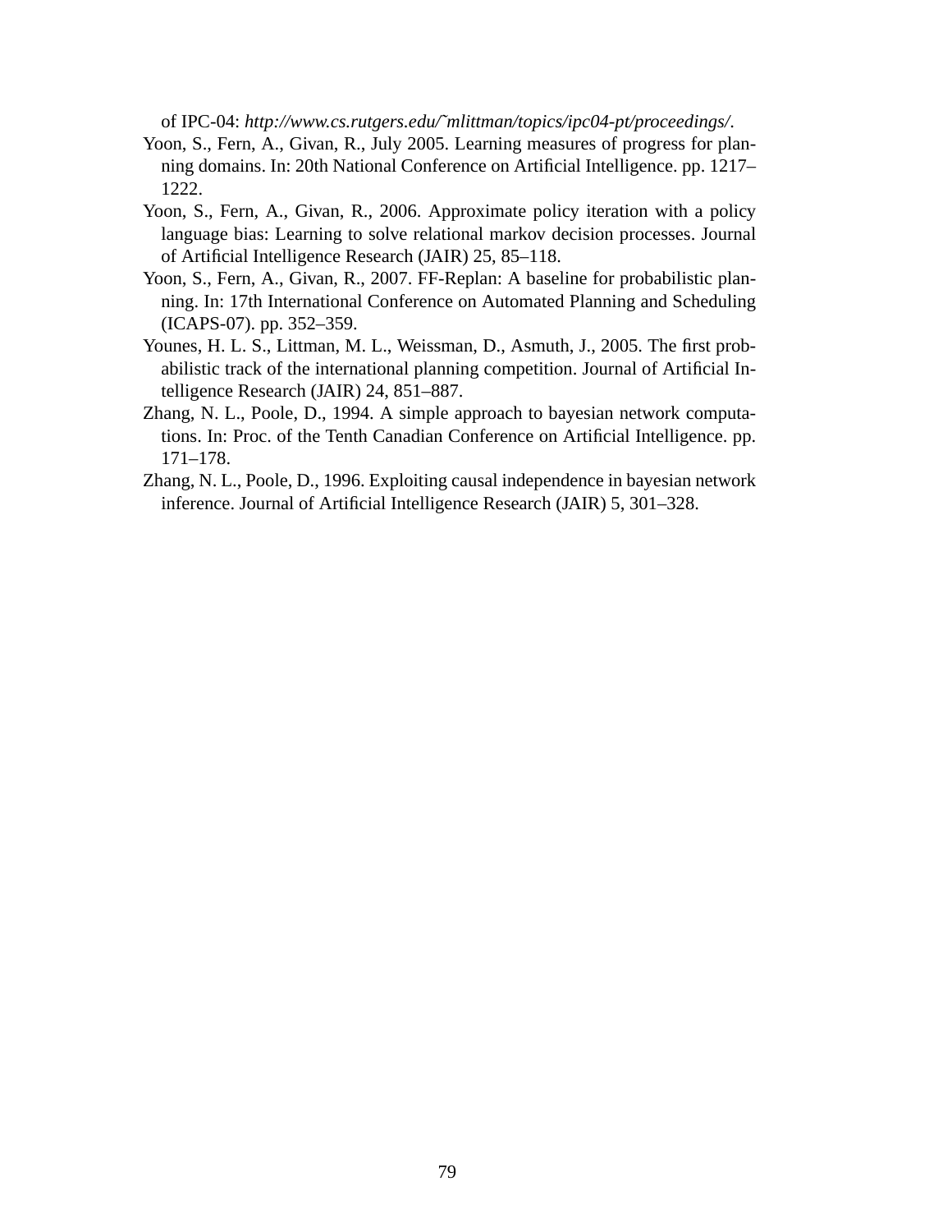of IPC-04: *http://www.cs.rutgers.edu/˜mlittman/topics/ipc04-pt/proceedings/*.

Yoon, S., Fern, A., Givan, R., July 2005. Learning measures of progress for planning domains. In: 20th National Conference on Artificial Intelligence. pp. 1217–1222.

Yoon, S., Fern, A., Givan, R., 2006. Approximate policy iteration with a policy language bias: Learning to solve relational markov decision processes. Journal of Artificial Intelligence Research (JAIR) 25, 85–118.

Yoon, S., Fern, A., Givan, R., 2007. FF-Replan: A baseline for probabilistic planning. In: 17th International Conference on Automated Planning and Scheduling (ICAPS-07). pp. 352–359.

Younes, H. L. S., Littman, M. L., Weissman, D., Asmuth, J., 2005. The first probabilistic track of the international planning competition. Journal of Artificial Intelligence Research (JAIR) 24, 851–887.

Zhang, N. L., Poole, D., 1994. A simple approach to bayesian network computations. In: Proc. of the Tenth Canadian Conference on Artificial Intelligence. pp. 171–178.

Zhang, N. L., Poole, D., 1996. Exploiting causal independence in bayesian network inference. Journal of Artificial Intelligence Research (JAIR) 5, 301–328.